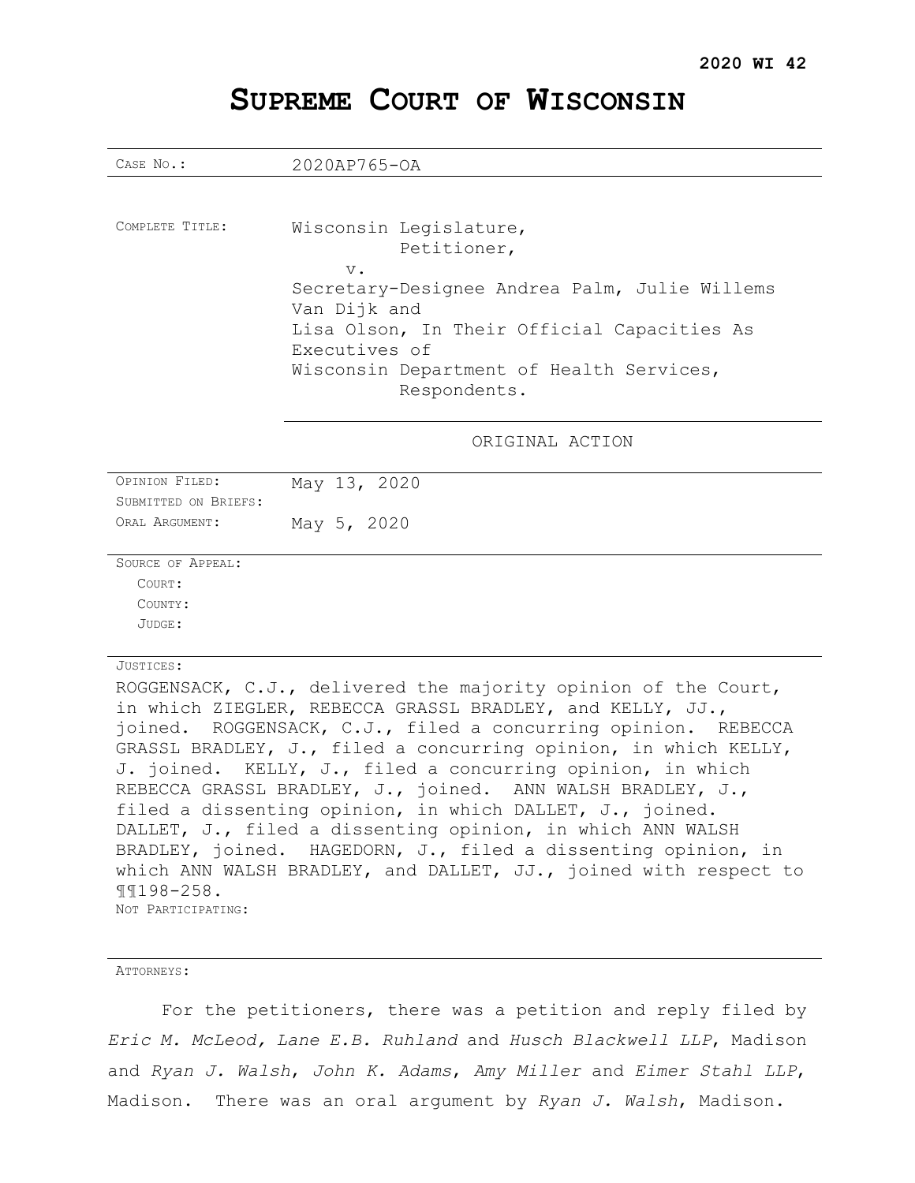**2020 WI 42**

# SUPREME COURT OF WISCONSIN

| | |
|---|---|
| CASE NO.: | 2020AP765-OA |
| COMPLETE TITLE: | Wisconsin Legislature,<br>Petitioner,<br>v.<br>Secretary-Designee Andrea Palm, Julie Willems Van Dijk and<br>Lisa Olson, In Their Official Capacities As Executives of<br>Wisconsin Department of Health Services,<br>Respondents. |
| | ORIGINAL ACTION |
| OPINION FILED: | May 13, 2020 |
| SUBMITTED ON BRIEFS: | |
| ORAL ARGUMENT: | May 5, 2020 |
| SOURCE OF APPEAL: | |
| COURT: | |
| COUNTY: | |
| JUDGE: | |

JUSTICES:

ROGGENSACK, C.J., delivered the majority opinion of the Court, in which ZIEGLER, REBECCA GRASSL BRADLEY, and KELLY, JJ., joined. ROGGENSACK, C.J., filed a concurring opinion. REBECCA GRASSL BRADLEY, J., filed a concurring opinion, in which KELLY, J. joined. KELLY, J., filed a concurring opinion, in which REBECCA GRASSL BRADLEY, J., joined. ANN WALSH BRADLEY, J., filed a dissenting opinion, in which DALLET, J., joined. DALLET, J., filed a dissenting opinion, in which ANN WALSH BRADLEY, joined. HAGEDORN, J., filed a dissenting opinion, in which ANN WALSH BRADLEY, and DALLET, JJ., joined with respect to ¶¶198-258.

NOT PARTICIPATING:

ATTORNEYS:

For the petitioners, there was a petition and reply filed by *Eric M. McLeod*, *Lane E.B. Ruhland* and *Husch Blackwell LLP*, Madison and *Ryan J. Walsh*, *John K. Adams*, *Amy Miller* and *Eimer Stahl LLP*, Madison. There was an oral argument by *Ryan J. Walsh*, Madison.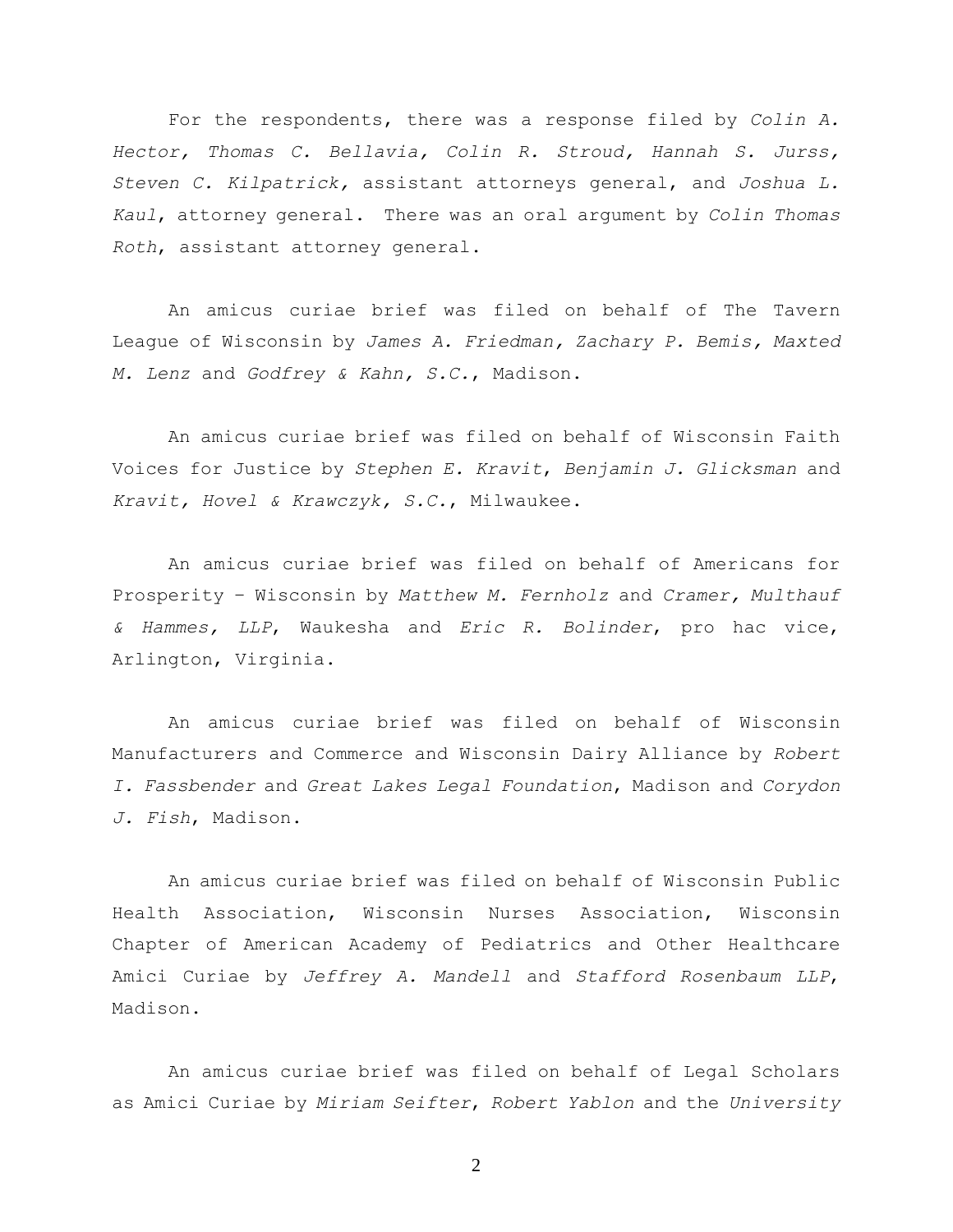For the respondents, there was a response filed by *Colin A. Hector, Thomas C. Bellavia, Colin R. Stroud, Hannah S. Jurss, Steven C. Kilpatrick,* assistant attorneys general, and *Joshua L. Kaul*, attorney general. There was an oral argument by *Colin Thomas Roth*, assistant attorney general.

An amicus curiae brief was filed on behalf of The Tavern League of Wisconsin by *James A. Friedman, Zachary P. Bemis, Maxted M. Lenz* and *Godfrey & Kahn, S.C.*, Madison.

An amicus curiae brief was filed on behalf of Wisconsin Faith Voices for Justice by *Stephen E. Kravit*, *Benjamin J. Glicksman* and *Kravit, Hovel & Krawczyk, S.C.*, Milwaukee.

An amicus curiae brief was filed on behalf of Americans for Prosperity – Wisconsin by *Matthew M. Fernholz* and *Cramer, Multhauf & Hammes, LLP*, Waukesha and *Eric R. Bolinder*, pro hac vice, Arlington, Virginia.

An amicus curiae brief was filed on behalf of Wisconsin Manufacturers and Commerce and Wisconsin Dairy Alliance by *Robert I. Fassbender* and *Great Lakes Legal Foundation*, Madison and *Corydon J. Fish*, Madison.

An amicus curiae brief was filed on behalf of Wisconsin Public Health Association, Wisconsin Nurses Association, Wisconsin Chapter of American Academy of Pediatrics and Other Healthcare Amici Curiae by *Jeffrey A. Mandell* and *Stafford Rosenbaum LLP*, Madison.

An amicus curiae brief was filed on behalf of Legal Scholars as Amici Curiae by *Miriam Seifter*, *Robert Yablon* and the *University*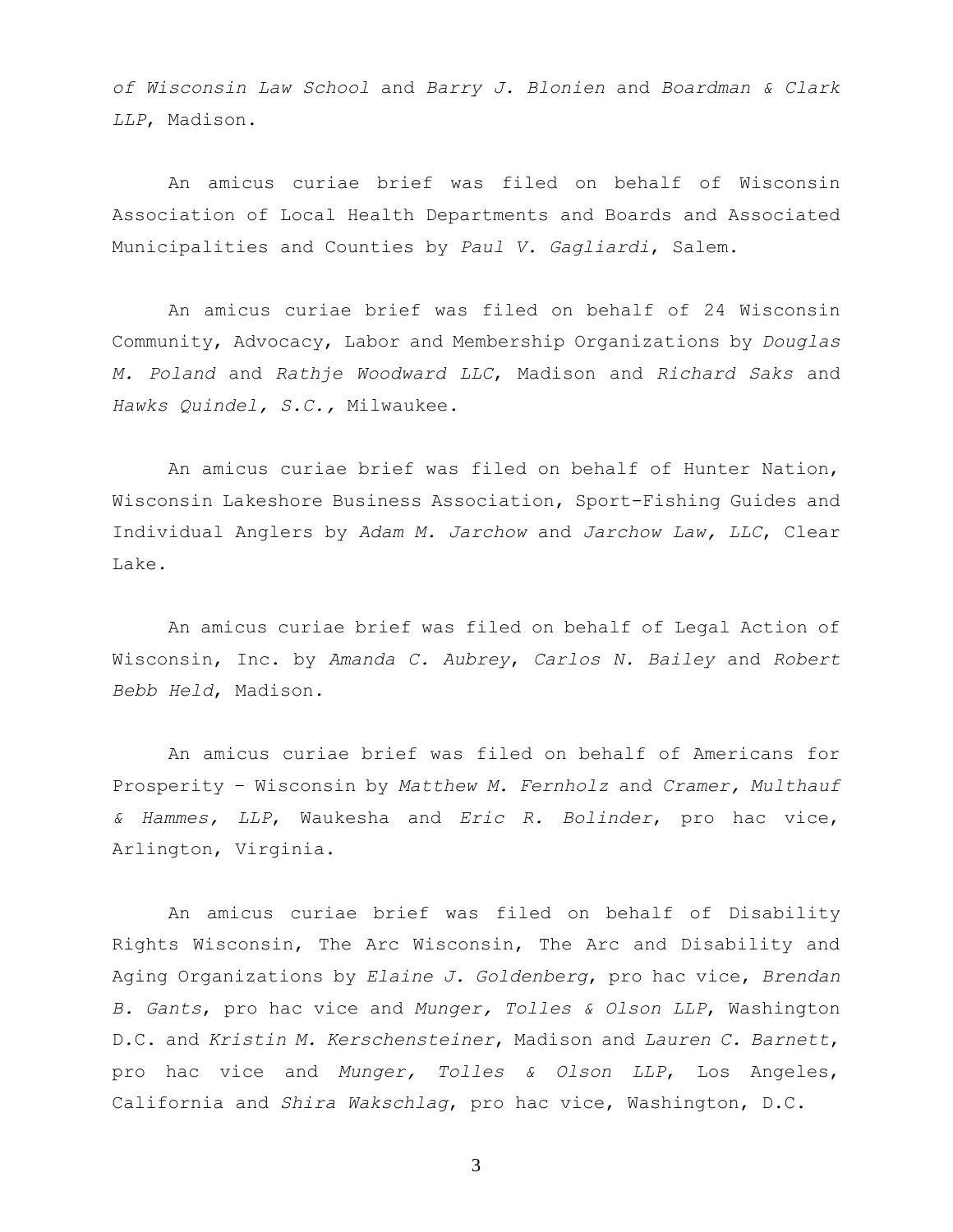*of Wisconsin Law School* and *Barry J. Blonien* and *Boardman & Clark LLP*, Madison.

An amicus curiae brief was filed on behalf of Wisconsin Association of Local Health Departments and Boards and Associated Municipalities and Counties by *Paul V. Gagliardi*, Salem.

An amicus curiae brief was filed on behalf of 24 Wisconsin Community, Advocacy, Labor and Membership Organizations by *Douglas M. Poland* and *Rathje Woodward LLC*, Madison and *Richard Saks* and *Hawks Quindel, S.C.,* Milwaukee.

An amicus curiae brief was filed on behalf of Hunter Nation, Wisconsin Lakeshore Business Association, Sport-Fishing Guides and Individual Anglers by *Adam M. Jarchow* and *Jarchow Law, LLC*, Clear Lake.

An amicus curiae brief was filed on behalf of Legal Action of Wisconsin, Inc. by *Amanda C. Aubrey*, *Carlos N. Bailey* and *Robert Bebb Held*, Madison.

An amicus curiae brief was filed on behalf of Americans for Prosperity – Wisconsin by *Matthew M. Fernholz* and *Cramer, Multhauf & Hammes, LLP*, Waukesha and *Eric R. Bolinder*, pro hac vice, Arlington, Virginia.

An amicus curiae brief was filed on behalf of Disability Rights Wisconsin, The Arc Wisconsin, The Arc and Disability and Aging Organizations by *Elaine J. Goldenberg*, pro hac vice, *Brendan B. Gants*, pro hac vice and *Munger, Tolles & Olson LLP*, Washington D.C. and *Kristin M. Kerschensteiner*, Madison and *Lauren C. Barnett*, pro hac vice and *Munger, Tolles & Olson LLP*, Los Angeles, California and *Shira Wakschlag*, pro hac vice, Washington, D.C.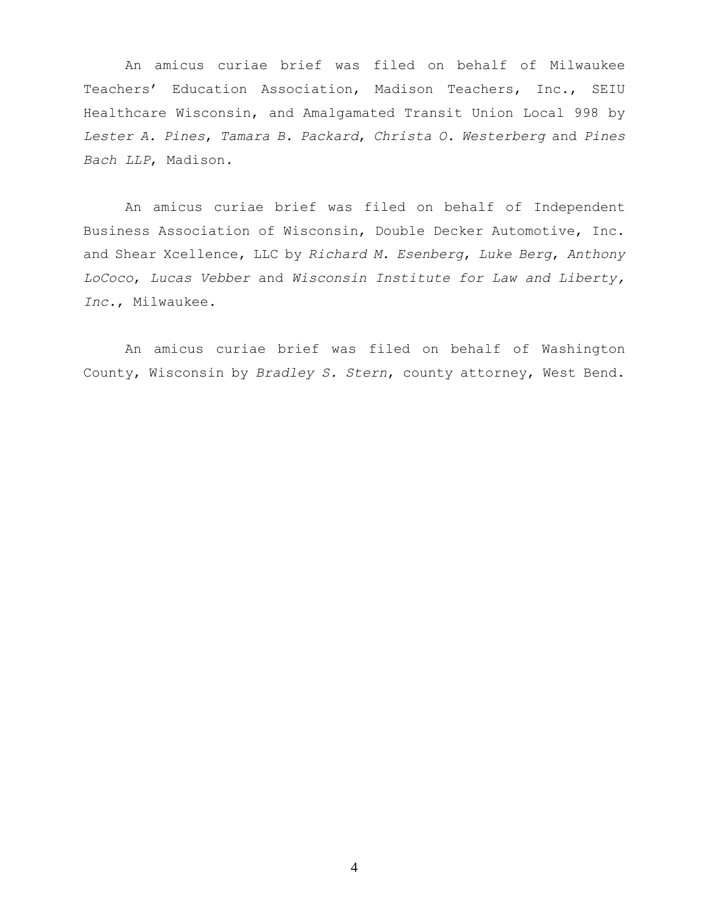An amicus curiae brief was filed on behalf of Milwaukee Teachers' Education Association, Madison Teachers, Inc., SEIU Healthcare Wisconsin, and Amalgamated Transit Union Local 998 by *Lester A. Pines*, *Tamara B. Packard*, *Christa O. Westerberg* and *Pines Bach LLP*, Madison.

An amicus curiae brief was filed on behalf of Independent Business Association of Wisconsin, Double Decker Automotive, Inc. and Shear Xcellence, LLC by *Richard M. Esenberg*, *Luke Berg*, *Anthony LoCoco*, *Lucas Vebber* and *Wisconsin Institute for Law and Liberty, Inc.*, Milwaukee.

An amicus curiae brief was filed on behalf of Washington County, Wisconsin by *Bradley S. Stern*, county attorney, West Bend.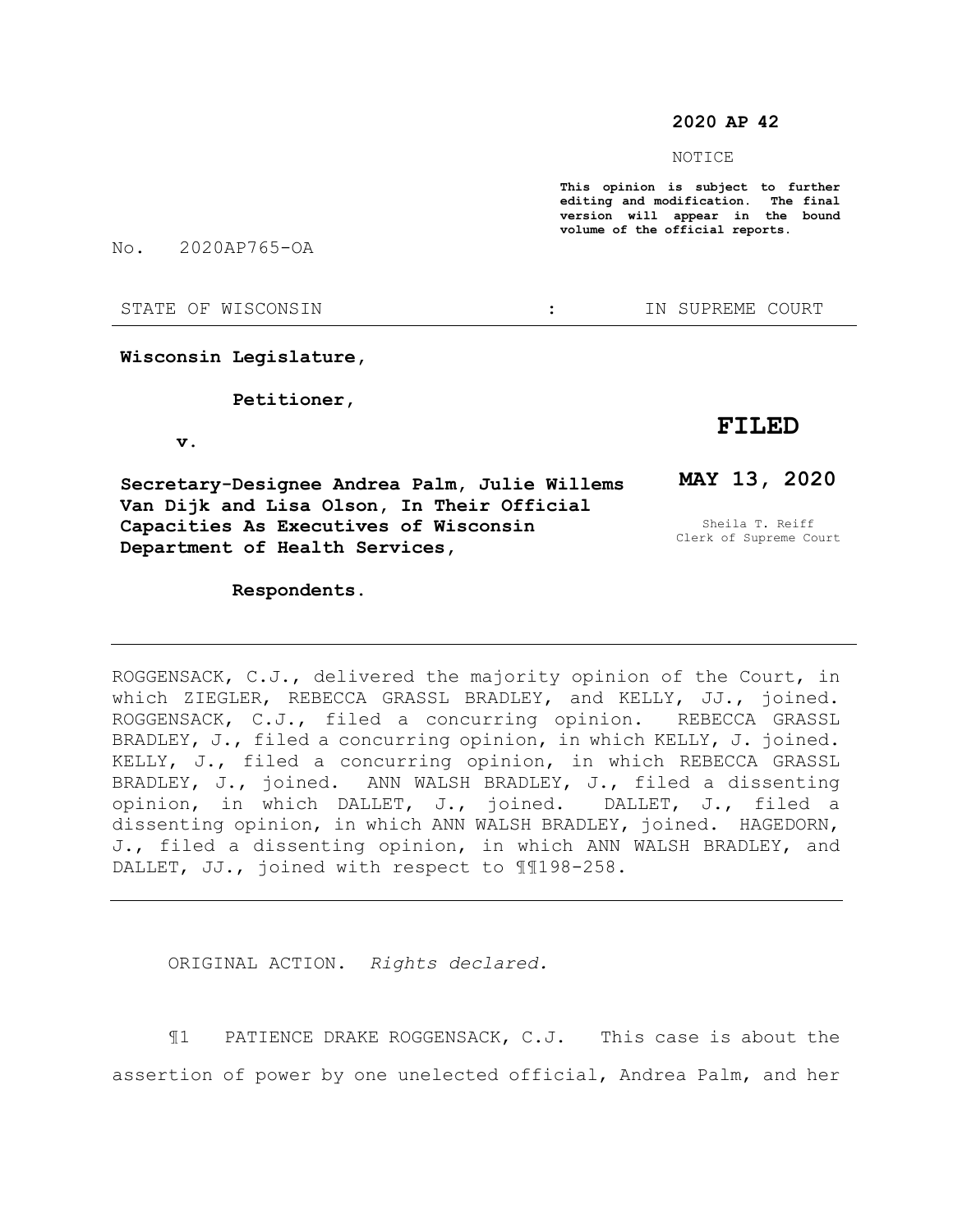**2020 AP 42**

NOTICE

**This opinion is subject to further editing and modification. The final version will appear in the bound volume of the official reports.**

No. 2020AP765-OA

STATE OF WISCONSIN : IN SUPREME COURT

---

**Wisconsin Legislature,**

**Petitioner,**

**v.**

**Secretary-Designee Andrea Palm, Julie Willems Van Dijk and Lisa Olson, In Their Official Capacities As Executives of Wisconsin Department of Health Services,**

**Respondents.**

**FILED**

**MAY 13, 2020**

Sheila T. Reiff
Clerk of Supreme Court

---

ROGGENSACK, C.J., delivered the majority opinion of the Court, in which ZIEGLER, REBECCA GRASSL BRADLEY, and KELLY, JJ., joined. ROGGENSACK, C.J., filed a concurring opinion. REBECCA GRASSL BRADLEY, J., filed a concurring opinion, in which KELLY, J. joined. KELLY, J., filed a concurring opinion, in which REBECCA GRASSL BRADLEY, J., joined. ANN WALSH BRADLEY, J., filed a dissenting opinion, in which DALLET, J., joined. DALLET, J., filed a dissenting opinion, in which ANN WALSH BRADLEY, joined. HAGEDORN, J., filed a dissenting opinion, in which ANN WALSH BRADLEY, and DALLET, JJ., joined with respect to ¶¶198-258.

---

ORIGINAL ACTION. *Rights declared.*

¶1 PATIENCE DRAKE ROGGENSACK, C.J. This case is about the assertion of power by one unelected official, Andrea Palm, and her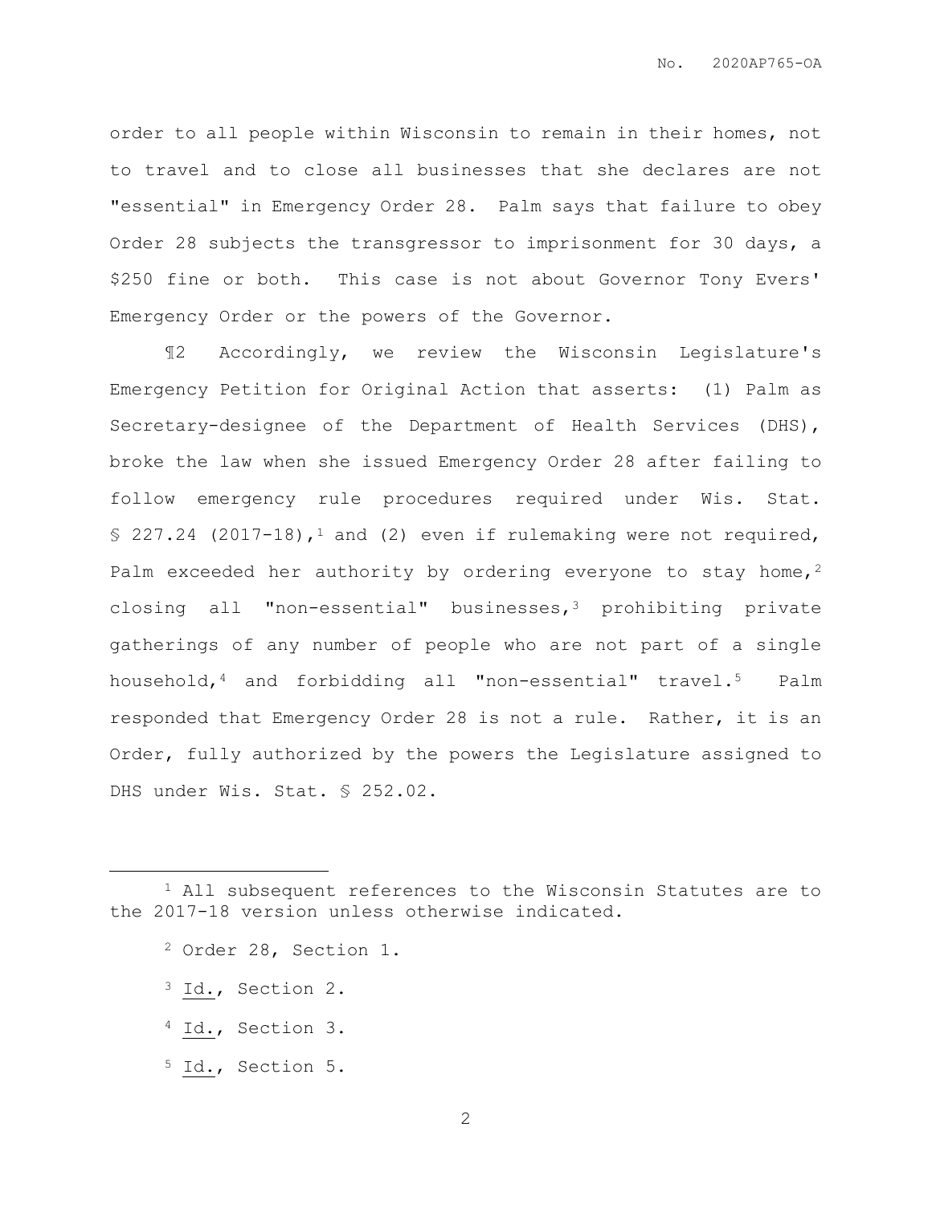order to all people within Wisconsin to remain in their homes, not to travel and to close all businesses that she declares are not "essential" in Emergency Order 28. Palm says that failure to obey Order 28 subjects the transgressor to imprisonment for 30 days, a $250 fine or both. This case is not about Governor Tony Evers' Emergency Order or the powers of the Governor.

¶2 Accordingly, we review the Wisconsin Legislature's Emergency Petition for Original Action that asserts: (1) Palm as Secretary-designee of the Department of Health Services (DHS), broke the law when she issued Emergency Order 28 after failing to follow emergency rule procedures required under Wis. Stat. § 227.24 (2017-18),[1] and (2) even if rulemaking were not required, Palm exceeded her authority by ordering everyone to stay home,[2] closing all "non-essential" businesses,[3] prohibiting private gatherings of any number of people who are not part of a single household,[4] and forbidding all "non-essential" travel.[5] Palm responded that Emergency Order 28 is not a rule. Rather, it is an Order, fully authorized by the powers the Legislature assigned to DHS under Wis. Stat. § 252.02.

---

[1] All subsequent references to the Wisconsin Statutes are to the 2017-18 version unless otherwise indicated.

[2] Order 28, Section 1.

[3] Id., Section 2.

[4] Id., Section 3.

[5] Id., Section 5.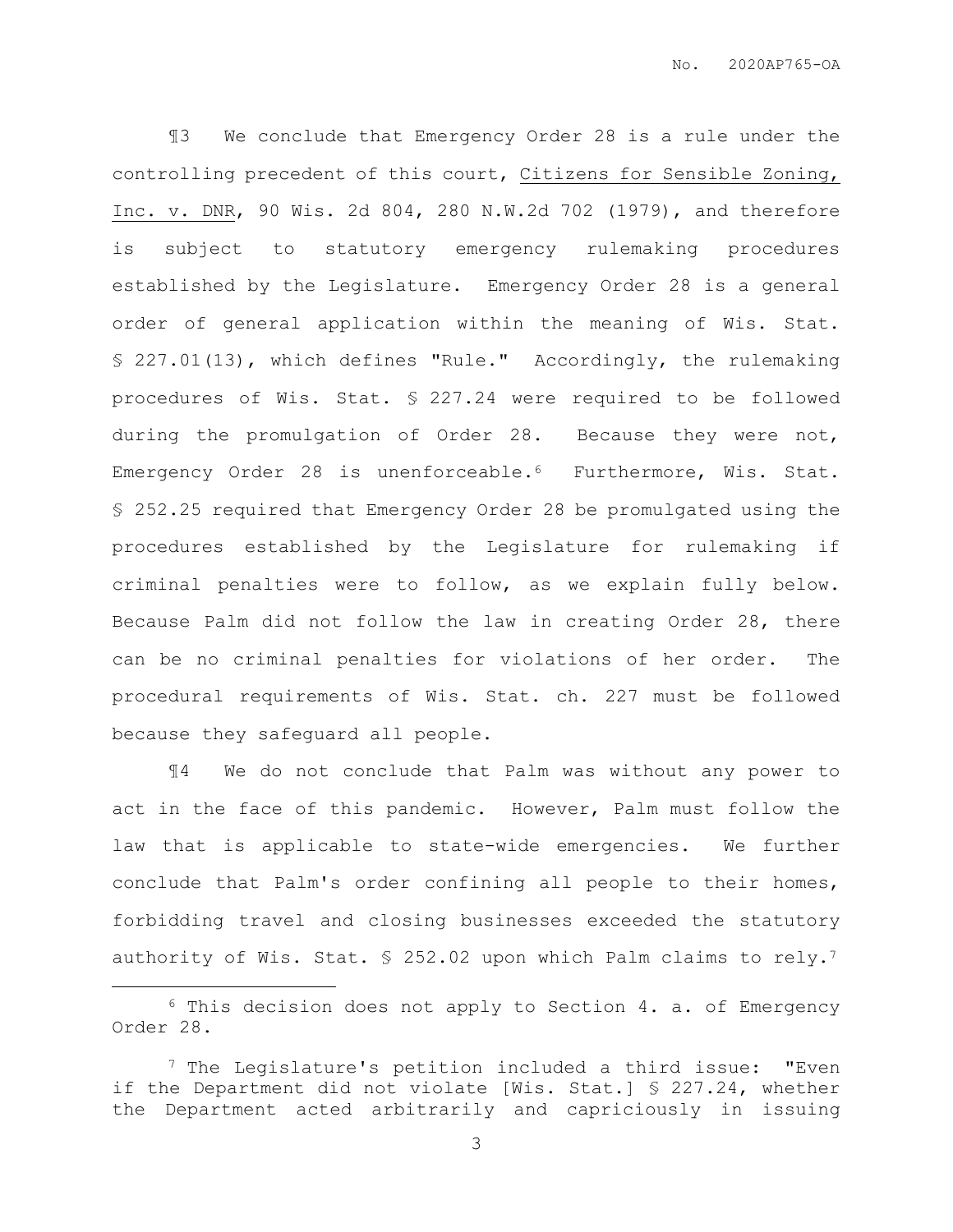¶3 We conclude that Emergency Order 28 is a rule under the controlling precedent of this court, Citizens for Sensible Zoning, Inc. v. DNR, 90 Wis. 2d 804, 280 N.W.2d 702 (1979), and therefore is subject to statutory emergency rulemaking procedures established by the Legislature. Emergency Order 28 is a general order of general application within the meaning of Wis. Stat. § 227.01(13), which defines "Rule." Accordingly, the rulemaking procedures of Wis. Stat. § 227.24 were required to be followed during the promulgation of Order 28. Because they were not, Emergency Order 28 is unenforceable.[6] Furthermore, Wis. Stat. § 252.25 required that Emergency Order 28 be promulgated using the procedures established by the Legislature for rulemaking if criminal penalties were to follow, as we explain fully below. Because Palm did not follow the law in creating Order 28, there can be no criminal penalties for violations of her order. The procedural requirements of Wis. Stat. ch. 227 must be followed because they safeguard all people.

¶4 We do not conclude that Palm was without any power to act in the face of this pandemic. However, Palm must follow the law that is applicable to state-wide emergencies. We further conclude that Palm's order confining all people to their homes, forbidding travel and closing businesses exceeded the statutory authority of Wis. Stat. § 252.02 upon which Palm claims to rely.[7]

---

[6] This decision does not apply to Section 4. a. of Emergency Order 28.

[7] The Legislature's petition included a third issue: "Even if the Department did not violate [Wis. Stat.] § 227.24, whether the Department acted arbitrarily and capriciously in issuing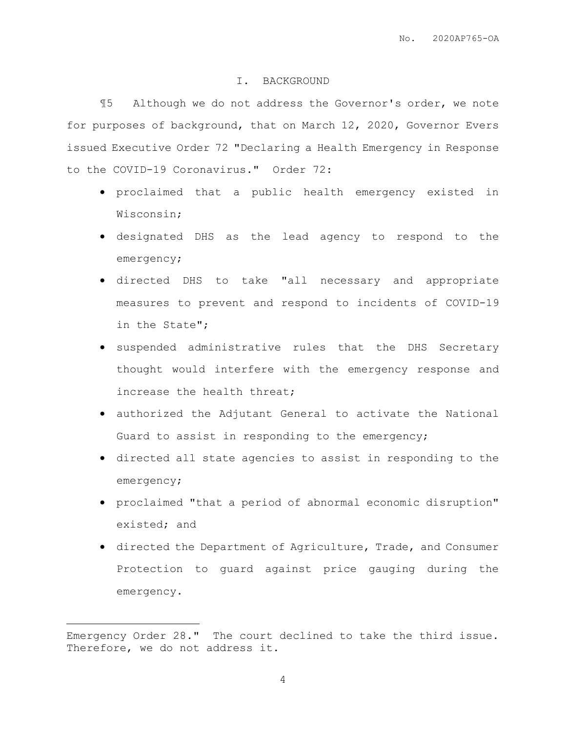## I. BACKGROUND

¶5 Although we do not address the Governor's order, we note for purposes of background, that on March 12, 2020, Governor Evers issued Executive Order 72 "Declaring a Health Emergency in Response to the COVID-19 Coronavirus." Order 72:

- proclaimed that a public health emergency existed in Wisconsin;
- designated DHS as the lead agency to respond to the emergency;
- directed DHS to take "all necessary and appropriate measures to prevent and respond to incidents of COVID-19 in the State";
- suspended administrative rules that the DHS Secretary thought would interfere with the emergency response and increase the health threat;
- authorized the Adjutant General to activate the National Guard to assist in responding to the emergency;
- directed all state agencies to assist in responding to the emergency;
- proclaimed "that a period of abnormal economic disruption" existed; and
- directed the Department of Agriculture, Trade, and Consumer Protection to guard against price gauging during the emergency.

---

Emergency Order 28." The court declined to take the third issue. Therefore, we do not address it.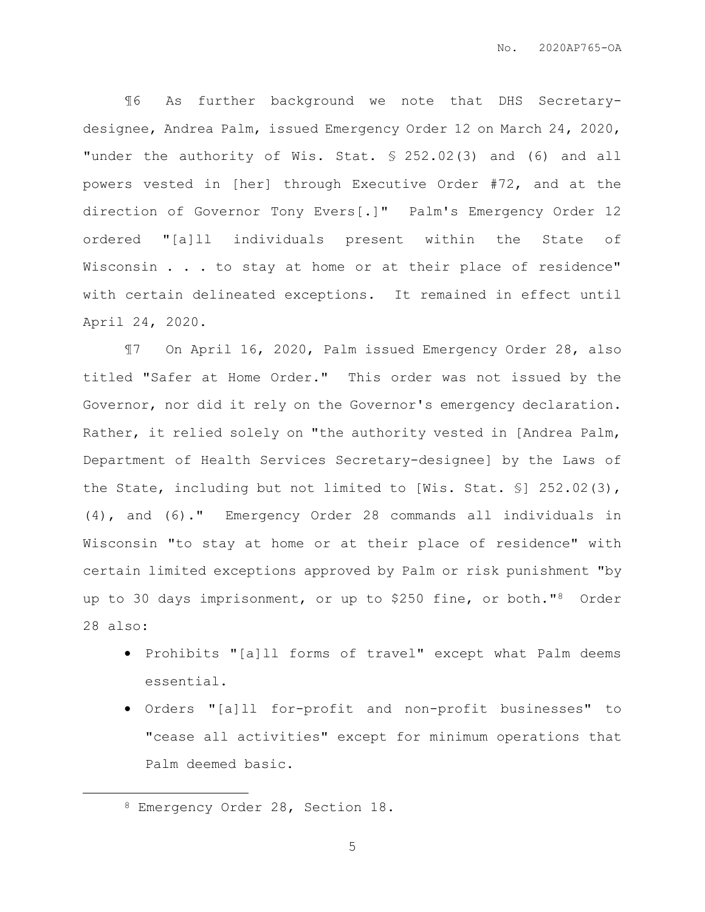¶6 As further background we note that DHS Secretary-designee, Andrea Palm, issued Emergency Order 12 on March 24, 2020, "under the authority of Wis. Stat. § 252.02(3) and (6) and all powers vested in [her] through Executive Order #72, and at the direction of Governor Tony Evers[.]" Palm's Emergency Order 12 ordered "[a]ll individuals present within the State of Wisconsin . . . to stay at home or at their place of residence" with certain delineated exceptions. It remained in effect until April 24, 2020.

¶7 On April 16, 2020, Palm issued Emergency Order 28, also titled "Safer at Home Order." This order was not issued by the Governor, nor did it rely on the Governor's emergency declaration. Rather, it relied solely on "the authority vested in [Andrea Palm, Department of Health Services Secretary-designee] by the Laws of the State, including but not limited to [Wis. Stat. §] 252.02(3), (4), and (6)." Emergency Order 28 commands all individuals in Wisconsin "to stay at home or at their place of residence" with certain limited exceptions approved by Palm or risk punishment "by up to 30 days imprisonment, or up to $250 fine, or both."[8] Order 28 also:

- Prohibits "[a]ll forms of travel" except what Palm deems essential.
- Orders "[a]ll for-profit and non-profit businesses" to "cease all activities" except for minimum operations that Palm deemed basic.

[8] Emergency Order 28, Section 18.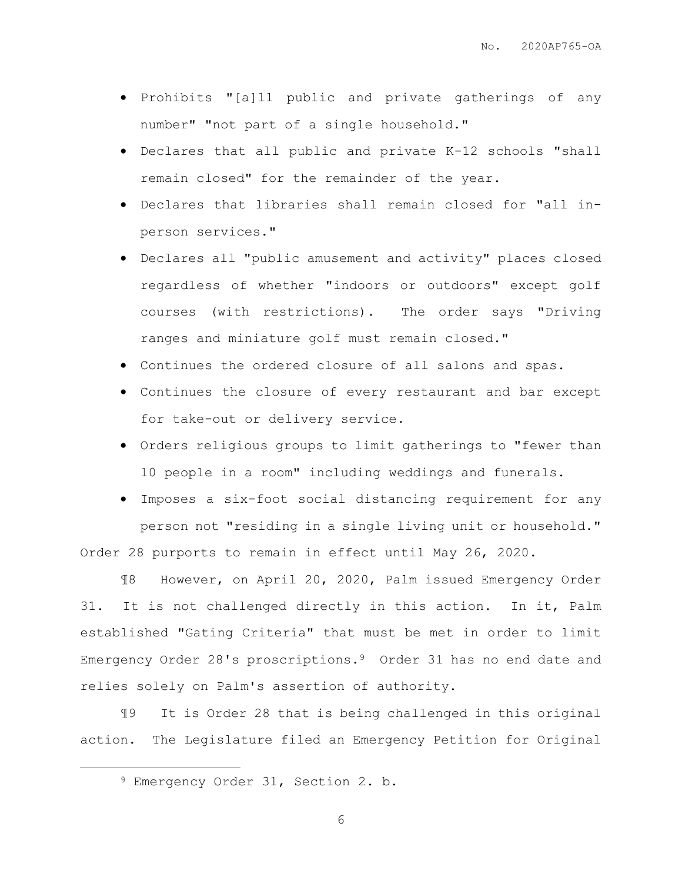- Prohibits "[a]ll public and private gatherings of any number" "not part of a single household."
- Declares that all public and private K-12 schools "shall remain closed" for the remainder of the year.
- Declares that libraries shall remain closed for "all in-person services."
- Declares all "public amusement and activity" places closed regardless of whether "indoors or outdoors" except golf courses (with restrictions). The order says "Driving ranges and miniature golf must remain closed."
- Continues the ordered closure of all salons and spas.
- Continues the closure of every restaurant and bar except for take-out or delivery service.
- Orders religious groups to limit gatherings to "fewer than 10 people in a room" including weddings and funerals.
- Imposes a six-foot social distancing requirement for any person not "residing in a single living unit or household."

Order 28 purports to remain in effect until May 26, 2020.

¶8 However, on April 20, 2020, Palm issued Emergency Order 31. It is not challenged directly in this action. In it, Palm established "Gating Criteria" that must be met in order to limit Emergency Order 28's proscriptions.[9] Order 31 has no end date and relies solely on Palm's assertion of authority.

¶9 It is Order 28 that is being challenged in this original action. The Legislature filed an Emergency Petition for Original

---

[9] Emergency Order 31, Section 2. b.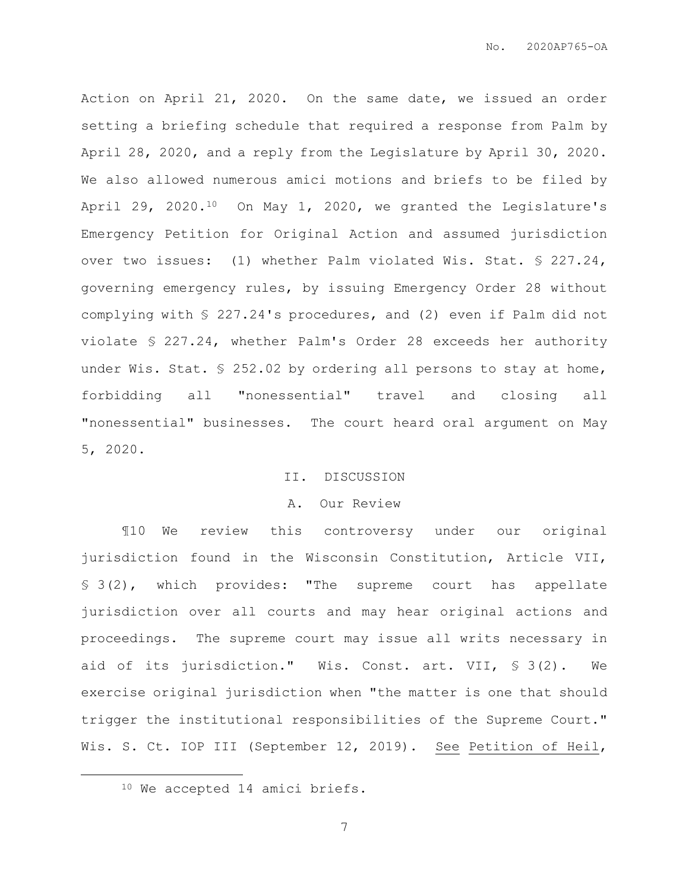Action on April 21, 2020. On the same date, we issued an order setting a briefing schedule that required a response from Palm by April 28, 2020, and a reply from the Legislature by April 30, 2020. We also allowed numerous amici motions and briefs to be filed by April 29, 2020.[10] On May 1, 2020, we granted the Legislature's Emergency Petition for Original Action and assumed jurisdiction over two issues: (1) whether Palm violated Wis. Stat. § 227.24, governing emergency rules, by issuing Emergency Order 28 without complying with § 227.24's procedures, and (2) even if Palm did not violate § 227.24, whether Palm's Order 28 exceeds her authority under Wis. Stat. § 252.02 by ordering all persons to stay at home, forbidding all "nonessential" travel and closing all "nonessential" businesses. The court heard oral argument on May 5, 2020.

## II. DISCUSSION

### A. Our Review

¶10 We review this controversy under our original jurisdiction found in the Wisconsin Constitution, Article VII, § 3(2), which provides: "The supreme court has appellate jurisdiction over all courts and may hear original actions and proceedings. The supreme court may issue all writs necessary in aid of its jurisdiction." Wis. Const. art. VII, § 3(2). We exercise original jurisdiction when "the matter is one that should trigger the institutional responsibilities of the Supreme Court." Wis. S. Ct. IOP III (September 12, 2019). See Petition of Heil,

[10] We accepted 14 amici briefs.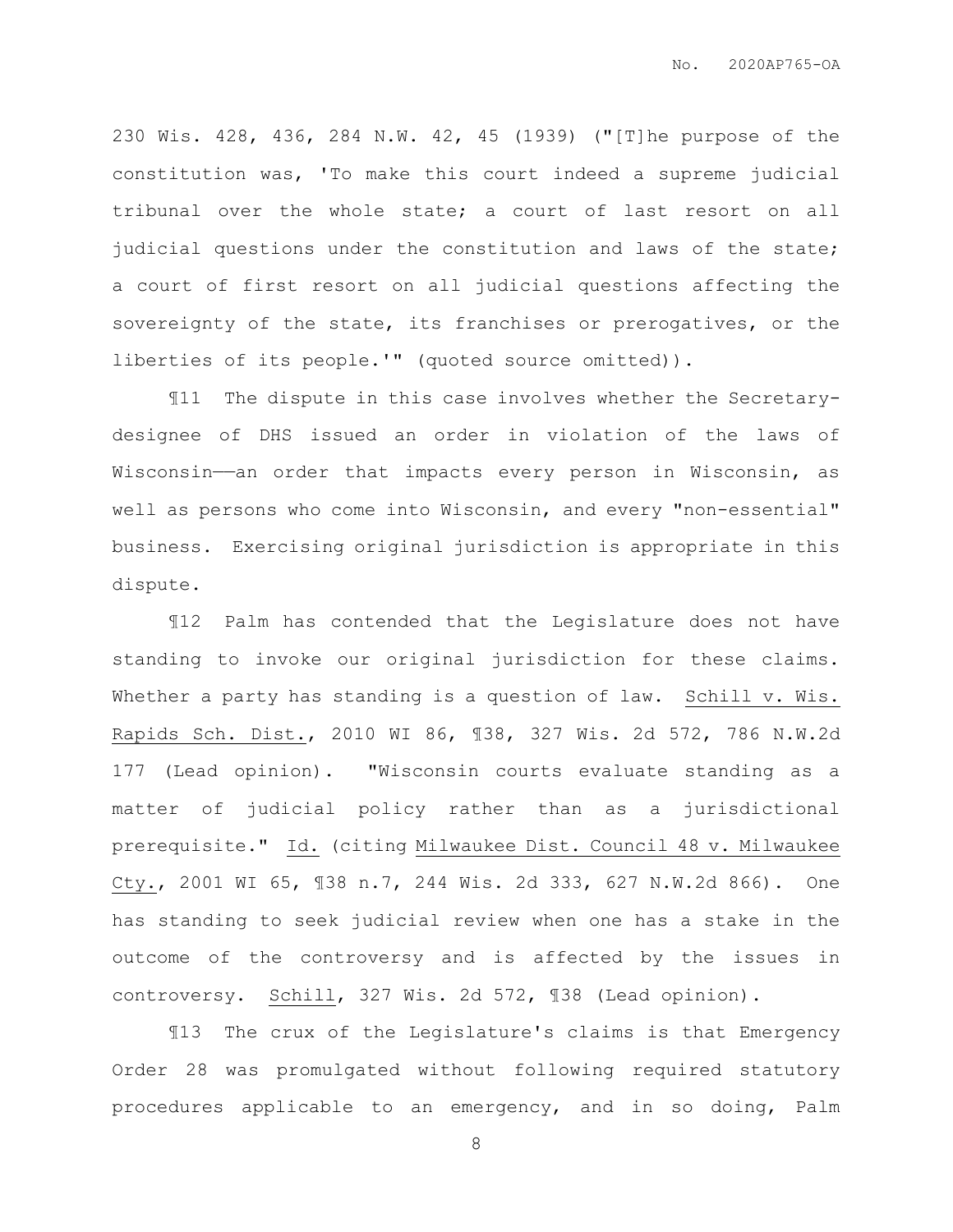230 Wis. 428, 436, 284 N.W. 42, 45 (1939) ("[T]he purpose of the constitution was, 'To make this court indeed a supreme judicial tribunal over the whole state; a court of last resort on all judicial questions under the constitution and laws of the state; a court of first resort on all judicial questions affecting the sovereignty of the state, its franchises or prerogatives, or the liberties of its people.'" (quoted source omitted)).

¶11 The dispute in this case involves whether the Secretary-designee of DHS issued an order in violation of the laws of Wisconsin——an order that impacts every person in Wisconsin, as well as persons who come into Wisconsin, and every "non-essential" business. Exercising original jurisdiction is appropriate in this dispute.

¶12 Palm has contended that the Legislature does not have standing to invoke our original jurisdiction for these claims. Whether a party has standing is a question of law. Schill v. Wis. Rapids Sch. Dist., 2010 WI 86, ¶38, 327 Wis. 2d 572, 786 N.W.2d 177 (Lead opinion). "Wisconsin courts evaluate standing as a matter of judicial policy rather than as a jurisdictional prerequisite." Id. (citing Milwaukee Dist. Council 48 v. Milwaukee Cty., 2001 WI 65, ¶38 n.7, 244 Wis. 2d 333, 627 N.W.2d 866). One has standing to seek judicial review when one has a stake in the outcome of the controversy and is affected by the issues in controversy. Schill, 327 Wis. 2d 572, ¶38 (Lead opinion).

¶13 The crux of the Legislature's claims is that Emergency Order 28 was promulgated without following required statutory procedures applicable to an emergency, and in so doing, Palm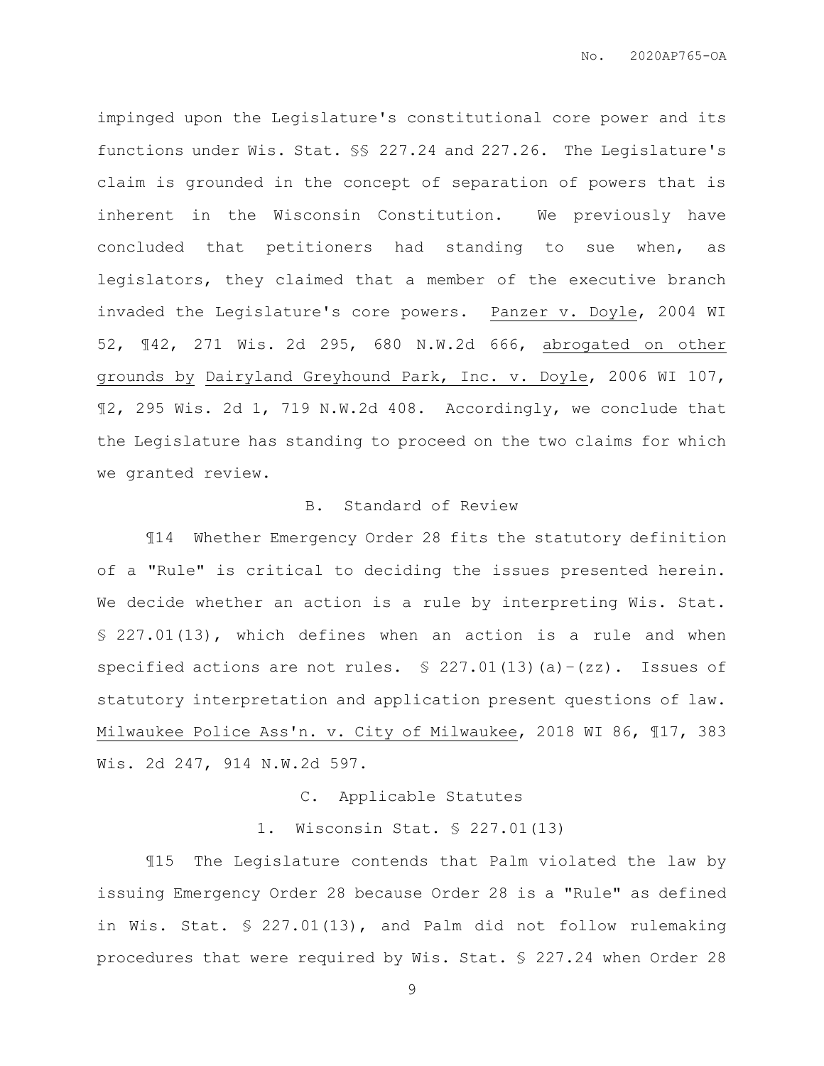impinged upon the Legislature's constitutional core power and its functions under Wis. Stat. §§ 227.24 and 227.26. The Legislature's claim is grounded in the concept of separation of powers that is inherent in the Wisconsin Constitution. We previously have concluded that petitioners had standing to sue when, as legislators, they claimed that a member of the executive branch invaded the Legislature's core powers. Panzer v. Doyle, 2004 WI 52, ¶42, 271 Wis. 2d 295, 680 N.W.2d 666, abrogated on other grounds by Dairyland Greyhound Park, Inc. v. Doyle, 2006 WI 107, ¶2, 295 Wis. 2d 1, 719 N.W.2d 408. Accordingly, we conclude that the Legislature has standing to proceed on the two claims for which we granted review.

### B. Standard of Review

¶14 Whether Emergency Order 28 fits the statutory definition of a "Rule" is critical to deciding the issues presented herein. We decide whether an action is a rule by interpreting Wis. Stat. § 227.01(13), which defines when an action is a rule and when specified actions are not rules. § 227.01(13)(a)-(zz). Issues of statutory interpretation and application present questions of law. Milwaukee Police Ass'n. v. City of Milwaukee, 2018 WI 86, ¶17, 383 Wis. 2d 247, 914 N.W.2d 597.

### C. Applicable Statutes

#### 1. Wisconsin Stat. § 227.01(13)

¶15 The Legislature contends that Palm violated the law by issuing Emergency Order 28 because Order 28 is a "Rule" as defined in Wis. Stat. § 227.01(13), and Palm did not follow rulemaking procedures that were required by Wis. Stat. § 227.24 when Order 28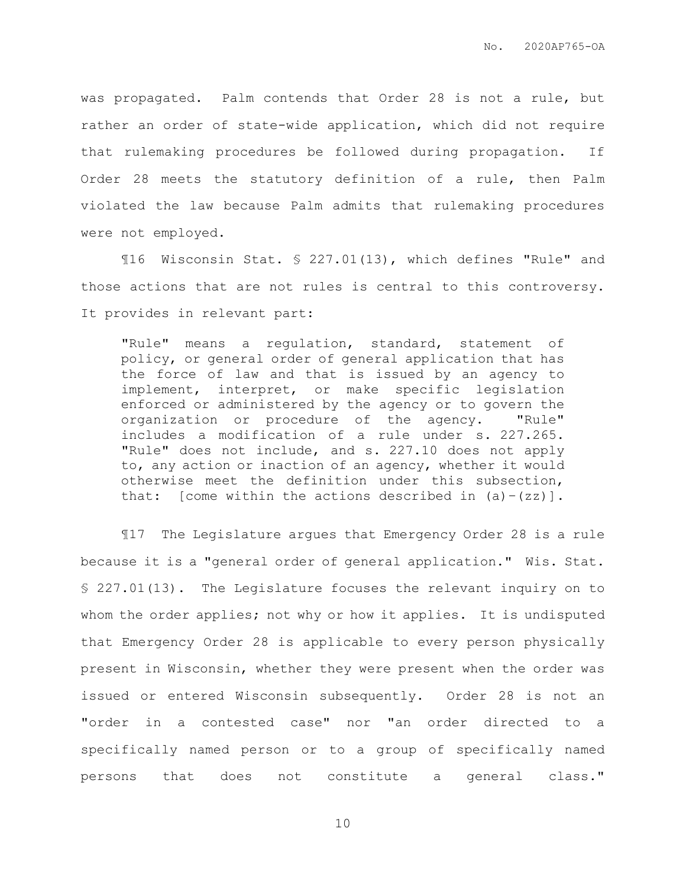was propagated. Palm contends that Order 28 is not a rule, but rather an order of state-wide application, which did not require that rulemaking procedures be followed during propagation. If Order 28 meets the statutory definition of a rule, then Palm violated the law because Palm admits that rulemaking procedures were not employed.

¶16 Wisconsin Stat. § 227.01(13), which defines "Rule" and those actions that are not rules is central to this controversy. It provides in relevant part:

> "Rule" means a regulation, standard, statement of policy, or general order of general application that has the force of law and that is issued by an agency to implement, interpret, or make specific legislation enforced or administered by the agency or to govern the organization or procedure of the agency. "Rule" includes a modification of a rule under s. 227.265. "Rule" does not include, and s. 227.10 does not apply to, any action or inaction of an agency, whether it would otherwise meet the definition under this subsection, that: [come within the actions described in (a)-(zz)].

¶17 The Legislature argues that Emergency Order 28 is a rule because it is a "general order of general application." Wis. Stat. § 227.01(13). The Legislature focuses the relevant inquiry on to whom the order applies; not why or how it applies. It is undisputed that Emergency Order 28 is applicable to every person physically present in Wisconsin, whether they were present when the order was issued or entered Wisconsin subsequently. Order 28 is not an "order in a contested case" nor "an order directed to a specifically named person or to a group of specifically named persons that does not constitute a general class."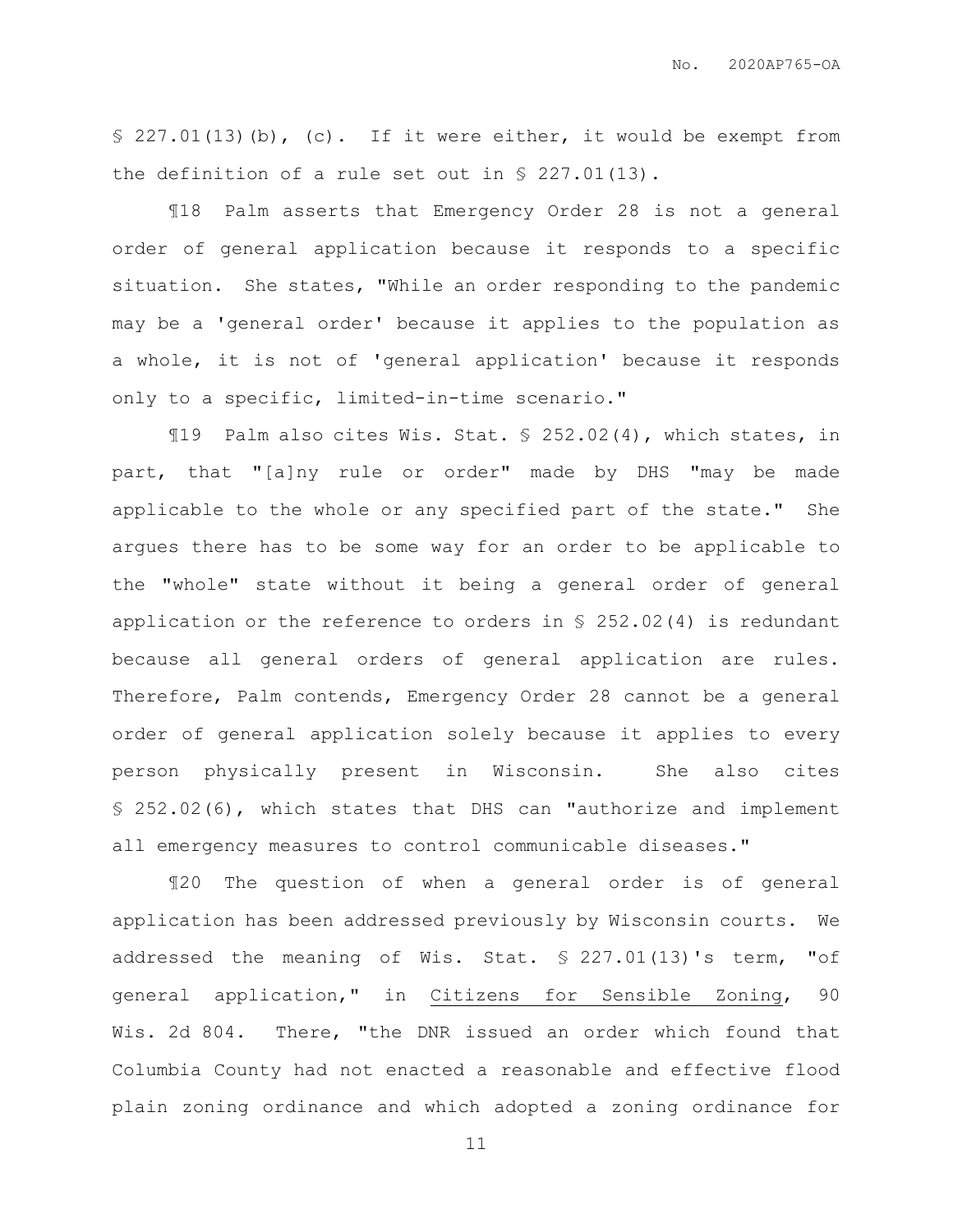§ 227.01(13)(b), (c). If it were either, it would be exempt from the definition of a rule set out in § 227.01(13).

¶18 Palm asserts that Emergency Order 28 is not a general order of general application because it responds to a specific situation. She states, "While an order responding to the pandemic may be a 'general order' because it applies to the population as a whole, it is not of 'general application' because it responds only to a specific, limited-in-time scenario."

¶19 Palm also cites Wis. Stat. § 252.02(4), which states, in part, that "[a]ny rule or order" made by DHS "may be made applicable to the whole or any specified part of the state." She argues there has to be some way for an order to be applicable to the "whole" state without it being a general order of general application or the reference to orders in § 252.02(4) is redundant because all general orders of general application are rules. Therefore, Palm contends, Emergency Order 28 cannot be a general order of general application solely because it applies to every person physically present in Wisconsin. She also cites § 252.02(6), which states that DHS can "authorize and implement all emergency measures to control communicable diseases."

¶20 The question of when a general order is of general application has been addressed previously by Wisconsin courts. We addressed the meaning of Wis. Stat. § 227.01(13)'s term, "of general application," in <u>Citizens for Sensible Zoning</u>, 90 Wis. 2d 804. There, "the DNR issued an order which found that Columbia County had not enacted a reasonable and effective flood plain zoning ordinance and which adopted a zoning ordinance for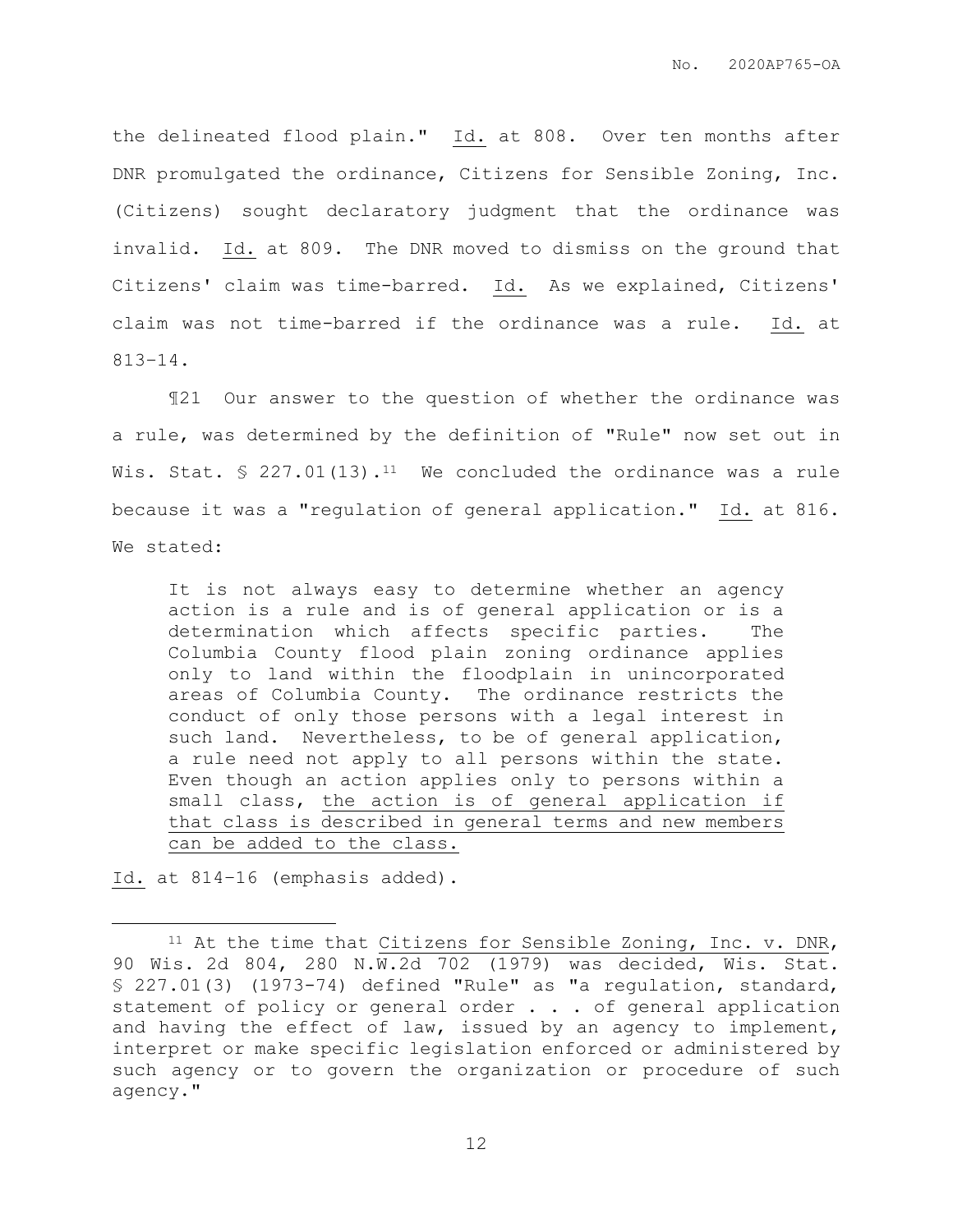the delineated flood plain." Id. at 808. Over ten months after DNR promulgated the ordinance, Citizens for Sensible Zoning, Inc. (Citizens) sought declaratory judgment that the ordinance was invalid. Id. at 809. The DNR moved to dismiss on the ground that Citizens' claim was time-barred. Id. As we explained, Citizens' claim was not time-barred if the ordinance was a rule. Id. at 813–14.

¶21 Our answer to the question of whether the ordinance was a rule, was determined by the definition of "Rule" now set out in Wis. Stat. § 227.01(13).[11] We concluded the ordinance was a rule because it was a "regulation of general application." Id. at 816. We stated:

> It is not always easy to determine whether an agency action is a rule and is of general application or is a determination which affects specific parties. The Columbia County flood plain zoning ordinance applies only to land within the floodplain in unincorporated areas of Columbia County. The ordinance restricts the conduct of only those persons with a legal interest in such land. Nevertheless, to be of general application, a rule need not apply to all persons within the state. Even though an action applies only to persons within a small class, <u>the action is of general application if that class is described in general terms and new members can be added to the class.</u>

Id. at 814–16 (emphasis added).

---

[11] At the time that Citizens for Sensible Zoning, Inc. v. DNR, 90 Wis. 2d 804, 280 N.W.2d 702 (1979) was decided, Wis. Stat. § 227.01(3) (1973-74) defined "Rule" as "a regulation, standard, statement of policy or general order . . . of general application and having the effect of law, issued by an agency to implement, interpret or make specific legislation enforced or administered by such agency or to govern the organization or procedure of such agency."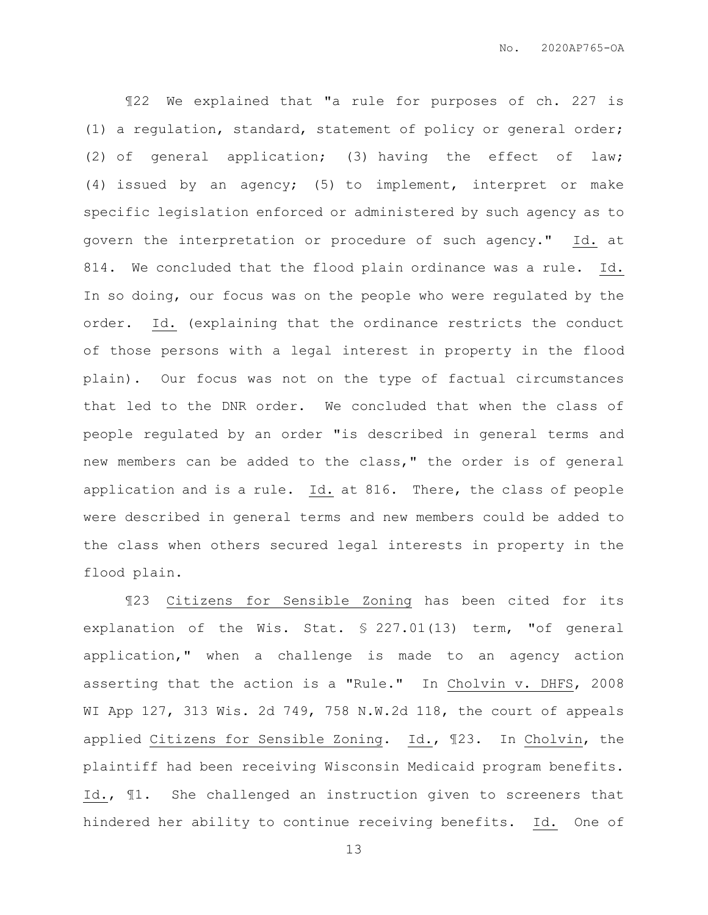¶22 We explained that "a rule for purposes of ch. 227 is (1) a regulation, standard, statement of policy or general order; (2) of general application; (3) having the effect of law; (4) issued by an agency; (5) to implement, interpret or make specific legislation enforced or administered by such agency as to govern the interpretation or procedure of such agency." Id. at 814. We concluded that the flood plain ordinance was a rule. Id. In so doing, our focus was on the people who were regulated by the order. Id. (explaining that the ordinance restricts the conduct of those persons with a legal interest in property in the flood plain). Our focus was not on the type of factual circumstances that led to the DNR order. We concluded that when the class of people regulated by an order "is described in general terms and new members can be added to the class," the order is of general application and is a rule. Id. at 816. There, the class of people were described in general terms and new members could be added to the class when others secured legal interests in property in the flood plain.

¶23 Citizens for Sensible Zoning has been cited for its explanation of the Wis. Stat. § 227.01(13) term, "of general application," when a challenge is made to an agency action asserting that the action is a "Rule." In Cholvin v. DHFS, 2008 WI App 127, 313 Wis. 2d 749, 758 N.W.2d 118, the court of appeals applied Citizens for Sensible Zoning. Id., ¶23. In Cholvin, the plaintiff had been receiving Wisconsin Medicaid program benefits. Id., ¶1. She challenged an instruction given to screeners that hindered her ability to continue receiving benefits. Id. One of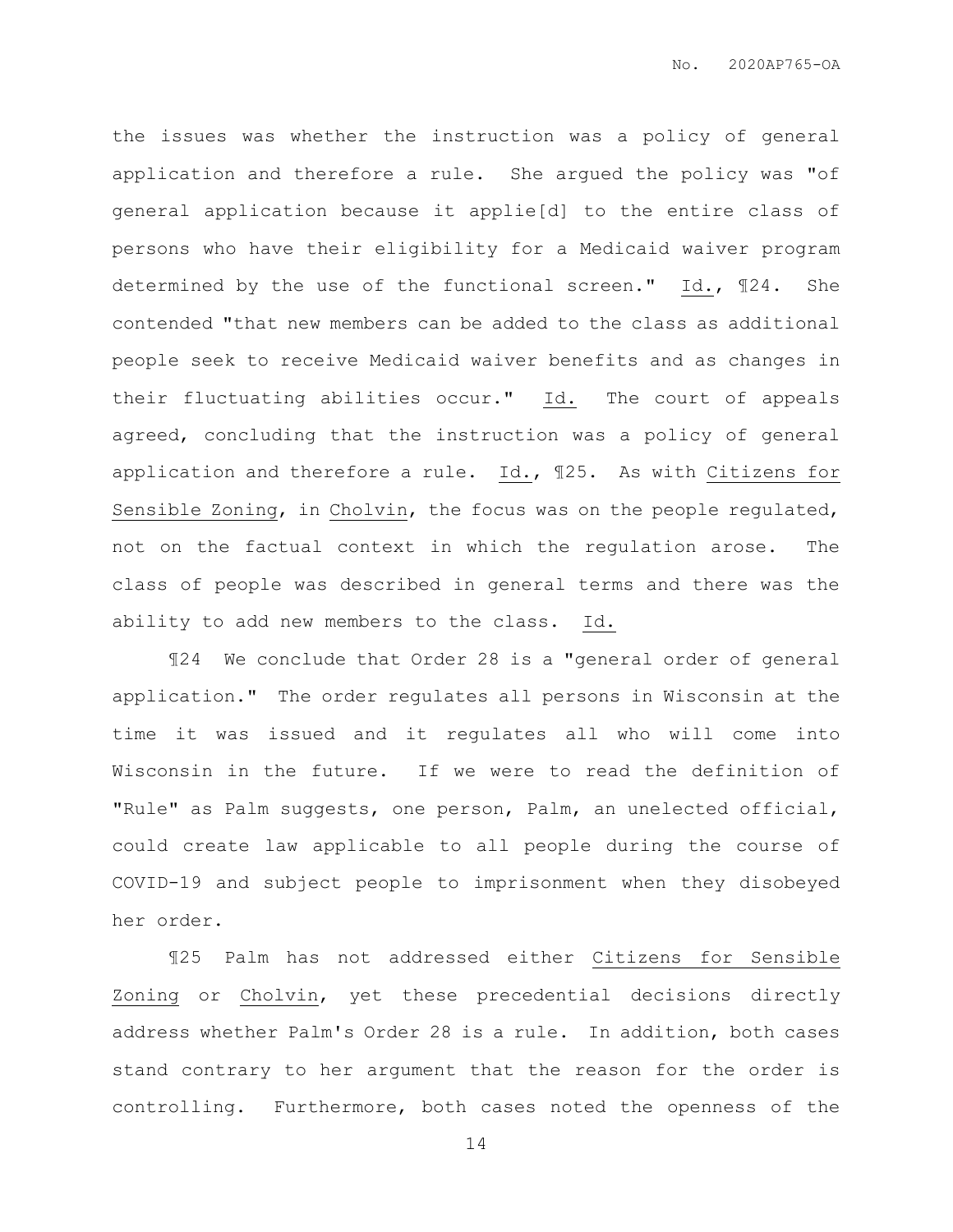the issues was whether the instruction was a policy of general application and therefore a rule. She argued the policy was "of general application because it applie[d] to the entire class of persons who have their eligibility for a Medicaid waiver program determined by the use of the functional screen." Id., ¶24. She contended "that new members can be added to the class as additional people seek to receive Medicaid waiver benefits and as changes in their fluctuating abilities occur." Id. The court of appeals agreed, concluding that the instruction was a policy of general application and therefore a rule. Id., ¶25. As with Citizens for Sensible Zoning, in Cholvin, the focus was on the people regulated, not on the factual context in which the regulation arose. The class of people was described in general terms and there was the ability to add new members to the class. Id.

¶24 We conclude that Order 28 is a "general order of general application." The order regulates all persons in Wisconsin at the time it was issued and it regulates all who will come into Wisconsin in the future. If we were to read the definition of "Rule" as Palm suggests, one person, Palm, an unelected official, could create law applicable to all people during the course of COVID-19 and subject people to imprisonment when they disobeyed her order.

¶25 Palm has not addressed either Citizens for Sensible Zoning or Cholvin, yet these precedential decisions directly address whether Palm's Order 28 is a rule. In addition, both cases stand contrary to her argument that the reason for the order is controlling. Furthermore, both cases noted the openness of the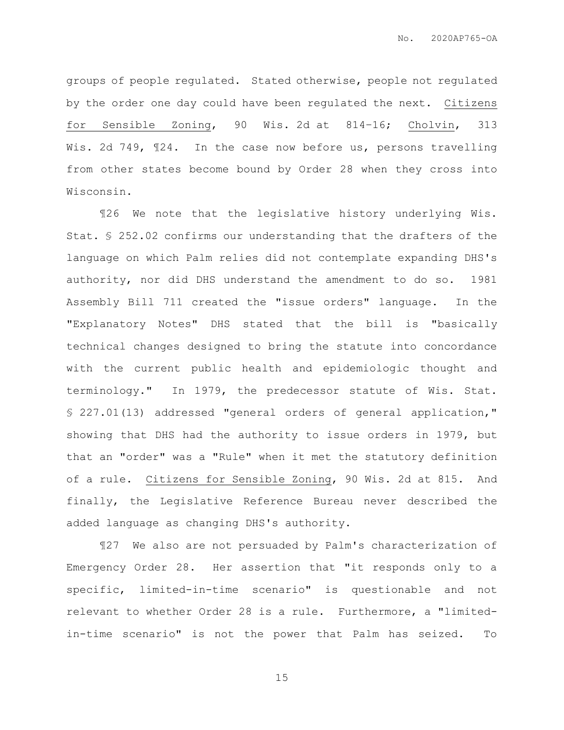groups of people regulated. Stated otherwise, people not regulated by the order one day could have been regulated the next. Citizens for Sensible Zoning, 90 Wis. 2d at 814–16; Cholvin, 313 Wis. 2d 749, ¶24. In the case now before us, persons travelling from other states become bound by Order 28 when they cross into Wisconsin.

¶26 We note that the legislative history underlying Wis. Stat. § 252.02 confirms our understanding that the drafters of the language on which Palm relies did not contemplate expanding DHS's authority, nor did DHS understand the amendment to do so. 1981 Assembly Bill 711 created the "issue orders" language. In the "Explanatory Notes" DHS stated that the bill is "basically technical changes designed to bring the statute into concordance with the current public health and epidemiologic thought and terminology." In 1979, the predecessor statute of Wis. Stat. § 227.01(13) addressed "general orders of general application," showing that DHS had the authority to issue orders in 1979, but that an "order" was a "Rule" when it met the statutory definition of a rule. Citizens for Sensible Zoning, 90 Wis. 2d at 815. And finally, the Legislative Reference Bureau never described the added language as changing DHS's authority.

¶27 We also are not persuaded by Palm's characterization of Emergency Order 28. Her assertion that "it responds only to a specific, limited-in-time scenario" is questionable and not relevant to whether Order 28 is a rule. Furthermore, a "limited-in-time scenario" is not the power that Palm has seized. To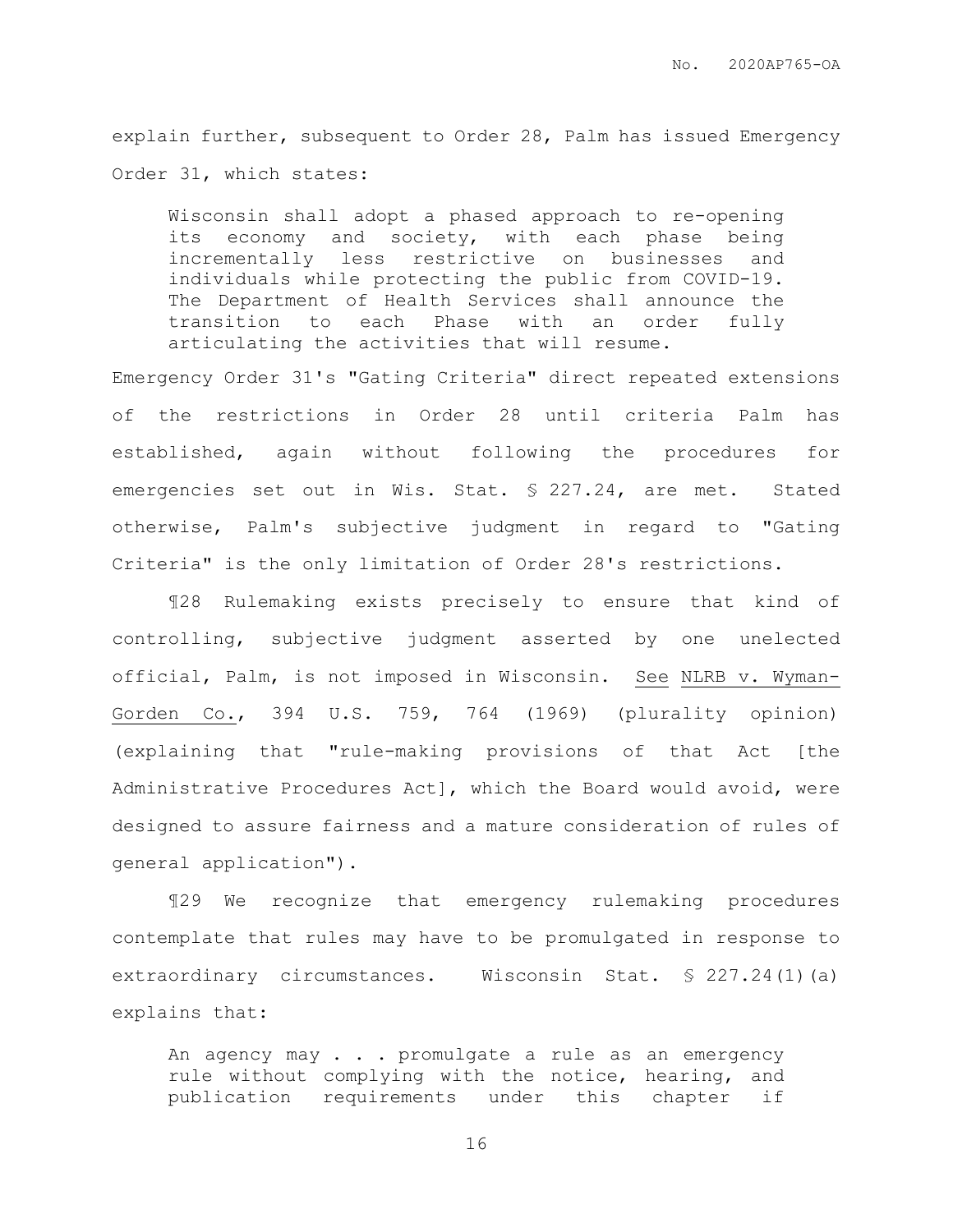explain further, subsequent to Order 28, Palm has issued Emergency Order 31, which states:

> Wisconsin shall adopt a phased approach to re-opening its economy and society, with each phase being incrementally less restrictive on businesses and individuals while protecting the public from COVID-19. The Department of Health Services shall announce the transition to each Phase with an order fully articulating the activities that will resume.

Emergency Order 31's "Gating Criteria" direct repeated extensions of the restrictions in Order 28 until criteria Palm has established, again without following the procedures for emergencies set out in Wis. Stat. § 227.24, are met. Stated otherwise, Palm's subjective judgment in regard to "Gating Criteria" is the only limitation of Order 28's restrictions.

¶28 Rulemaking exists precisely to ensure that kind of controlling, subjective judgment asserted by one unelected official, Palm, is not imposed in Wisconsin. See NLRB v. Wyman-Gorden Co., 394 U.S. 759, 764 (1969) (plurality opinion) (explaining that "rule-making provisions of that Act [the Administrative Procedures Act], which the Board would avoid, were designed to assure fairness and a mature consideration of rules of general application").

¶29 We recognize that emergency rulemaking procedures contemplate that rules may have to be promulgated in response to extraordinary circumstances. Wisconsin Stat. § 227.24(1)(a) explains that:

> An agency may . . . promulgate a rule as an emergency rule without complying with the notice, hearing, and publication requirements under this chapter if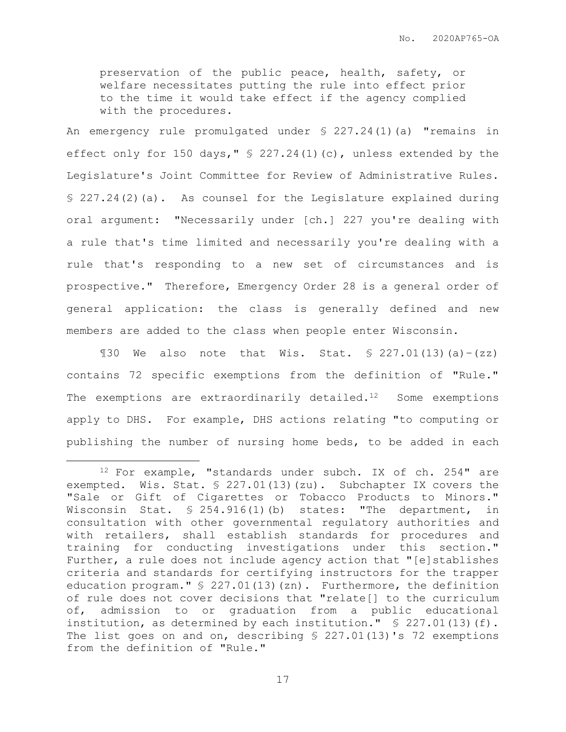preservation of the public peace, health, safety, or welfare necessitates putting the rule into effect prior to the time it would take effect if the agency complied with the procedures.

An emergency rule promulgated under § 227.24(1)(a) "remains in effect only for 150 days," § 227.24(1)(c), unless extended by the Legislature's Joint Committee for Review of Administrative Rules. § 227.24(2)(a). As counsel for the Legislature explained during oral argument: "Necessarily under [ch.] 227 you're dealing with a rule that's time limited and necessarily you're dealing with a rule that's responding to a new set of circumstances and is prospective." Therefore, Emergency Order 28 is a general order of general application: the class is generally defined and new members are added to the class when people enter Wisconsin.

¶30 We also note that Wis. Stat. § 227.01(13)(a)-(zz) contains 72 specific exemptions from the definition of "Rule." The exemptions are extraordinarily detailed.[12] Some exemptions apply to DHS. For example, DHS actions relating "to computing or publishing the number of nursing home beds, to be added in each

---

[12] For example, "standards under subch. IX of ch. 254" are exempted. Wis. Stat. § 227.01(13)(zu). Subchapter IX covers the "Sale or Gift of Cigarettes or Tobacco Products to Minors." Wisconsin Stat. § 254.916(1)(b) states: "The department, in consultation with other governmental regulatory authorities and with retailers, shall establish standards for procedures and training for conducting investigations under this section." Further, a rule does not include agency action that "[e]stablishes criteria and standards for certifying instructors for the trapper education program." § 227.01(13)(zn). Furthermore, the definition of rule does not cover decisions that "relate[] to the curriculum of, admission to or graduation from a public educational institution, as determined by each institution." § 227.01(13)(f). The list goes on and on, describing § 227.01(13)'s 72 exemptions from the definition of "Rule."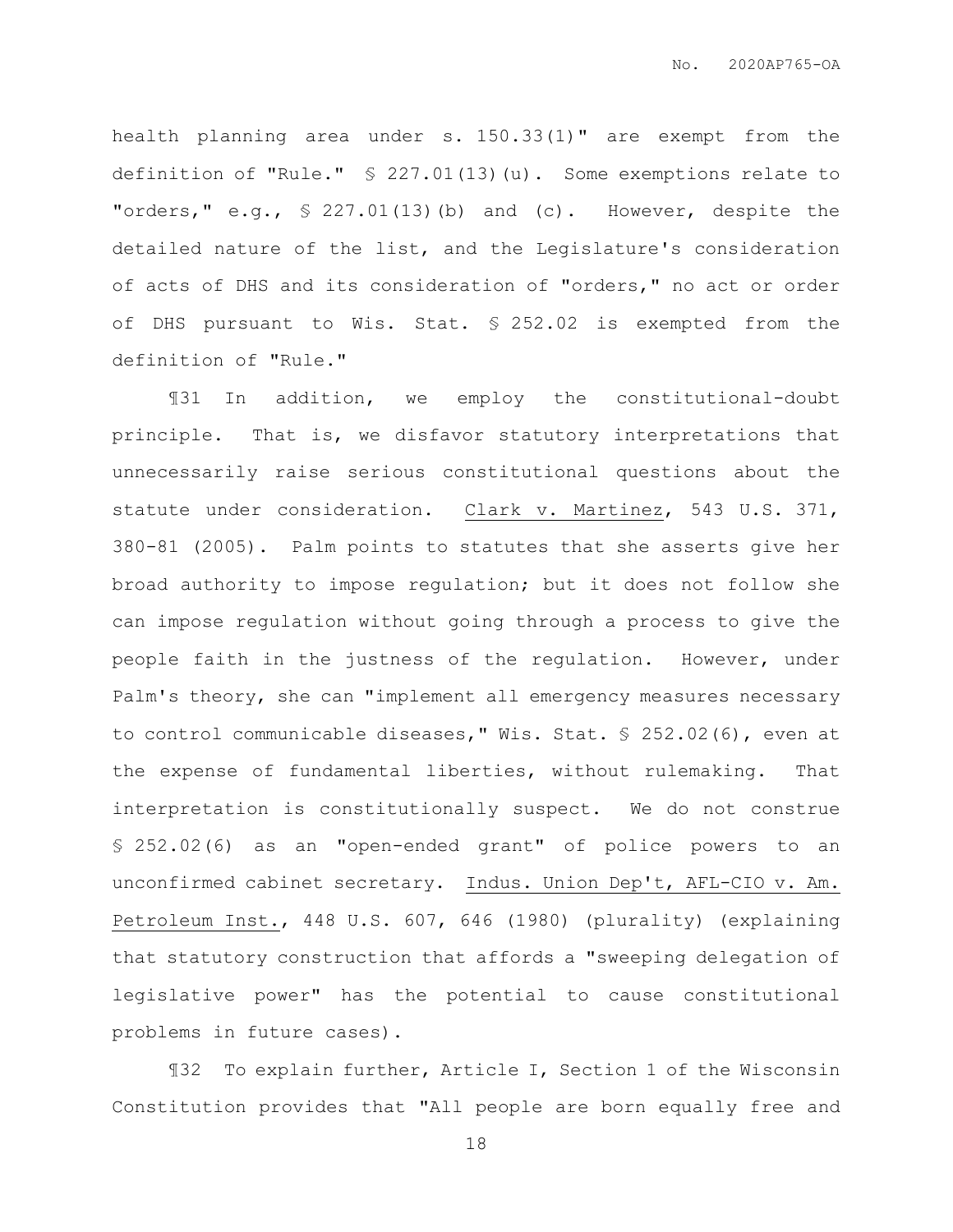health planning area under s. 150.33(1)" are exempt from the definition of "Rule." § 227.01(13)(u). Some exemptions relate to "orders," e.g., § 227.01(13)(b) and (c). However, despite the detailed nature of the list, and the Legislature's consideration of acts of DHS and its consideration of "orders," no act or order of DHS pursuant to Wis. Stat. § 252.02 is exempted from the definition of "Rule."

¶31 In addition, we employ the constitutional-doubt principle. That is, we disfavor statutory interpretations that unnecessarily raise serious constitutional questions about the statute under consideration. Clark v. Martinez, 543 U.S. 371, 380-81 (2005). Palm points to statutes that she asserts give her broad authority to impose regulation; but it does not follow she can impose regulation without going through a process to give the people faith in the justness of the regulation. However, under Palm's theory, she can "implement all emergency measures necessary to control communicable diseases," Wis. Stat. § 252.02(6), even at the expense of fundamental liberties, without rulemaking. That interpretation is constitutionally suspect. We do not construe § 252.02(6) as an "open-ended grant" of police powers to an unconfirmed cabinet secretary. Indus. Union Dep't, AFL-CIO v. Am. Petroleum Inst., 448 U.S. 607, 646 (1980) (plurality) (explaining that statutory construction that affords a "sweeping delegation of legislative power" has the potential to cause constitutional problems in future cases).

¶32 To explain further, Article I, Section 1 of the Wisconsin Constitution provides that "All people are born equally free and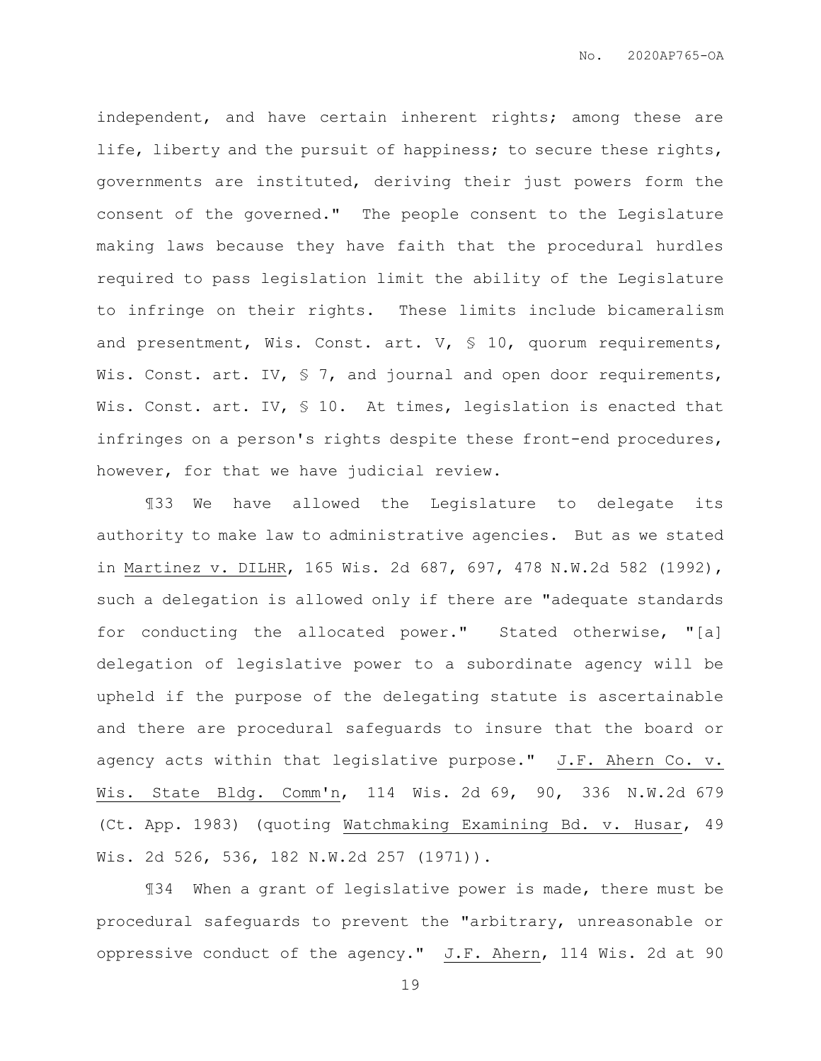independent, and have certain inherent rights; among these are life, liberty and the pursuit of happiness; to secure these rights, governments are instituted, deriving their just powers form the consent of the governed." The people consent to the Legislature making laws because they have faith that the procedural hurdles required to pass legislation limit the ability of the Legislature to infringe on their rights. These limits include bicameralism and presentment, Wis. Const. art. V, § 10, quorum requirements, Wis. Const. art. IV, § 7, and journal and open door requirements, Wis. Const. art. IV, § 10. At times, legislation is enacted that infringes on a person's rights despite these front-end procedures, however, for that we have judicial review.

¶33 We have allowed the Legislature to delegate its authority to make law to administrative agencies. But as we stated in Martinez v. DILHR, 165 Wis. 2d 687, 697, 478 N.W.2d 582 (1992), such a delegation is allowed only if there are "adequate standards for conducting the allocated power." Stated otherwise, "[a] delegation of legislative power to a subordinate agency will be upheld if the purpose of the delegating statute is ascertainable and there are procedural safeguards to insure that the board or agency acts within that legislative purpose." J.F. Ahern Co. v. Wis. State Bldg. Comm'n, 114 Wis. 2d 69, 90, 336 N.W.2d 679 (Ct. App. 1983) (quoting Watchmaking Examining Bd. v. Husar, 49 Wis. 2d 526, 536, 182 N.W.2d 257 (1971)).

¶34 When a grant of legislative power is made, there must be procedural safeguards to prevent the "arbitrary, unreasonable or oppressive conduct of the agency." J.F. Ahern, 114 Wis. 2d at 90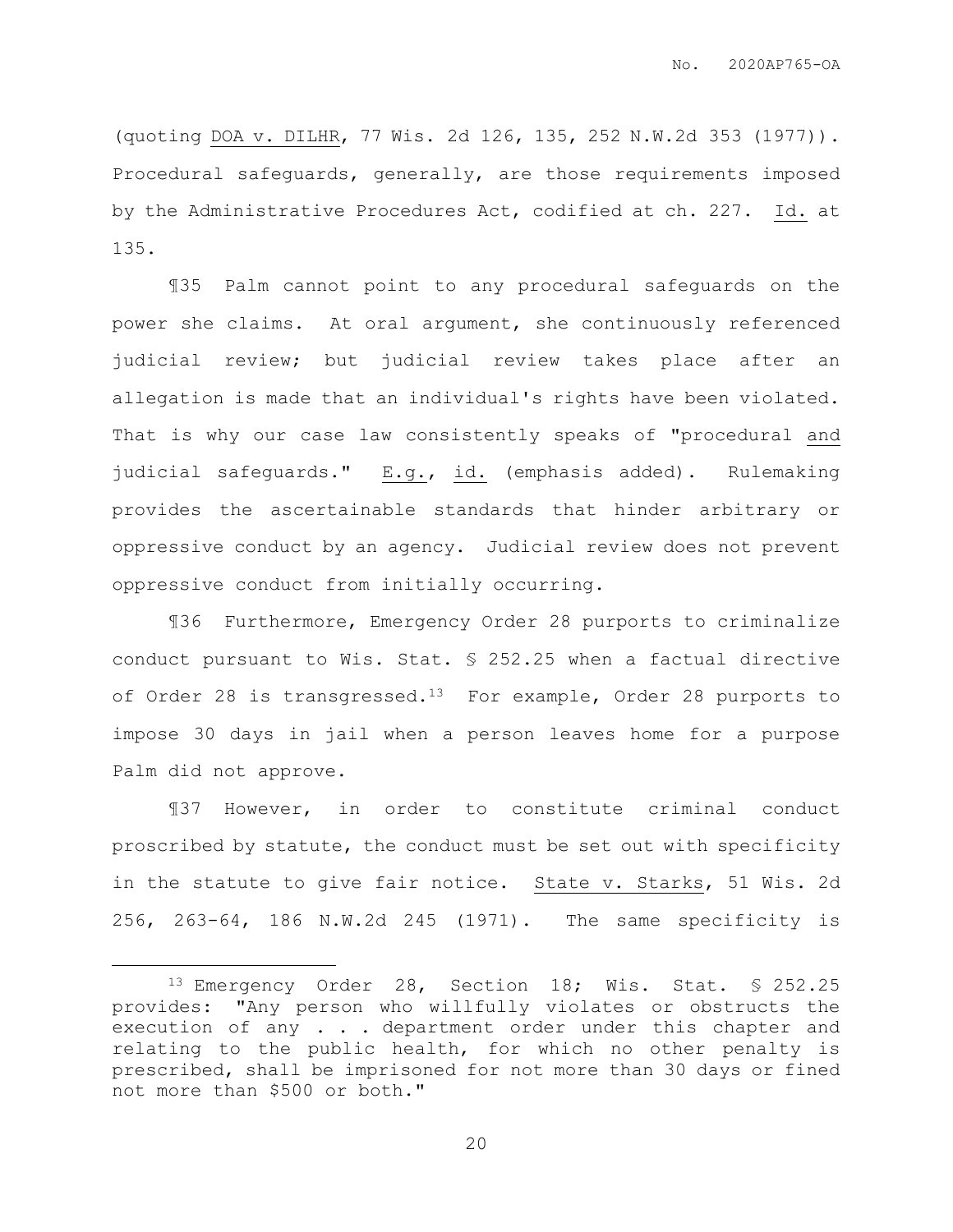(quoting DOA v. DILHR, 77 Wis. 2d 126, 135, 252 N.W.2d 353 (1977)). Procedural safeguards, generally, are those requirements imposed by the Administrative Procedures Act, codified at ch. 227. Id. at 135.

¶35 Palm cannot point to any procedural safeguards on the power she claims. At oral argument, she continuously referenced judicial review; but judicial review takes place after an allegation is made that an individual's rights have been violated. That is why our case law consistently speaks of "procedural and judicial safeguards." E.g., id. (emphasis added). Rulemaking provides the ascertainable standards that hinder arbitrary or oppressive conduct by an agency. Judicial review does not prevent oppressive conduct from initially occurring.

¶36 Furthermore, Emergency Order 28 purports to criminalize conduct pursuant to Wis. Stat. § 252.25 when a factual directive of Order 28 is transgressed.[13] For example, Order 28 purports to impose 30 days in jail when a person leaves home for a purpose Palm did not approve.

¶37 However, in order to constitute criminal conduct proscribed by statute, the conduct must be set out with specificity in the statute to give fair notice. State v. Starks, 51 Wis. 2d 256, 263-64, 186 N.W.2d 245 (1971). The same specificity is

---

[13] Emergency Order 28, Section 18; Wis. Stat. § 252.25 provides: "Any person who willfully violates or obstructs the execution of any . . . department order under this chapter and relating to the public health, for which no other penalty is prescribed, shall be imprisoned for not more than 30 days or fined not more than $500 or both."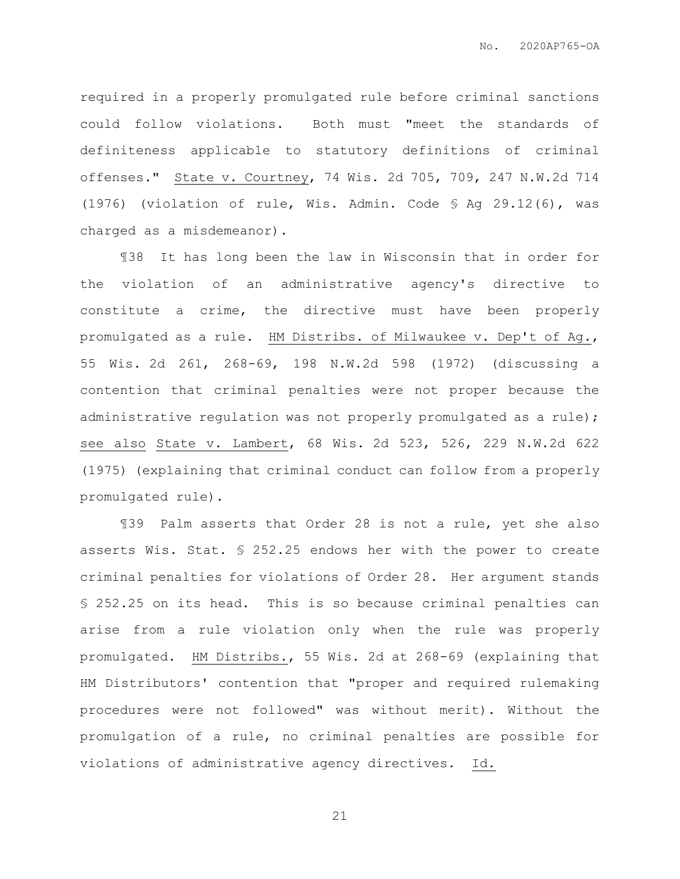required in a properly promulgated rule before criminal sanctions could follow violations. Both must "meet the standards of definiteness applicable to statutory definitions of criminal offenses." State v. Courtney, 74 Wis. 2d 705, 709, 247 N.W.2d 714 (1976) (violation of rule, Wis. Admin. Code § Ag 29.12(6), was charged as a misdemeanor).

¶38 It has long been the law in Wisconsin that in order for the violation of an administrative agency's directive to constitute a crime, the directive must have been properly promulgated as a rule. HM Distribs. of Milwaukee v. Dep't of Ag., 55 Wis. 2d 261, 268-69, 198 N.W.2d 598 (1972) (discussing a contention that criminal penalties were not proper because the administrative regulation was not properly promulgated as a rule); see also State v. Lambert, 68 Wis. 2d 523, 526, 229 N.W.2d 622 (1975) (explaining that criminal conduct can follow from a properly promulgated rule).

¶39 Palm asserts that Order 28 is not a rule, yet she also asserts Wis. Stat. § 252.25 endows her with the power to create criminal penalties for violations of Order 28. Her argument stands § 252.25 on its head. This is so because criminal penalties can arise from a rule violation only when the rule was properly promulgated. HM Distribs., 55 Wis. 2d at 268-69 (explaining that HM Distributors' contention that "proper and required rulemaking procedures were not followed" was without merit). Without the promulgation of a rule, no criminal penalties are possible for violations of administrative agency directives. Id.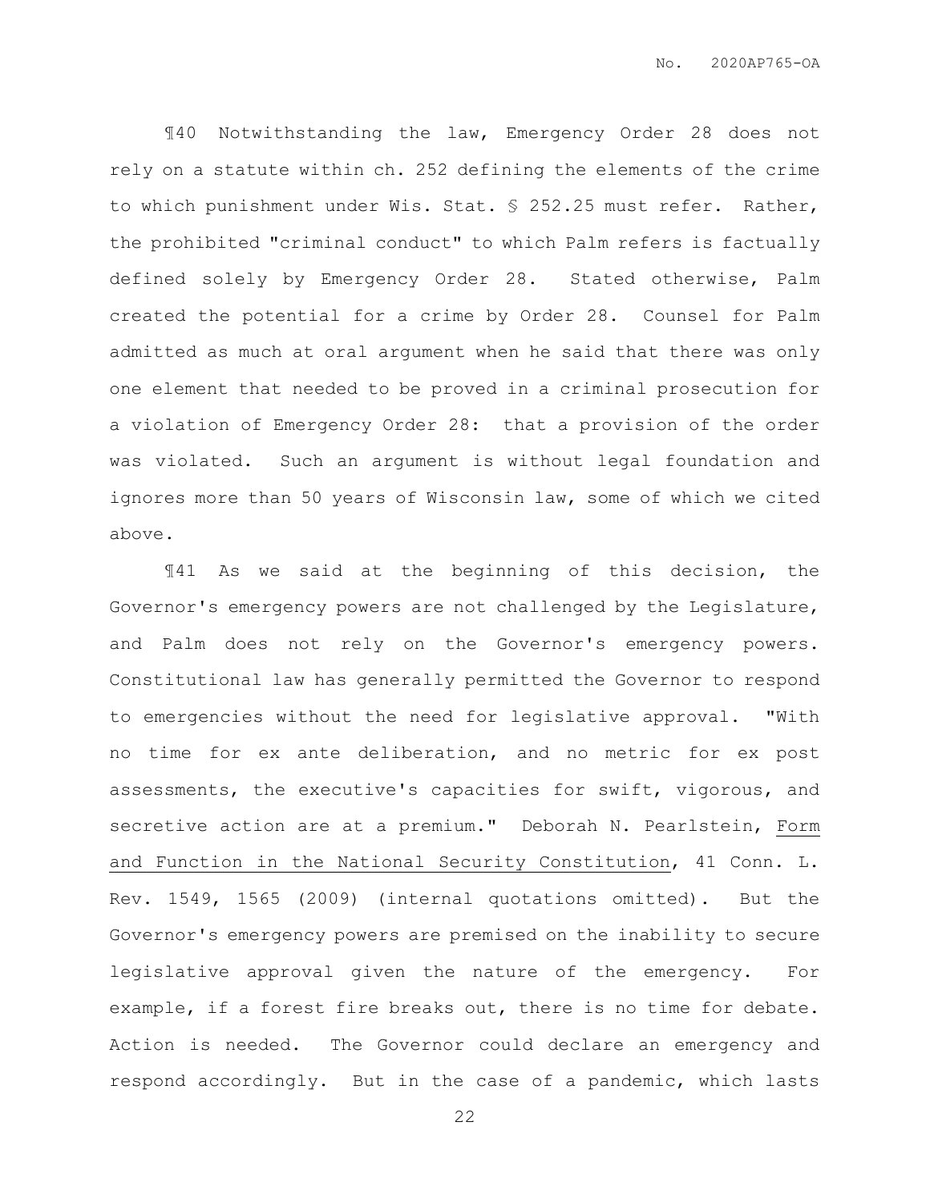¶40 Notwithstanding the law, Emergency Order 28 does not rely on a statute within ch. 252 defining the elements of the crime to which punishment under Wis. Stat. § 252.25 must refer. Rather, the prohibited "criminal conduct" to which Palm refers is factually defined solely by Emergency Order 28. Stated otherwise, Palm created the potential for a crime by Order 28. Counsel for Palm admitted as much at oral argument when he said that there was only one element that needed to be proved in a criminal prosecution for a violation of Emergency Order 28: that a provision of the order was violated. Such an argument is without legal foundation and ignores more than 50 years of Wisconsin law, some of which we cited above.

¶41 As we said at the beginning of this decision, the Governor's emergency powers are not challenged by the Legislature, and Palm does not rely on the Governor's emergency powers. Constitutional law has generally permitted the Governor to respond to emergencies without the need for legislative approval. "With no time for ex ante deliberation, and no metric for ex post assessments, the executive's capacities for swift, vigorous, and secretive action are at a premium." Deborah N. Pearlstein, Form and Function in the National Security Constitution, 41 Conn. L. Rev. 1549, 1565 (2009) (internal quotations omitted). But the Governor's emergency powers are premised on the inability to secure legislative approval given the nature of the emergency. For example, if a forest fire breaks out, there is no time for debate. Action is needed. The Governor could declare an emergency and respond accordingly. But in the case of a pandemic, which lasts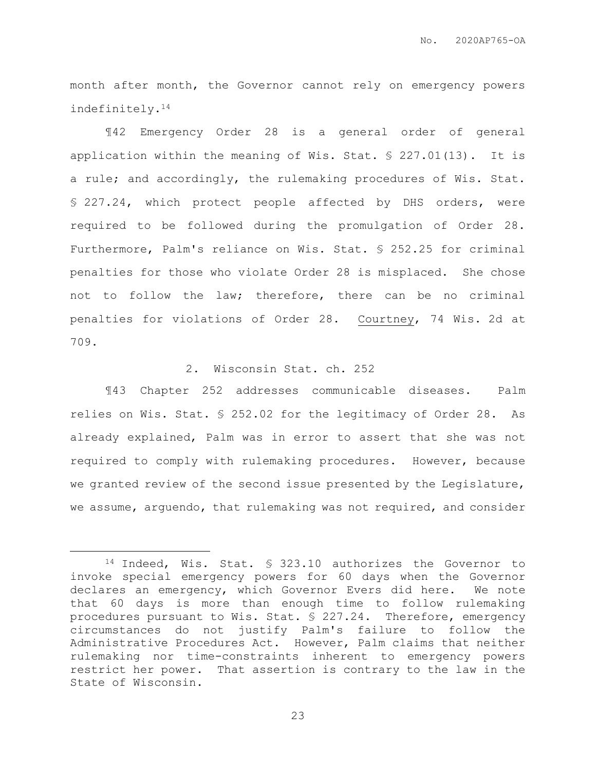month after month, the Governor cannot rely on emergency powers indefinitely.[14]

¶42 Emergency Order 28 is a general order of general application within the meaning of Wis. Stat. § 227.01(13). It is a rule; and accordingly, the rulemaking procedures of Wis. Stat. § 227.24, which protect people affected by DHS orders, were required to be followed during the promulgation of Order 28. Furthermore, Palm's reliance on Wis. Stat. § 252.25 for criminal penalties for those who violate Order 28 is misplaced. She chose not to follow the law; therefore, there can be no criminal penalties for violations of Order 28. Courtney, 74 Wis. 2d at 709.

### 2. Wisconsin Stat. ch. 252

¶43 Chapter 252 addresses communicable diseases. Palm relies on Wis. Stat. § 252.02 for the legitimacy of Order 28. As already explained, Palm was in error to assert that she was not required to comply with rulemaking procedures. However, because we granted review of the second issue presented by the Legislature, we assume, arguendo, that rulemaking was not required, and consider

---

[14] Indeed, Wis. Stat. § 323.10 authorizes the Governor to invoke special emergency powers for 60 days when the Governor declares an emergency, which Governor Evers did here. We note that 60 days is more than enough time to follow rulemaking procedures pursuant to Wis. Stat. § 227.24. Therefore, emergency circumstances do not justify Palm's failure to follow the Administrative Procedures Act. However, Palm claims that neither rulemaking nor time-constraints inherent to emergency powers restrict her power. That assertion is contrary to the law in the State of Wisconsin.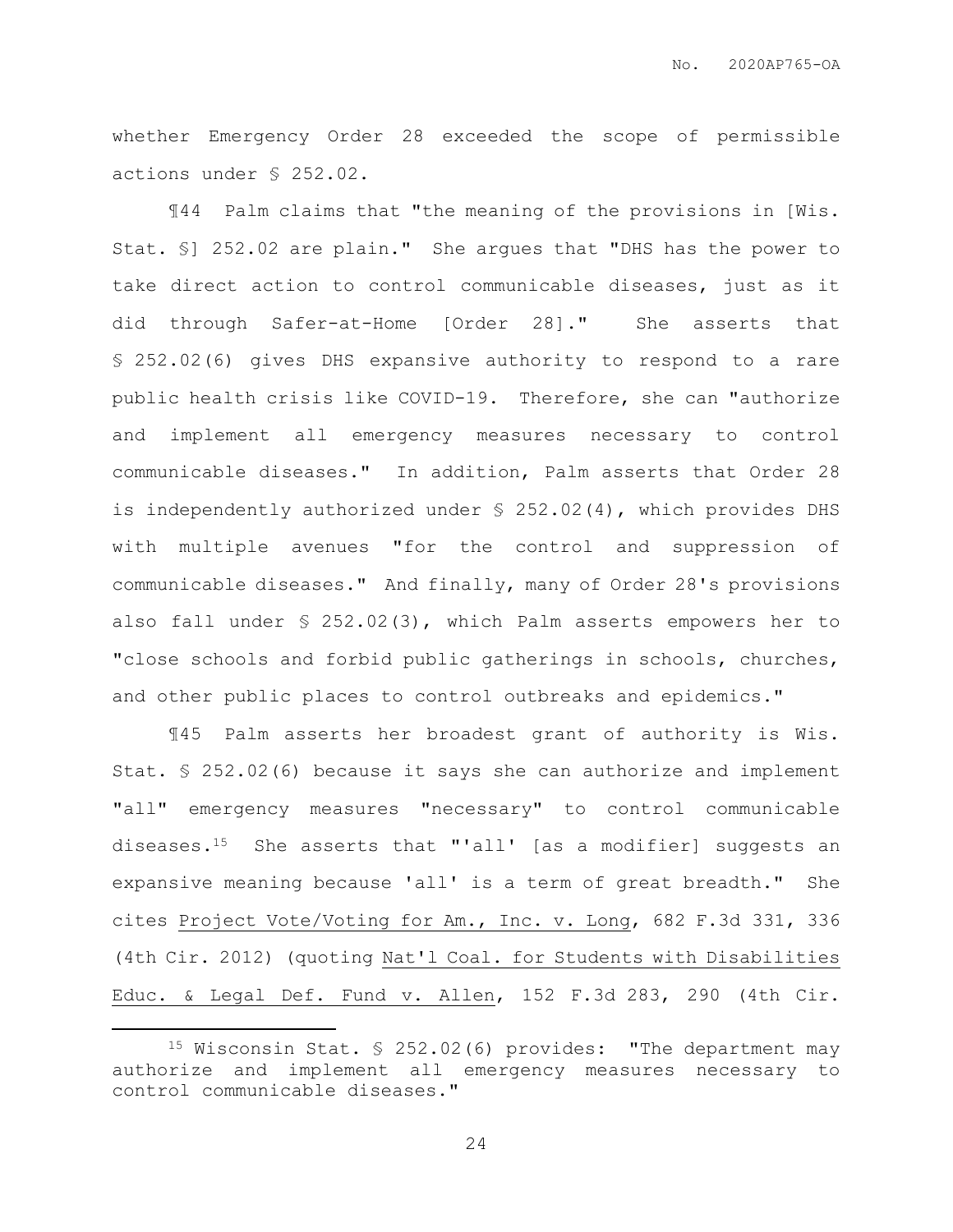whether Emergency Order 28 exceeded the scope of permissible actions under § 252.02.

¶44 Palm claims that "the meaning of the provisions in [Wis. Stat. §] 252.02 are plain." She argues that "DHS has the power to take direct action to control communicable diseases, just as it did through Safer-at-Home [Order 28]." She asserts that § 252.02(6) gives DHS expansive authority to respond to a rare public health crisis like COVID-19. Therefore, she can "authorize and implement all emergency measures necessary to control communicable diseases." In addition, Palm asserts that Order 28 is independently authorized under § 252.02(4), which provides DHS with multiple avenues "for the control and suppression of communicable diseases." And finally, many of Order 28's provisions also fall under § 252.02(3), which Palm asserts empowers her to "close schools and forbid public gatherings in schools, churches, and other public places to control outbreaks and epidemics."

¶45 Palm asserts her broadest grant of authority is Wis. Stat. § 252.02(6) because it says she can authorize and implement "all" emergency measures "necessary" to control communicable diseases.[15] She asserts that "'all' [as a modifier] suggests an expansive meaning because 'all' is a term of great breadth." She cites Project Vote/Voting for Am., Inc. v. Long, 682 F.3d 331, 336 (4th Cir. 2012) (quoting Nat'l Coal. for Students with Disabilities Educ. & Legal Def. Fund v. Allen, 152 F.3d 283, 290 (4th Cir.

---

[15] Wisconsin Stat. § 252.02(6) provides: "The department may authorize and implement all emergency measures necessary to control communicable diseases."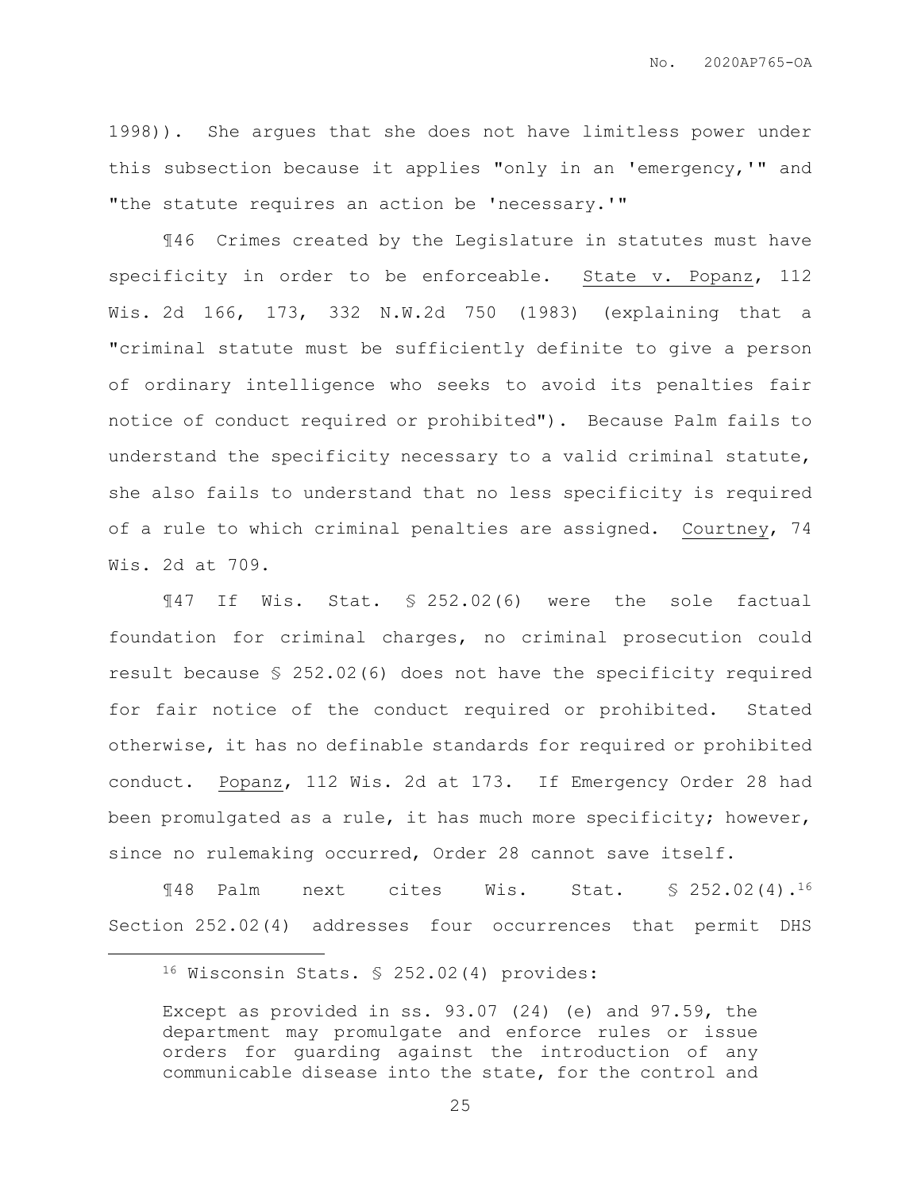1998)). She argues that she does not have limitless power under this subsection because it applies "only in an 'emergency,'" and "the statute requires an action be 'necessary.'"

¶46 Crimes created by the Legislature in statutes must have specificity in order to be enforceable. State v. Popanz, 112 Wis. 2d 166, 173, 332 N.W.2d 750 (1983) (explaining that a "criminal statute must be sufficiently definite to give a person of ordinary intelligence who seeks to avoid its penalties fair notice of conduct required or prohibited"). Because Palm fails to understand the specificity necessary to a valid criminal statute, she also fails to understand that no less specificity is required of a rule to which criminal penalties are assigned. Courtney, 74 Wis. 2d at 709.

¶47 If Wis. Stat. § 252.02(6) were the sole factual foundation for criminal charges, no criminal prosecution could result because § 252.02(6) does not have the specificity required for fair notice of the conduct required or prohibited. Stated otherwise, it has no definable standards for required or prohibited conduct. Popanz, 112 Wis. 2d at 173. If Emergency Order 28 had been promulgated as a rule, it has much more specificity; however, since no rulemaking occurred, Order 28 cannot save itself.

¶48 Palm next cites Wis. Stat. § 252.02(4).[16] Section 252.02(4) addresses four occurrences that permit DHS

[16] Wisconsin Stats. § 252.02(4) provides:

> Except as provided in ss. 93.07 (24) (e) and 97.59, the department may promulgate and enforce rules or issue orders for guarding against the introduction of any communicable disease into the state, for the control and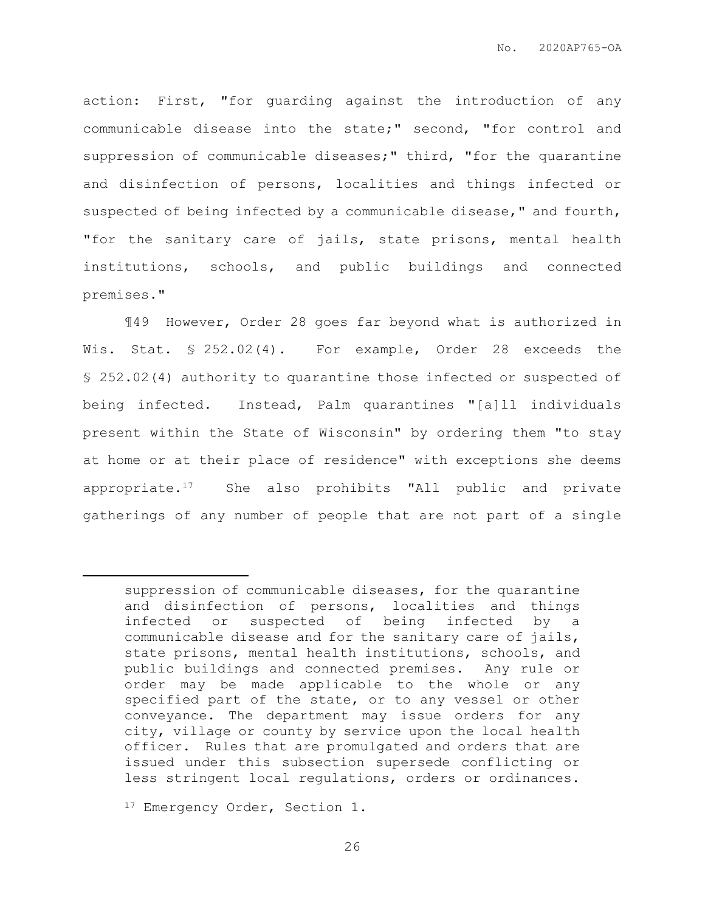action: First, "for guarding against the introduction of any communicable disease into the state;" second, "for control and suppression of communicable diseases;" third, "for the quarantine and disinfection of persons, localities and things infected or suspected of being infected by a communicable disease," and fourth, "for the sanitary care of jails, state prisons, mental health institutions, schools, and public buildings and connected premises."

¶49 However, Order 28 goes far beyond what is authorized in Wis. Stat. § 252.02(4). For example, Order 28 exceeds the § 252.02(4) authority to quarantine those infected or suspected of being infected. Instead, Palm quarantines "[a]ll individuals present within the State of Wisconsin" by ordering them "to stay at home or at their place of residence" with exceptions she deems appropriate.[17] She also prohibits "All public and private gatherings of any number of people that are not part of a single

---

suppression of communicable diseases, for the quarantine and disinfection of persons, localities and things infected or suspected of being infected by a communicable disease and for the sanitary care of jails, state prisons, mental health institutions, schools, and public buildings and connected premises. Any rule or order may be made applicable to the whole or any specified part of the state, or to any vessel or other conveyance. The department may issue orders for any city, village or county by service upon the local health officer. Rules that are promulgated and orders that are issued under this subsection supersede conflicting or less stringent local regulations, orders or ordinances.

[17] Emergency Order, Section 1.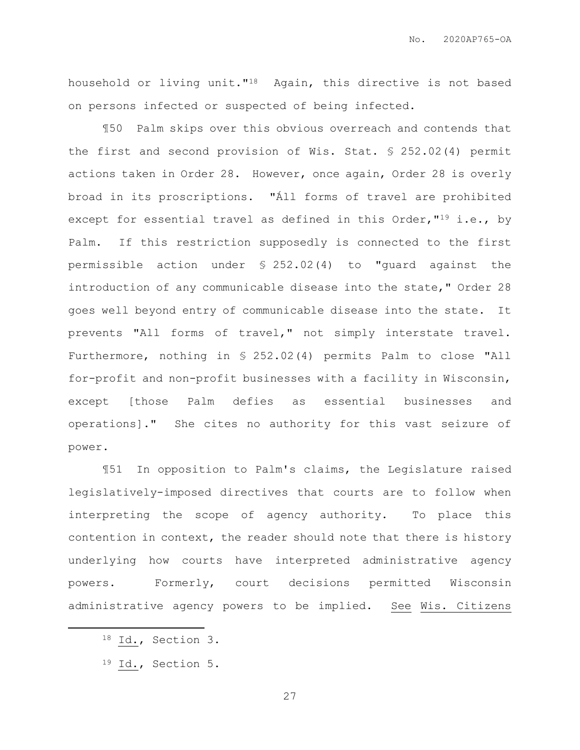household or living unit."[18] Again, this directive is not based on persons infected or suspected of being infected.

¶50 Palm skips over this obvious overreach and contends that the first and second provision of Wis. Stat. § 252.02(4) permit actions taken in Order 28. However, once again, Order 28 is overly broad in its proscriptions. "Áll forms of travel are prohibited except for essential travel as defined in this Order,"[19] i.e., by Palm. If this restriction supposedly is connected to the first permissible action under § 252.02(4) to "guard against the introduction of any communicable disease into the state," Order 28 goes well beyond entry of communicable disease into the state. It prevents "All forms of travel," not simply interstate travel. Furthermore, nothing in § 252.02(4) permits Palm to close "All for-profit and non-profit businesses with a facility in Wisconsin, except [those Palm defies as essential businesses and operations]." She cites no authority for this vast seizure of power.

¶51 In opposition to Palm's claims, the Legislature raised legislatively-imposed directives that courts are to follow when interpreting the scope of agency authority. To place this contention in context, the reader should note that there is history underlying how courts have interpreted administrative agency powers. Formerly, court decisions permitted Wisconsin administrative agency powers to be implied. See Wis. Citizens

[18] Id., Section 3.

[19] Id., Section 5.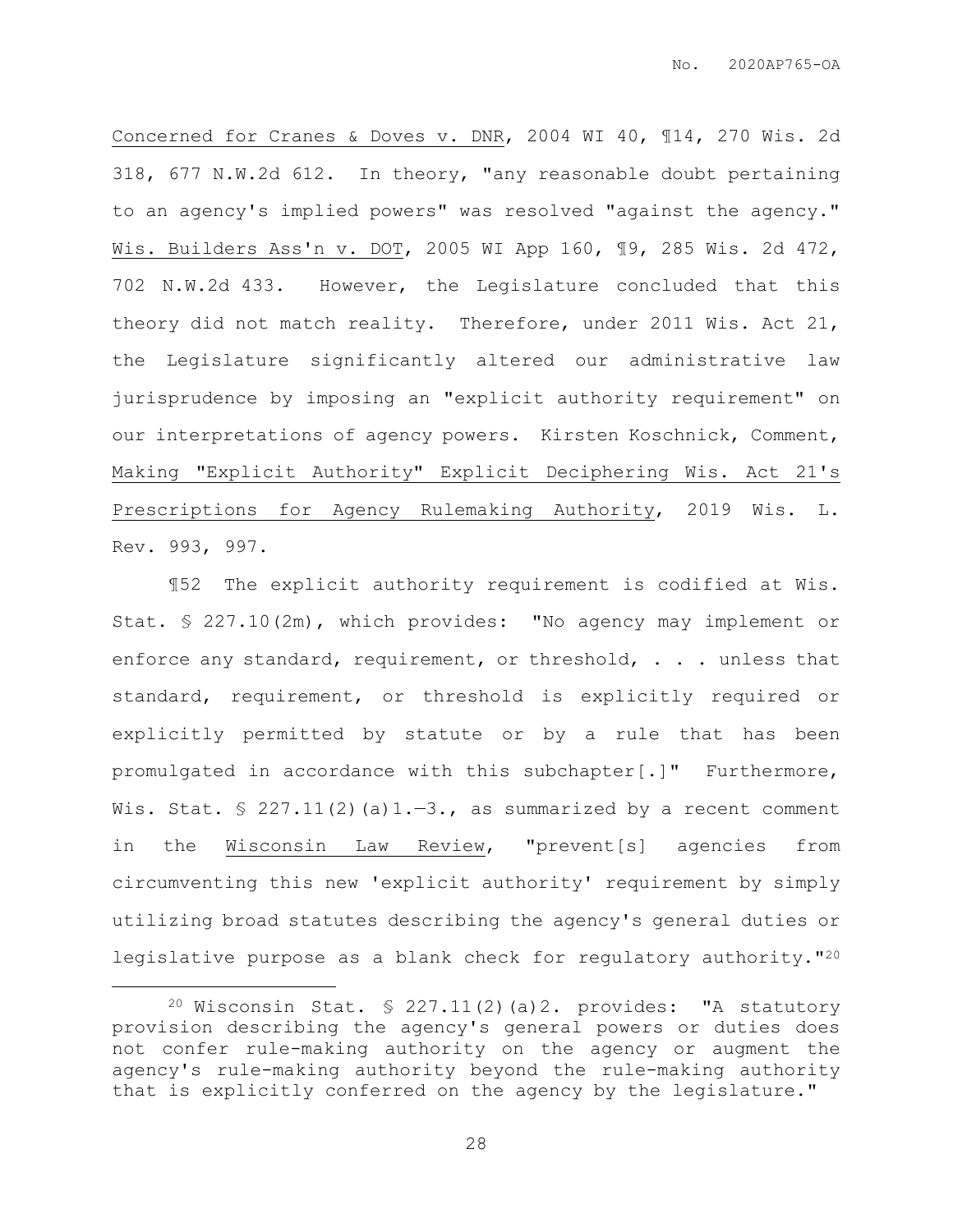Concerned for Cranes & Doves v. DNR, 2004 WI 40, ¶14, 270 Wis. 2d 318, 677 N.W.2d 612. In theory, "any reasonable doubt pertaining to an agency's implied powers" was resolved "against the agency." Wis. Builders Ass'n v. DOT, 2005 WI App 160, ¶9, 285 Wis. 2d 472, 702 N.W.2d 433. However, the Legislature concluded that this theory did not match reality. Therefore, under 2011 Wis. Act 21, the Legislature significantly altered our administrative law jurisprudence by imposing an "explicit authority requirement" on our interpretations of agency powers. Kirsten Koschnick, Comment, Making "Explicit Authority" Explicit Deciphering Wis. Act 21's Prescriptions for Agency Rulemaking Authority, 2019 Wis. L. Rev. 993, 997.

¶52 The explicit authority requirement is codified at Wis. Stat. § 227.10(2m), which provides: "No agency may implement or enforce any standard, requirement, or threshold, . . . unless that standard, requirement, or threshold is explicitly required or explicitly permitted by statute or by a rule that has been promulgated in accordance with this subchapter[.]" Furthermore, Wis. Stat. § 227.11(2)(a)1.—3., as summarized by a recent comment in the Wisconsin Law Review, "prevent[s] agencies from circumventing this new 'explicit authority' requirement by simply utilizing broad statutes describing the agency's general duties or legislative purpose as a blank check for regulatory authority."[20]

---

[20] Wisconsin Stat. § 227.11(2)(a)2. provides: "A statutory provision describing the agency's general powers or duties does not confer rule-making authority on the agency or augment the agency's rule-making authority beyond the rule-making authority that is explicitly conferred on the agency by the legislature."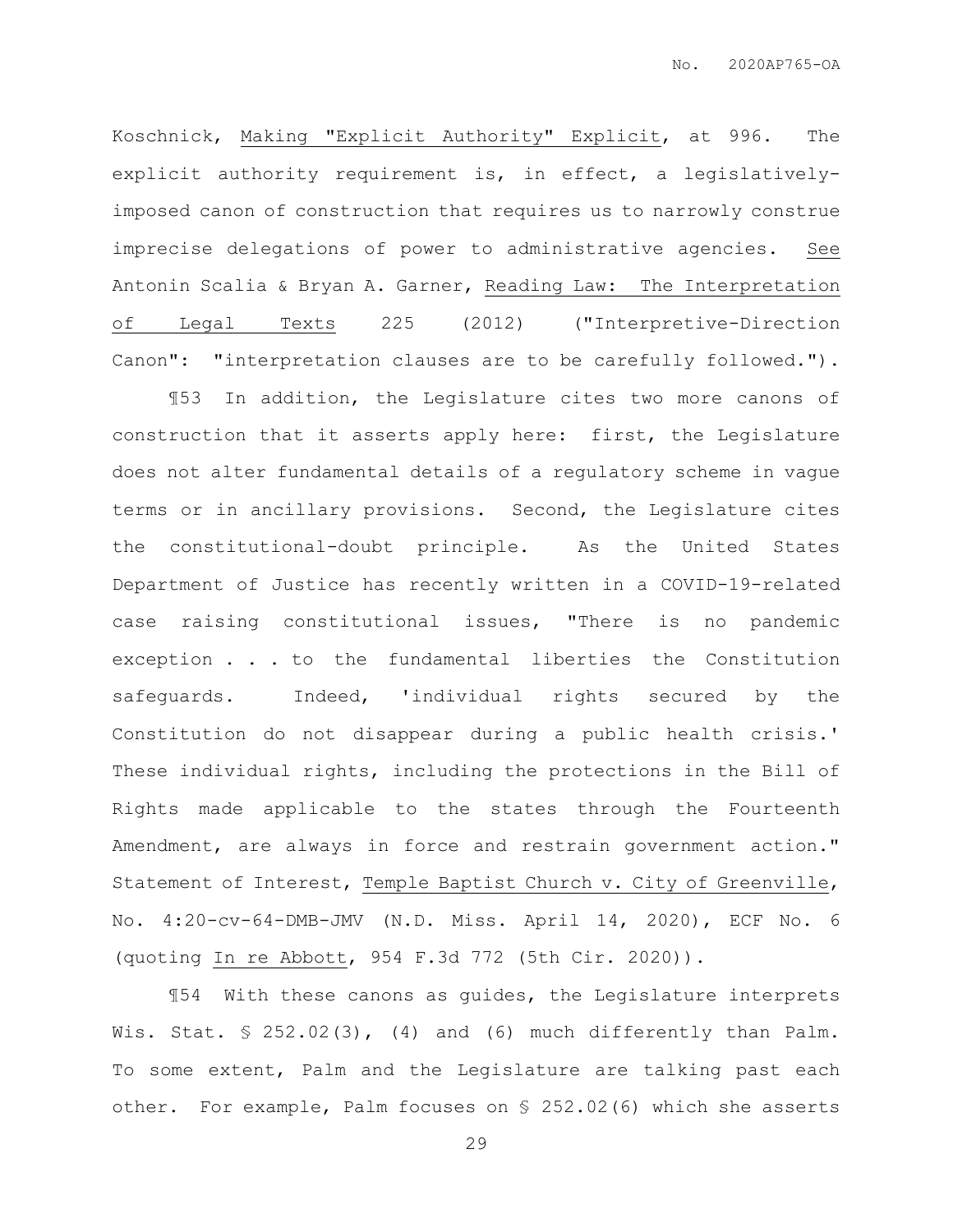Koschnick, Making "Explicit Authority" Explicit, at 996. The explicit authority requirement is, in effect, a legislatively-imposed canon of construction that requires us to narrowly construe imprecise delegations of power to administrative agencies. See Antonin Scalia & Bryan A. Garner, Reading Law: The Interpretation of Legal Texts 225 (2012) ("Interpretive-Direction Canon": "interpretation clauses are to be carefully followed.").

¶53 In addition, the Legislature cites two more canons of construction that it asserts apply here: first, the Legislature does not alter fundamental details of a regulatory scheme in vague terms or in ancillary provisions. Second, the Legislature cites the constitutional-doubt principle. As the United States Department of Justice has recently written in a COVID-19-related case raising constitutional issues, "There is no pandemic exception . . . to the fundamental liberties the Constitution safeguards. Indeed, 'individual rights secured by the Constitution do not disappear during a public health crisis.' These individual rights, including the protections in the Bill of Rights made applicable to the states through the Fourteenth Amendment, are always in force and restrain government action." Statement of Interest, Temple Baptist Church v. City of Greenville, No. 4:20-cv-64-DMB-JMV (N.D. Miss. April 14, 2020), ECF No. 6 (quoting In re Abbott, 954 F.3d 772 (5th Cir. 2020)).

¶54 With these canons as guides, the Legislature interprets Wis. Stat. § 252.02(3), (4) and (6) much differently than Palm. To some extent, Palm and the Legislature are talking past each other. For example, Palm focuses on § 252.02(6) which she asserts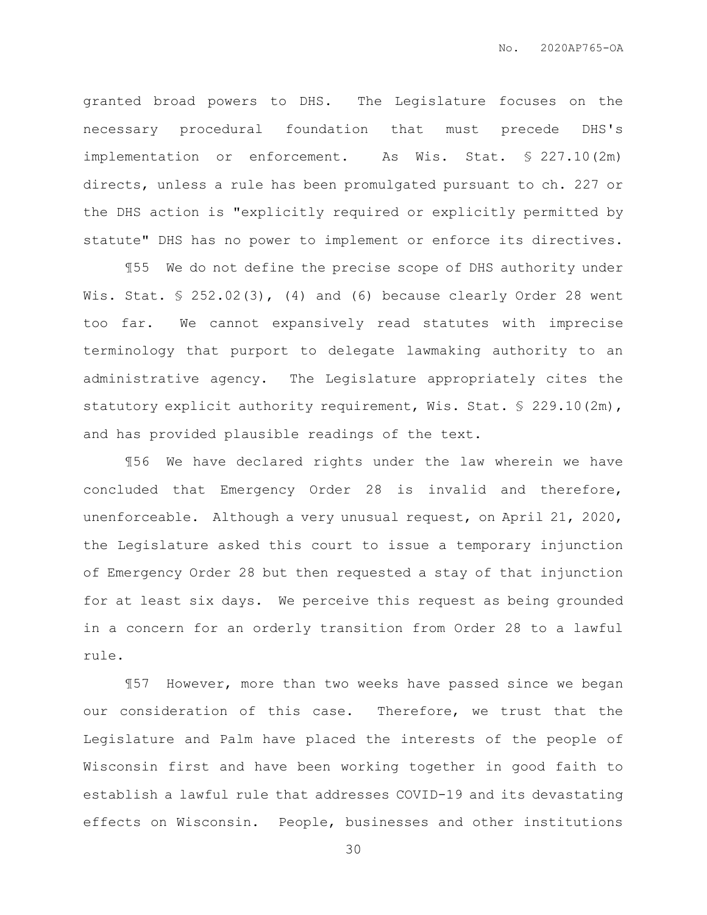granted broad powers to DHS. The Legislature focuses on the necessary procedural foundation that must precede DHS's implementation or enforcement. As Wis. Stat. § 227.10(2m) directs, unless a rule has been promulgated pursuant to ch. 227 or the DHS action is "explicitly required or explicitly permitted by statute" DHS has no power to implement or enforce its directives.

¶55 We do not define the precise scope of DHS authority under Wis. Stat. § 252.02(3), (4) and (6) because clearly Order 28 went too far. We cannot expansively read statutes with imprecise terminology that purport to delegate lawmaking authority to an administrative agency. The Legislature appropriately cites the statutory explicit authority requirement, Wis. Stat. § 229.10(2m), and has provided plausible readings of the text.

¶56 We have declared rights under the law wherein we have concluded that Emergency Order 28 is invalid and therefore, unenforceable. Although a very unusual request, on April 21, 2020, the Legislature asked this court to issue a temporary injunction of Emergency Order 28 but then requested a stay of that injunction for at least six days. We perceive this request as being grounded in a concern for an orderly transition from Order 28 to a lawful rule.

¶57 However, more than two weeks have passed since we began our consideration of this case. Therefore, we trust that the Legislature and Palm have placed the interests of the people of Wisconsin first and have been working together in good faith to establish a lawful rule that addresses COVID-19 and its devastating effects on Wisconsin. People, businesses and other institutions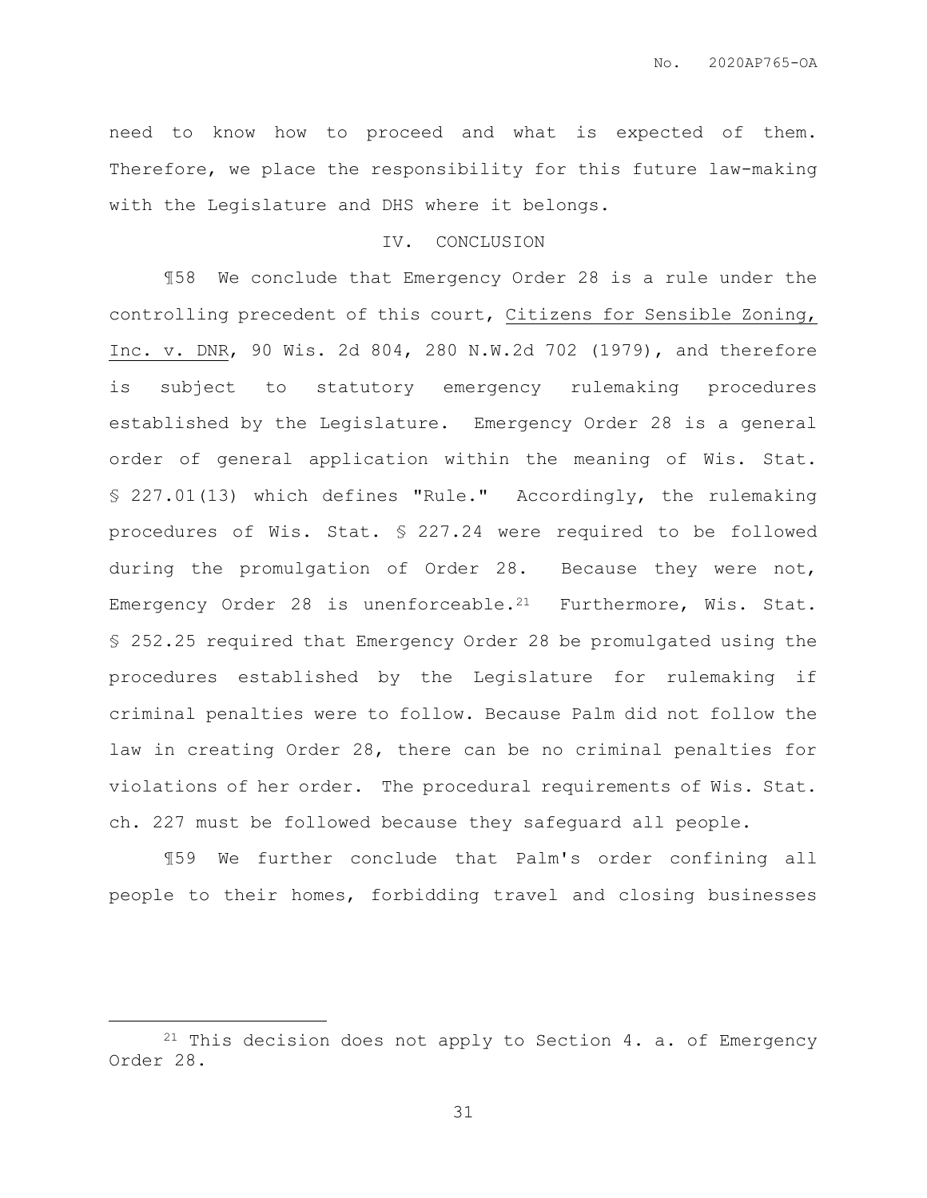need to know how to proceed and what is expected of them. Therefore, we place the responsibility for this future law-making with the Legislature and DHS where it belongs.

## IV. CONCLUSION

¶58 We conclude that Emergency Order 28 is a rule under the controlling precedent of this court, Citizens for Sensible Zoning, Inc. v. DNR, 90 Wis. 2d 804, 280 N.W.2d 702 (1979), and therefore is subject to statutory emergency rulemaking procedures established by the Legislature. Emergency Order 28 is a general order of general application within the meaning of Wis. Stat. § 227.01(13) which defines "Rule." Accordingly, the rulemaking procedures of Wis. Stat. § 227.24 were required to be followed during the promulgation of Order 28. Because they were not, Emergency Order 28 is unenforceable.[21] Furthermore, Wis. Stat. § 252.25 required that Emergency Order 28 be promulgated using the procedures established by the Legislature for rulemaking if criminal penalties were to follow. Because Palm did not follow the law in creating Order 28, there can be no criminal penalties for violations of her order. The procedural requirements of Wis. Stat. ch. 227 must be followed because they safeguard all people.

¶59 We further conclude that Palm's order confining all people to their homes, forbidding travel and closing businesses

---

[21] This decision does not apply to Section 4. a. of Emergency Order 28.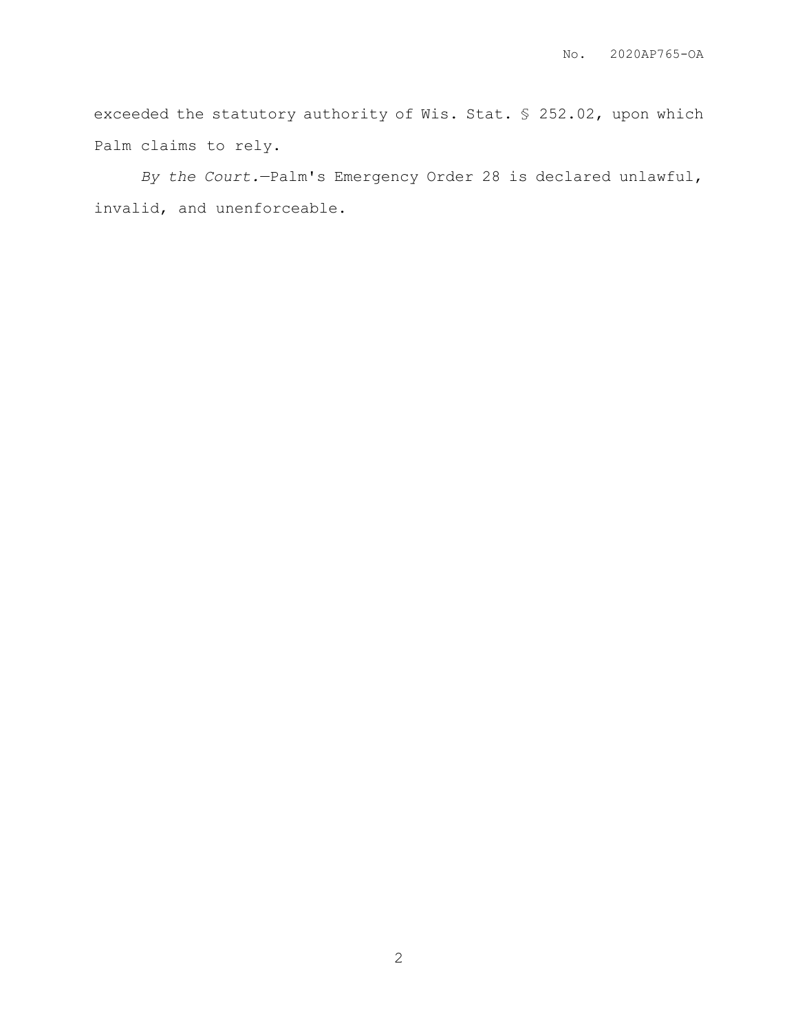exceeded the statutory authority of Wis. Stat. § 252.02, upon which Palm claims to rely.

*By the Court.*—Palm's Emergency Order 28 is declared unlawful, invalid, and unenforceable.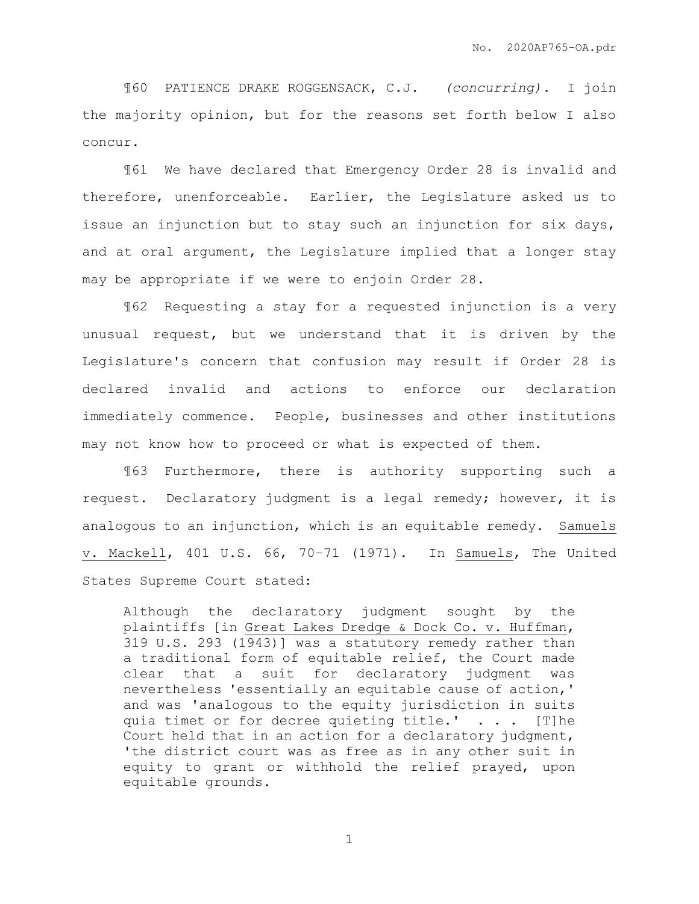¶60 PATIENCE DRAKE ROGGENSACK, C.J. *(concurring).* I join the majority opinion, but for the reasons set forth below I also concur.

¶61 We have declared that Emergency Order 28 is invalid and therefore, unenforceable. Earlier, the Legislature asked us to issue an injunction but to stay such an injunction for six days, and at oral argument, the Legislature implied that a longer stay may be appropriate if we were to enjoin Order 28.

¶62 Requesting a stay for a requested injunction is a very unusual request, but we understand that it is driven by the Legislature's concern that confusion may result if Order 28 is declared invalid and actions to enforce our declaration immediately commence. People, businesses and other institutions may not know how to proceed or what is expected of them.

¶63 Furthermore, there is authority supporting such a request. Declaratory judgment is a legal remedy; however, it is analogous to an injunction, which is an equitable remedy. Samuels v. Mackell, 401 U.S. 66, 70-71 (1971). In Samuels, The United States Supreme Court stated:

> Although the declaratory judgment sought by the plaintiffs [in Great Lakes Dredge & Dock Co. v. Huffman, 319 U.S. 293 (1943)] was a statutory remedy rather than a traditional form of equitable relief, the Court made clear that a suit for declaratory judgment was nevertheless 'essentially an equitable cause of action,' and was 'analogous to the equity jurisdiction in suits quia timet or for decree quieting title.' . . . [T]he Court held that in an action for a declaratory judgment, 'the district court was as free as in any other suit in equity to grant or withhold the relief prayed, upon equitable grounds.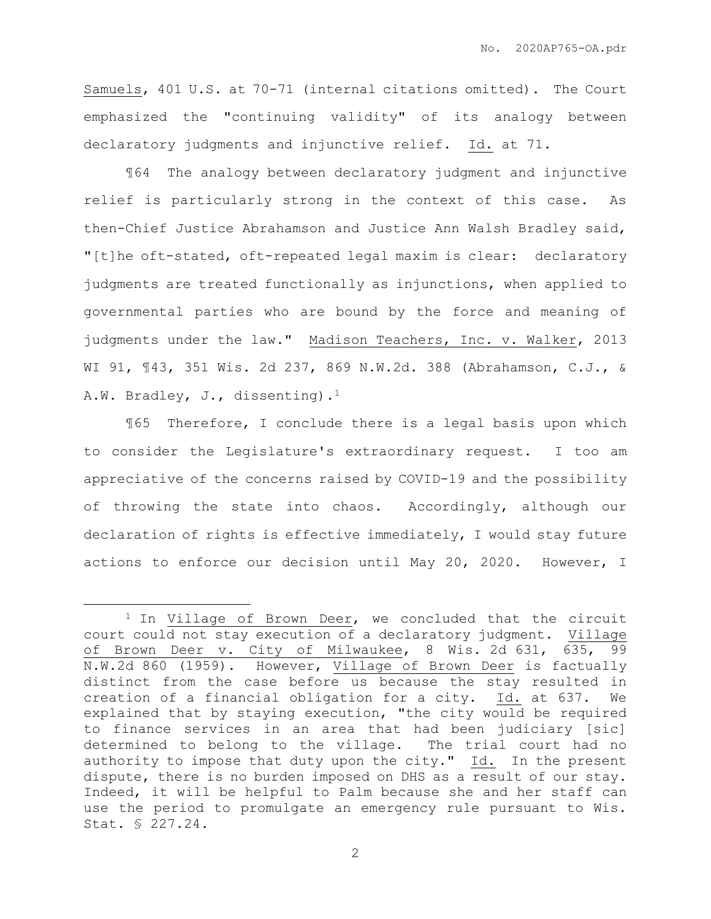Samuels, 401 U.S. at 70-71 (internal citations omitted). The Court emphasized the "continuing validity" of its analogy between declaratory judgments and injunctive relief. Id. at 71.

¶64 The analogy between declaratory judgment and injunctive relief is particularly strong in the context of this case. As then-Chief Justice Abrahamson and Justice Ann Walsh Bradley said, "[t]he oft-stated, oft-repeated legal maxim is clear: declaratory judgments are treated functionally as injunctions, when applied to governmental parties who are bound by the force and meaning of judgments under the law." Madison Teachers, Inc. v. Walker, 2013 WI 91, ¶43, 351 Wis. 2d 237, 869 N.W.2d. 388 (Abrahamson, C.J., & A.W. Bradley, J., dissenting).[1]

¶65 Therefore, I conclude there is a legal basis upon which to consider the Legislature's extraordinary request. I too am appreciative of the concerns raised by COVID-19 and the possibility of throwing the state into chaos. Accordingly, although our declaration of rights is effective immediately, I would stay future actions to enforce our decision until May 20, 2020. However, I

---

[1] In Village of Brown Deer, we concluded that the circuit court could not stay execution of a declaratory judgment. Village of Brown Deer v. City of Milwaukee, 8 Wis. 2d 631, 635, 99 N.W.2d 860 (1959). However, Village of Brown Deer is factually distinct from the case before us because the stay resulted in creation of a financial obligation for a city. Id. at 637. We explained that by staying execution, "the city would be required to finance services in an area that had been judiciary [sic] determined to belong to the village. The trial court had no authority to impose that duty upon the city." Id. In the present dispute, there is no burden imposed on DHS as a result of our stay. Indeed, it will be helpful to Palm because she and her staff can use the period to promulgate an emergency rule pursuant to Wis. Stat. § 227.24.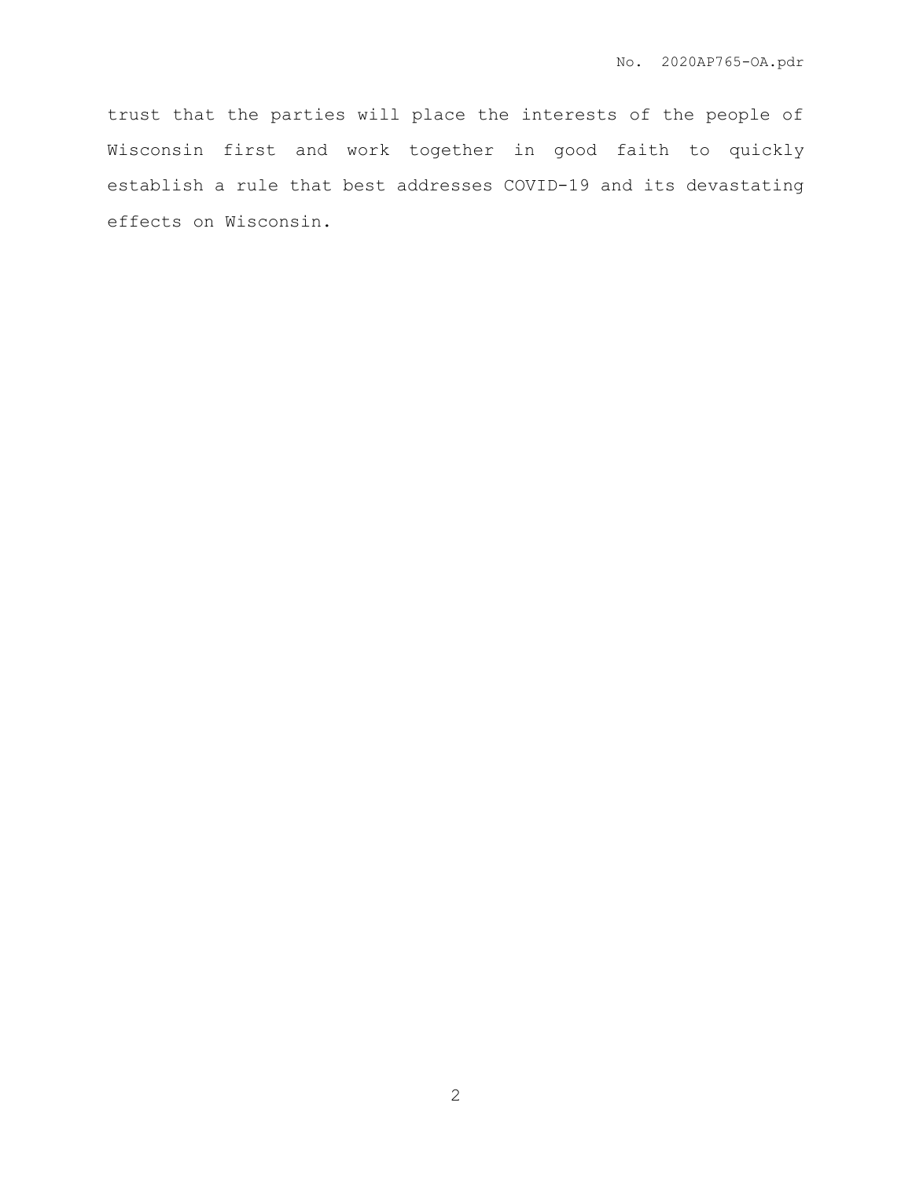trust that the parties will place the interests of the people of Wisconsin first and work together in good faith to quickly establish a rule that best addresses COVID-19 and its devastating effects on Wisconsin.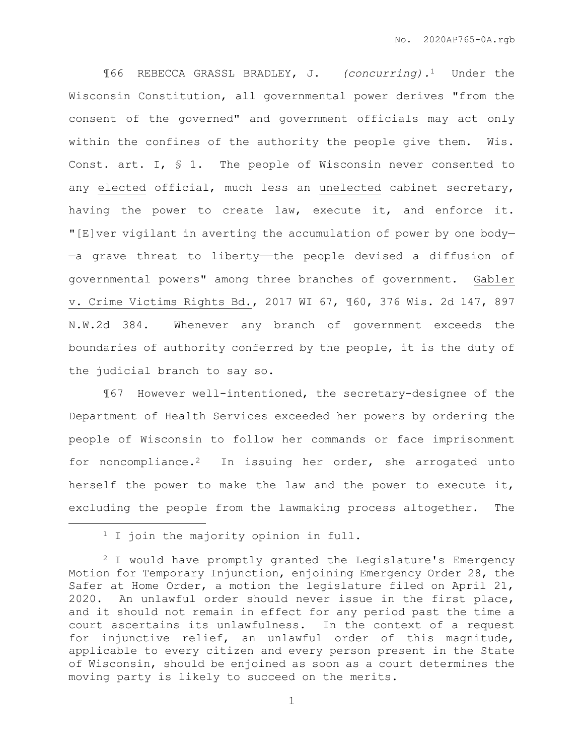¶66 REBECCA GRASSL BRADLEY, J. *(concurring).*[1] Under the Wisconsin Constitution, all governmental power derives "from the consent of the governed" and government officials may act only within the confines of the authority the people give them. Wis. Const. art. I, § 1. The people of Wisconsin never consented to any elected official, much less an unelected cabinet secretary, having the power to create law, execute it, and enforce it. "[E]ver vigilant in averting the accumulation of power by one body——a grave threat to liberty——the people devised a diffusion of governmental powers" among three branches of government. Gabler v. Crime Victims Rights Bd., 2017 WI 67, ¶60, 376 Wis. 2d 147, 897 N.W.2d 384. Whenever any branch of government exceeds the boundaries of authority conferred by the people, it is the duty of the judicial branch to say so.

¶67 However well-intentioned, the secretary-designee of the Department of Health Services exceeded her powers by ordering the people of Wisconsin to follow her commands or face imprisonment for noncompliance.[2] In issuing her order, she arrogated unto herself the power to make the law and the power to execute it, excluding the people from the lawmaking process altogether. The

---

[1] I join the majority opinion in full.

[2] I would have promptly granted the Legislature's Emergency Motion for Temporary Injunction, enjoining Emergency Order 28, the Safer at Home Order, a motion the legislature filed on April 21, 2020. An unlawful order should never issue in the first place, and it should not remain in effect for any period past the time a court ascertains its unlawfulness. In the context of a request for injunctive relief, an unlawful order of this magnitude, applicable to every citizen and every person present in the State of Wisconsin, should be enjoined as soon as a court determines the moving party is likely to succeed on the merits.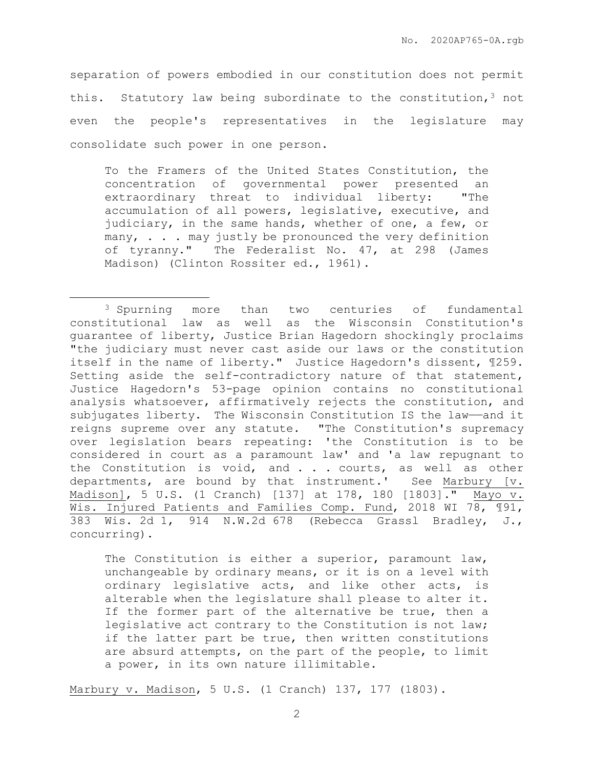separation of powers embodied in our constitution does not permit this. Statutory law being subordinate to the constitution,[3] not even the people's representatives in the legislature may consolidate such power in one person.

> To the Framers of the United States Constitution, the concentration of governmental power presented an extraordinary threat to individual liberty: "The accumulation of all powers, legislative, executive, and judiciary, in the same hands, whether of one, a few, or many, . . . may justly be pronounced the very definition of tyranny." The Federalist No. 47, at 298 (James Madison) (Clinton Rossiter ed., 1961).

---

[3] Spurning more than two centuries of fundamental constitutional law as well as the Wisconsin Constitution's guarantee of liberty, Justice Brian Hagedorn shockingly proclaims "the judiciary must never cast aside our laws or the constitution itself in the name of liberty." Justice Hagedorn's dissent, ¶259. Setting aside the self-contradictory nature of that statement, Justice Hagedorn's 53-page opinion contains no constitutional analysis whatsoever, affirmatively rejects the constitution, and subjugates liberty. The Wisconsin Constitution IS the law——and it reigns supreme over any statute. "The Constitution's supremacy over legislation bears repeating: 'the Constitution is to be considered in court as a paramount law' and 'a law repugnant to the Constitution is void, and . . . courts, as well as other departments, are bound by that instrument.' See Marbury [v. Madison], 5 U.S. (1 Cranch) [137] at 178, 180 [1803]." Mayo v. Wis. Injured Patients and Families Comp. Fund, 2018 WI 78, ¶91, 383 Wis. 2d 1, 914 N.W.2d 678 (Rebecca Grassl Bradley, J., concurring).

> The Constitution is either a superior, paramount law, unchangeable by ordinary means, or it is on a level with ordinary legislative acts, and like other acts, is alterable when the legislature shall please to alter it. If the former part of the alternative be true, then a legislative act contrary to the Constitution is not law; if the latter part be true, then written constitutions are absurd attempts, on the part of the people, to limit a power, in its own nature illimitable.

Marbury v. Madison, 5 U.S. (1 Cranch) 137, 177 (1803).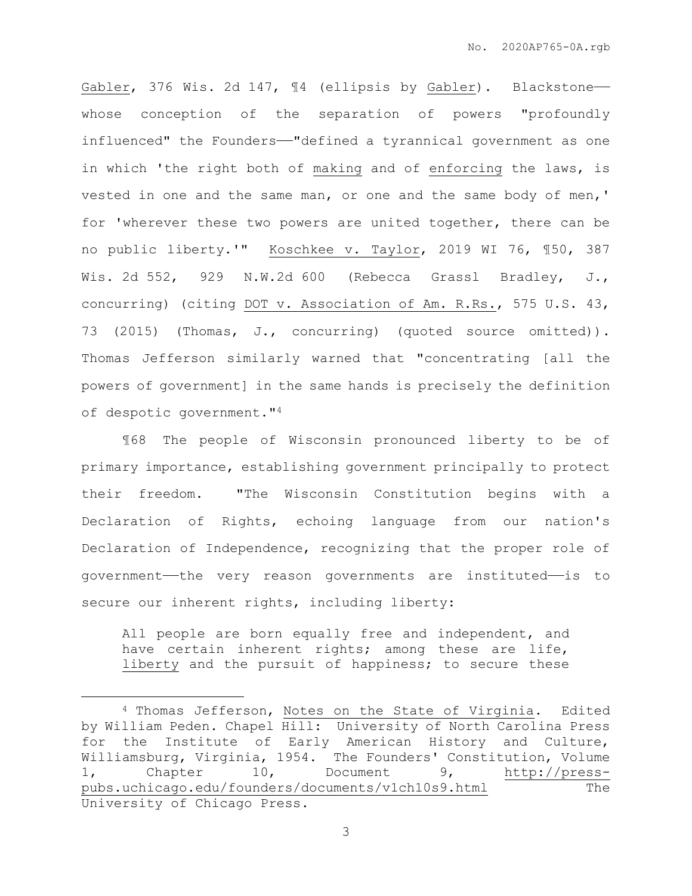Gabler, 376 Wis. 2d 147, ¶4 (ellipsis by Gabler). Blackstone——whose conception of the separation of powers "profoundly influenced" the Founders——"defined a tyrannical government as one in which 'the right both of making and of enforcing the laws, is vested in one and the same man, or one and the same body of men,' for 'wherever these two powers are united together, there can be no public liberty.'" Koschkee v. Taylor, 2019 WI 76, ¶50, 387 Wis. 2d 552, 929 N.W.2d 600 (Rebecca Grassl Bradley, J., concurring) (citing DOT v. Association of Am. R.Rs., 575 U.S. 43, 73 (2015) (Thomas, J., concurring) (quoted source omitted)). Thomas Jefferson similarly warned that "concentrating [all the powers of government] in the same hands is precisely the definition of despotic government."[4]

¶68 The people of Wisconsin pronounced liberty to be of primary importance, establishing government principally to protect their freedom. "The Wisconsin Constitution begins with a Declaration of Rights, echoing language from our nation's Declaration of Independence, recognizing that the proper role of government——the very reason governments are instituted——is to secure our inherent rights, including liberty:

> All people are born equally free and independent, and have certain inherent rights; among these are life, liberty and the pursuit of happiness; to secure these

---

[4] Thomas Jefferson, Notes on the State of Virginia. Edited by William Peden. Chapel Hill: University of North Carolina Press for the Institute of Early American History and Culture, Williamsburg, Virginia, 1954. The Founders' Constitution, Volume 1, Chapter 10, Document 9, http://press-pubs.uchicago.edu/founders/documents/v1ch10s9.html The University of Chicago Press.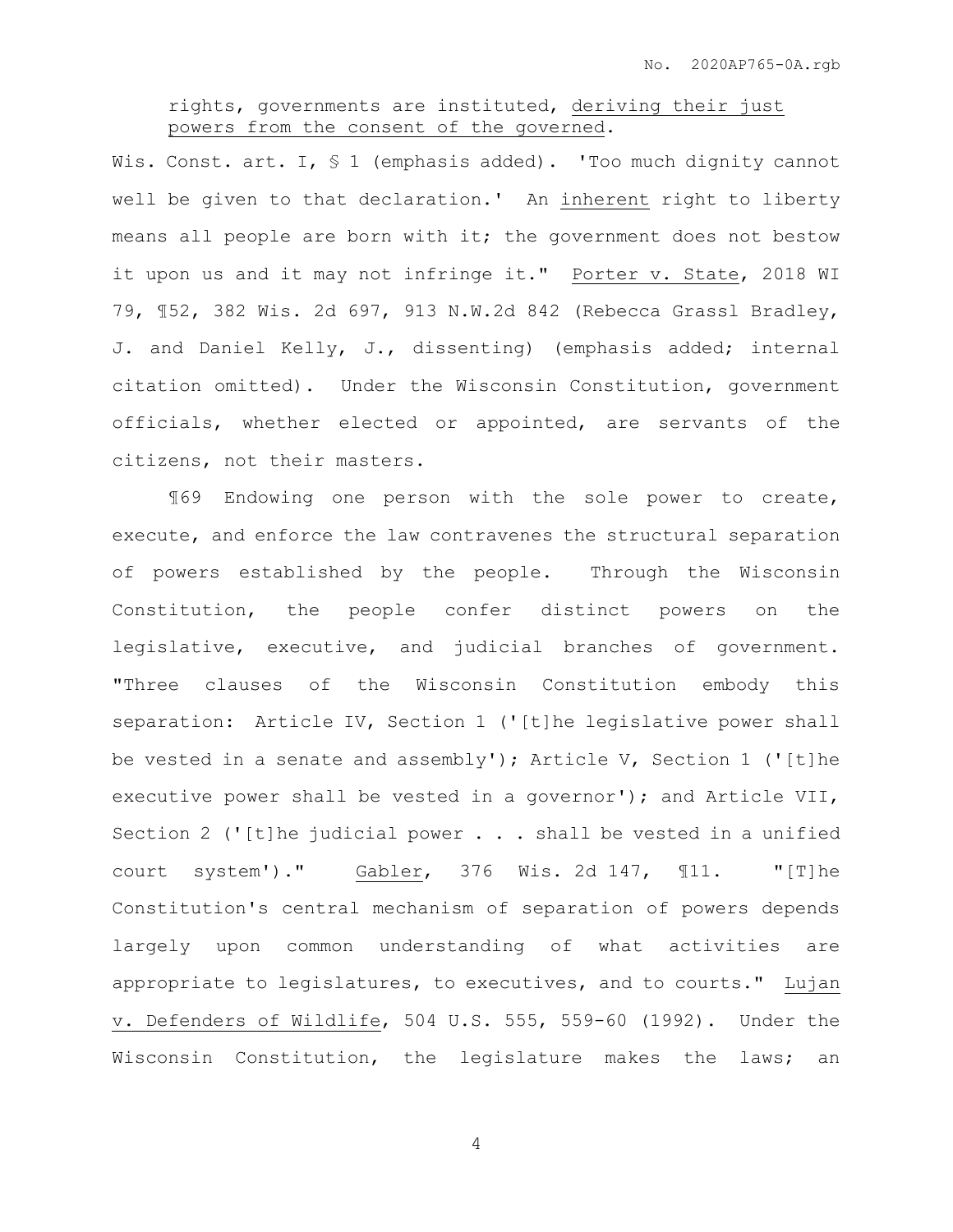> rights, governments are instituted, <u>deriving their just powers from the consent of the governed</u>.

Wis. Const. art. I, § 1 (emphasis added). 'Too much dignity cannot well be given to that declaration.' An <u>inherent</u> right to liberty means all people are born with it; the government does not bestow it upon us and it may not infringe it." <u>Porter v. State</u>, 2018 WI 79, ¶52, 382 Wis. 2d 697, 913 N.W.2d 842 (Rebecca Grassl Bradley, J. and Daniel Kelly, J., dissenting) (emphasis added; internal citation omitted). Under the Wisconsin Constitution, government officials, whether elected or appointed, are servants of the citizens, not their masters.

¶69 Endowing one person with the sole power to create, execute, and enforce the law contravenes the structural separation of powers established by the people. Through the Wisconsin Constitution, the people confer distinct powers on the legislative, executive, and judicial branches of government. "Three clauses of the Wisconsin Constitution embody this separation: Article IV, Section 1 ('[t]he legislative power shall be vested in a senate and assembly'); Article V, Section 1 ('[t]he executive power shall be vested in a governor'); and Article VII, Section 2 ('[t]he judicial power . . . shall be vested in a unified court system')." <u>Gabler</u>, 376 Wis. 2d 147, ¶11. "[T]he Constitution's central mechanism of separation of powers depends largely upon common understanding of what activities are appropriate to legislatures, to executives, and to courts." <u>Lujan v. Defenders of Wildlife</u>, 504 U.S. 555, 559-60 (1992). Under the Wisconsin Constitution, the legislature makes the laws; an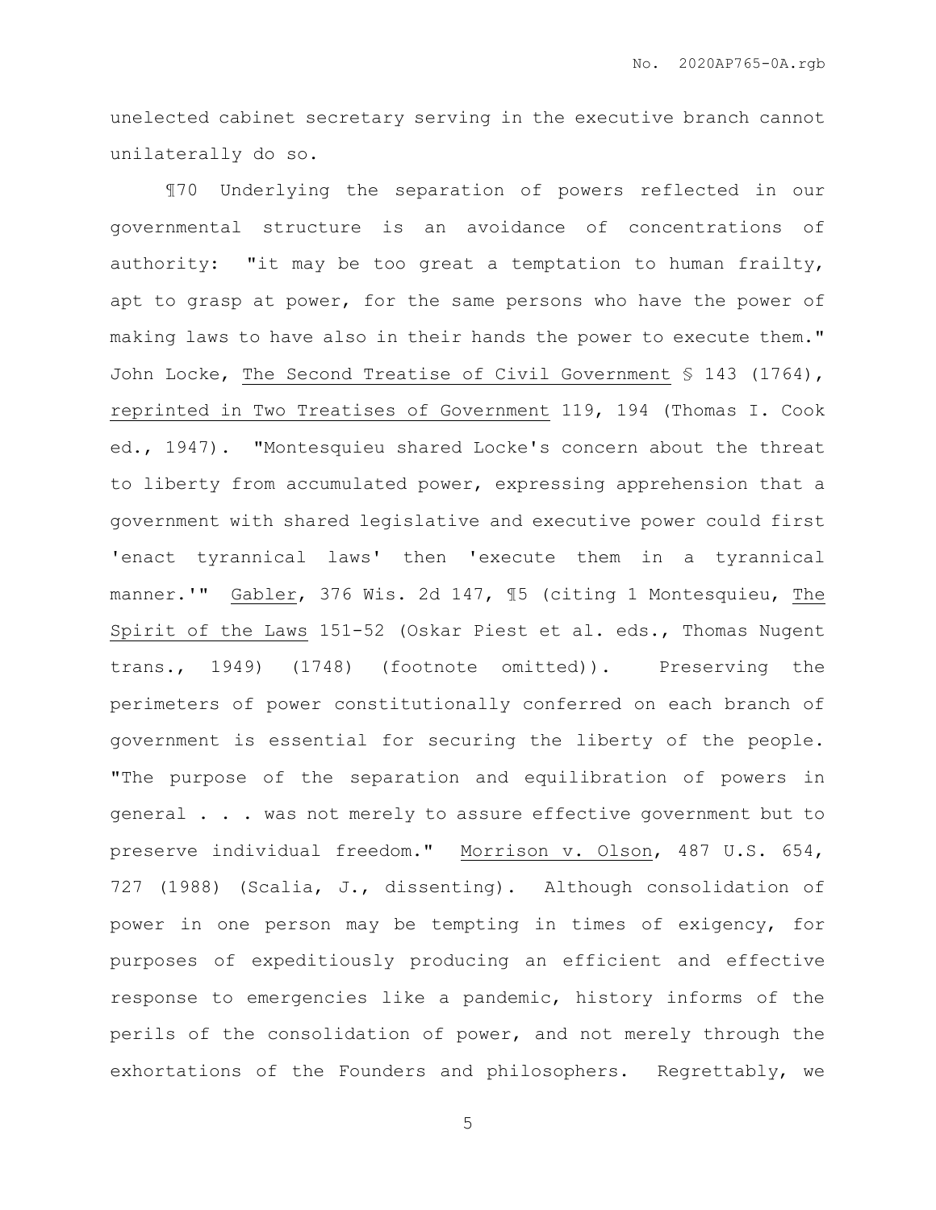unelected cabinet secretary serving in the executive branch cannot unilaterally do so.

¶70 Underlying the separation of powers reflected in our governmental structure is an avoidance of concentrations of authority: "it may be too great a temptation to human frailty, apt to grasp at power, for the same persons who have the power of making laws to have also in their hands the power to execute them." John Locke, The Second Treatise of Civil Government § 143 (1764), reprinted in Two Treatises of Government 119, 194 (Thomas I. Cook ed., 1947). "Montesquieu shared Locke's concern about the threat to liberty from accumulated power, expressing apprehension that a government with shared legislative and executive power could first 'enact tyrannical laws' then 'execute them in a tyrannical manner.'" Gabler, 376 Wis. 2d 147, ¶5 (citing 1 Montesquieu, The Spirit of the Laws 151-52 (Oskar Piest et al. eds., Thomas Nugent trans., 1949) (1748) (footnote omitted)). Preserving the perimeters of power constitutionally conferred on each branch of government is essential for securing the liberty of the people. "The purpose of the separation and equilibration of powers in general . . . was not merely to assure effective government but to preserve individual freedom." Morrison v. Olson, 487 U.S. 654, 727 (1988) (Scalia, J., dissenting). Although consolidation of power in one person may be tempting in times of exigency, for purposes of expeditiously producing an efficient and effective response to emergencies like a pandemic, history informs of the perils of the consolidation of power, and not merely through the exhortations of the Founders and philosophers. Regrettably, we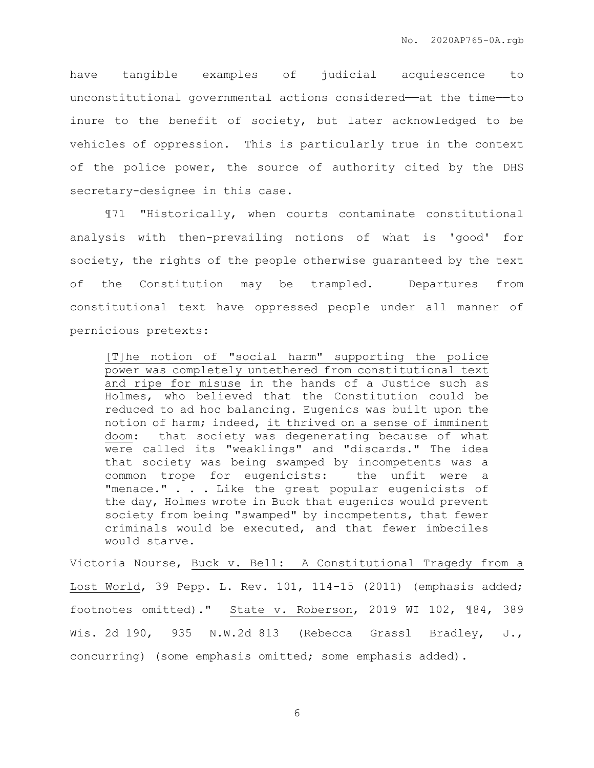have tangible examples of judicial acquiescence to unconstitutional governmental actions considered——at the time——to inure to the benefit of society, but later acknowledged to be vehicles of oppression. This is particularly true in the context of the police power, the source of authority cited by the DHS secretary-designee in this case.

¶71 "Historically, when courts contaminate constitutional analysis with then-prevailing notions of what is 'good' for society, the rights of the people otherwise guaranteed by the text of the Constitution may be trampled. Departures from constitutional text have oppressed people under all manner of pernicious pretexts:

> <u>[T]he notion of "social harm" supporting the police power was completely untethered from constitutional text and ripe for misuse</u> in the hands of a Justice such as Holmes, who believed that the Constitution could be reduced to ad hoc balancing. Eugenics was built upon the notion of harm; indeed, <u>it thrived on a sense of imminent doom</u>: that society was degenerating because of what were called its "weaklings" and "discards." The idea that society was being swamped by incompetents was a common trope for eugenicists: the unfit were a "menace." . . . Like the great popular eugenicists of the day, Holmes wrote in Buck that eugenics would prevent society from being "swamped" by incompetents, that fewer criminals would be executed, and that fewer imbeciles would starve.

Victoria Nourse, <u>Buck v. Bell: A Constitutional Tragedy from a Lost World</u>, 39 Pepp. L. Rev. 101, 114-15 (2011) (emphasis added; footnotes omitted)." <u>State v. Roberson</u>, 2019 WI 102, ¶84, 389 Wis. 2d 190, 935 N.W.2d 813 (Rebecca Grassl Bradley, J., concurring) (some emphasis omitted; some emphasis added).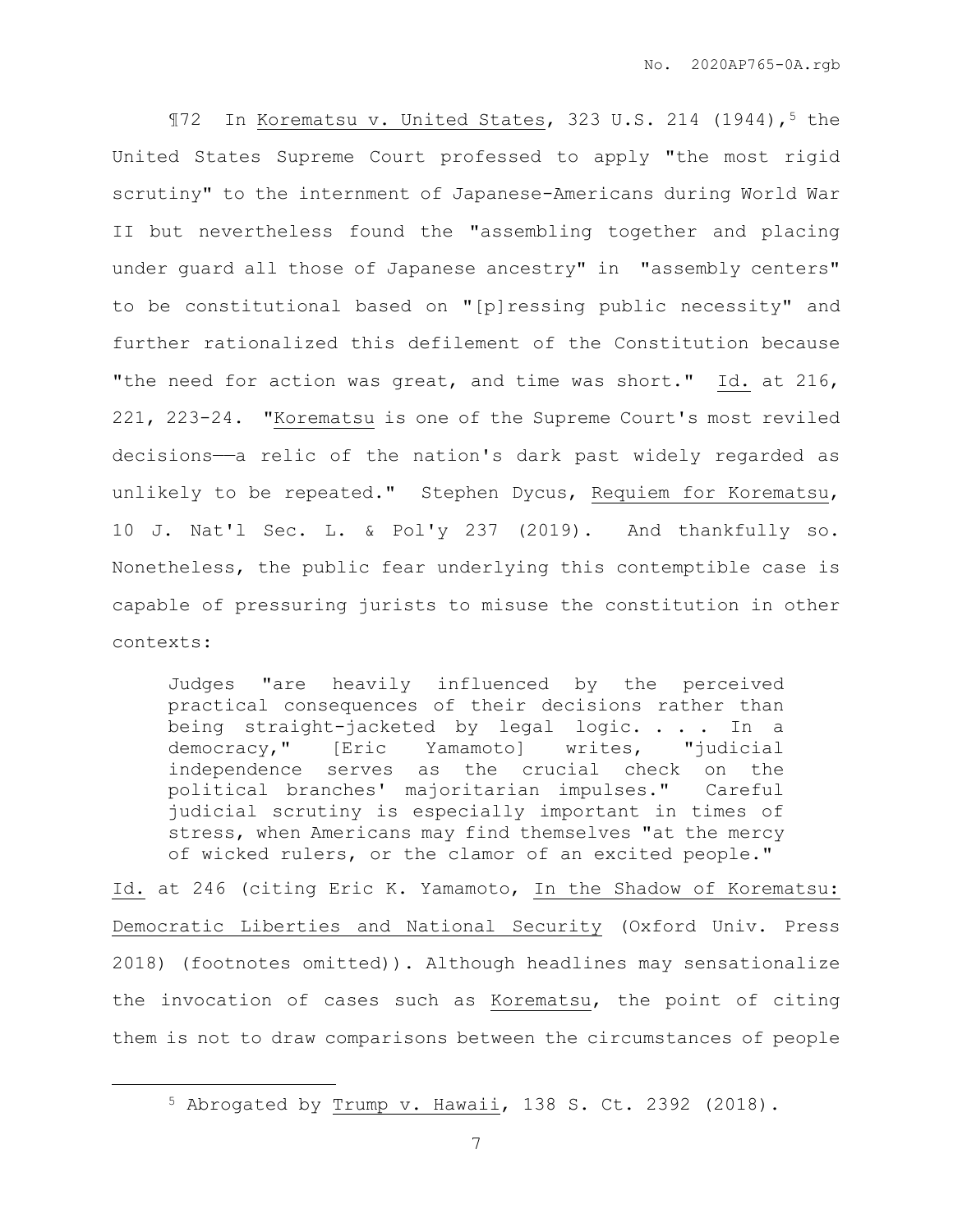¶72 In Korematsu v. United States, 323 U.S. 214 (1944),[5] the United States Supreme Court professed to apply "the most rigid scrutiny" to the internment of Japanese-Americans during World War II but nevertheless found the "assembling together and placing under guard all those of Japanese ancestry" in "assembly centers" to be constitutional based on "[p]ressing public necessity" and further rationalized this defilement of the Constitution because "the need for action was great, and time was short." Id. at 216, 221, 223-24. "Korematsu is one of the Supreme Court's most reviled decisions——a relic of the nation's dark past widely regarded as unlikely to be repeated." Stephen Dycus, Requiem for Korematsu, 10 J. Nat'l Sec. L. & Pol'y 237 (2019). And thankfully so. Nonetheless, the public fear underlying this contemptible case is capable of pressuring jurists to misuse the constitution in other contexts:

> Judges "are heavily influenced by the perceived practical consequences of their decisions rather than being straight-jacketed by legal logic. . . . In a democracy," [Eric Yamamoto] writes, "judicial independence serves as the crucial check on the political branches' majoritarian impulses." Careful judicial scrutiny is especially important in times of stress, when Americans may find themselves "at the mercy of wicked rulers, or the clamor of an excited people."

Id. at 246 (citing Eric K. Yamamoto, In the Shadow of Korematsu: Democratic Liberties and National Security (Oxford Univ. Press 2018) (footnotes omitted)). Although headlines may sensationalize the invocation of cases such as Korematsu, the point of citing them is not to draw comparisons between the circumstances of people

---

[5] Abrogated by Trump v. Hawaii, 138 S. Ct. 2392 (2018).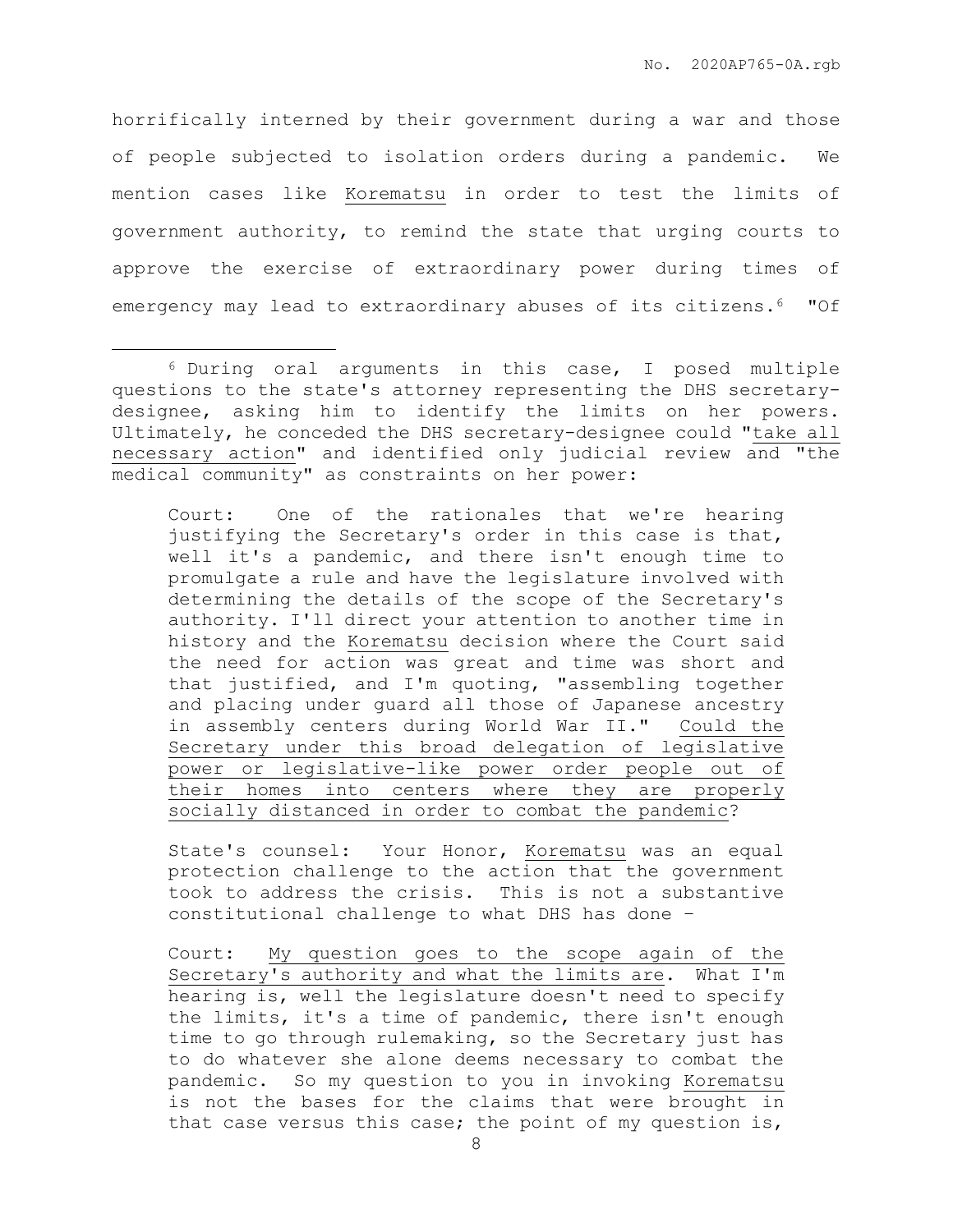horrifically interned by their government during a war and those of people subjected to isolation orders during a pandemic. We mention cases like Korematsu in order to test the limits of government authority, to remind the state that urging courts to approve the exercise of extraordinary power during times of emergency may lead to extraordinary abuses of its citizens.[6] "Of

---

[6] During oral arguments in this case, I posed multiple questions to the state's attorney representing the DHS secretary-designee, asking him to identify the limits on her powers. Ultimately, he conceded the DHS secretary-designee could "take all necessary action" and identified only judicial review and "the medical community" as constraints on her power:

> Court: One of the rationales that we're hearing justifying the Secretary's order in this case is that, well it's a pandemic, and there isn't enough time to promulgate a rule and have the legislature involved with determining the details of the scope of the Secretary's authority. I'll direct your attention to another time in history and the Korematsu decision where the Court said the need for action was great and time was short and that justified, and I'm quoting, "assembling together and placing under guard all those of Japanese ancestry in assembly centers during World War II." Could the Secretary under this broad delegation of legislative power or legislative-like power order people out of their homes into centers where they are properly socially distanced in order to combat the pandemic?
>
> State's counsel: Your Honor, Korematsu was an equal protection challenge to the action that the government took to address the crisis. This is not a substantive constitutional challenge to what DHS has done –
>
> Court: My question goes to the scope again of the Secretary's authority and what the limits are. What I'm hearing is, well the legislature doesn't need to specify the limits, it's a time of pandemic, there isn't enough time to go through rulemaking, so the Secretary just has to do whatever she alone deems necessary to combat the pandemic. So my question to you in invoking Korematsu is not the bases for the claims that were brought in that case versus this case; the point of my question is,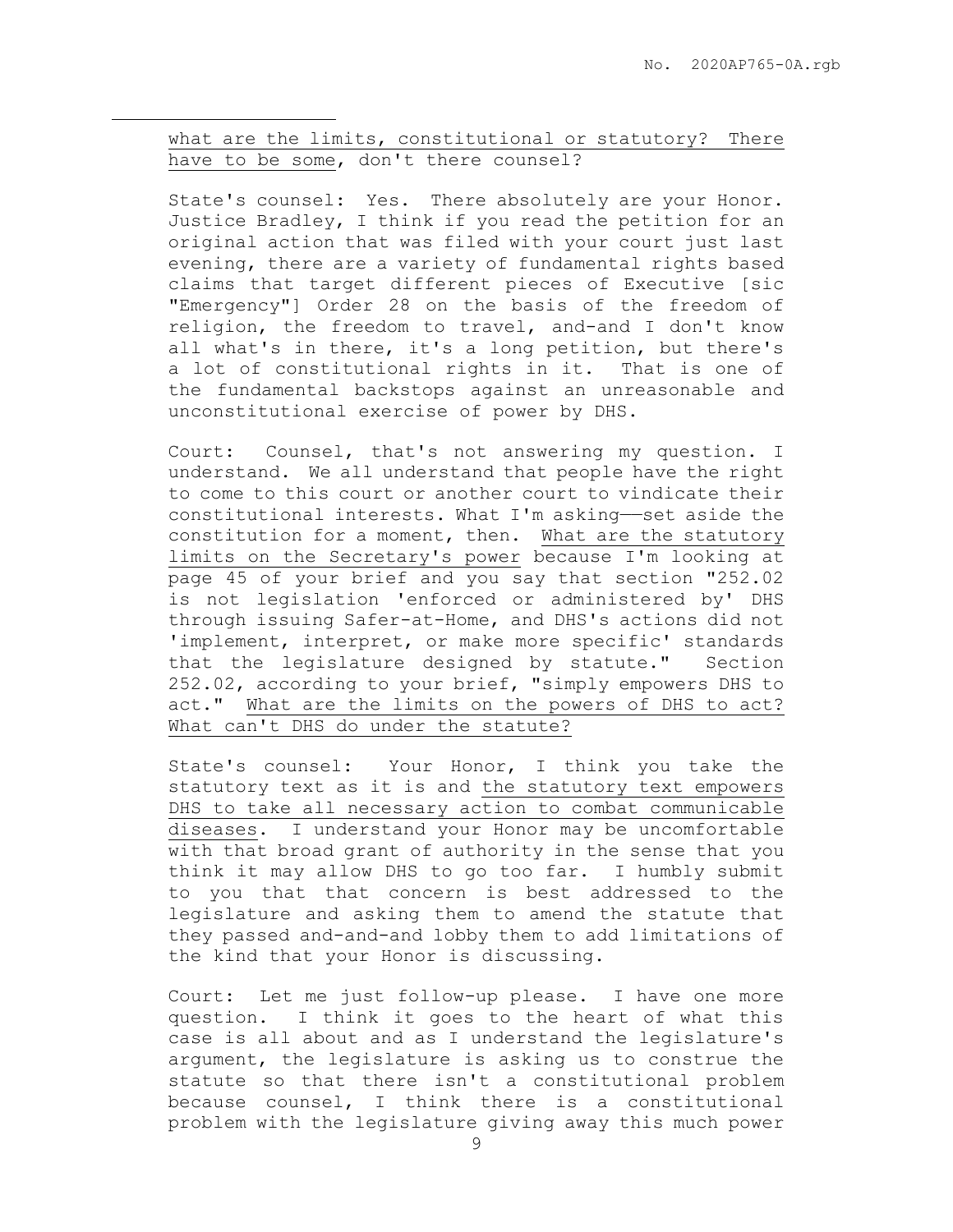<u>what are the limits, constitutional or statutory? There have to be some</u>, don't there counsel?

State's counsel: Yes. There absolutely are your Honor. Justice Bradley, I think if you read the petition for an original action that was filed with your court just last evening, there are a variety of fundamental rights based claims that target different pieces of Executive [sic "Emergency"] Order 28 on the basis of the freedom of religion, the freedom to travel, and-and I don't know all what's in there, it's a long petition, but there's a lot of constitutional rights in it. That is one of the fundamental backstops against an unreasonable and unconstitutional exercise of power by DHS.

Court: Counsel, that's not answering my question. I understand. We all understand that people have the right to come to this court or another court to vindicate their constitutional interests. What I'm asking——set aside the constitution for a moment, then. <u>What are the statutory limits on the Secretary's power</u> because I'm looking at page 45 of your brief and you say that section "252.02 is not legislation 'enforced or administered by' DHS through issuing Safer-at-Home, and DHS's actions did not 'implement, interpret, or make more specific' standards that the legislature designed by statute." Section 252.02, according to your brief, "simply empowers DHS to act." <u>What are the limits on the powers of DHS to act? What can't DHS do under the statute?</u>

State's counsel: Your Honor, I think you take the statutory text as it is and <u>the statutory text empowers DHS to take all necessary action to combat communicable diseases</u>. I understand your Honor may be uncomfortable with that broad grant of authority in the sense that you think it may allow DHS to go too far. I humbly submit to you that that concern is best addressed to the legislature and asking them to amend the statute that they passed and-and-and lobby them to add limitations of the kind that your Honor is discussing.

Court: Let me just follow-up please. I have one more question. I think it goes to the heart of what this case is all about and as I understand the legislature's argument, the legislature is asking us to construe the statute so that there isn't a constitutional problem because counsel, I think there is a constitutional problem with the legislature giving away this much power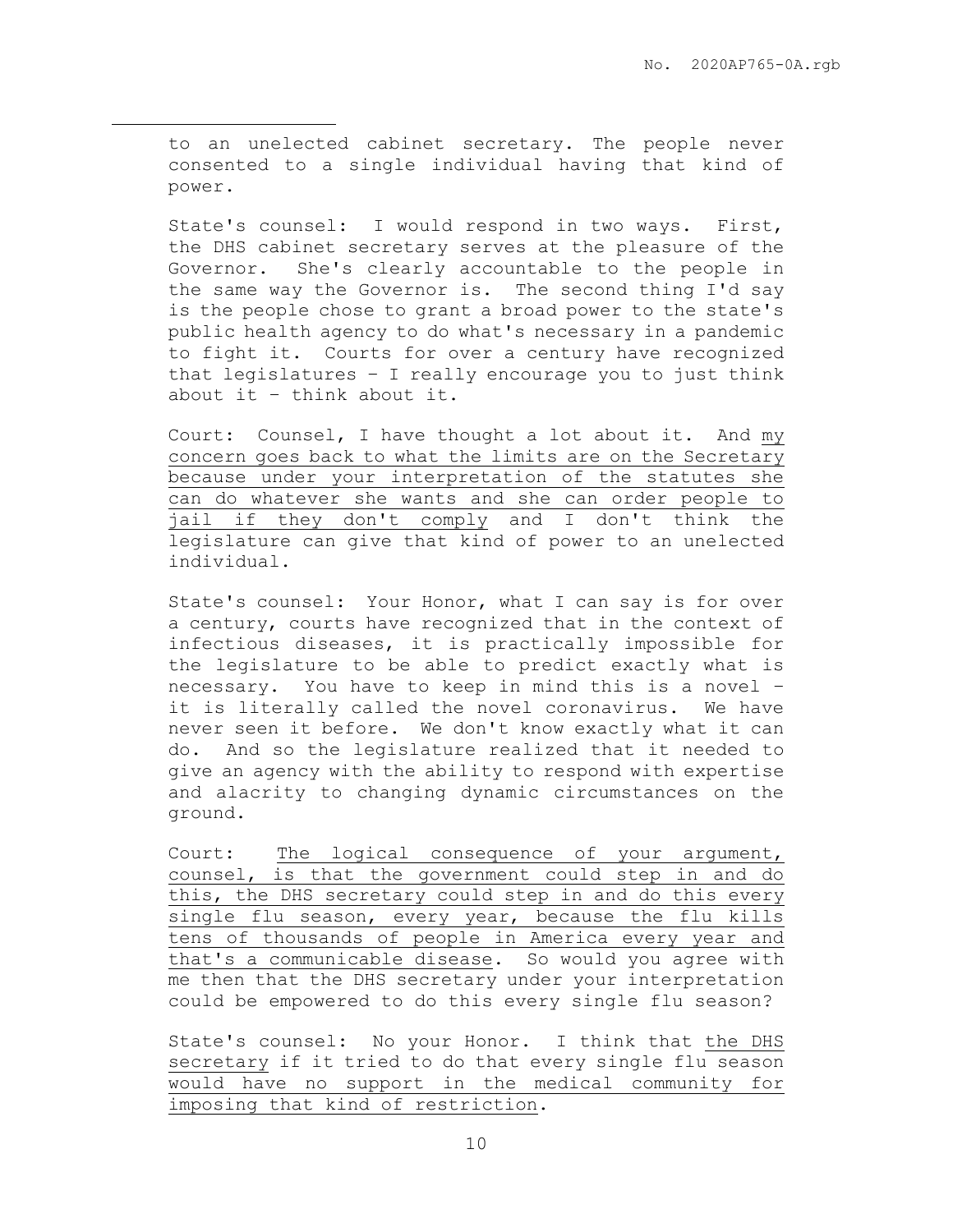to an unelected cabinet secretary. The people never consented to a single individual having that kind of power.

State's counsel: I would respond in two ways. First, the DHS cabinet secretary serves at the pleasure of the Governor. She's clearly accountable to the people in the same way the Governor is. The second thing I'd say is the people chose to grant a broad power to the state's public health agency to do what's necessary in a pandemic to fight it. Courts for over a century have recognized that legislatures – I really encourage you to just think about it – think about it.

Court: Counsel, I have thought a lot about it. And <u>my concern goes back to what the limits are on the Secretary because under your interpretation of the statutes she can do whatever she wants and she can order people to jail if they don't comply</u> and I don't think the legislature can give that kind of power to an unelected individual.

State's counsel: Your Honor, what I can say is for over a century, courts have recognized that in the context of infectious diseases, it is practically impossible for the legislature to be able to predict exactly what is necessary. You have to keep in mind this is a novel – it is literally called the novel coronavirus. We have never seen it before. We don't know exactly what it can do. And so the legislature realized that it needed to give an agency with the ability to respond with expertise and alacrity to changing dynamic circumstances on the ground.

Court: <u>The logical consequence of your argument, counsel, is that the government could step in and do this, the DHS secretary could step in and do this every single flu season, every year, because the flu kills tens of thousands of people in America every year and that's a communicable disease</u>. So would you agree with me then that the DHS secretary under your interpretation could be empowered to do this every single flu season?

State's counsel: No your Honor. I think that <u>the DHS secretary</u> if it tried to do that every single flu season <u>would have no support in the medical community for imposing that kind of restriction</u>.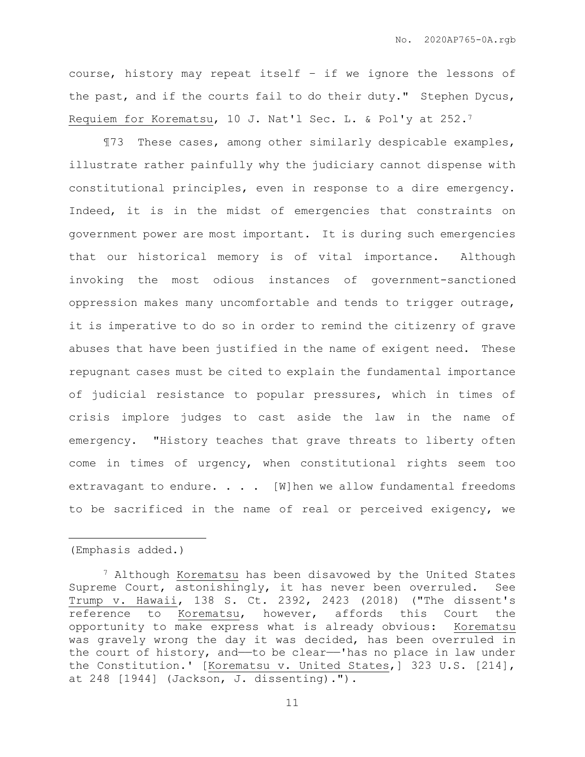course, history may repeat itself – if we ignore the lessons of the past, and if the courts fail to do their duty." Stephen Dycus, Requiem for Korematsu, 10 J. Nat'l Sec. L. & Pol'y at 252.[7]

¶73 These cases, among other similarly despicable examples, illustrate rather painfully why the judiciary cannot dispense with constitutional principles, even in response to a dire emergency. Indeed, it is in the midst of emergencies that constraints on government power are most important. It is during such emergencies that our historical memory is of vital importance. Although invoking the most odious instances of government-sanctioned oppression makes many uncomfortable and tends to trigger outrage, it is imperative to do so in order to remind the citizenry of grave abuses that have been justified in the name of exigent need. These repugnant cases must be cited to explain the fundamental importance of judicial resistance to popular pressures, which in times of crisis implore judges to cast aside the law in the name of emergency. "History teaches that grave threats to liberty often come in times of urgency, when constitutional rights seem too extravagant to endure. . . . [W]hen we allow fundamental freedoms to be sacrificed in the name of real or perceived exigency, we

---

(Emphasis added.)

[7] Although Korematsu has been disavowed by the United States Supreme Court, astonishingly, it has never been overruled. See Trump v. Hawaii, 138 S. Ct. 2392, 2423 (2018) ("The dissent's reference to Korematsu, however, affords this Court the opportunity to make express what is already obvious: Korematsu was gravely wrong the day it was decided, has been overruled in the court of history, and——to be clear——'has no place in law under the Constitution.' [Korematsu v. United States,] 323 U.S. [214], at 248 [1944] (Jackson, J. dissenting).").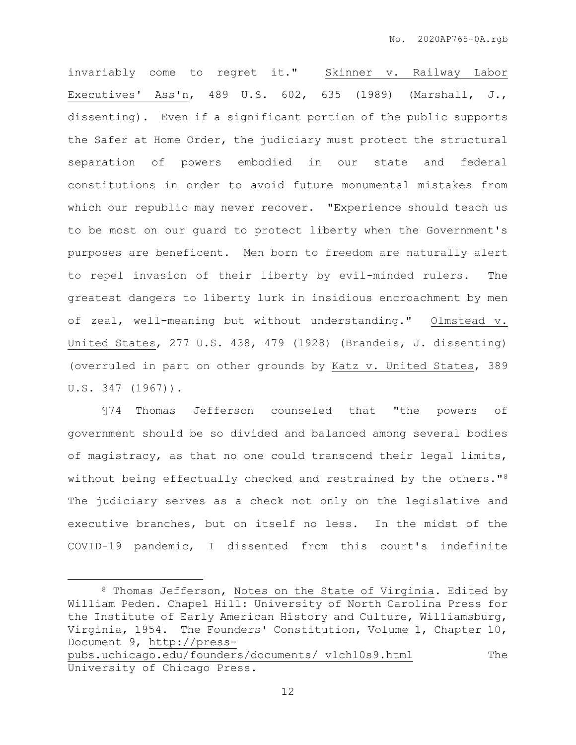invariably come to regret it." Skinner v. Railway Labor Executives' Ass'n, 489 U.S. 602, 635 (1989) (Marshall, J., dissenting). Even if a significant portion of the public supports the Safer at Home Order, the judiciary must protect the structural separation of powers embodied in our state and federal constitutions in order to avoid future monumental mistakes from which our republic may never recover. "Experience should teach us to be most on our guard to protect liberty when the Government's purposes are beneficent. Men born to freedom are naturally alert to repel invasion of their liberty by evil-minded rulers. The greatest dangers to liberty lurk in insidious encroachment by men of zeal, well-meaning but without understanding." Olmstead v. United States, 277 U.S. 438, 479 (1928) (Brandeis, J. dissenting) (overruled in part on other grounds by Katz v. United States, 389 U.S. 347 (1967)).

¶74 Thomas Jefferson counseled that "the powers of government should be so divided and balanced among several bodies of magistracy, as that no one could transcend their legal limits, without being effectually checked and restrained by the others."[8] The judiciary serves as a check not only on the legislative and executive branches, but on itself no less. In the midst of the COVID-19 pandemic, I dissented from this court's indefinite

---

[8] Thomas Jefferson, Notes on the State of Virginia. Edited by William Peden. Chapel Hill: University of North Carolina Press for the Institute of Early American History and Culture, Williamsburg, Virginia, 1954. The Founders' Constitution, Volume 1, Chapter 10, Document 9, http://press-pubs.uchicago.edu/founders/documents/ v1ch10s9.html The University of Chicago Press.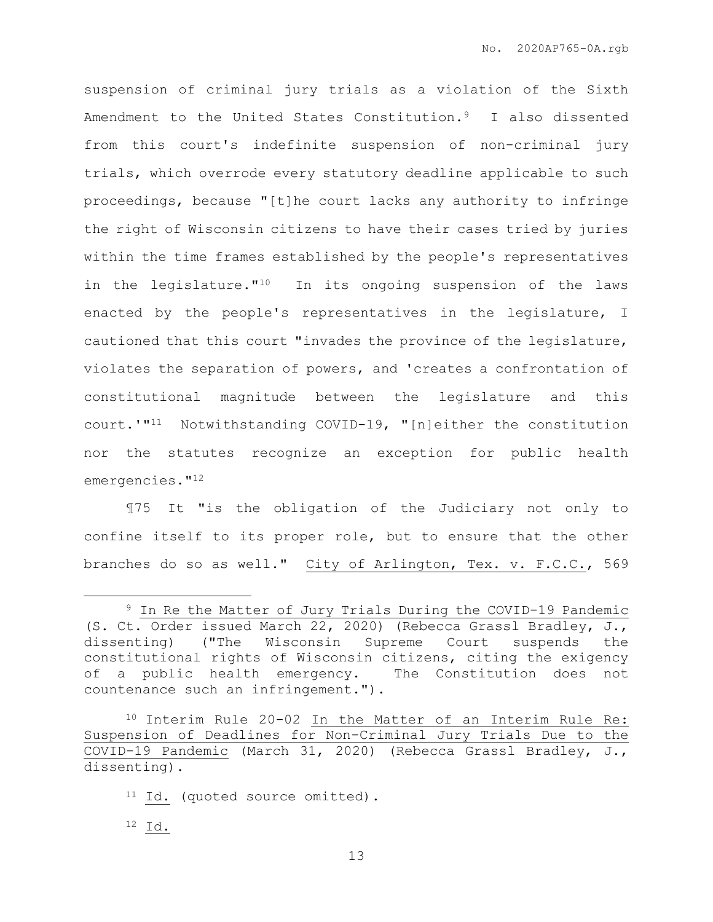suspension of criminal jury trials as a violation of the Sixth Amendment to the United States Constitution.[9] I also dissented from this court's indefinite suspension of non-criminal jury trials, which overrode every statutory deadline applicable to such proceedings, because "[t]he court lacks any authority to infringe the right of Wisconsin citizens to have their cases tried by juries within the time frames established by the people's representatives in the legislature."[10] In its ongoing suspension of the laws enacted by the people's representatives in the legislature, I cautioned that this court "invades the province of the legislature, violates the separation of powers, and 'creates a confrontation of constitutional magnitude between the legislature and this court.'"[11] Notwithstanding COVID-19, "[n]either the constitution nor the statutes recognize an exception for public health emergencies."[12]

¶75 It "is the obligation of the Judiciary not only to confine itself to its proper role, but to ensure that the other branches do so as well." City of Arlington, Tex. v. F.C.C., 569

---

[9] In Re the Matter of Jury Trials During the COVID-19 Pandemic (S. Ct. Order issued March 22, 2020) (Rebecca Grassl Bradley, J., dissenting) ("The Wisconsin Supreme Court suspends the constitutional rights of Wisconsin citizens, citing the exigency of a public health emergency. The Constitution does not countenance such an infringement.").

[10] Interim Rule 20-02 In the Matter of an Interim Rule Re: Suspension of Deadlines for Non-Criminal Jury Trials Due to the COVID-19 Pandemic (March 31, 2020) (Rebecca Grassl Bradley, J., dissenting).

[11] Id. (quoted source omitted).

[12] Id.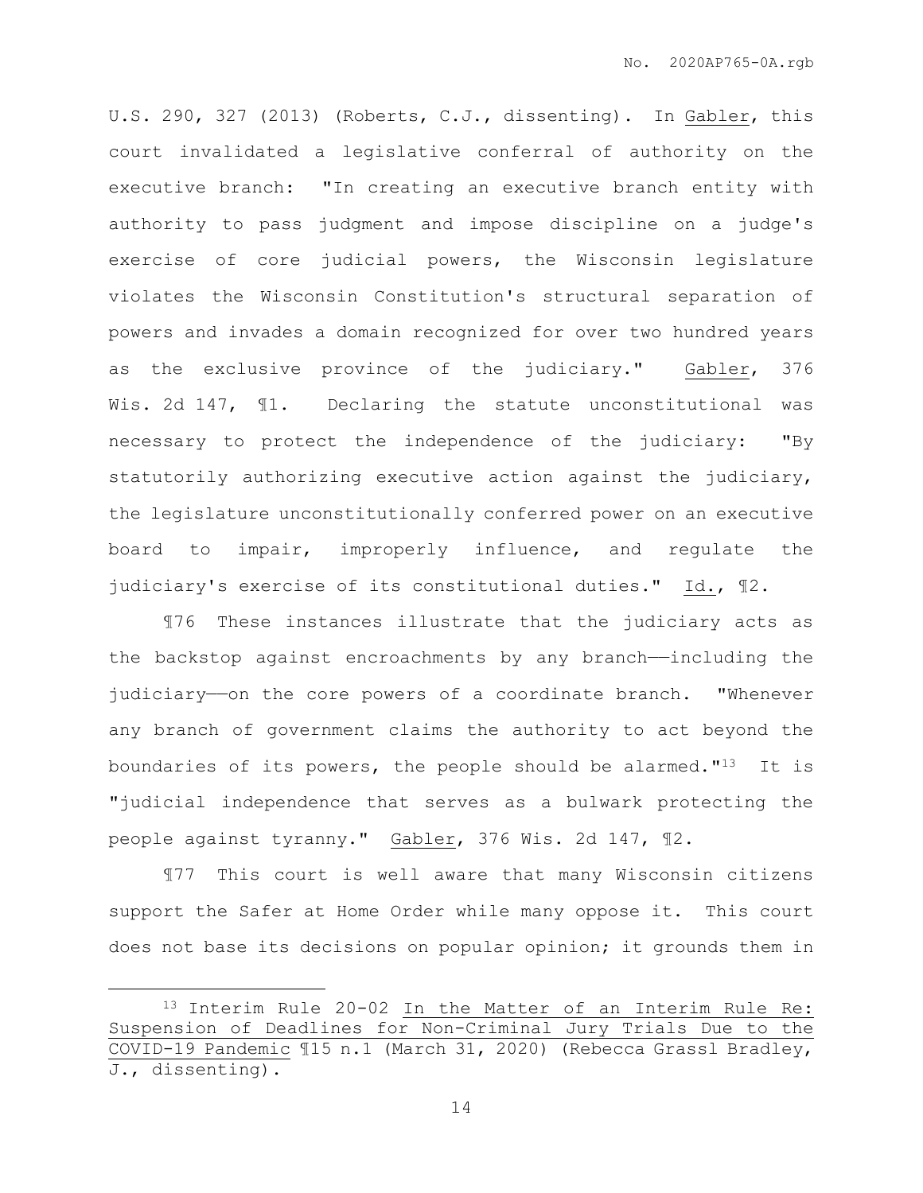U.S. 290, 327 (2013) (Roberts, C.J., dissenting). In Gabler, this court invalidated a legislative conferral of authority on the executive branch: "In creating an executive branch entity with authority to pass judgment and impose discipline on a judge's exercise of core judicial powers, the Wisconsin legislature violates the Wisconsin Constitution's structural separation of powers and invades a domain recognized for over two hundred years as the exclusive province of the judiciary." Gabler, 376 Wis. 2d 147, ¶1. Declaring the statute unconstitutional was necessary to protect the independence of the judiciary: "By statutorily authorizing executive action against the judiciary, the legislature unconstitutionally conferred power on an executive board to impair, improperly influence, and regulate the judiciary's exercise of its constitutional duties." Id., ¶2.

¶76 These instances illustrate that the judiciary acts as the backstop against encroachments by any branch——including the judiciary——on the core powers of a coordinate branch. "Whenever any branch of government claims the authority to act beyond the boundaries of its powers, the people should be alarmed."[13] It is "judicial independence that serves as a bulwark protecting the people against tyranny." Gabler, 376 Wis. 2d 147, ¶2.

¶77 This court is well aware that many Wisconsin citizens support the Safer at Home Order while many oppose it. This court does not base its decisions on popular opinion; it grounds them in

---

[13] Interim Rule 20-02 In the Matter of an Interim Rule Re: Suspension of Deadlines for Non-Criminal Jury Trials Due to the COVID-19 Pandemic ¶15 n.1 (March 31, 2020) (Rebecca Grassl Bradley, J., dissenting).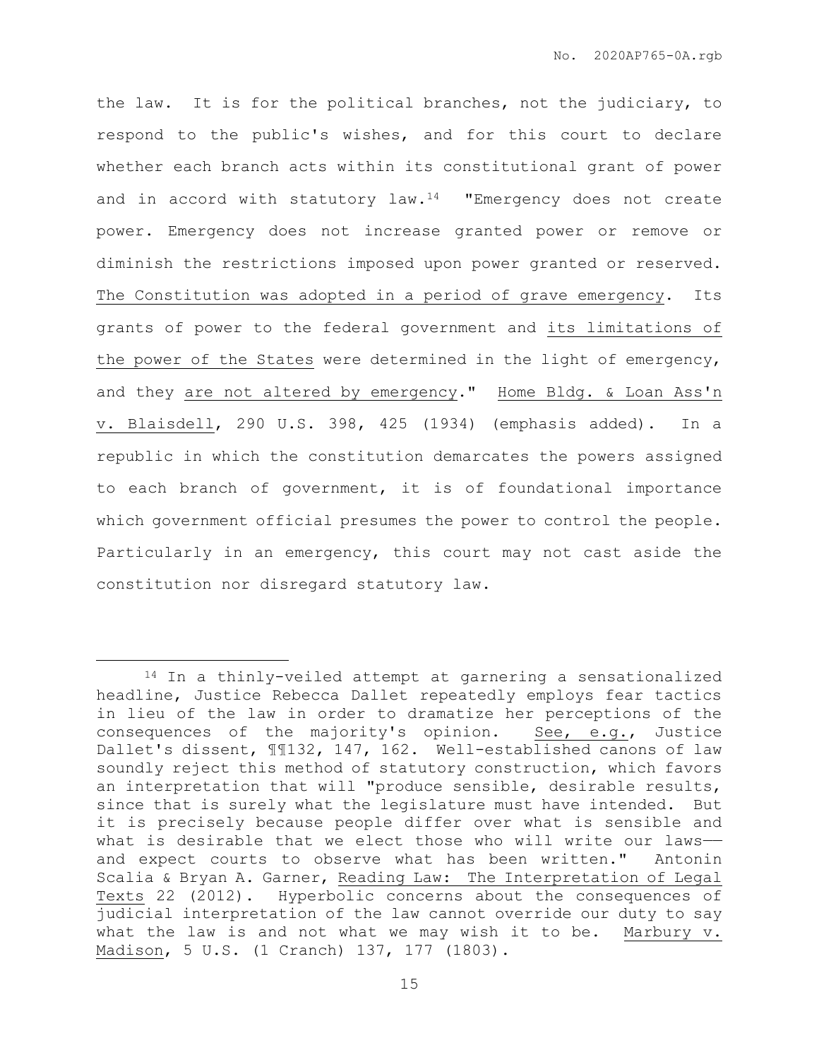the law. It is for the political branches, not the judiciary, to respond to the public's wishes, and for this court to declare whether each branch acts within its constitutional grant of power and in accord with statutory law.[14] "Emergency does not create power. Emergency does not increase granted power or remove or diminish the restrictions imposed upon power granted or reserved. The Constitution was adopted in a period of grave emergency. Its grants of power to the federal government and its limitations of the power of the States were determined in the light of emergency, and they are not altered by emergency." Home Bldg. & Loan Ass'n v. Blaisdell, 290 U.S. 398, 425 (1934) (emphasis added). In a republic in which the constitution demarcates the powers assigned to each branch of government, it is of foundational importance which government official presumes the power to control the people. Particularly in an emergency, this court may not cast aside the constitution nor disregard statutory law.

---

[14] In a thinly-veiled attempt at garnering a sensationalized headline, Justice Rebecca Dallet repeatedly employs fear tactics in lieu of the law in order to dramatize her perceptions of the consequences of the majority's opinion. See, e.g., Justice Dallet's dissent, ¶¶132, 147, 162. Well-established canons of law soundly reject this method of statutory construction, which favors an interpretation that will "produce sensible, desirable results, since that is surely what the legislature must have intended. But it is precisely because people differ over what is sensible and what is desirable that we elect those who will write our laws—and expect courts to observe what has been written." Antonin Scalia & Bryan A. Garner, Reading Law: The Interpretation of Legal Texts 22 (2012). Hyperbolic concerns about the consequences of judicial interpretation of the law cannot override our duty to say what the law is and not what we may wish it to be. Marbury v. Madison, 5 U.S. (1 Cranch) 137, 177 (1803).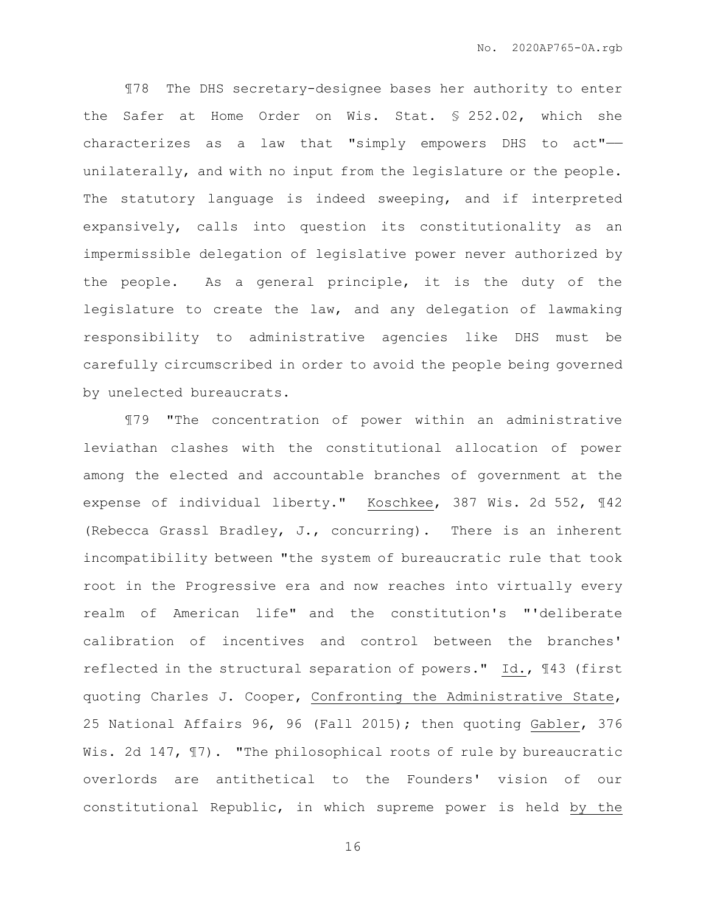¶78 The DHS secretary-designee bases her authority to enter the Safer at Home Order on Wis. Stat. § 252.02, which she characterizes as a law that "simply empowers DHS to act"—— unilaterally, and with no input from the legislature or the people. The statutory language is indeed sweeping, and if interpreted expansively, calls into question its constitutionality as an impermissible delegation of legislative power never authorized by the people. As a general principle, it is the duty of the legislature to create the law, and any delegation of lawmaking responsibility to administrative agencies like DHS must be carefully circumscribed in order to avoid the people being governed by unelected bureaucrats.

¶79 "The concentration of power within an administrative leviathan clashes with the constitutional allocation of power among the elected and accountable branches of government at the expense of individual liberty." Koschkee, 387 Wis. 2d 552, ¶42 (Rebecca Grassl Bradley, J., concurring). There is an inherent incompatibility between "the system of bureaucratic rule that took root in the Progressive era and now reaches into virtually every realm of American life" and the constitution's "'deliberate calibration of incentives and control between the branches' reflected in the structural separation of powers." Id., ¶43 (first quoting Charles J. Cooper, Confronting the Administrative State, 25 National Affairs 96, 96 (Fall 2015); then quoting Gabler, 376 Wis. 2d 147, ¶7). "The philosophical roots of rule by bureaucratic overlords are antithetical to the Founders' vision of our constitutional Republic, in which supreme power is held by the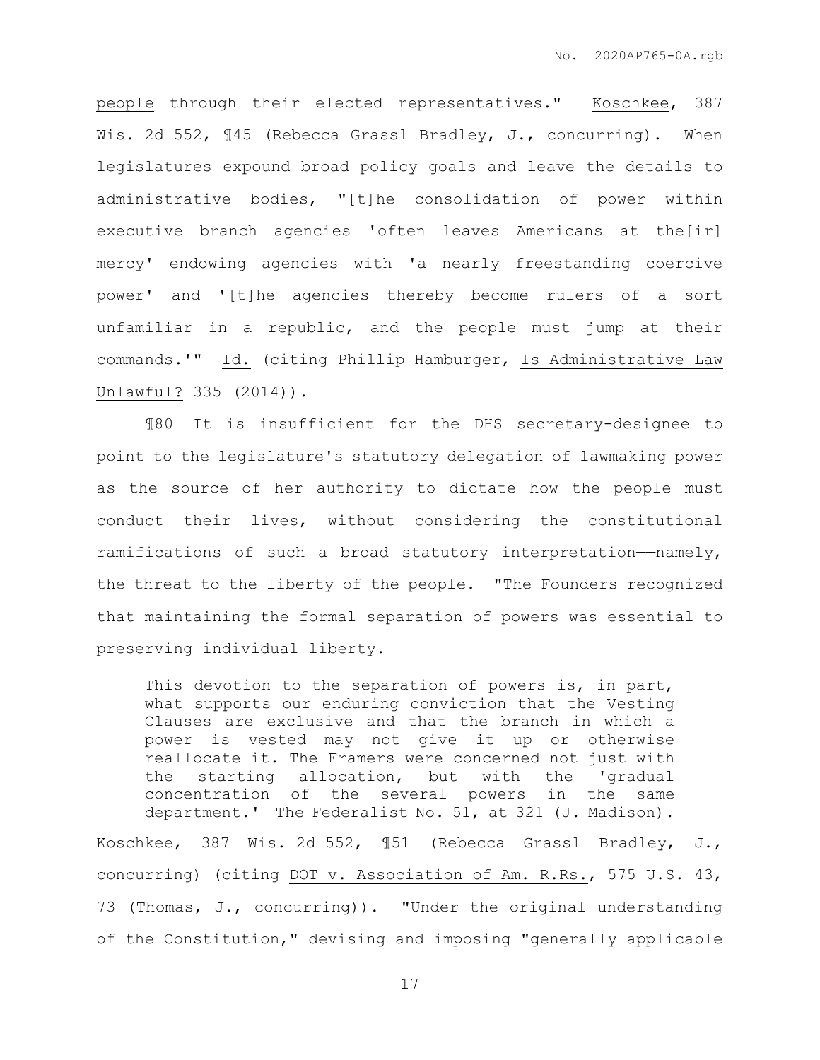people through their elected representatives." Koschkee, 387 Wis. 2d 552, ¶45 (Rebecca Grassl Bradley, J., concurring). When legislatures expound broad policy goals and leave the details to administrative bodies, "[t]he consolidation of power within executive branch agencies 'often leaves Americans at the[ir] mercy' endowing agencies with 'a nearly freestanding coercive power' and '[t]he agencies thereby become rulers of a sort unfamiliar in a republic, and the people must jump at their commands.'" Id. (citing Phillip Hamburger, Is Administrative Law Unlawful? 335 (2014)).

¶80 It is insufficient for the DHS secretary-designee to point to the legislature's statutory delegation of lawmaking power as the source of her authority to dictate how the people must conduct their lives, without considering the constitutional ramifications of such a broad statutory interpretation——namely, the threat to the liberty of the people. "The Founders recognized that maintaining the formal separation of powers was essential to preserving individual liberty.

> This devotion to the separation of powers is, in part, what supports our enduring conviction that the Vesting Clauses are exclusive and that the branch in which a power is vested may not give it up or otherwise reallocate it. The Framers were concerned not just with the starting allocation, but with the 'gradual concentration of the several powers in the same department.' The Federalist No. 51, at 321 (J. Madison).

Koschkee, 387 Wis. 2d 552, ¶51 (Rebecca Grassl Bradley, J., concurring) (citing DOT v. Association of Am. R.Rs., 575 U.S. 43, 73 (Thomas, J., concurring)). "Under the original understanding of the Constitution," devising and imposing "generally applicable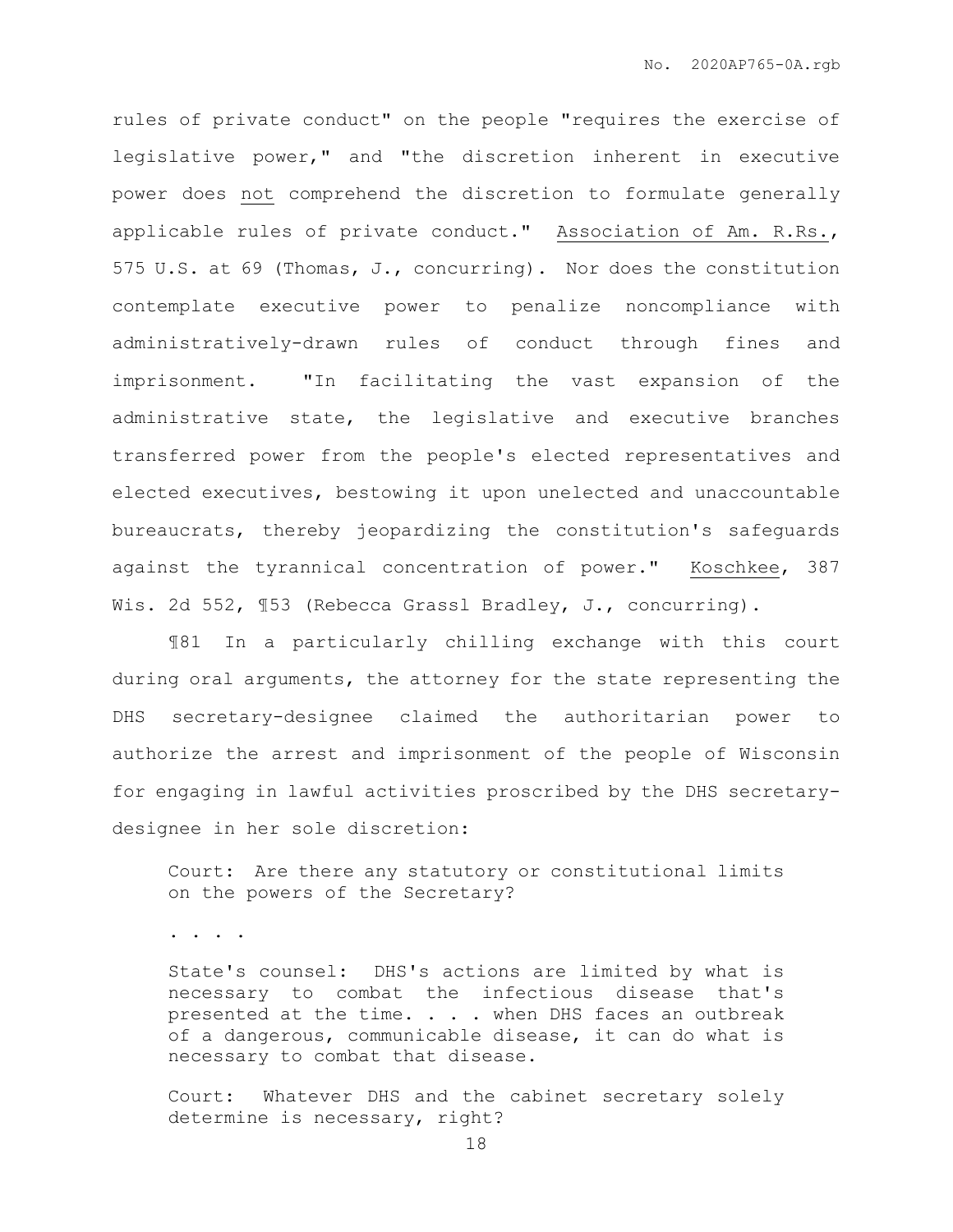rules of private conduct" on the people "requires the exercise of legislative power," and "the discretion inherent in executive power does not comprehend the discretion to formulate generally applicable rules of private conduct." Association of Am. R.Rs., 575 U.S. at 69 (Thomas, J., concurring). Nor does the constitution contemplate executive power to penalize noncompliance with administratively-drawn rules of conduct through fines and imprisonment. "In facilitating the vast expansion of the administrative state, the legislative and executive branches transferred power from the people's elected representatives and elected executives, bestowing it upon unelected and unaccountable bureaucrats, thereby jeopardizing the constitution's safeguards against the tyrannical concentration of power." Koschkee, 387 Wis. 2d 552, ¶53 (Rebecca Grassl Bradley, J., concurring).

¶81 In a particularly chilling exchange with this court during oral arguments, the attorney for the state representing the DHS secretary-designee claimed the authoritarian power to authorize the arrest and imprisonment of the people of Wisconsin for engaging in lawful activities proscribed by the DHS secretary-designee in her sole discretion:

> Court: Are there any statutory or constitutional limits on the powers of the Secretary?
>
> . . . .
>
> State's counsel: DHS's actions are limited by what is necessary to combat the infectious disease that's presented at the time. . . . when DHS faces an outbreak of a dangerous, communicable disease, it can do what is necessary to combat that disease.
>
> Court: Whatever DHS and the cabinet secretary solely determine is necessary, right?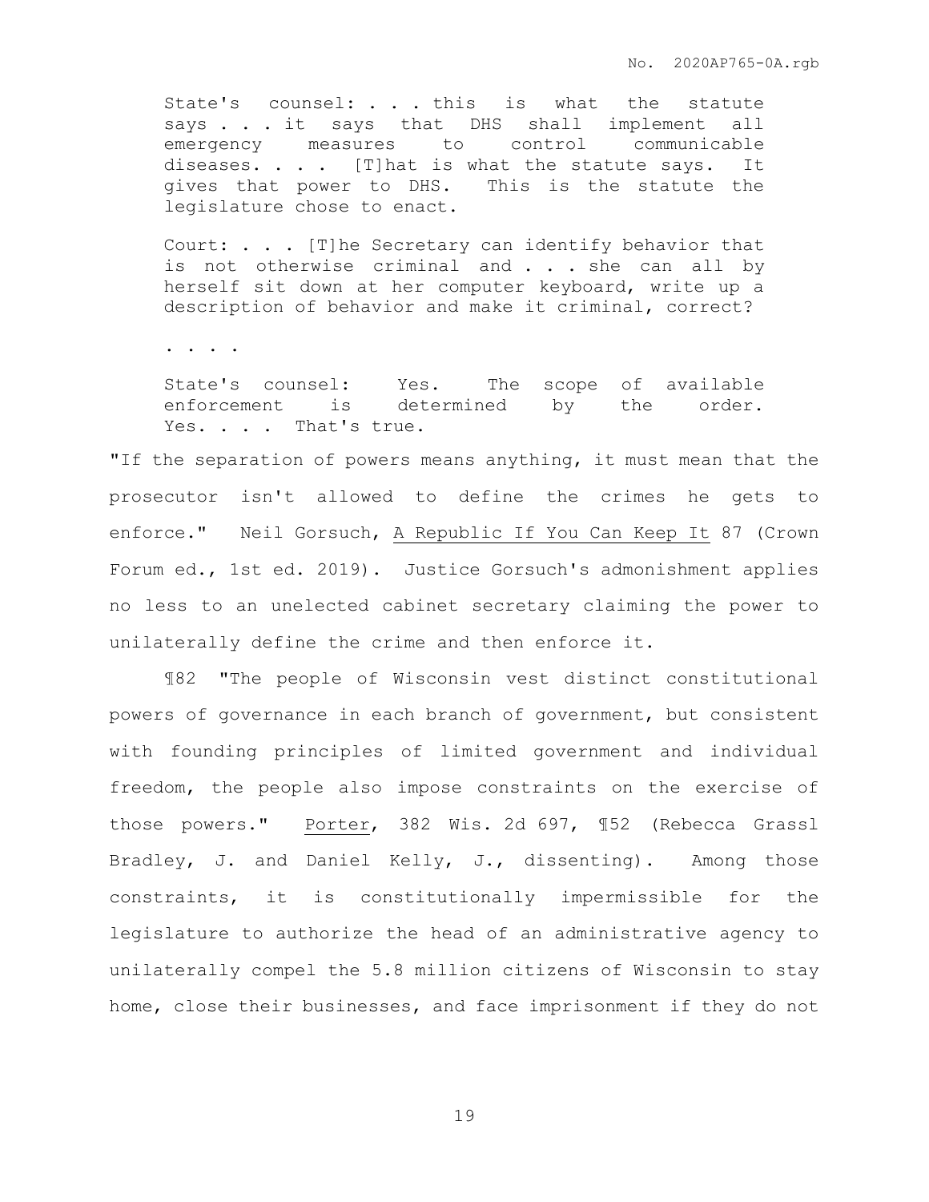> State's counsel: . . . this is what the statute says . . . it says that DHS shall implement all emergency measures to control communicable diseases. . . . [T]hat is what the statute says. It gives that power to DHS. This is the statute the legislature chose to enact.
>
> Court: . . . [T]he Secretary can identify behavior that is not otherwise criminal and . . . she can all by herself sit down at her computer keyboard, write up a description of behavior and make it criminal, correct?
>
> . . . .
>
> State's counsel: Yes. The scope of available enforcement is determined by the order. Yes. . . . That's true.

"If the separation of powers means anything, it must mean that the prosecutor isn't allowed to define the crimes he gets to enforce." Neil Gorsuch, A Republic If You Can Keep It 87 (Crown Forum ed., 1st ed. 2019). Justice Gorsuch's admonishment applies no less to an unelected cabinet secretary claiming the power to unilaterally define the crime and then enforce it.

¶82 "The people of Wisconsin vest distinct constitutional powers of governance in each branch of government, but consistent with founding principles of limited government and individual freedom, the people also impose constraints on the exercise of those powers." Porter, 382 Wis. 2d 697, ¶52 (Rebecca Grassl Bradley, J. and Daniel Kelly, J., dissenting). Among those constraints, it is constitutionally impermissible for the legislature to authorize the head of an administrative agency to unilaterally compel the 5.8 million citizens of Wisconsin to stay home, close their businesses, and face imprisonment if they do not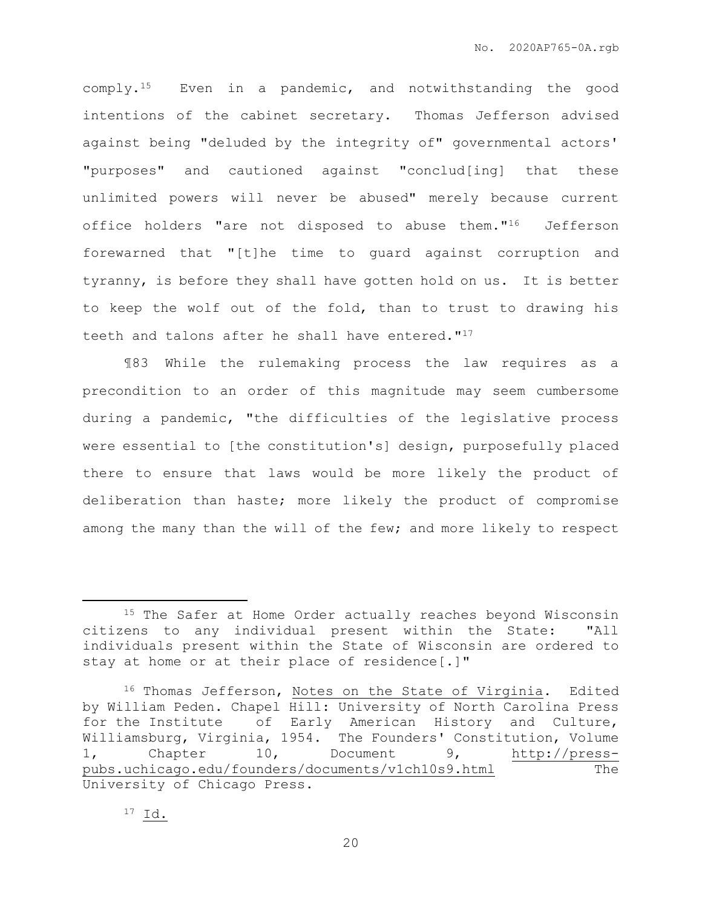comply.[15] Even in a pandemic, and notwithstanding the good intentions of the cabinet secretary. Thomas Jefferson advised against being "deluded by the integrity of" governmental actors' "purposes" and cautioned against "conclud[ing] that these unlimited powers will never be abused" merely because current office holders "are not disposed to abuse them."[16] Jefferson forewarned that "[t]he time to guard against corruption and tyranny, is before they shall have gotten hold on us. It is better to keep the wolf out of the fold, than to trust to drawing his teeth and talons after he shall have entered."[17]

¶83 While the rulemaking process the law requires as a precondition to an order of this magnitude may seem cumbersome during a pandemic, "the difficulties of the legislative process were essential to [the constitution's] design, purposefully placed there to ensure that laws would be more likely the product of deliberation than haste; more likely the product of compromise among the many than the will of the few; and more likely to respect

---

[15] The Safer at Home Order actually reaches beyond Wisconsin citizens to any individual present within the State: "All individuals present within the State of Wisconsin are ordered to stay at home or at their place of residence[.]"

[16] Thomas Jefferson, Notes on the State of Virginia. Edited by William Peden. Chapel Hill: University of North Carolina Press for the Institute of Early American History and Culture, Williamsburg, Virginia, 1954. The Founders' Constitution, Volume 1, Chapter 10, Document 9, http://press-pubs.uchicago.edu/founders/documents/v1ch10s9.html The University of Chicago Press.

[17] Id.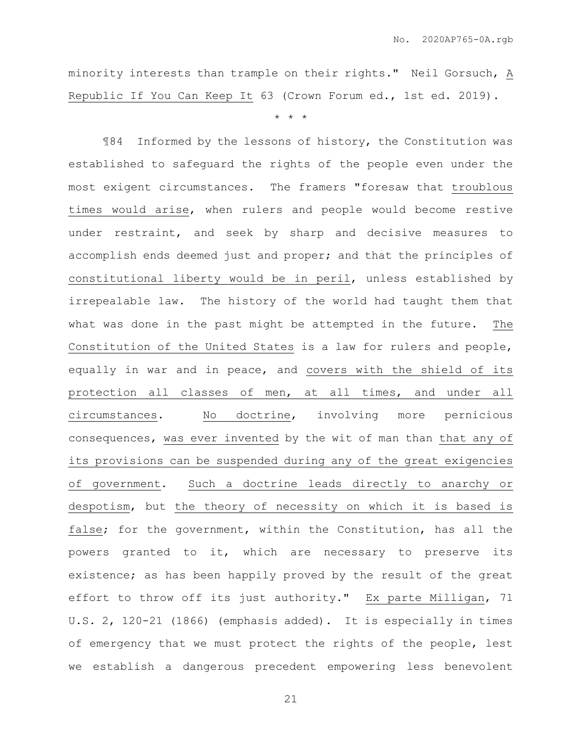minority interests than trample on their rights." Neil Gorsuch, <u>A Republic If You Can Keep It</u> 63 (Crown Forum ed., 1st ed. 2019).

\* \* \*

¶84 Informed by the lessons of history, the Constitution was established to safeguard the rights of the people even under the most exigent circumstances. The framers "foresaw that <u>troublous times would arise</u>, when rulers and people would become restive under restraint, and seek by sharp and decisive measures to accomplish ends deemed just and proper; and that the principles of <u>constitutional liberty would be in peril</u>, unless established by irrepealable law. The history of the world had taught them that what was done in the past might be attempted in the future. <u>The Constitution of the United States</u> is a law for rulers and people, equally in war and in peace, and <u>covers with the shield of its protection all classes of men, at all times, and under all circumstances</u>. <u>No doctrine</u>, involving more pernicious consequences, <u>was ever invented</u> by the wit of man than <u>that any of its provisions can be suspended during any of the great exigencies of government</u>. <u>Such a doctrine leads directly to anarchy or despotism</u>, but <u>the theory of necessity on which it is based is false</u>; for the government, within the Constitution, has all the powers granted to it, which are necessary to preserve its existence; as has been happily proved by the result of the great effort to throw off its just authority." <u>Ex parte Milligan</u>, 71 U.S. 2, 120-21 (1866) (emphasis added). It is especially in times of emergency that we must protect the rights of the people, lest we establish a dangerous precedent empowering less benevolent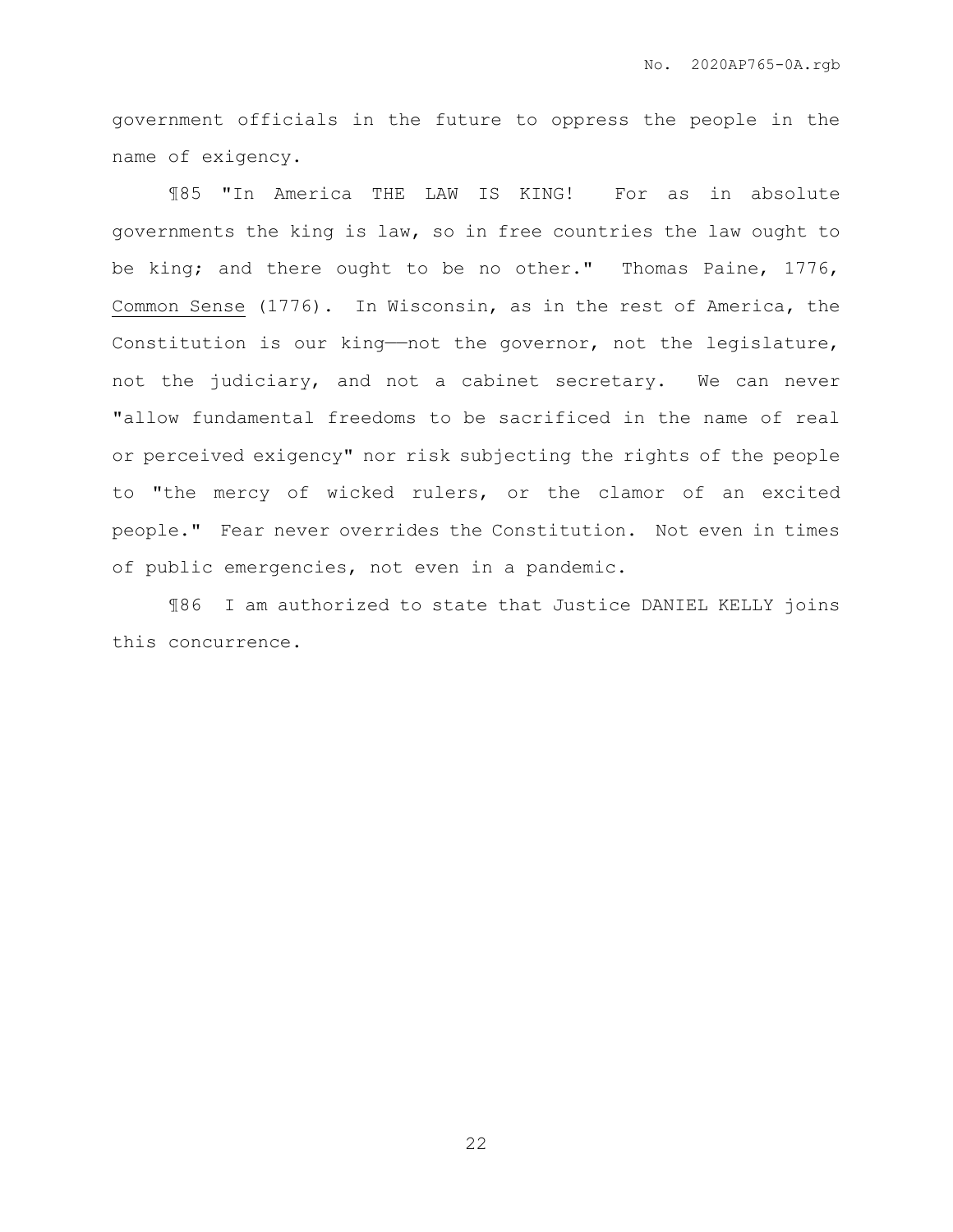government officials in the future to oppress the people in the name of exigency.

¶85 "In America THE LAW IS KING! For as in absolute governments the king is law, so in free countries the law ought to be king; and there ought to be no other." Thomas Paine, 1776, Common Sense (1776). In Wisconsin, as in the rest of America, the Constitution is our king——not the governor, not the legislature, not the judiciary, and not a cabinet secretary. We can never "allow fundamental freedoms to be sacrificed in the name of real or perceived exigency" nor risk subjecting the rights of the people to "the mercy of wicked rulers, or the clamor of an excited people." Fear never overrides the Constitution. Not even in times of public emergencies, not even in a pandemic.

¶86 I am authorized to state that Justice DANIEL KELLY joins this concurrence.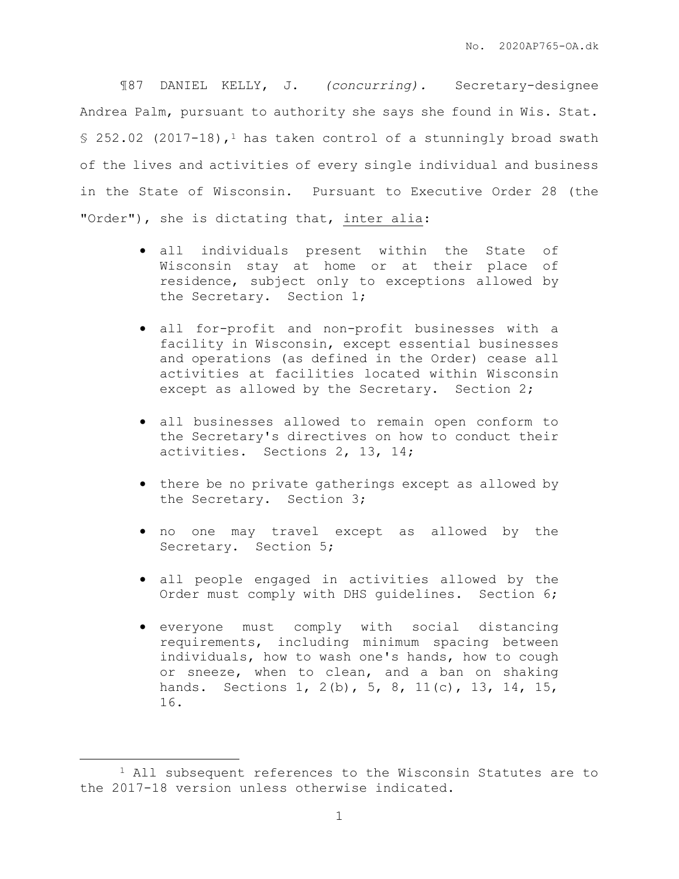¶87 DANIEL KELLY, J. *(concurring).* Secretary-designee Andrea Palm, pursuant to authority she says she found in Wis. Stat. § 252.02 (2017-18),[1] has taken control of a stunningly broad swath of the lives and activities of every single individual and business in the State of Wisconsin. Pursuant to Executive Order 28 (the "Order"), she is dictating that, inter alia:

- all individuals present within the State of Wisconsin stay at home or at their place of residence, subject only to exceptions allowed by the Secretary. Section 1;
- all for-profit and non-profit businesses with a facility in Wisconsin, except essential businesses and operations (as defined in the Order) cease all activities at facilities located within Wisconsin except as allowed by the Secretary. Section 2;
- all businesses allowed to remain open conform to the Secretary's directives on how to conduct their activities. Sections 2, 13, 14;
- there be no private gatherings except as allowed by the Secretary. Section 3;
- no one may travel except as allowed by the Secretary. Section 5;
- all people engaged in activities allowed by the Order must comply with DHS guidelines. Section 6;
- everyone must comply with social distancing requirements, including minimum spacing between individuals, how to wash one's hands, how to cough or sneeze, when to clean, and a ban on shaking hands. Sections 1, 2(b), 5, 8, 11(c), 13, 14, 15, 16.

---

[1] All subsequent references to the Wisconsin Statutes are to the 2017-18 version unless otherwise indicated.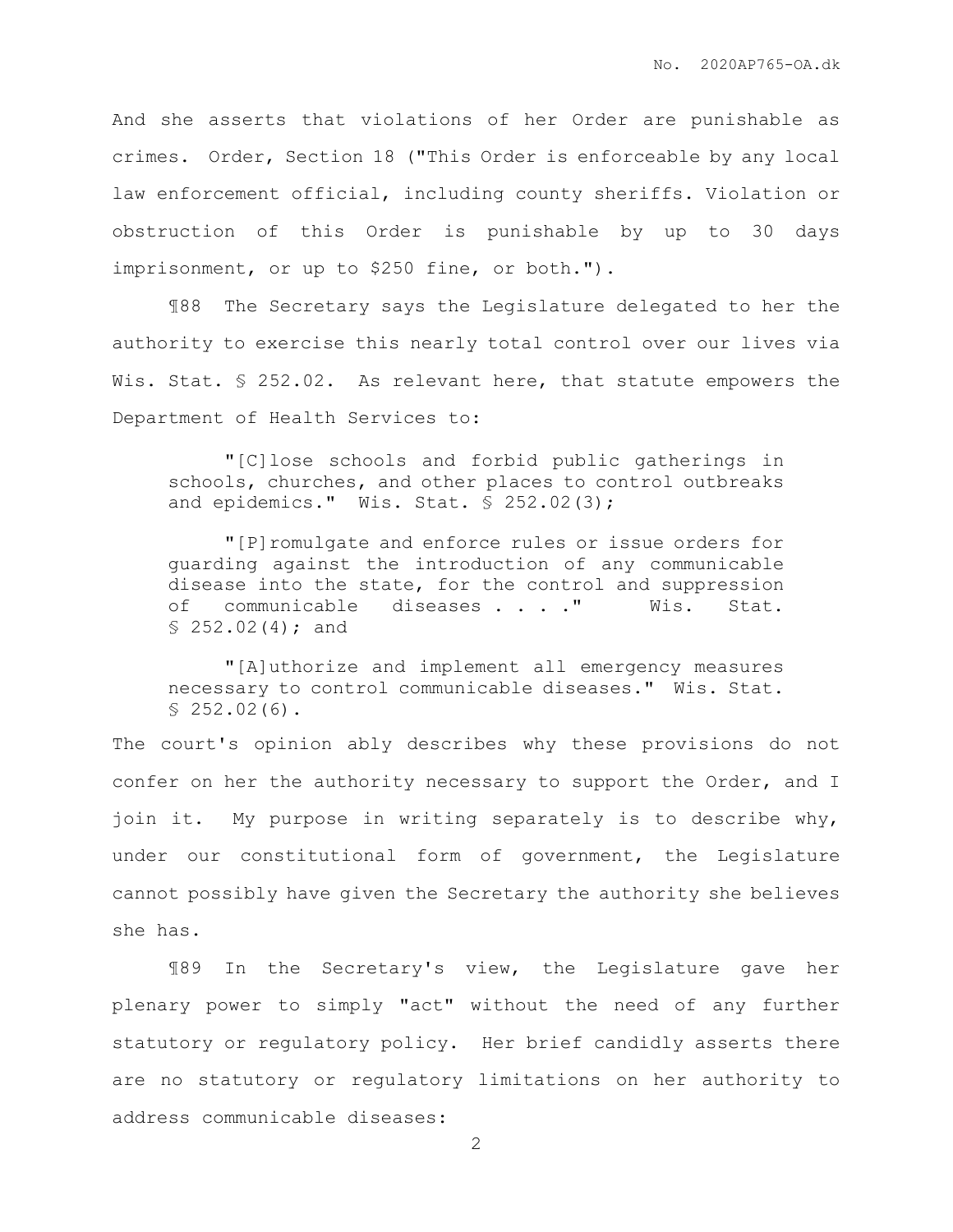And she asserts that violations of her Order are punishable as crimes. Order, Section 18 ("This Order is enforceable by any local law enforcement official, including county sheriffs. Violation or obstruction of this Order is punishable by up to 30 days imprisonment, or up to $250 fine, or both.").

¶88 The Secretary says the Legislature delegated to her the authority to exercise this nearly total control over our lives via Wis. Stat. § 252.02. As relevant here, that statute empowers the Department of Health Services to:

> "[C]lose schools and forbid public gatherings in schools, churches, and other places to control outbreaks and epidemics." Wis. Stat. § 252.02(3);
>
> "[P]romulgate and enforce rules or issue orders for guarding against the introduction of any communicable disease into the state, for the control and suppression of communicable diseases . . . ." Wis. Stat. § 252.02(4); and
>
> "[A]uthorize and implement all emergency measures necessary to control communicable diseases." Wis. Stat. § 252.02(6).

The court's opinion ably describes why these provisions do not confer on her the authority necessary to support the Order, and I join it. My purpose in writing separately is to describe why, under our constitutional form of government, the Legislature cannot possibly have given the Secretary the authority she believes she has.

¶89 In the Secretary's view, the Legislature gave her plenary power to simply "act" without the need of any further statutory or regulatory policy. Her brief candidly asserts there are no statutory or regulatory limitations on her authority to address communicable diseases: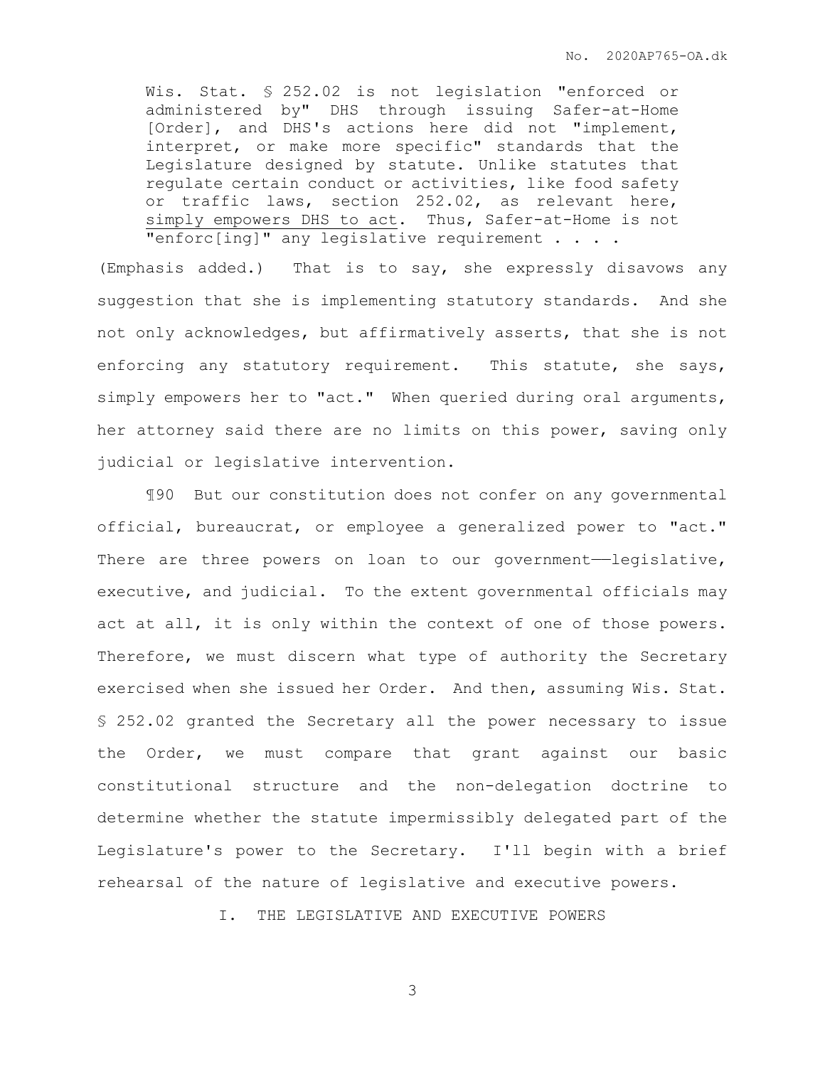> Wis. Stat. § 252.02 is not legislation "enforced or administered by" DHS through issuing Safer-at-Home [Order], and DHS's actions here did not "implement, interpret, or make more specific" standards that the Legislature designed by statute. Unlike statutes that regulate certain conduct or activities, like food safety or traffic laws, section 252.02, as relevant here, <u>simply empowers DHS to act</u>. Thus, Safer-at-Home is not "enforc[ing]" any legislative requirement . . . .

(Emphasis added.) That is to say, she expressly disavows any suggestion that she is implementing statutory standards. And she not only acknowledges, but affirmatively asserts, that she is not enforcing any statutory requirement. This statute, she says, simply empowers her to "act." When queried during oral arguments, her attorney said there are no limits on this power, saving only judicial or legislative intervention.

¶90 But our constitution does not confer on any governmental official, bureaucrat, or employee a generalized power to "act." There are three powers on loan to our government——legislative, executive, and judicial. To the extent governmental officials may act at all, it is only within the context of one of those powers. Therefore, we must discern what type of authority the Secretary exercised when she issued her Order. And then, assuming Wis. Stat. § 252.02 granted the Secretary all the power necessary to issue the Order, we must compare that grant against our basic constitutional structure and the non-delegation doctrine to determine whether the statute impermissibly delegated part of the Legislature's power to the Secretary. I'll begin with a brief rehearsal of the nature of legislative and executive powers.

## I. THE LEGISLATIVE AND EXECUTIVE POWERS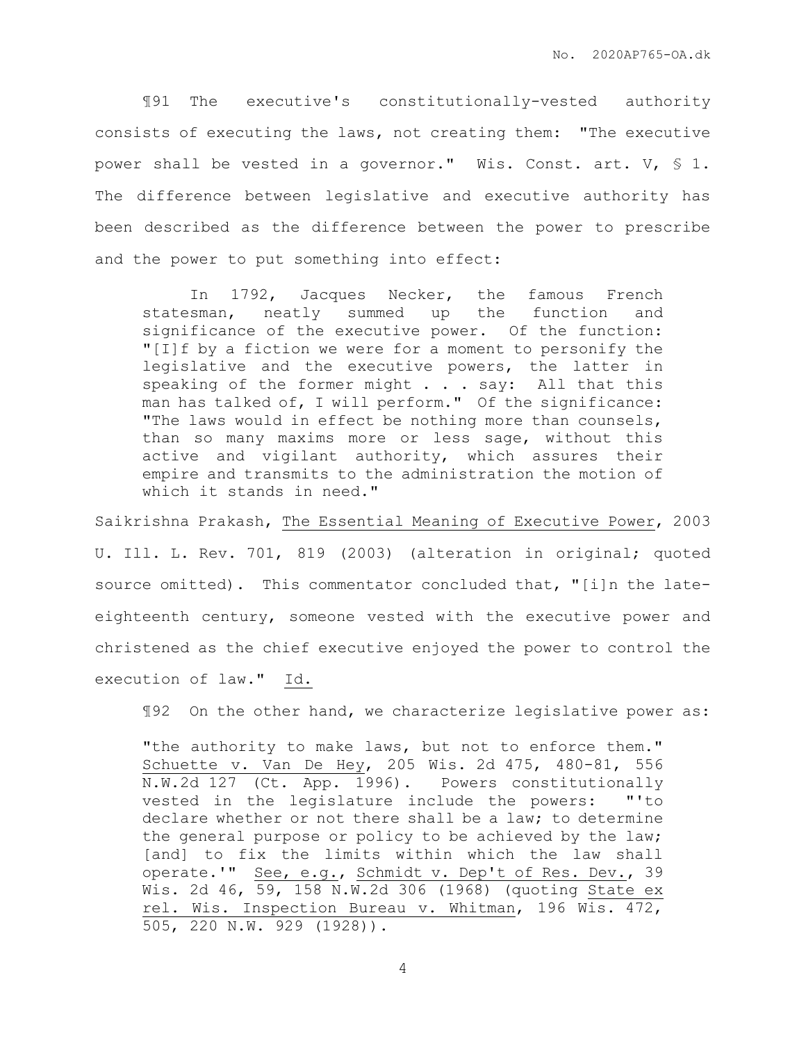¶91 The executive's constitutionally-vested authority consists of executing the laws, not creating them: "The executive power shall be vested in a governor." Wis. Const. art. V, § 1. The difference between legislative and executive authority has been described as the difference between the power to prescribe and the power to put something into effect:

> In 1792, Jacques Necker, the famous French statesman, neatly summed up the function and significance of the executive power. Of the function: "[I]f by a fiction we were for a moment to personify the legislative and the executive powers, the latter in speaking of the former might . . . say: All that this man has talked of, I will perform." Of the significance: "The laws would in effect be nothing more than counsels, than so many maxims more or less sage, without this active and vigilant authority, which assures their empire and transmits to the administration the motion of which it stands in need."

Saikrishna Prakash, The Essential Meaning of Executive Power, 2003 U. Ill. L. Rev. 701, 819 (2003) (alteration in original; quoted source omitted). This commentator concluded that, "[i]n the late-eighteenth century, someone vested with the executive power and christened as the chief executive enjoyed the power to control the execution of law." Id.

¶92 On the other hand, we characterize legislative power as:

> "the authority to make laws, but not to enforce them." Schuette v. Van De Hey, 205 Wis. 2d 475, 480-81, 556 N.W.2d 127 (Ct. App. 1996). Powers constitutionally vested in the legislature include the powers: "'to declare whether or not there shall be a law; to determine the general purpose or policy to be achieved by the law; [and] to fix the limits within which the law shall operate.'" See, e.g., Schmidt v. Dep't of Res. Dev., 39 Wis. 2d 46, 59, 158 N.W.2d 306 (1968) (quoting State ex rel. Wis. Inspection Bureau v. Whitman, 196 Wis. 472, 505, 220 N.W. 929 (1928)).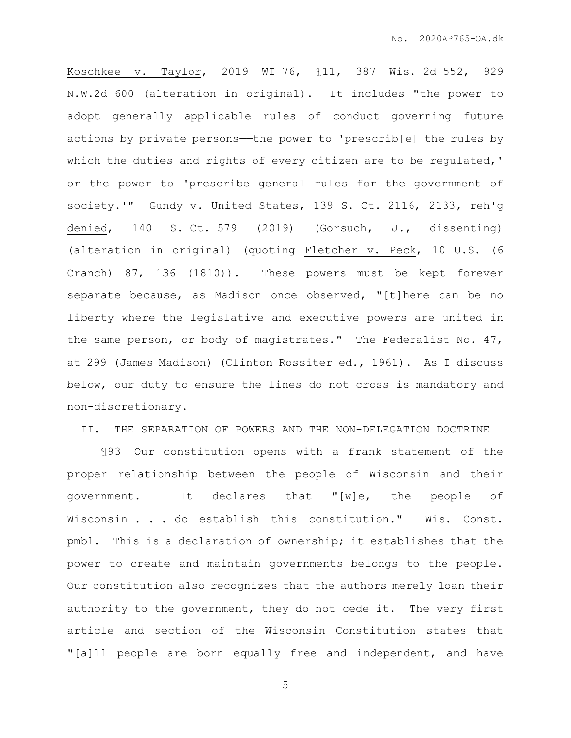Koschkee v. Taylor, 2019 WI 76, ¶11, 387 Wis. 2d 552, 929 N.W.2d 600 (alteration in original). It includes "the power to adopt generally applicable rules of conduct governing future actions by private persons——the power to 'prescrib[e] the rules by which the duties and rights of every citizen are to be regulated,' or the power to 'prescribe general rules for the government of society.'" Gundy v. United States, 139 S. Ct. 2116, 2133, reh'g denied, 140 S. Ct. 579 (2019) (Gorsuch, J., dissenting) (alteration in original) (quoting Fletcher v. Peck, 10 U.S. (6 Cranch) 87, 136 (1810)). These powers must be kept forever separate because, as Madison once observed, "[t]here can be no liberty where the legislative and executive powers are united in the same person, or body of magistrates." The Federalist No. 47, at 299 (James Madison) (Clinton Rossiter ed., 1961). As I discuss below, our duty to ensure the lines do not cross is mandatory and non-discretionary.

## II. THE SEPARATION OF POWERS AND THE NON-DELEGATION DOCTRINE

¶93 Our constitution opens with a frank statement of the proper relationship between the people of Wisconsin and their government. It declares that "[w]e, the people of Wisconsin . . . do establish this constitution." Wis. Const. pmbl. This is a declaration of ownership; it establishes that the power to create and maintain governments belongs to the people. Our constitution also recognizes that the authors merely loan their authority to the government, they do not cede it. The very first article and section of the Wisconsin Constitution states that "[a]ll people are born equally free and independent, and have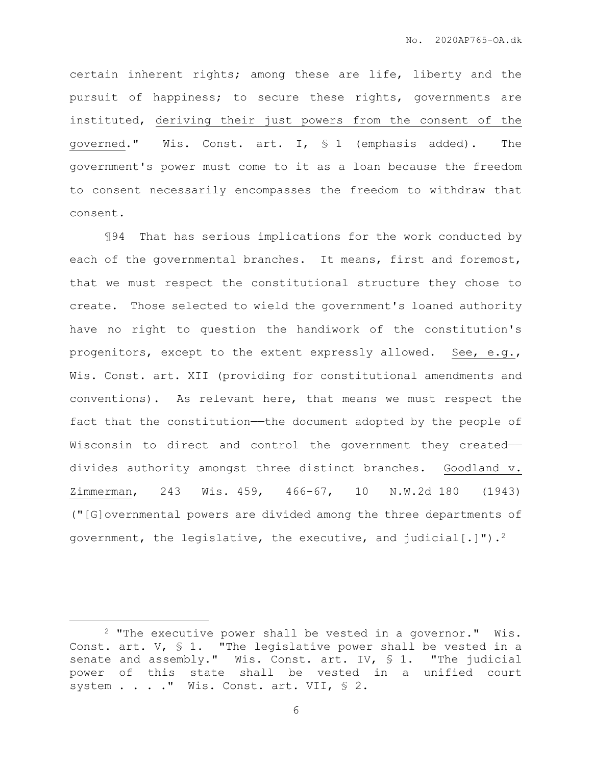certain inherent rights; among these are life, liberty and the pursuit of happiness; to secure these rights, governments are instituted, <u>deriving their just powers from the consent of the governed</u>." Wis. Const. art. I, § 1 (emphasis added). The government's power must come to it as a loan because the freedom to consent necessarily encompasses the freedom to withdraw that consent.

¶94 That has serious implications for the work conducted by each of the governmental branches. It means, first and foremost, that we must respect the constitutional structure they chose to create. Those selected to wield the government's loaned authority have no right to question the handiwork of the constitution's progenitors, except to the extent expressly allowed. <u>See, e.g.</u>, Wis. Const. art. XII (providing for constitutional amendments and conventions). As relevant here, that means we must respect the fact that the constitution——the document adopted by the people of Wisconsin to direct and control the government they created——divides authority amongst three distinct branches. <u>Goodland v. Zimmerman</u>, 243 Wis. 459, 466-67, 10 N.W.2d 180 (1943) ("[G]overnmental powers are divided among the three departments of government, the legislative, the executive, and judicial[.]").[2]

---

[2] "The executive power shall be vested in a governor." Wis. Const. art. V, § 1. "The legislative power shall be vested in a senate and assembly." Wis. Const. art. IV, § 1. "The judicial power of this state shall be vested in a unified court system . . . ." Wis. Const. art. VII, § 2.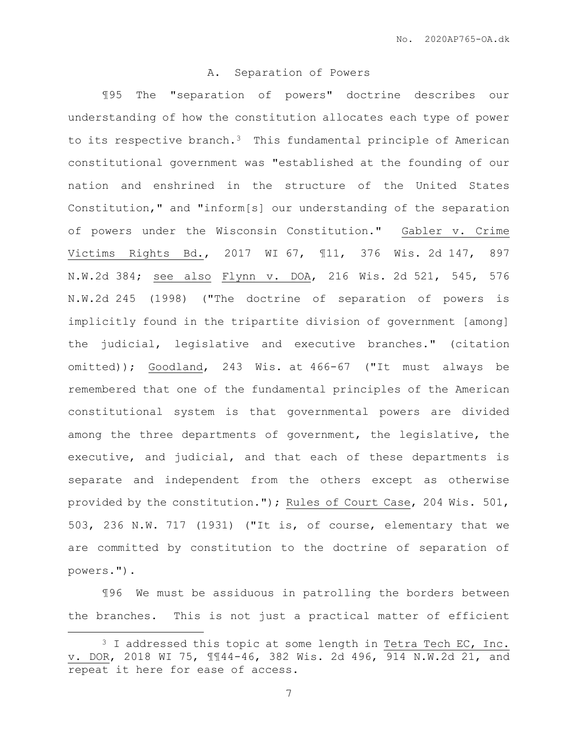## A. Separation of Powers

¶95 The "separation of powers" doctrine describes our understanding of how the constitution allocates each type of power to its respective branch.[3] This fundamental principle of American constitutional government was "established at the founding of our nation and enshrined in the structure of the United States Constitution," and "inform[s] our understanding of the separation of powers under the Wisconsin Constitution." Gabler v. Crime Victims Rights Bd., 2017 WI 67, ¶11, 376 Wis. 2d 147, 897 N.W.2d 384; see also Flynn v. DOA, 216 Wis. 2d 521, 545, 576 N.W.2d 245 (1998) ("The doctrine of separation of powers is implicitly found in the tripartite division of government [among] the judicial, legislative and executive branches." (citation omitted)); Goodland, 243 Wis. at 466-67 ("It must always be remembered that one of the fundamental principles of the American constitutional system is that governmental powers are divided among the three departments of government, the legislative, the executive, and judicial, and that each of these departments is separate and independent from the others except as otherwise provided by the constitution."); Rules of Court Case, 204 Wis. 501, 503, 236 N.W. 717 (1931) ("It is, of course, elementary that we are committed by constitution to the doctrine of separation of powers.").

¶96 We must be assiduous in patrolling the borders between the branches. This is not just a practical matter of efficient

[3] I addressed this topic at some length in Tetra Tech EC, Inc. v. DOR, 2018 WI 75, ¶¶44-46, 382 Wis. 2d 496, 914 N.W.2d 21, and repeat it here for ease of access.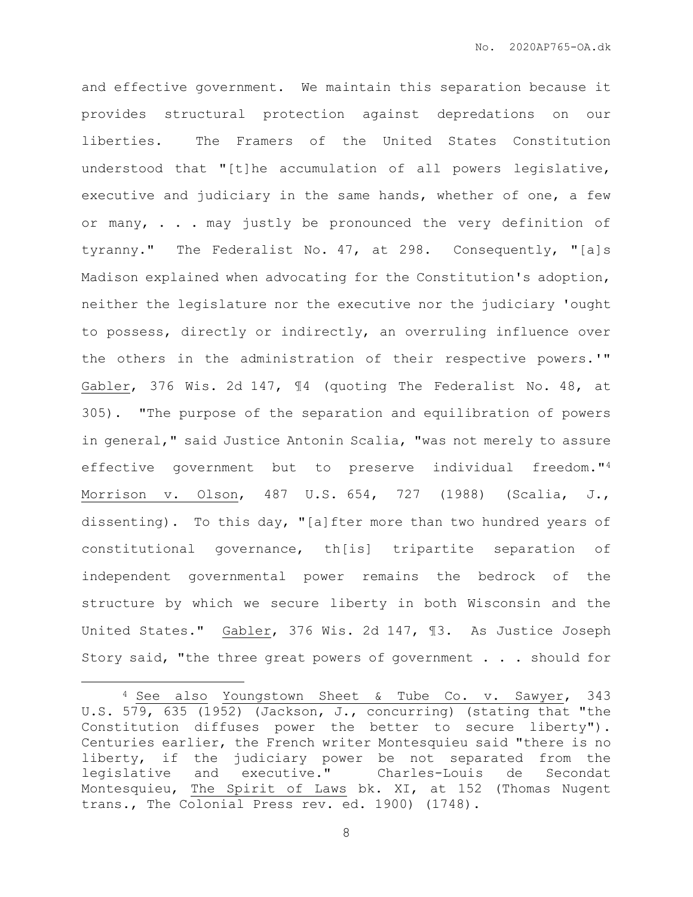and effective government. We maintain this separation because it provides structural protection against depredations on our liberties. The Framers of the United States Constitution understood that "[t]he accumulation of all powers legislative, executive and judiciary in the same hands, whether of one, a few or many, . . . may justly be pronounced the very definition of tyranny." The Federalist No. 47, at 298. Consequently, "[a]s Madison explained when advocating for the Constitution's adoption, neither the legislature nor the executive nor the judiciary 'ought to possess, directly or indirectly, an overruling influence over the others in the administration of their respective powers.'" Gabler, 376 Wis. 2d 147, ¶4 (quoting The Federalist No. 48, at 305). "The purpose of the separation and equilibration of powers in general," said Justice Antonin Scalia, "was not merely to assure effective government but to preserve individual freedom."[4] Morrison v. Olson, 487 U.S. 654, 727 (1988) (Scalia, J., dissenting). To this day, "[a]fter more than two hundred years of constitutional governance, th[is] tripartite separation of independent governmental power remains the bedrock of the structure by which we secure liberty in both Wisconsin and the United States." Gabler, 376 Wis. 2d 147, ¶3. As Justice Joseph Story said, "the three great powers of government . . . should for

---

[4] See also Youngstown Sheet & Tube Co. v. Sawyer, 343 U.S. 579, 635 (1952) (Jackson, J., concurring) (stating that "the Constitution diffuses power the better to secure liberty"). Centuries earlier, the French writer Montesquieu said "there is no liberty, if the judiciary power be not separated from the legislative and executive." Charles-Louis de Secondat Montesquieu, The Spirit of Laws bk. XI, at 152 (Thomas Nugent trans., The Colonial Press rev. ed. 1900) (1748).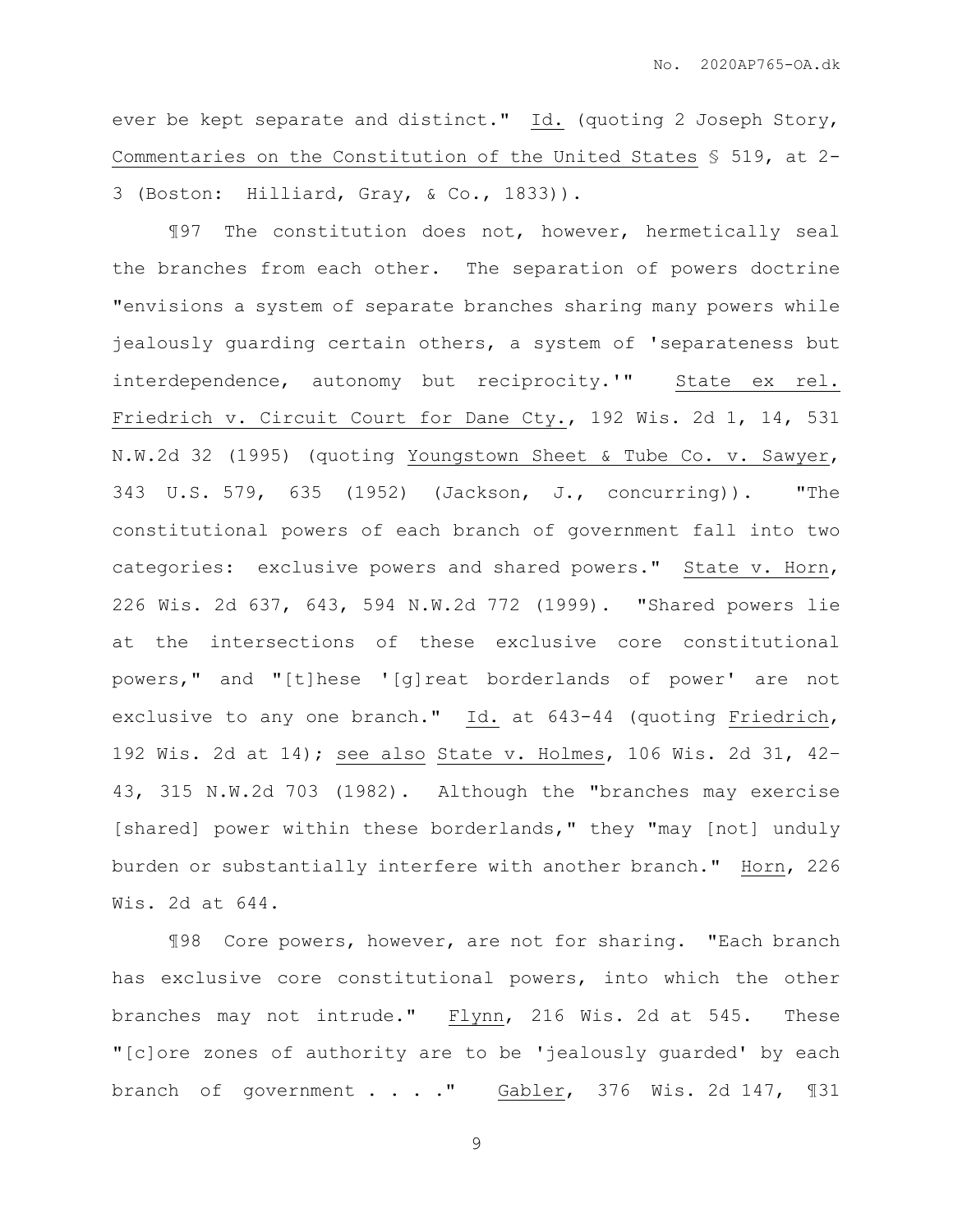ever be kept separate and distinct." Id. (quoting 2 Joseph Story, Commentaries on the Constitution of the United States § 519, at 2-3 (Boston: Hilliard, Gray, & Co., 1833)).

¶97 The constitution does not, however, hermetically seal the branches from each other. The separation of powers doctrine "envisions a system of separate branches sharing many powers while jealously guarding certain others, a system of 'separateness but interdependence, autonomy but reciprocity.'" State ex rel. Friedrich v. Circuit Court for Dane Cty., 192 Wis. 2d 1, 14, 531 N.W.2d 32 (1995) (quoting Youngstown Sheet & Tube Co. v. Sawyer, 343 U.S. 579, 635 (1952) (Jackson, J., concurring)). "The constitutional powers of each branch of government fall into two categories: exclusive powers and shared powers." State v. Horn, 226 Wis. 2d 637, 643, 594 N.W.2d 772 (1999). "Shared powers lie at the intersections of these exclusive core constitutional powers," and "[t]hese '[g]reat borderlands of power' are not exclusive to any one branch." Id. at 643-44 (quoting Friedrich, 192 Wis. 2d at 14); see also State v. Holmes, 106 Wis. 2d 31, 42-43, 315 N.W.2d 703 (1982). Although the "branches may exercise [shared] power within these borderlands," they "may [not] unduly burden or substantially interfere with another branch." Horn, 226 Wis. 2d at 644.

¶98 Core powers, however, are not for sharing. "Each branch has exclusive core constitutional powers, into which the other branches may not intrude." Flynn, 216 Wis. 2d at 545. These "[c]ore zones of authority are to be 'jealously guarded' by each branch of government . . . ." Gabler, 376 Wis. 2d 147, ¶31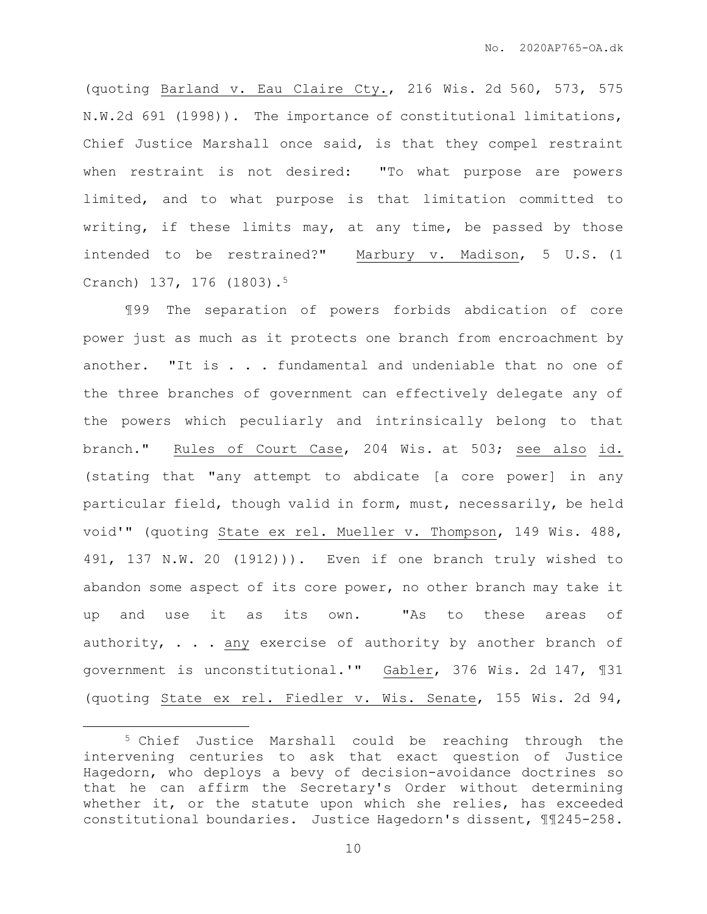(quoting Barland v. Eau Claire Cty., 216 Wis. 2d 560, 573, 575 N.W.2d 691 (1998)). The importance of constitutional limitations, Chief Justice Marshall once said, is that they compel restraint when restraint is not desired: "To what purpose are powers limited, and to what purpose is that limitation committed to writing, if these limits may, at any time, be passed by those intended to be restrained?" Marbury v. Madison, 5 U.S. (1 Cranch) 137, 176 (1803).[5]

¶99 The separation of powers forbids abdication of core power just as much as it protects one branch from encroachment by another. "It is . . . fundamental and undeniable that no one of the three branches of government can effectively delegate any of the powers which peculiarly and intrinsically belong to that branch." Rules of Court Case, 204 Wis. at 503; see also id. (stating that "any attempt to abdicate [a core power] in any particular field, though valid in form, must, necessarily, be held void'" (quoting State ex rel. Mueller v. Thompson, 149 Wis. 488, 491, 137 N.W. 20 (1912))). Even if one branch truly wished to abandon some aspect of its core power, no other branch may take it up and use it as its own. "As to these areas of authority, . . . any exercise of authority by another branch of government is unconstitutional.'" Gabler, 376 Wis. 2d 147, ¶31 (quoting State ex rel. Fiedler v. Wis. Senate, 155 Wis. 2d 94,

---

[5] Chief Justice Marshall could be reaching through the intervening centuries to ask that exact question of Justice Hagedorn, who deploys a bevy of decision-avoidance doctrines so that he can affirm the Secretary's Order without determining whether it, or the statute upon which she relies, has exceeded constitutional boundaries. Justice Hagedorn's dissent, ¶¶245-258.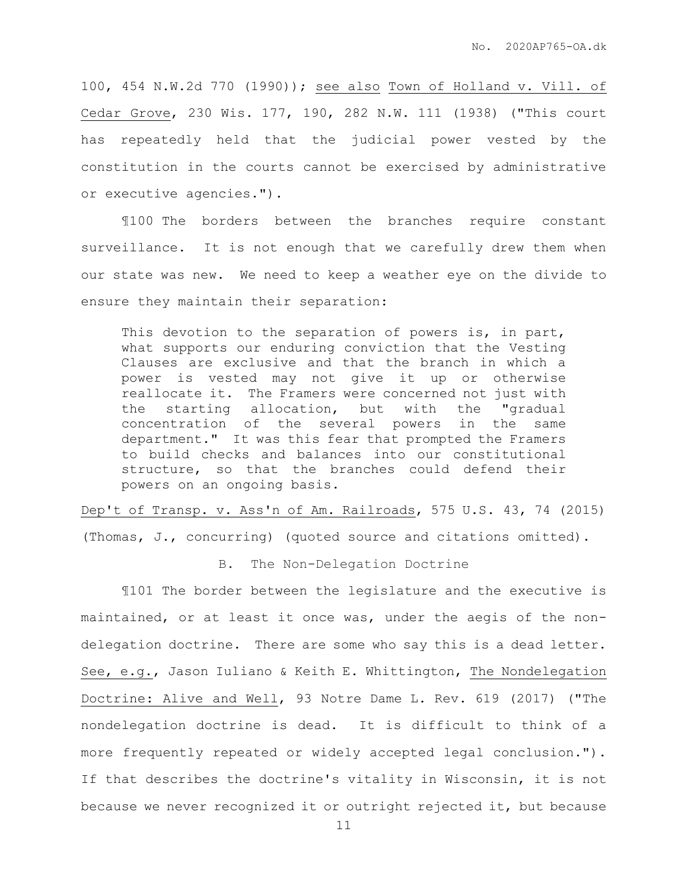100, 454 N.W.2d 770 (1990)); see also Town of Holland v. Vill. of Cedar Grove, 230 Wis. 177, 190, 282 N.W. 111 (1938) ("This court has repeatedly held that the judicial power vested by the constitution in the courts cannot be exercised by administrative or executive agencies.").

¶100 The borders between the branches require constant surveillance. It is not enough that we carefully drew them when our state was new. We need to keep a weather eye on the divide to ensure they maintain their separation:

> This devotion to the separation of powers is, in part, what supports our enduring conviction that the Vesting Clauses are exclusive and that the branch in which a power is vested may not give it up or otherwise reallocate it. The Framers were concerned not just with the starting allocation, but with the "gradual concentration of the several powers in the same department." It was this fear that prompted the Framers to build checks and balances into our constitutional structure, so that the branches could defend their powers on an ongoing basis.

Dep't of Transp. v. Ass'n of Am. Railroads, 575 U.S. 43, 74 (2015) (Thomas, J., concurring) (quoted source and citations omitted).

### B. The Non-Delegation Doctrine

¶101 The border between the legislature and the executive is maintained, or at least it once was, under the aegis of the non-delegation doctrine. There are some who say this is a dead letter. See, e.g., Jason Iuliano & Keith E. Whittington, The Nondelegation Doctrine: Alive and Well, 93 Notre Dame L. Rev. 619 (2017) ("The nondelegation doctrine is dead. It is difficult to think of a more frequently repeated or widely accepted legal conclusion."). If that describes the doctrine's vitality in Wisconsin, it is not because we never recognized it or outright rejected it, but because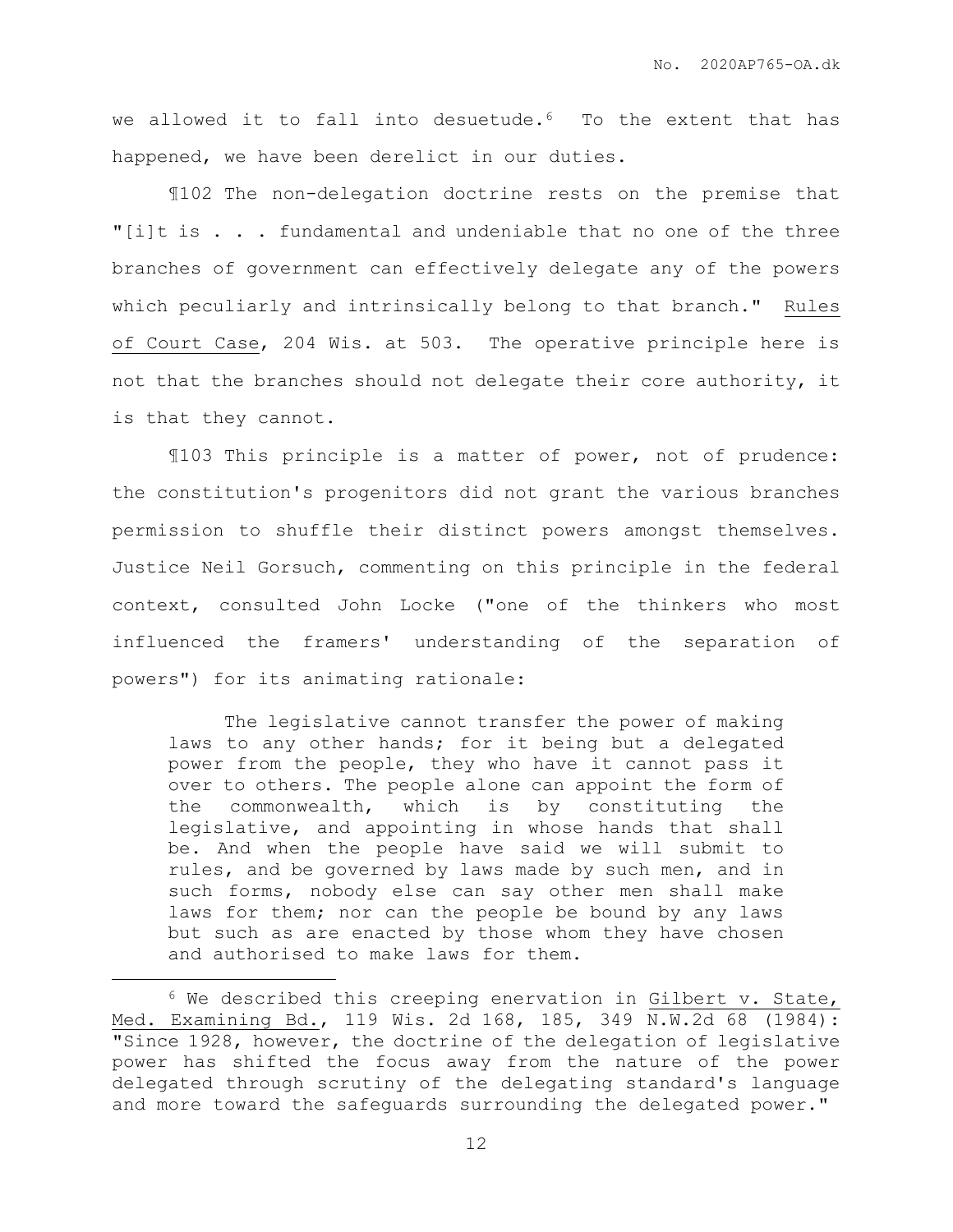we allowed it to fall into desuetude.[6] To the extent that has happened, we have been derelict in our duties.

¶102 The non-delegation doctrine rests on the premise that "[i]t is . . . fundamental and undeniable that no one of the three branches of government can effectively delegate any of the powers which peculiarly and intrinsically belong to that branch." Rules of Court Case, 204 Wis. at 503. The operative principle here is not that the branches should not delegate their core authority, it is that they cannot.

¶103 This principle is a matter of power, not of prudence: the constitution's progenitors did not grant the various branches permission to shuffle their distinct powers amongst themselves. Justice Neil Gorsuch, commenting on this principle in the federal context, consulted John Locke ("one of the thinkers who most influenced the framers' understanding of the separation of powers") for its animating rationale:

> The legislative cannot transfer the power of making laws to any other hands; for it being but a delegated power from the people, they who have it cannot pass it over to others. The people alone can appoint the form of the commonwealth, which is by constituting the legislative, and appointing in whose hands that shall be. And when the people have said we will submit to rules, and be governed by laws made by such men, and in such forms, nobody else can say other men shall make laws for them; nor can the people be bound by any laws but such as are enacted by those whom they have chosen and authorised to make laws for them.

[6] We described this creeping enervation in Gilbert v. State, Med. Examining Bd., 119 Wis. 2d 168, 185, 349 N.W.2d 68 (1984): "Since 1928, however, the doctrine of the delegation of legislative power has shifted the focus away from the nature of the power delegated through scrutiny of the delegating standard's language and more toward the safeguards surrounding the delegated power."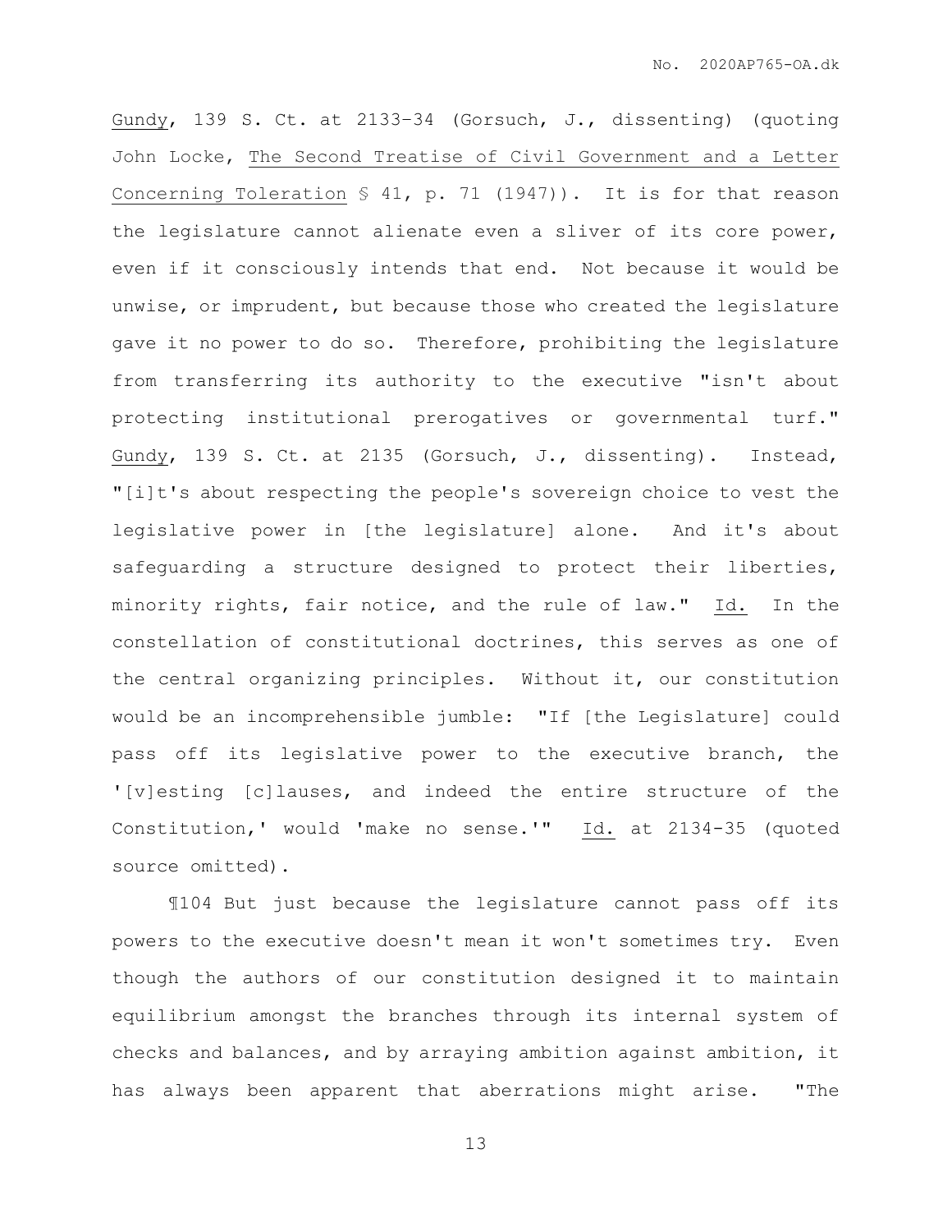Gundy, 139 S. Ct. at 2133–34 (Gorsuch, J., dissenting) (quoting John Locke, The Second Treatise of Civil Government and a Letter Concerning Toleration § 41, p. 71 (1947)). It is for that reason the legislature cannot alienate even a sliver of its core power, even if it consciously intends that end. Not because it would be unwise, or imprudent, but because those who created the legislature gave it no power to do so. Therefore, prohibiting the legislature from transferring its authority to the executive "isn't about protecting institutional prerogatives or governmental turf." Gundy, 139 S. Ct. at 2135 (Gorsuch, J., dissenting). Instead, "[i]t's about respecting the people's sovereign choice to vest the legislative power in [the legislature] alone. And it's about safeguarding a structure designed to protect their liberties, minority rights, fair notice, and the rule of law." Id. In the constellation of constitutional doctrines, this serves as one of the central organizing principles. Without it, our constitution would be an incomprehensible jumble: "If [the Legislature] could pass off its legislative power to the executive branch, the '[v]esting [c]lauses, and indeed the entire structure of the Constitution,' would 'make no sense.'" Id. at 2134-35 (quoted source omitted).

¶104 But just because the legislature cannot pass off its powers to the executive doesn't mean it won't sometimes try. Even though the authors of our constitution designed it to maintain equilibrium amongst the branches through its internal system of checks and balances, and by arraying ambition against ambition, it has always been apparent that aberrations might arise. "The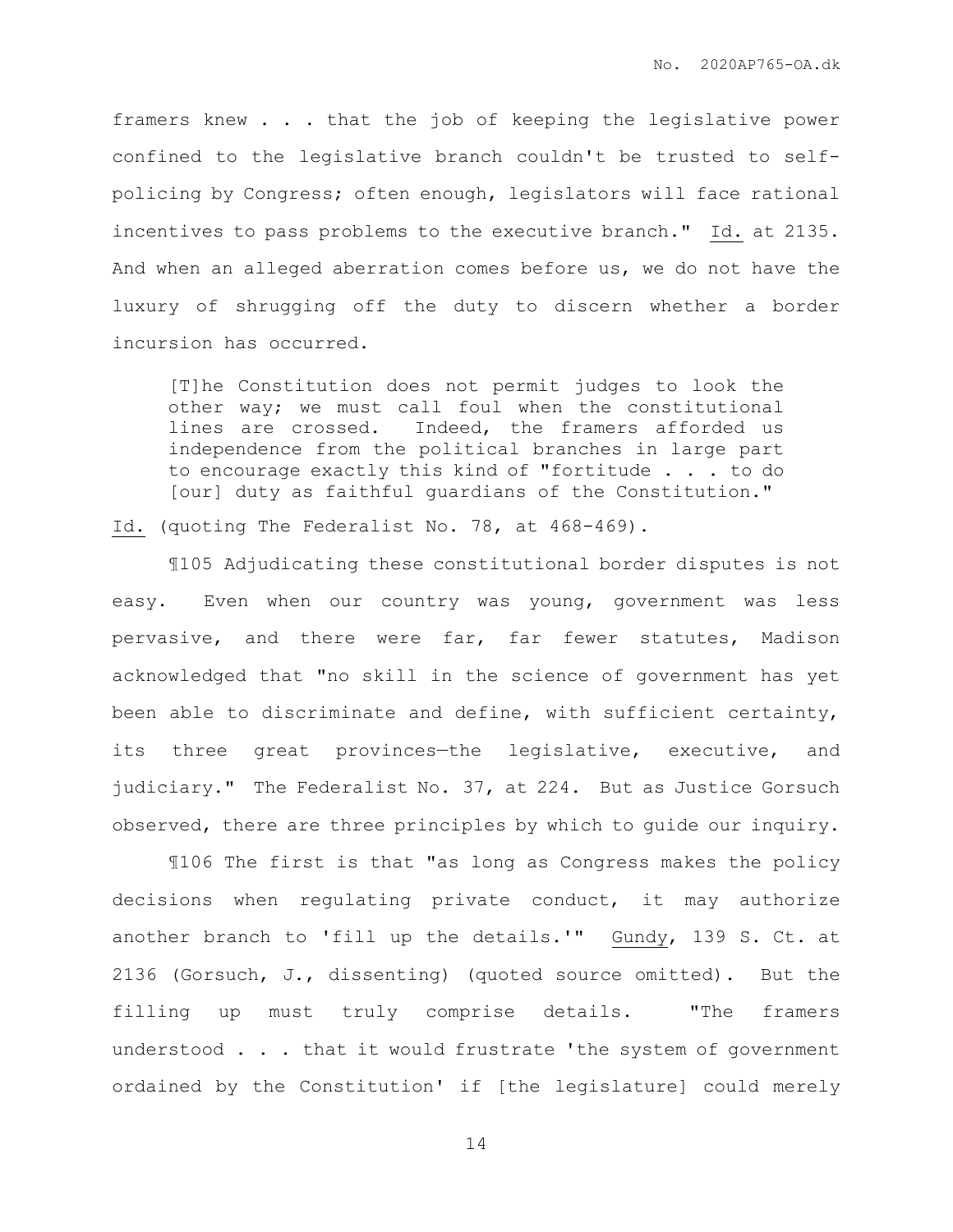framers knew . . . that the job of keeping the legislative power confined to the legislative branch couldn't be trusted to self-policing by Congress; often enough, legislators will face rational incentives to pass problems to the executive branch." Id. at 2135. And when an alleged aberration comes before us, we do not have the luxury of shrugging off the duty to discern whether a border incursion has occurred.

> [T]he Constitution does not permit judges to look the other way; we must call foul when the constitutional lines are crossed. Indeed, the framers afforded us independence from the political branches in large part to encourage exactly this kind of "fortitude . . . to do [our] duty as faithful guardians of the Constitution."

Id. (quoting The Federalist No. 78, at 468-469).

¶105 Adjudicating these constitutional border disputes is not easy. Even when our country was young, government was less pervasive, and there were far, far fewer statutes, Madison acknowledged that "no skill in the science of government has yet been able to discriminate and define, with sufficient certainty, its three great provinces—the legislative, executive, and judiciary." The Federalist No. 37, at 224. But as Justice Gorsuch observed, there are three principles by which to guide our inquiry.

¶106 The first is that "as long as Congress makes the policy decisions when regulating private conduct, it may authorize another branch to 'fill up the details.'" Gundy, 139 S. Ct. at 2136 (Gorsuch, J., dissenting) (quoted source omitted). But the filling up must truly comprise details. "The framers understood . . . that it would frustrate 'the system of government ordained by the Constitution' if [the legislature] could merely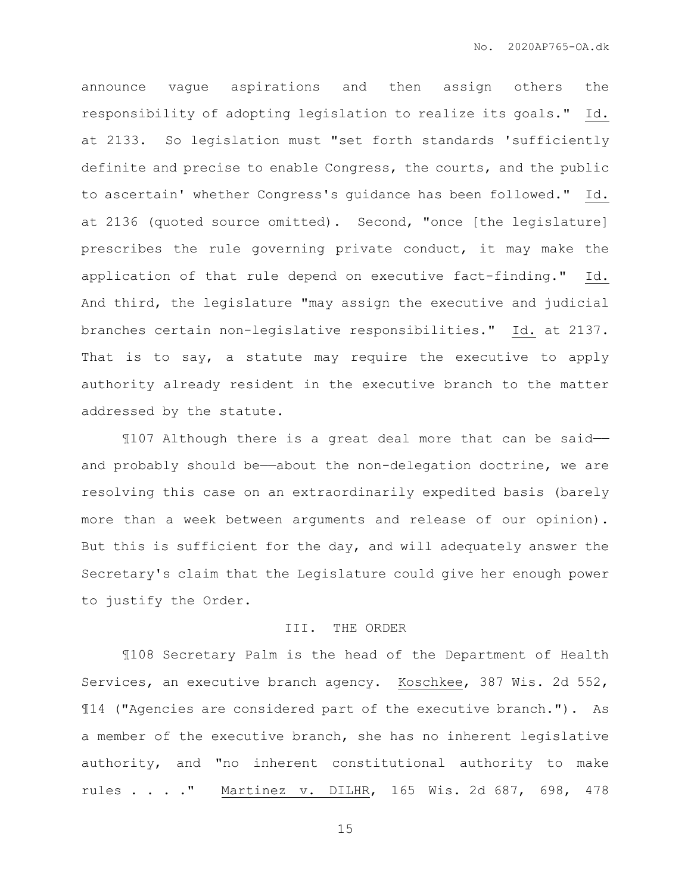announce vague aspirations and then assign others the responsibility of adopting legislation to realize its goals." Id. at 2133. So legislation must "set forth standards 'sufficiently definite and precise to enable Congress, the courts, and the public to ascertain' whether Congress's guidance has been followed." Id. at 2136 (quoted source omitted). Second, "once [the legislature] prescribes the rule governing private conduct, it may make the application of that rule depend on executive fact-finding." Id. And third, the legislature "may assign the executive and judicial branches certain non-legislative responsibilities." Id. at 2137. That is to say, a statute may require the executive to apply authority already resident in the executive branch to the matter addressed by the statute.

¶107 Although there is a great deal more that can be said—and probably should be—about the non-delegation doctrine, we are resolving this case on an extraordinarily expedited basis (barely more than a week between arguments and release of our opinion). But this is sufficient for the day, and will adequately answer the Secretary's claim that the Legislature could give her enough power to justify the Order.

## III. THE ORDER

¶108 Secretary Palm is the head of the Department of Health Services, an executive branch agency. Koschkee, 387 Wis. 2d 552, ¶14 ("Agencies are considered part of the executive branch."). As a member of the executive branch, she has no inherent legislative authority, and "no inherent constitutional authority to make rules . . . ." Martinez v. DILHR, 165 Wis. 2d 687, 698, 478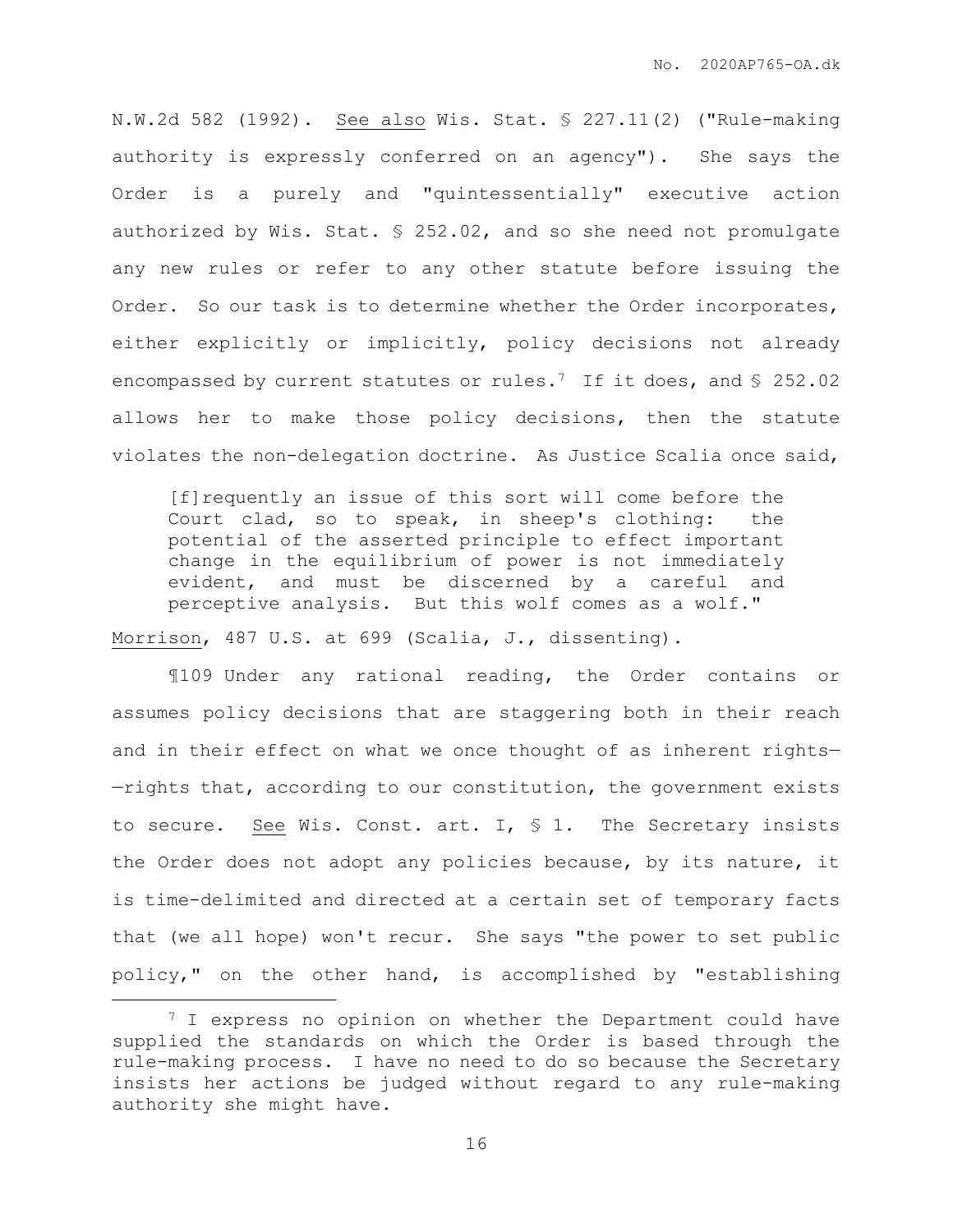N.W.2d 582 (1992). See also Wis. Stat. § 227.11(2) ("Rule-making authority is expressly conferred on an agency"). She says the Order is a purely and "quintessentially" executive action authorized by Wis. Stat. § 252.02, and so she need not promulgate any new rules or refer to any other statute before issuing the Order. So our task is to determine whether the Order incorporates, either explicitly or implicitly, policy decisions not already encompassed by current statutes or rules.[7] If it does, and § 252.02 allows her to make those policy decisions, then the statute violates the non-delegation doctrine. As Justice Scalia once said,

> [f]requently an issue of this sort will come before the Court clad, so to speak, in sheep's clothing: the potential of the asserted principle to effect important change in the equilibrium of power is not immediately evident, and must be discerned by a careful and perceptive analysis. But this wolf comes as a wolf."

Morrison, 487 U.S. at 699 (Scalia, J., dissenting).

¶109 Under any rational reading, the Order contains or assumes policy decisions that are staggering both in their reach and in their effect on what we once thought of as inherent rights——rights that, according to our constitution, the government exists to secure. See Wis. Const. art. I, § 1. The Secretary insists the Order does not adopt any policies because, by its nature, it is time-delimited and directed at a certain set of temporary facts that (we all hope) won't recur. She says "the power to set public policy," on the other hand, is accomplished by "establishing

---

[7] I express no opinion on whether the Department could have supplied the standards on which the Order is based through the rule-making process. I have no need to do so because the Secretary insists her actions be judged without regard to any rule-making authority she might have.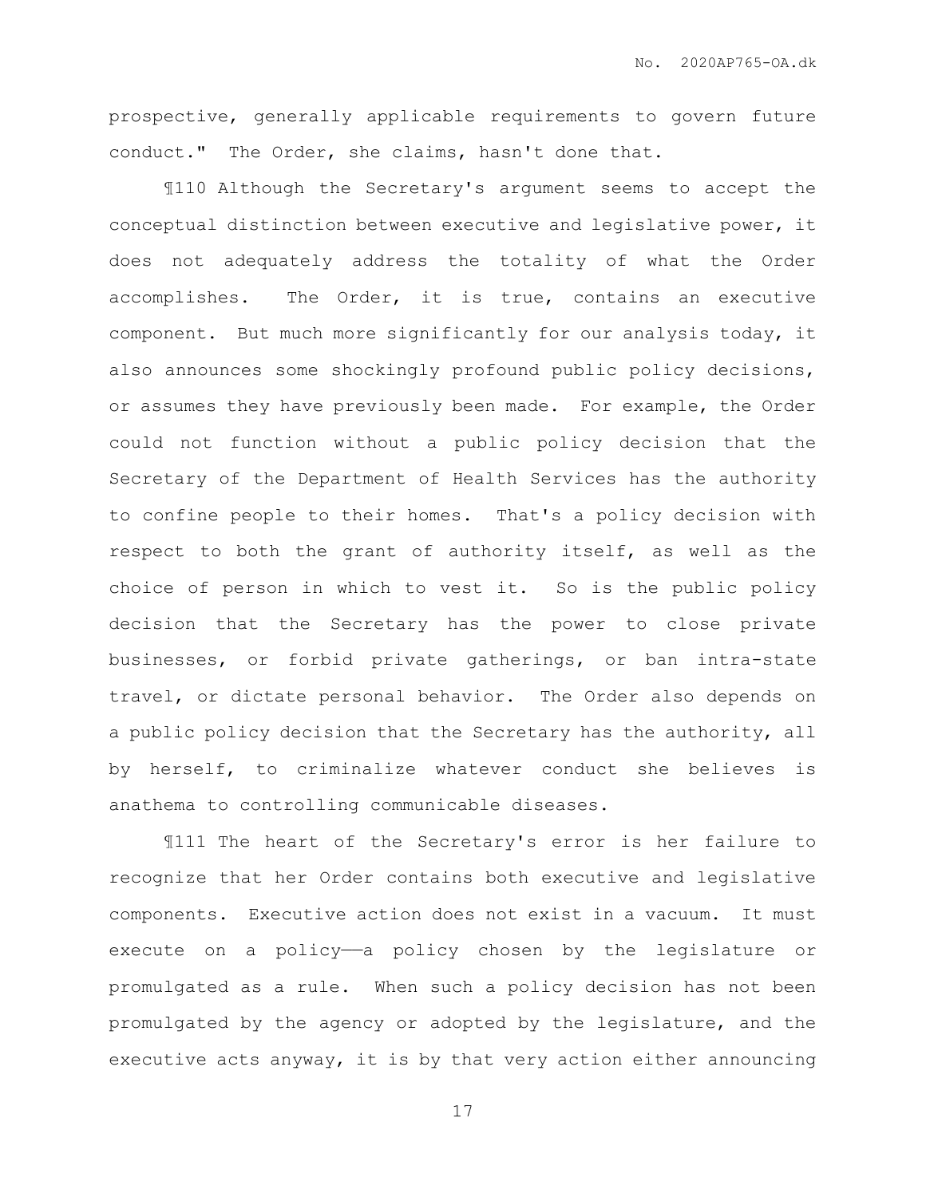prospective, generally applicable requirements to govern future conduct." The Order, she claims, hasn't done that.

¶110 Although the Secretary's argument seems to accept the conceptual distinction between executive and legislative power, it does not adequately address the totality of what the Order accomplishes. The Order, it is true, contains an executive component. But much more significantly for our analysis today, it also announces some shockingly profound public policy decisions, or assumes they have previously been made. For example, the Order could not function without a public policy decision that the Secretary of the Department of Health Services has the authority to confine people to their homes. That's a policy decision with respect to both the grant of authority itself, as well as the choice of person in which to vest it. So is the public policy decision that the Secretary has the power to close private businesses, or forbid private gatherings, or ban intra-state travel, or dictate personal behavior. The Order also depends on a public policy decision that the Secretary has the authority, all by herself, to criminalize whatever conduct she believes is anathema to controlling communicable diseases.

¶111 The heart of the Secretary's error is her failure to recognize that her Order contains both executive and legislative components. Executive action does not exist in a vacuum. It must execute on a policy——a policy chosen by the legislature or promulgated as a rule. When such a policy decision has not been promulgated by the agency or adopted by the legislature, and the executive acts anyway, it is by that very action either announcing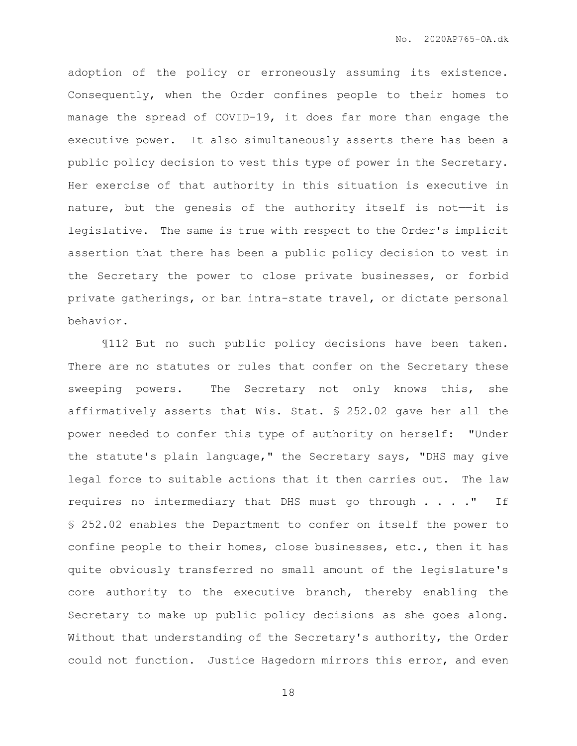adoption of the policy or erroneously assuming its existence. Consequently, when the Order confines people to their homes to manage the spread of COVID-19, it does far more than engage the executive power. It also simultaneously asserts there has been a public policy decision to vest this type of power in the Secretary. Her exercise of that authority in this situation is executive in nature, but the genesis of the authority itself is not——it is legislative. The same is true with respect to the Order's implicit assertion that there has been a public policy decision to vest in the Secretary the power to close private businesses, or forbid private gatherings, or ban intra-state travel, or dictate personal behavior.

¶112 But no such public policy decisions have been taken. There are no statutes or rules that confer on the Secretary these sweeping powers. The Secretary not only knows this, she affirmatively asserts that Wis. Stat. § 252.02 gave her all the power needed to confer this type of authority on herself: "Under the statute's plain language," the Secretary says, "DHS may give legal force to suitable actions that it then carries out. The law requires no intermediary that DHS must go through . . . ." If § 252.02 enables the Department to confer on itself the power to confine people to their homes, close businesses, etc., then it has quite obviously transferred no small amount of the legislature's core authority to the executive branch, thereby enabling the Secretary to make up public policy decisions as she goes along. Without that understanding of the Secretary's authority, the Order could not function. Justice Hagedorn mirrors this error, and even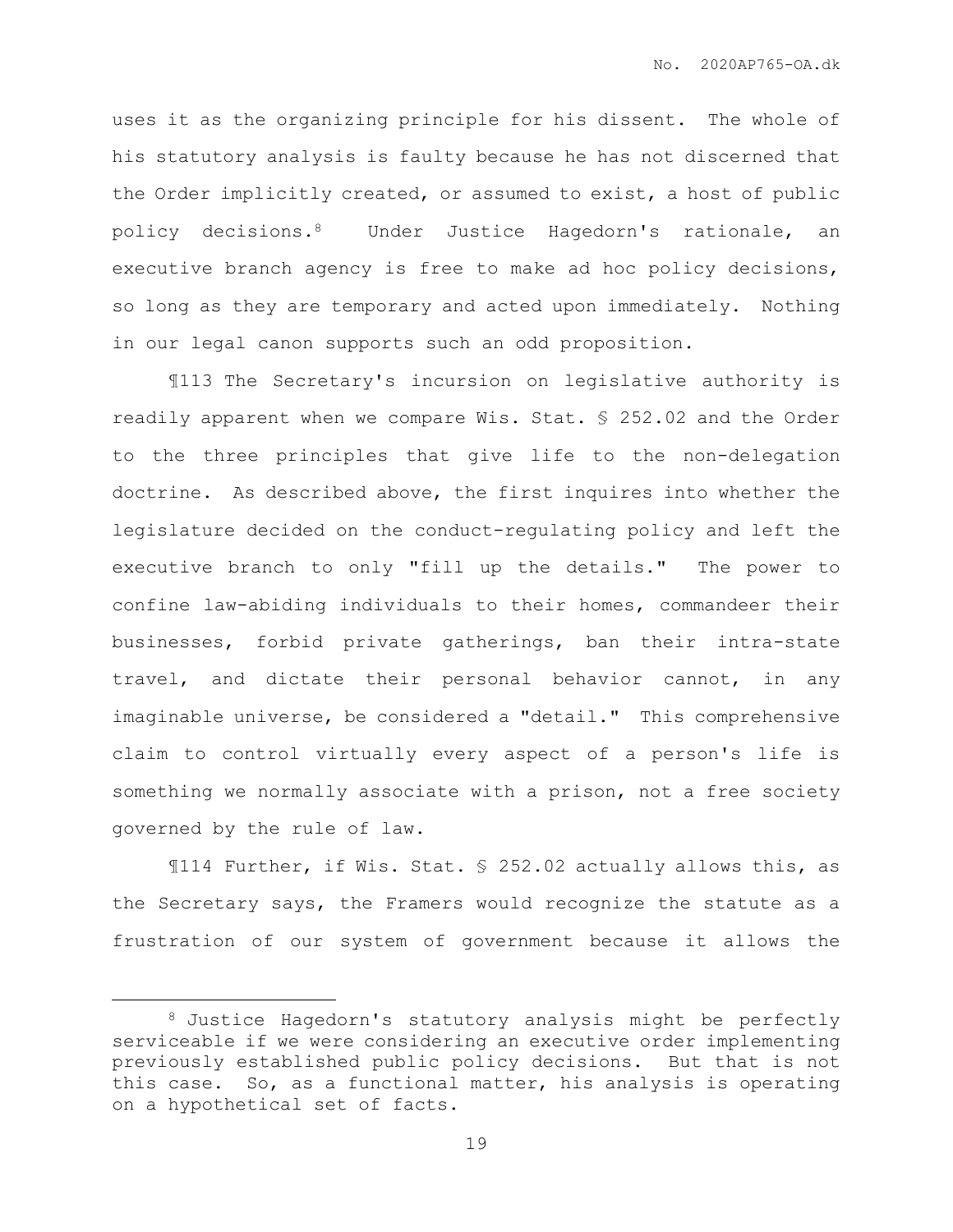uses it as the organizing principle for his dissent. The whole of his statutory analysis is faulty because he has not discerned that the Order implicitly created, or assumed to exist, a host of public policy decisions.[8] Under Justice Hagedorn's rationale, an executive branch agency is free to make ad hoc policy decisions, so long as they are temporary and acted upon immediately. Nothing in our legal canon supports such an odd proposition.

¶113 The Secretary's incursion on legislative authority is readily apparent when we compare Wis. Stat. § 252.02 and the Order to the three principles that give life to the non-delegation doctrine. As described above, the first inquires into whether the legislature decided on the conduct-regulating policy and left the executive branch to only "fill up the details." The power to confine law-abiding individuals to their homes, commandeer their businesses, forbid private gatherings, ban their intra-state travel, and dictate their personal behavior cannot, in any imaginable universe, be considered a "detail." This comprehensive claim to control virtually every aspect of a person's life is something we normally associate with a prison, not a free society governed by the rule of law.

¶114 Further, if Wis. Stat. § 252.02 actually allows this, as the Secretary says, the Framers would recognize the statute as a frustration of our system of government because it allows the

---

[8] Justice Hagedorn's statutory analysis might be perfectly serviceable if we were considering an executive order implementing previously established public policy decisions. But that is not this case. So, as a functional matter, his analysis is operating on a hypothetical set of facts.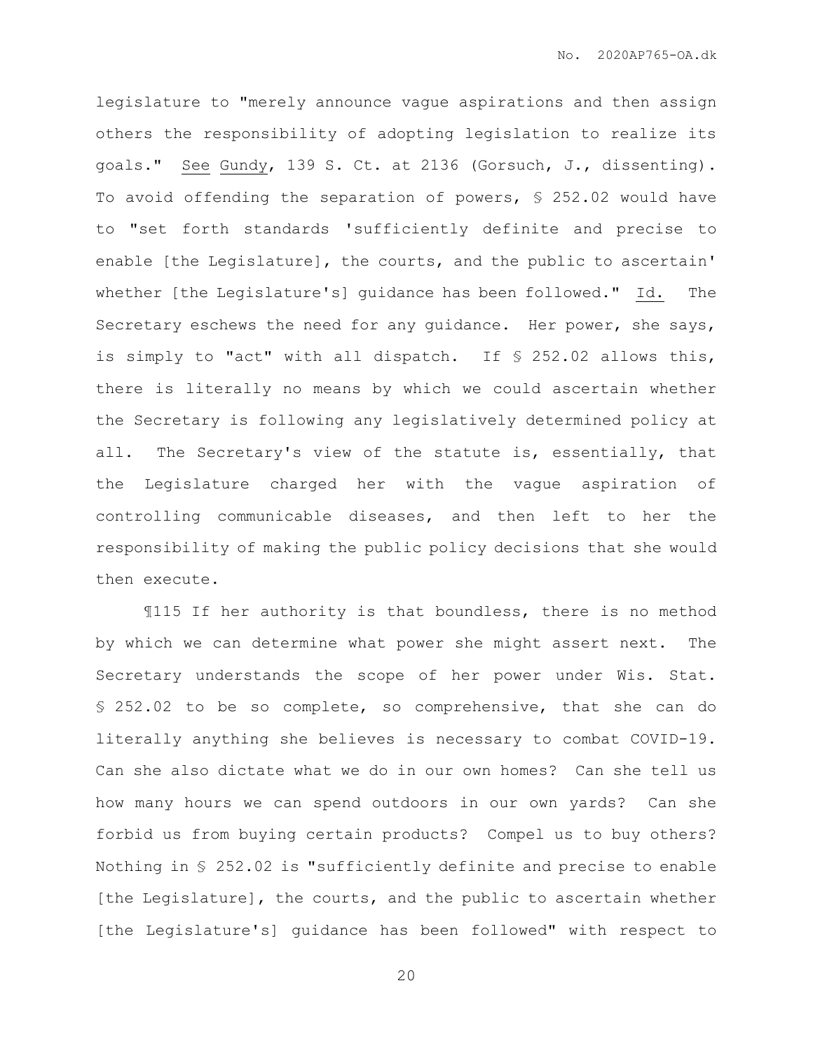legislature to "merely announce vague aspirations and then assign others the responsibility of adopting legislation to realize its goals." See Gundy, 139 S. Ct. at 2136 (Gorsuch, J., dissenting). To avoid offending the separation of powers, § 252.02 would have to "set forth standards 'sufficiently definite and precise to enable [the Legislature], the courts, and the public to ascertain' whether [the Legislature's] guidance has been followed." Id. The Secretary eschews the need for any guidance. Her power, she says, is simply to "act" with all dispatch. If § 252.02 allows this, there is literally no means by which we could ascertain whether the Secretary is following any legislatively determined policy at all. The Secretary's view of the statute is, essentially, that the Legislature charged her with the vague aspiration of controlling communicable diseases, and then left to her the responsibility of making the public policy decisions that she would then execute.

¶115 If her authority is that boundless, there is no method by which we can determine what power she might assert next. The Secretary understands the scope of her power under Wis. Stat. § 252.02 to be so complete, so comprehensive, that she can do literally anything she believes is necessary to combat COVID-19. Can she also dictate what we do in our own homes? Can she tell us how many hours we can spend outdoors in our own yards? Can she forbid us from buying certain products? Compel us to buy others? Nothing in § 252.02 is "sufficiently definite and precise to enable [the Legislature], the courts, and the public to ascertain whether [the Legislature's] guidance has been followed" with respect to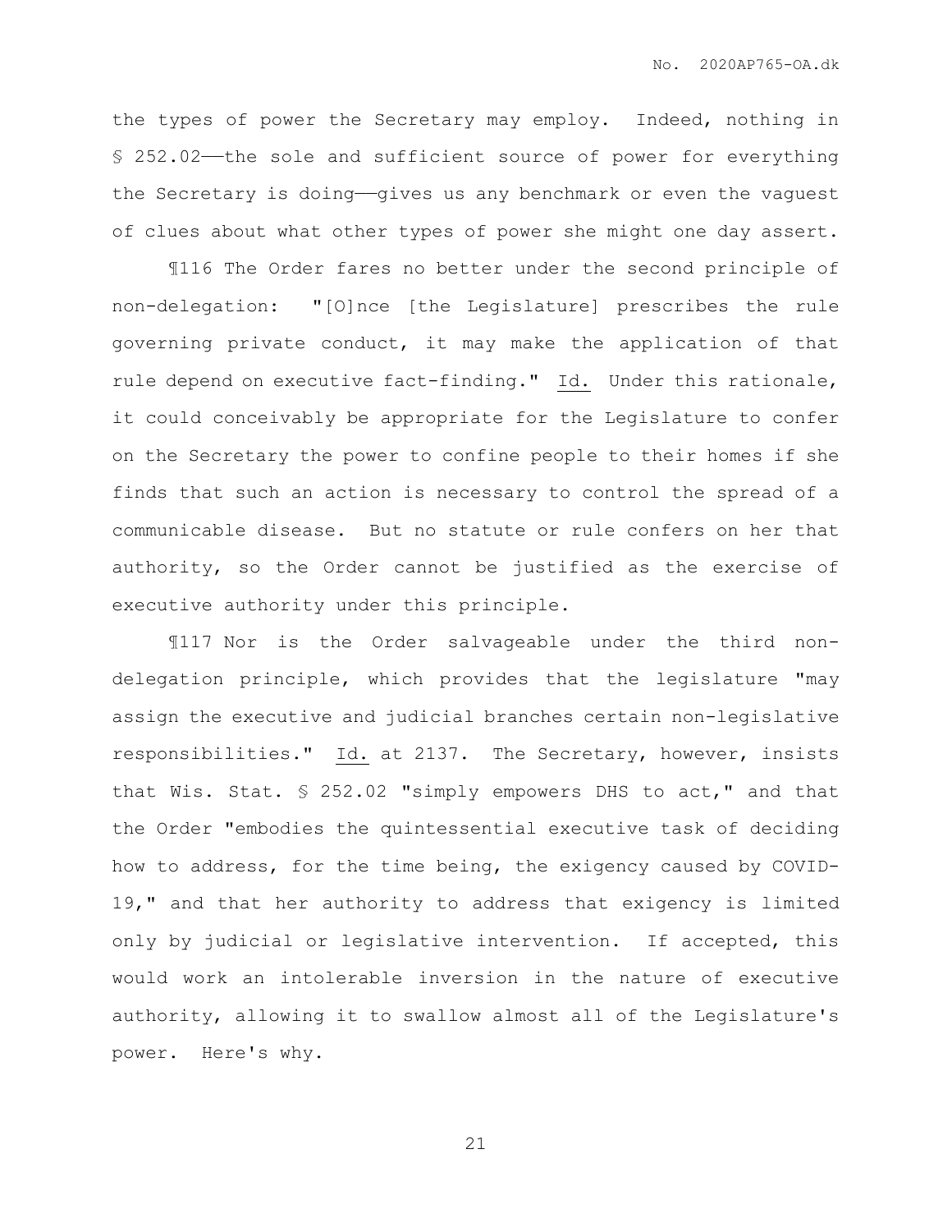the types of power the Secretary may employ. Indeed, nothing in § 252.02——the sole and sufficient source of power for everything the Secretary is doing——gives us any benchmark or even the vaguest of clues about what other types of power she might one day assert.

¶116 The Order fares no better under the second principle of non-delegation: "[O]nce [the Legislature] prescribes the rule governing private conduct, it may make the application of that rule depend on executive fact-finding." Id. Under this rationale, it could conceivably be appropriate for the Legislature to confer on the Secretary the power to confine people to their homes if she finds that such an action is necessary to control the spread of a communicable disease. But no statute or rule confers on her that authority, so the Order cannot be justified as the exercise of executive authority under this principle.

¶117 Nor is the Order salvageable under the third non-delegation principle, which provides that the legislature "may assign the executive and judicial branches certain non-legislative responsibilities." Id. at 2137. The Secretary, however, insists that Wis. Stat. § 252.02 "simply empowers DHS to act," and that the Order "embodies the quintessential executive task of deciding how to address, for the time being, the exigency caused by COVID-19," and that her authority to address that exigency is limited only by judicial or legislative intervention. If accepted, this would work an intolerable inversion in the nature of executive authority, allowing it to swallow almost all of the Legislature's power. Here's why.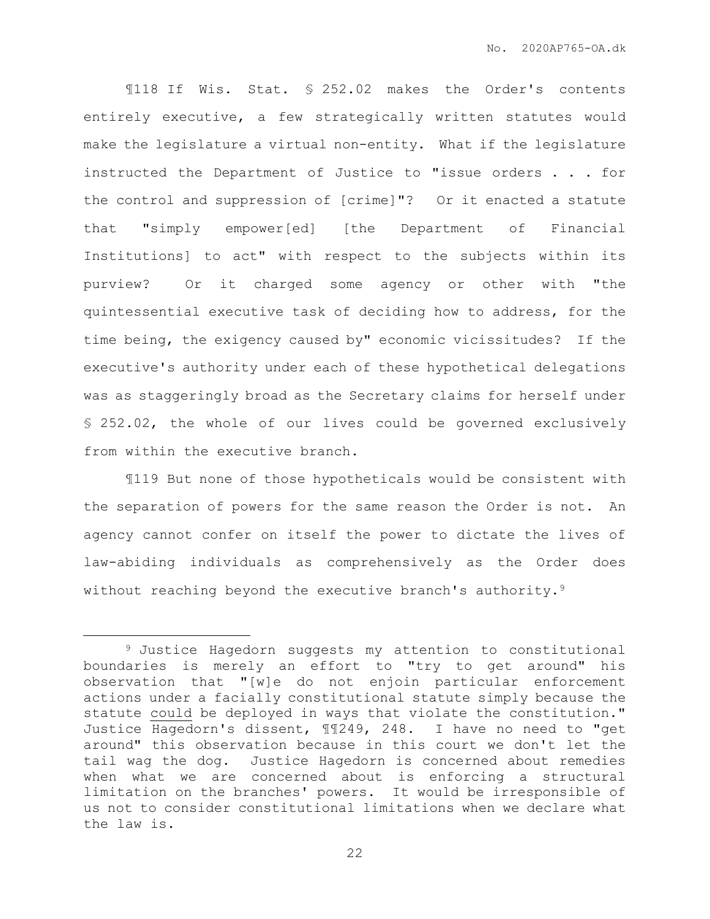¶118 If Wis. Stat. § 252.02 makes the Order's contents entirely executive, a few strategically written statutes would make the legislature a virtual non-entity. What if the legislature instructed the Department of Justice to "issue orders . . . for the control and suppression of [crime]"? Or it enacted a statute that "simply empower[ed] [the Department of Financial Institutions] to act" with respect to the subjects within its purview? Or it charged some agency or other with "the quintessential executive task of deciding how to address, for the time being, the exigency caused by" economic vicissitudes? If the executive's authority under each of these hypothetical delegations was as staggeringly broad as the Secretary claims for herself under § 252.02, the whole of our lives could be governed exclusively from within the executive branch.

¶119 But none of those hypotheticals would be consistent with the separation of powers for the same reason the Order is not. An agency cannot confer on itself the power to dictate the lives of law-abiding individuals as comprehensively as the Order does without reaching beyond the executive branch's authority.[9]

---

[9] Justice Hagedorn suggests my attention to constitutional boundaries is merely an effort to "try to get around" his observation that "[w]e do not enjoin particular enforcement actions under a facially constitutional statute simply because the statute could be deployed in ways that violate the constitution." Justice Hagedorn's dissent, ¶¶249, 248. I have no need to "get around" this observation because in this court we don't let the tail wag the dog. Justice Hagedorn is concerned about remedies when what we are concerned about is enforcing a structural limitation on the branches' powers. It would be irresponsible of us not to consider constitutional limitations when we declare what the law is.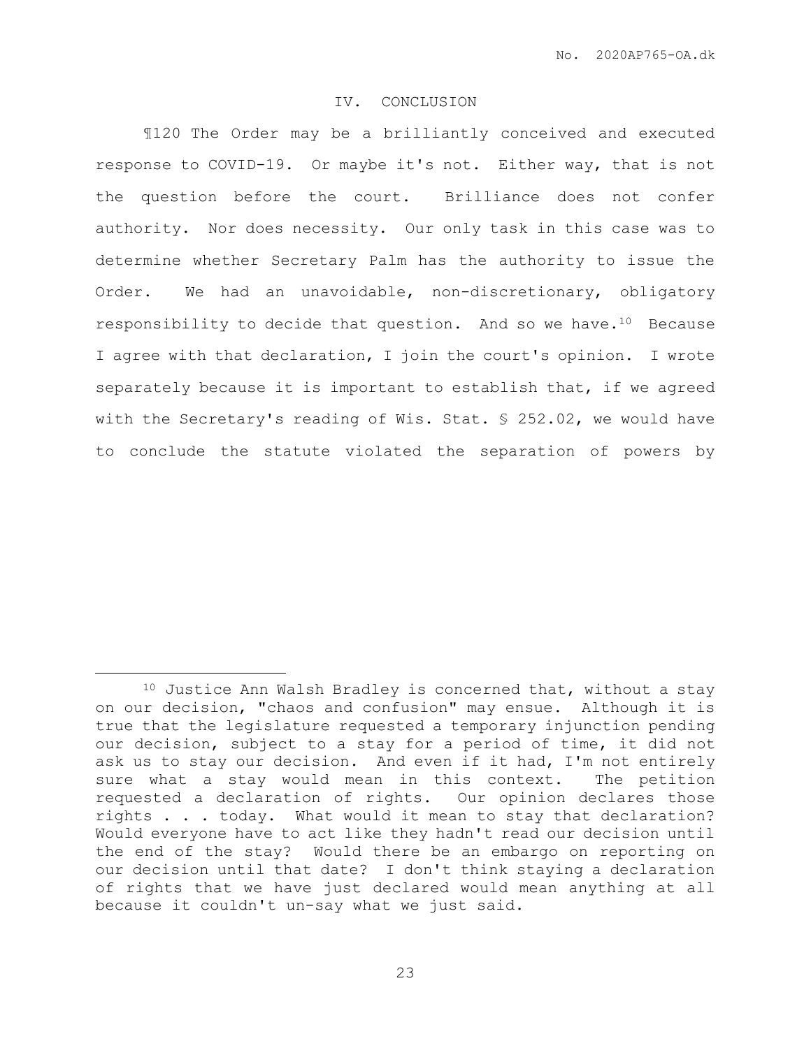## IV. CONCLUSION

¶120 The Order may be a brilliantly conceived and executed response to COVID-19. Or maybe it's not. Either way, that is not the question before the court. Brilliance does not confer authority. Nor does necessity. Our only task in this case was to determine whether Secretary Palm has the authority to issue the Order. We had an unavoidable, non-discretionary, obligatory responsibility to decide that question. And so we have.[10] Because I agree with that declaration, I join the court's opinion. I wrote separately because it is important to establish that, if we agreed with the Secretary's reading of Wis. Stat. § 252.02, we would have to conclude the statute violated the separation of powers by

---

[10] Justice Ann Walsh Bradley is concerned that, without a stay on our decision, "chaos and confusion" may ensue. Although it is true that the legislature requested a temporary injunction pending our decision, subject to a stay for a period of time, it did not ask us to stay our decision. And even if it had, I'm not entirely sure what a stay would mean in this context. The petition requested a declaration of rights. Our opinion declares those rights . . . today. What would it mean to stay that declaration? Would everyone have to act like they hadn't read our decision until the end of the stay? Would there be an embargo on reporting on our decision until that date? I don't think staying a declaration of rights that we have just declared would mean anything at all because it couldn't un-say what we just said.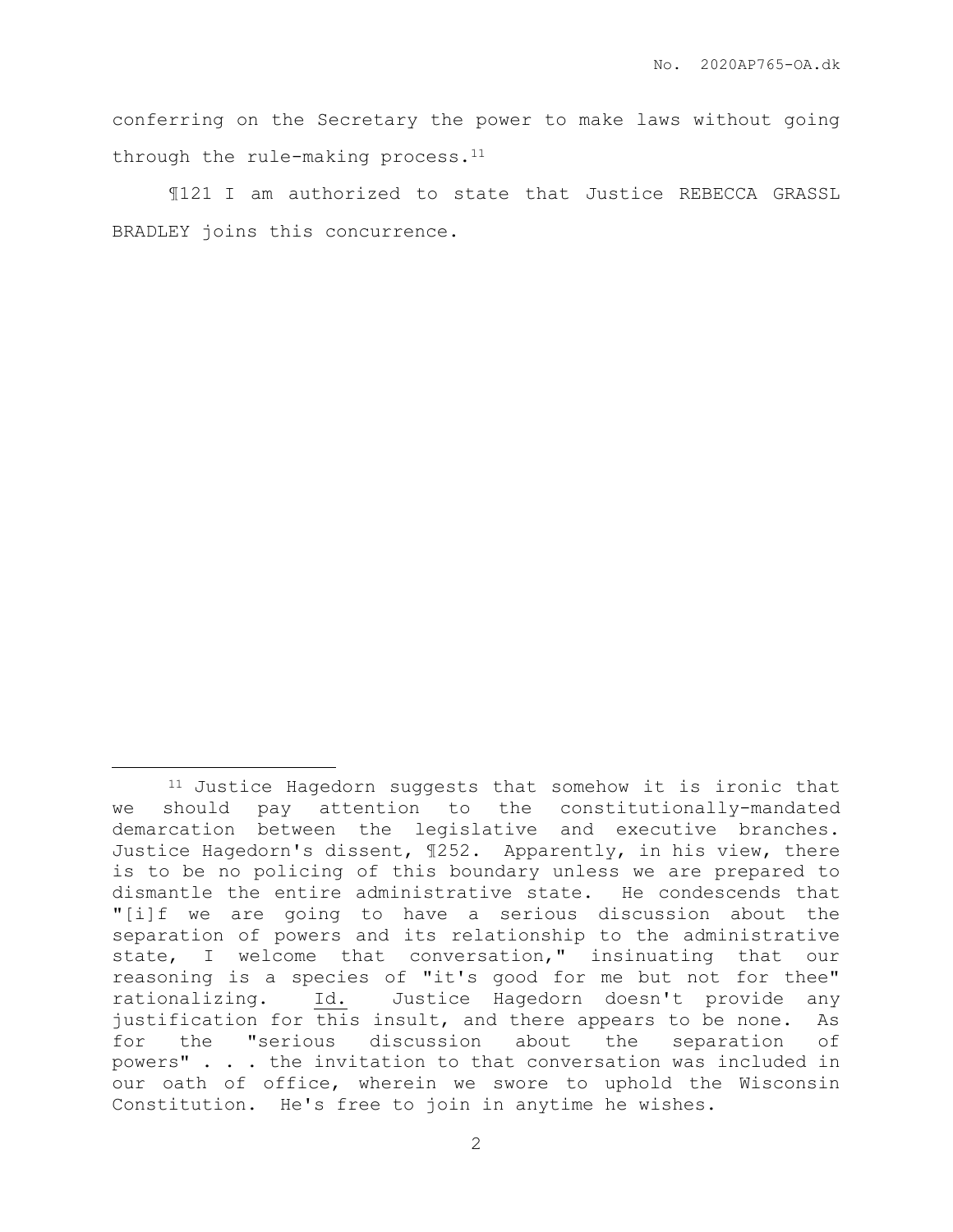conferring on the Secretary the power to make laws without going through the rule-making process.[11]

¶121 I am authorized to state that Justice REBECCA GRASSL BRADLEY joins this concurrence.

---

[11] Justice Hagedorn suggests that somehow it is ironic that we should pay attention to the constitutionally-mandated demarcation between the legislative and executive branches. Justice Hagedorn's dissent, ¶252. Apparently, in his view, there is to be no policing of this boundary unless we are prepared to dismantle the entire administrative state. He condescends that "[i]f we are going to have a serious discussion about the separation of powers and its relationship to the administrative state, I welcome that conversation," insinuating that our reasoning is a species of "it's good for me but not for thee" rationalizing. Id. Justice Hagedorn doesn't provide any justification for this insult, and there appears to be none. As for the "serious discussion about the separation of powers" . . . the invitation to that conversation was included in our oath of office, wherein we swore to uphold the Wisconsin Constitution. He's free to join in anytime he wishes.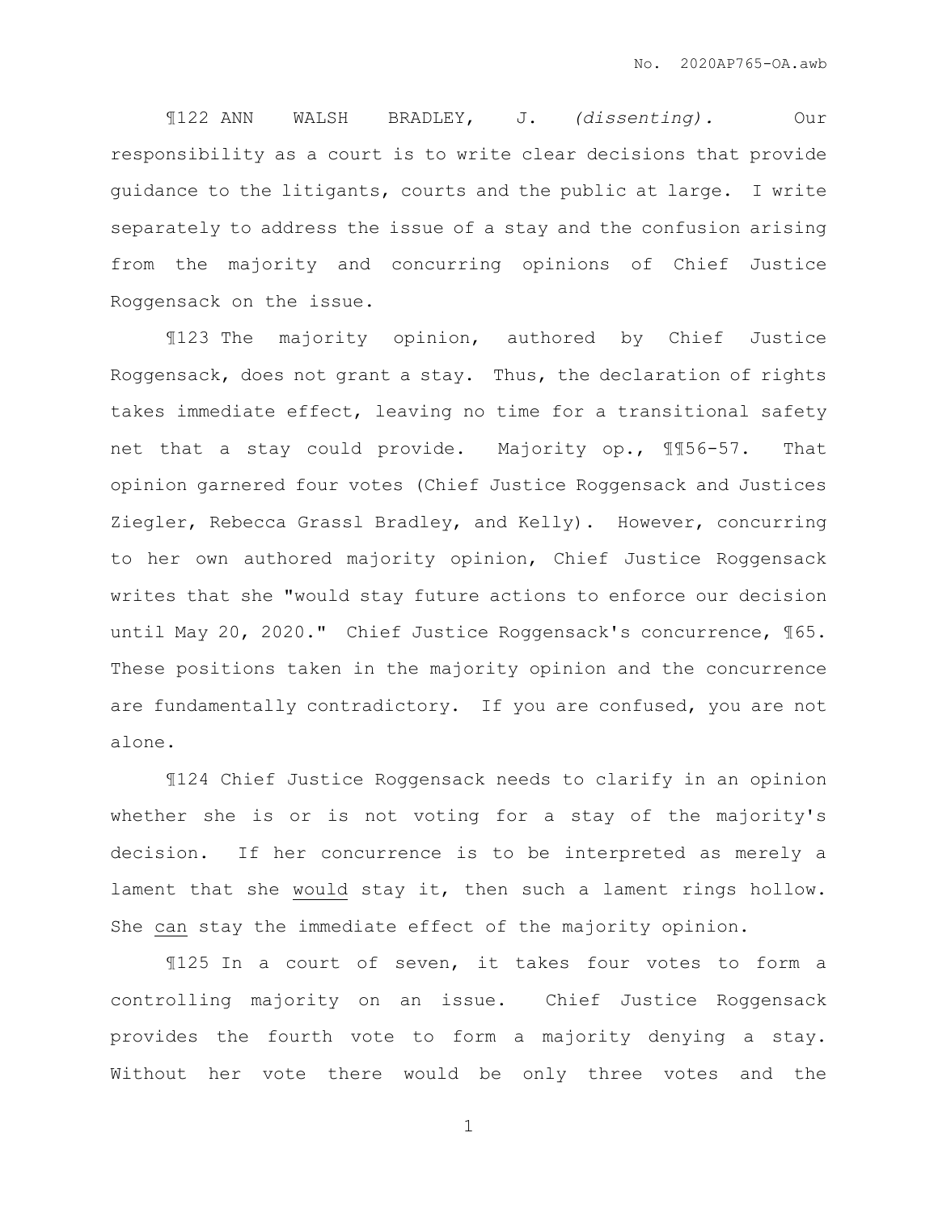¶122 ANN WALSH BRADLEY, J. *(dissenting).* Our responsibility as a court is to write clear decisions that provide guidance to the litigants, courts and the public at large. I write separately to address the issue of a stay and the confusion arising from the majority and concurring opinions of Chief Justice Roggensack on the issue.

¶123 The majority opinion, authored by Chief Justice Roggensack, does not grant a stay. Thus, the declaration of rights takes immediate effect, leaving no time for a transitional safety net that a stay could provide. Majority op., ¶¶56-57. That opinion garnered four votes (Chief Justice Roggensack and Justices Ziegler, Rebecca Grassl Bradley, and Kelly). However, concurring to her own authored majority opinion, Chief Justice Roggensack writes that she "would stay future actions to enforce our decision until May 20, 2020." Chief Justice Roggensack's concurrence, ¶65. These positions taken in the majority opinion and the concurrence are fundamentally contradictory. If you are confused, you are not alone.

¶124 Chief Justice Roggensack needs to clarify in an opinion whether she is or is not voting for a stay of the majority's decision. If her concurrence is to be interpreted as merely a lament that she <u>would</u> stay it, then such a lament rings hollow. She <u>can</u> stay the immediate effect of the majority opinion.

¶125 In a court of seven, it takes four votes to form a controlling majority on an issue. Chief Justice Roggensack provides the fourth vote to form a majority denying a stay. Without her vote there would be only three votes and the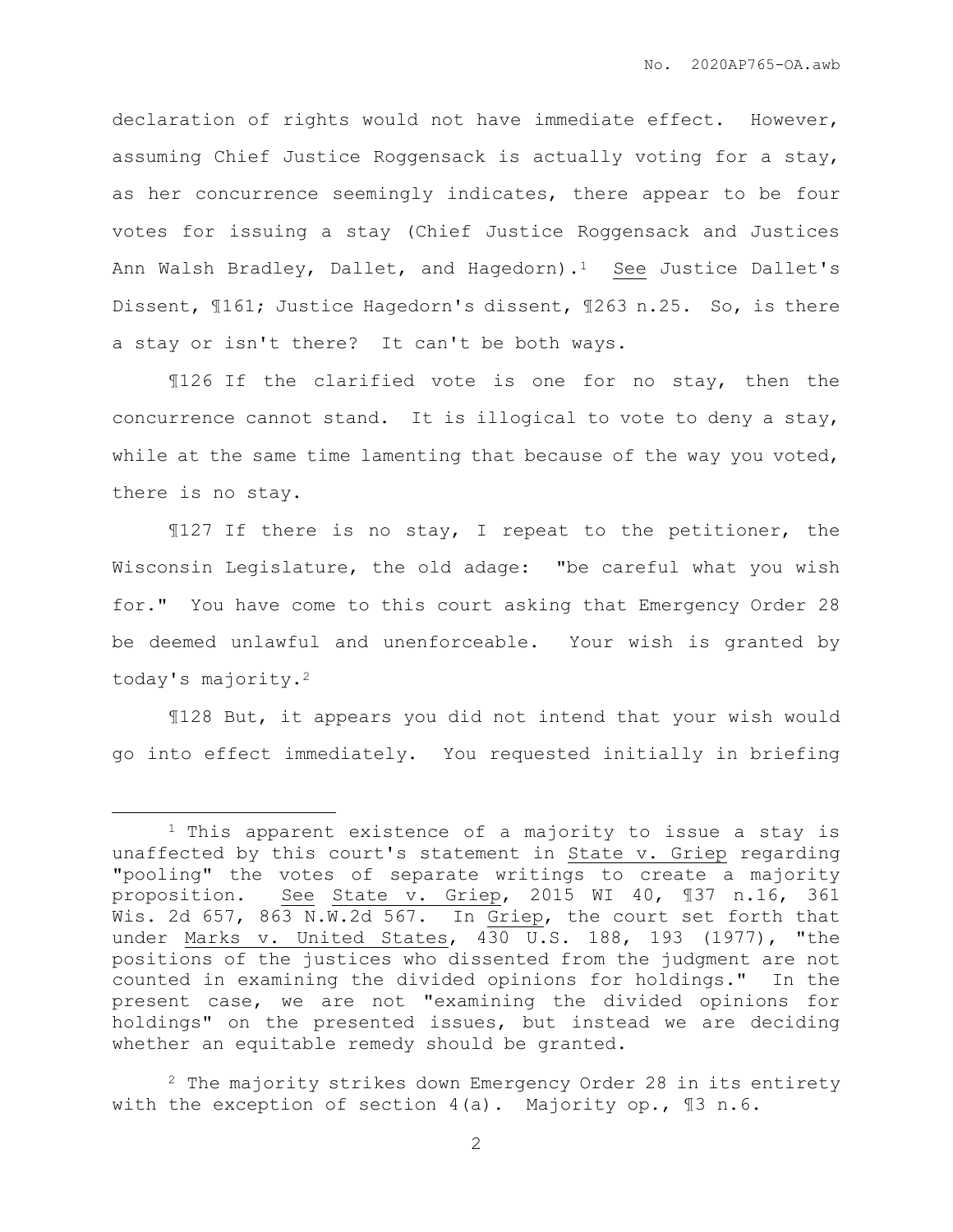declaration of rights would not have immediate effect. However, assuming Chief Justice Roggensack is actually voting for a stay, as her concurrence seemingly indicates, there appear to be four votes for issuing a stay (Chief Justice Roggensack and Justices Ann Walsh Bradley, Dallet, and Hagedorn).[1] See Justice Dallet's Dissent, ¶161; Justice Hagedorn's dissent, ¶263 n.25. So, is there a stay or isn't there? It can't be both ways.

¶126 If the clarified vote is one for no stay, then the concurrence cannot stand. It is illogical to vote to deny a stay, while at the same time lamenting that because of the way you voted, there is no stay.

¶127 If there is no stay, I repeat to the petitioner, the Wisconsin Legislature, the old adage: "be careful what you wish for." You have come to this court asking that Emergency Order 28 be deemed unlawful and unenforceable. Your wish is granted by today's majority.[2]

¶128 But, it appears you did not intend that your wish would go into effect immediately. You requested initially in briefing

---

[1] This apparent existence of a majority to issue a stay is unaffected by this court's statement in State v. Griep regarding "pooling" the votes of separate writings to create a majority proposition. See State v. Griep, 2015 WI 40, ¶37 n.16, 361 Wis. 2d 657, 863 N.W.2d 567. In Griep, the court set forth that under Marks v. United States, 430 U.S. 188, 193 (1977), "the positions of the justices who dissented from the judgment are not counted in examining the divided opinions for holdings." In the present case, we are not "examining the divided opinions for holdings" on the presented issues, but instead we are deciding whether an equitable remedy should be granted.

[2] The majority strikes down Emergency Order 28 in its entirety with the exception of section 4(a). Majority op., ¶3 n.6.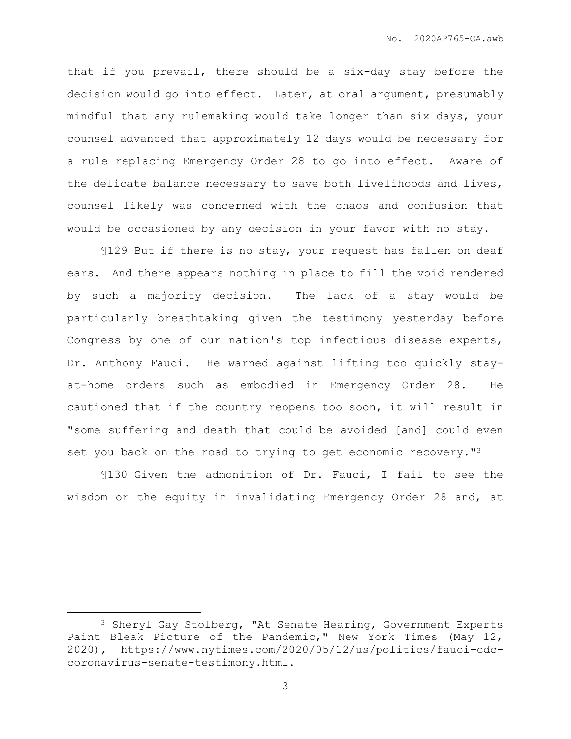that if you prevail, there should be a six-day stay before the decision would go into effect. Later, at oral argument, presumably mindful that any rulemaking would take longer than six days, your counsel advanced that approximately 12 days would be necessary for a rule replacing Emergency Order 28 to go into effect. Aware of the delicate balance necessary to save both livelihoods and lives, counsel likely was concerned with the chaos and confusion that would be occasioned by any decision in your favor with no stay.

¶129 But if there is no stay, your request has fallen on deaf ears. And there appears nothing in place to fill the void rendered by such a majority decision. The lack of a stay would be particularly breathtaking given the testimony yesterday before Congress by one of our nation's top infectious disease experts, Dr. Anthony Fauci. He warned against lifting too quickly stay-at-home orders such as embodied in Emergency Order 28. He cautioned that if the country reopens too soon, it will result in "some suffering and death that could be avoided [and] could even set you back on the road to trying to get economic recovery."[3]

¶130 Given the admonition of Dr. Fauci, I fail to see the wisdom or the equity in invalidating Emergency Order 28 and, at

---

[3] Sheryl Gay Stolberg, "At Senate Hearing, Government Experts Paint Bleak Picture of the Pandemic," New York Times (May 12, 2020), https://www.nytimes.com/2020/05/12/us/politics/fauci-cdc-coronavirus-senate-testimony.html.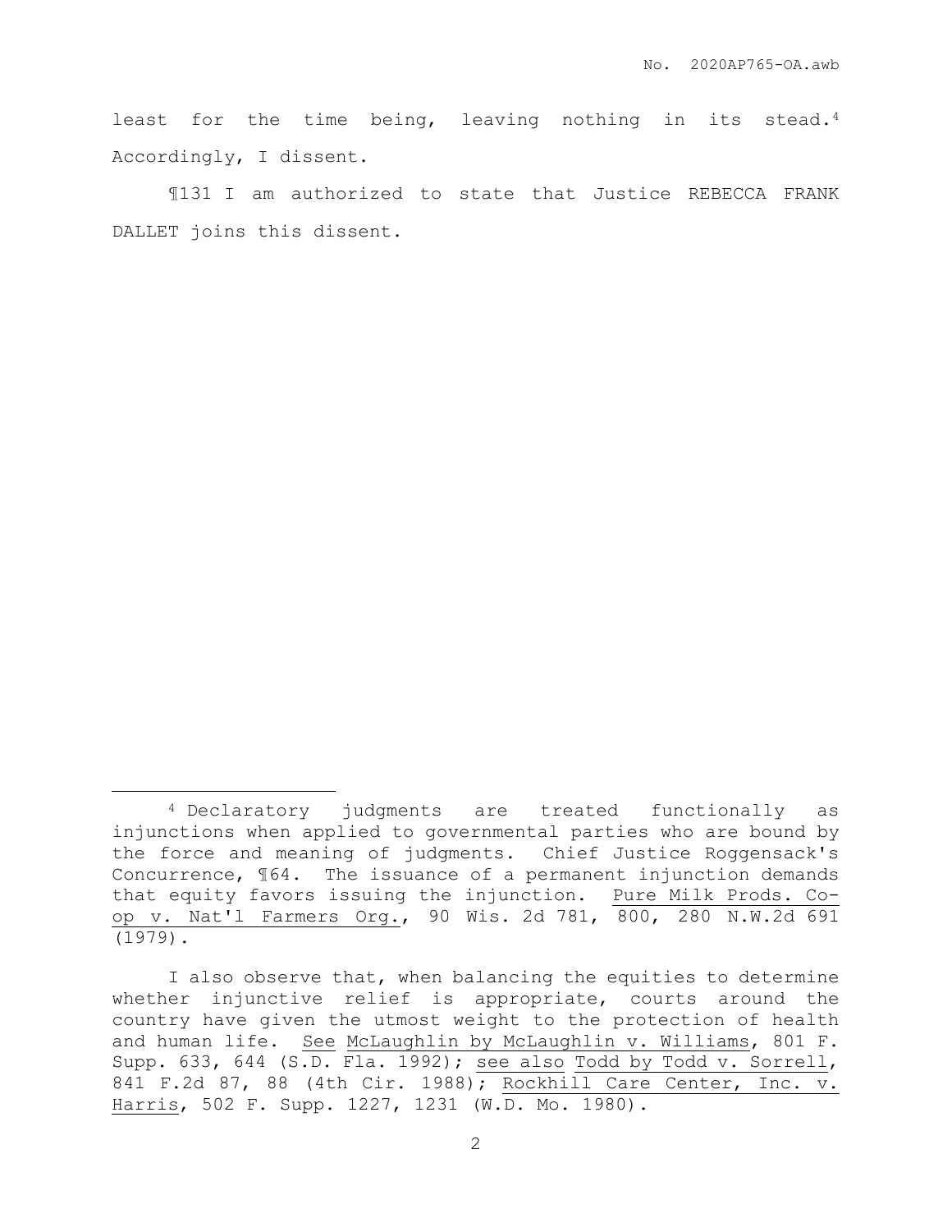least for the time being, leaving nothing in its stead.[4] Accordingly, I dissent.

¶131 I am authorized to state that Justice REBECCA FRANK DALLET joins this dissent.

---

[4] Declaratory judgments are treated functionally as injunctions when applied to governmental parties who are bound by the force and meaning of judgments. Chief Justice Roggensack's Concurrence, ¶64. The issuance of a permanent injunction demands that equity favors issuing the injunction. Pure Milk Prods. Co-op v. Nat'l Farmers Org., 90 Wis. 2d 781, 800, 280 N.W.2d 691 (1979).

I also observe that, when balancing the equities to determine whether injunctive relief is appropriate, courts around the country have given the utmost weight to the protection of health and human life. See McLaughlin by McLaughlin v. Williams, 801 F. Supp. 633, 644 (S.D. Fla. 1992); see also Todd by Todd v. Sorrell, 841 F.2d 87, 88 (4th Cir. 1988); Rockhill Care Center, Inc. v. Harris, 502 F. Supp. 1227, 1231 (W.D. Mo. 1980).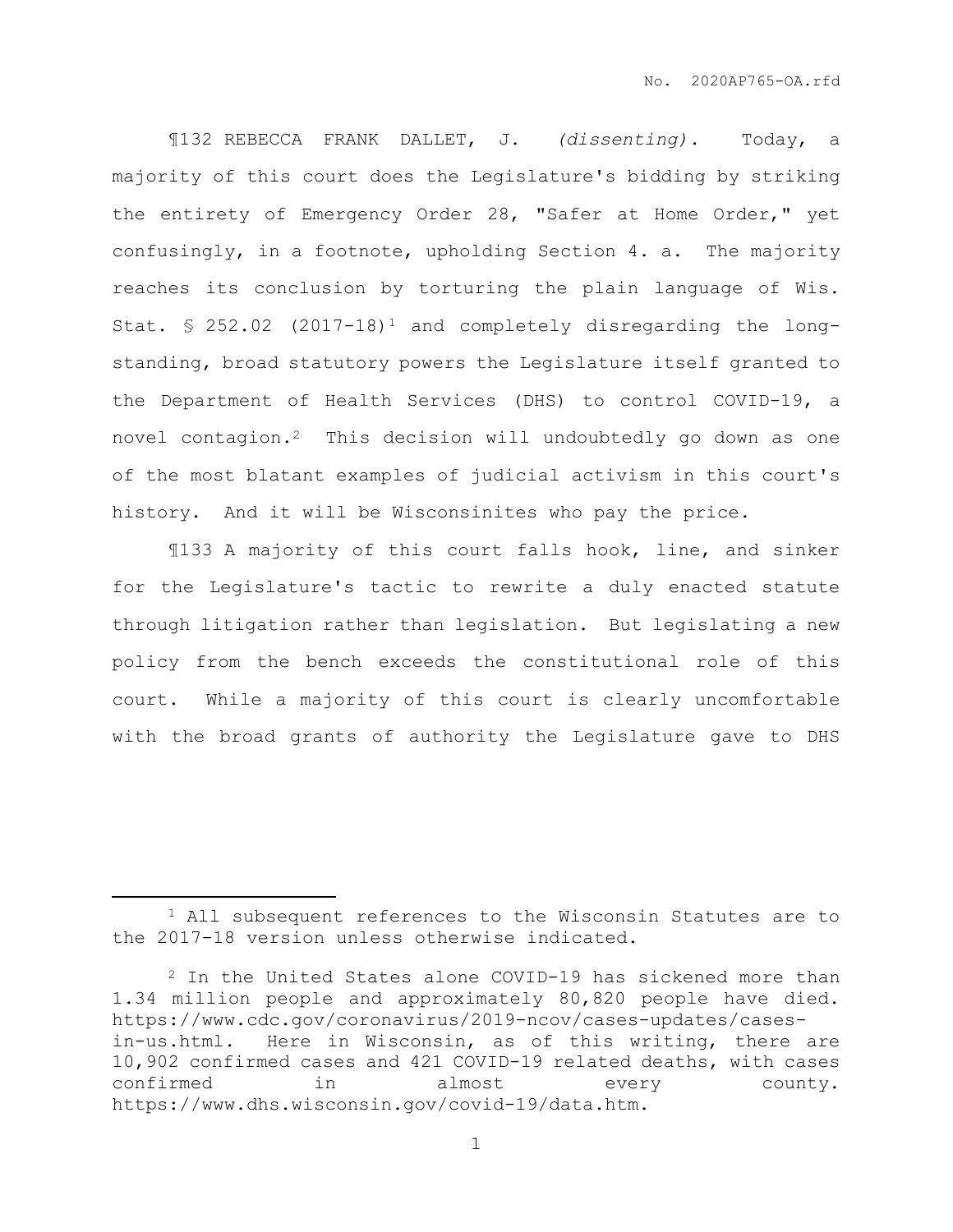¶132 REBECCA FRANK DALLET, J. *(dissenting)*. Today, a majority of this court does the Legislature's bidding by striking the entirety of Emergency Order 28, "Safer at Home Order," yet confusingly, in a footnote, upholding Section 4. a. The majority reaches its conclusion by torturing the plain language of Wis. Stat. § 252.02 (2017-18)[1] and completely disregarding the long-standing, broad statutory powers the Legislature itself granted to the Department of Health Services (DHS) to control COVID-19, a novel contagion.[2] This decision will undoubtedly go down as one of the most blatant examples of judicial activism in this court's history. And it will be Wisconsinites who pay the price.

¶133 A majority of this court falls hook, line, and sinker for the Legislature's tactic to rewrite a duly enacted statute through litigation rather than legislation. But legislating a new policy from the bench exceeds the constitutional role of this court. While a majority of this court is clearly uncomfortable with the broad grants of authority the Legislature gave to DHS

---

[1] All subsequent references to the Wisconsin Statutes are to the 2017-18 version unless otherwise indicated.

[2] In the United States alone COVID-19 has sickened more than 1.34 million people and approximately 80,820 people have died. https://www.cdc.gov/coronavirus/2019-ncov/cases-updates/cases-in-us.html. Here in Wisconsin, as of this writing, there are 10,902 confirmed cases and 421 COVID-19 related deaths, with cases confirmed in almost every county. https://www.dhs.wisconsin.gov/covid-19/data.htm.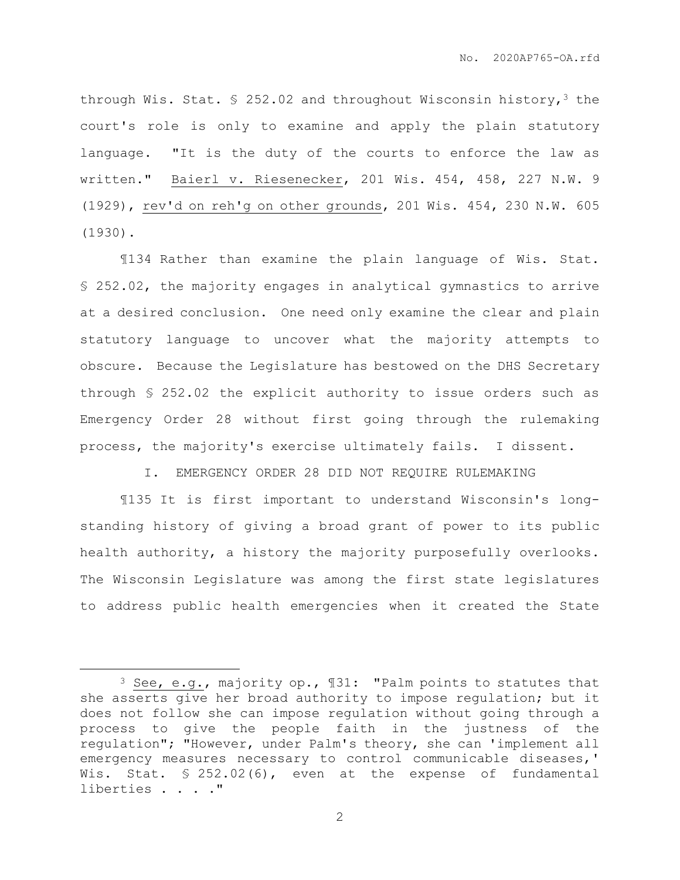through Wis. Stat. § 252.02 and throughout Wisconsin history,[3] the court's role is only to examine and apply the plain statutory language. "It is the duty of the courts to enforce the law as written." Baierl v. Riesenecker, 201 Wis. 454, 458, 227 N.W. 9 (1929), rev'd on reh'g on other grounds, 201 Wis. 454, 230 N.W. 605 (1930).

¶134 Rather than examine the plain language of Wis. Stat. § 252.02, the majority engages in analytical gymnastics to arrive at a desired conclusion. One need only examine the clear and plain statutory language to uncover what the majority attempts to obscure. Because the Legislature has bestowed on the DHS Secretary through § 252.02 the explicit authority to issue orders such as Emergency Order 28 without first going through the rulemaking process, the majority's exercise ultimately fails. I dissent.

I. EMERGENCY ORDER 28 DID NOT REQUIRE RULEMAKING

¶135 It is first important to understand Wisconsin's long-standing history of giving a broad grant of power to its public health authority, a history the majority purposefully overlooks. The Wisconsin Legislature was among the first state legislatures to address public health emergencies when it created the State

---

[3] See, e.g., majority op., ¶31: "Palm points to statutes that she asserts give her broad authority to impose regulation; but it does not follow she can impose regulation without going through a process to give the people faith in the justness of the regulation"; "However, under Palm's theory, she can 'implement all emergency measures necessary to control communicable diseases,' Wis. Stat. § 252.02(6), even at the expense of fundamental liberties . . . ."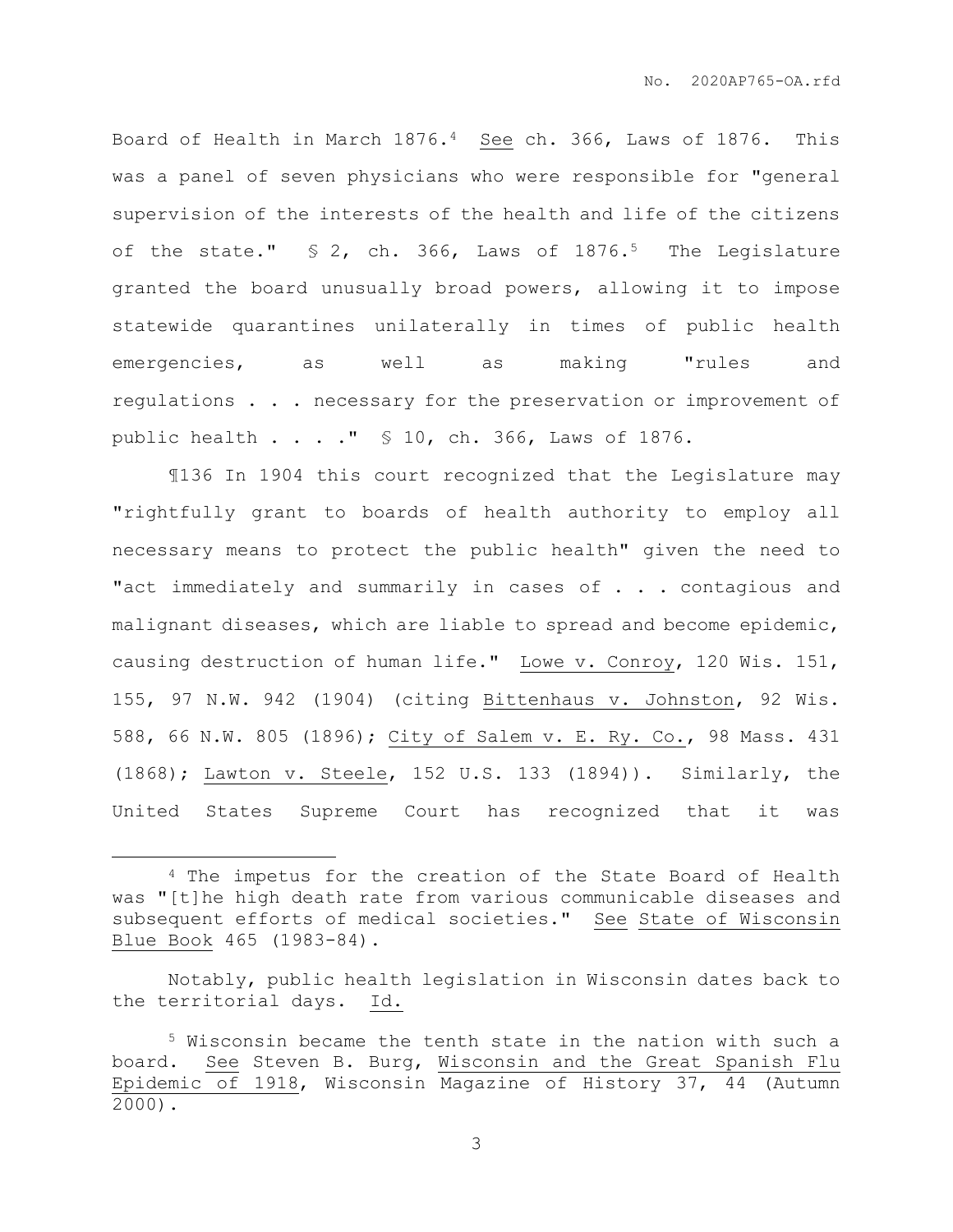Board of Health in March 1876.[4] See ch. 366, Laws of 1876. This was a panel of seven physicians who were responsible for "general supervision of the interests of the health and life of the citizens of the state." § 2, ch. 366, Laws of 1876.[5] The Legislature granted the board unusually broad powers, allowing it to impose statewide quarantines unilaterally in times of public health emergencies, as well as making "rules and regulations . . . necessary for the preservation or improvement of public health . . . ." § 10, ch. 366, Laws of 1876.

¶136 In 1904 this court recognized that the Legislature may "rightfully grant to boards of health authority to employ all necessary means to protect the public health" given the need to "act immediately and summarily in cases of . . . contagious and malignant diseases, which are liable to spread and become epidemic, causing destruction of human life." Lowe v. Conroy, 120 Wis. 151, 155, 97 N.W. 942 (1904) (citing Bittenhaus v. Johnston, 92 Wis. 588, 66 N.W. 805 (1896); City of Salem v. E. Ry. Co., 98 Mass. 431 (1868); Lawton v. Steele, 152 U.S. 133 (1894)). Similarly, the United States Supreme Court has recognized that it was

---

[4] The impetus for the creation of the State Board of Health was "[t]he high death rate from various communicable diseases and subsequent efforts of medical societies." See State of Wisconsin Blue Book 465 (1983-84).

Notably, public health legislation in Wisconsin dates back to the territorial days. Id.

[5] Wisconsin became the tenth state in the nation with such a board. See Steven B. Burg, Wisconsin and the Great Spanish Flu Epidemic of 1918, Wisconsin Magazine of History 37, 44 (Autumn 2000).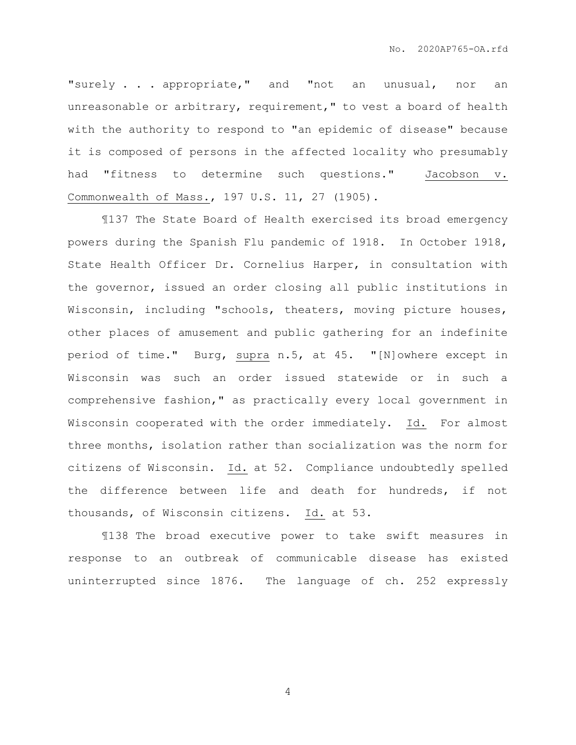"surely . . . appropriate," and "not an unusual, nor an unreasonable or arbitrary, requirement," to vest a board of health with the authority to respond to "an epidemic of disease" because it is composed of persons in the affected locality who presumably had "fitness to determine such questions." Jacobson v. Commonwealth of Mass., 197 U.S. 11, 27 (1905).

¶137 The State Board of Health exercised its broad emergency powers during the Spanish Flu pandemic of 1918. In October 1918, State Health Officer Dr. Cornelius Harper, in consultation with the governor, issued an order closing all public institutions in Wisconsin, including "schools, theaters, moving picture houses, other places of amusement and public gathering for an indefinite period of time." Burg, supra n.5, at 45. "[N]owhere except in Wisconsin was such an order issued statewide or in such a comprehensive fashion," as practically every local government in Wisconsin cooperated with the order immediately. Id. For almost three months, isolation rather than socialization was the norm for citizens of Wisconsin. Id. at 52. Compliance undoubtedly spelled the difference between life and death for hundreds, if not thousands, of Wisconsin citizens. Id. at 53.

¶138 The broad executive power to take swift measures in response to an outbreak of communicable disease has existed uninterrupted since 1876. The language of ch. 252 expressly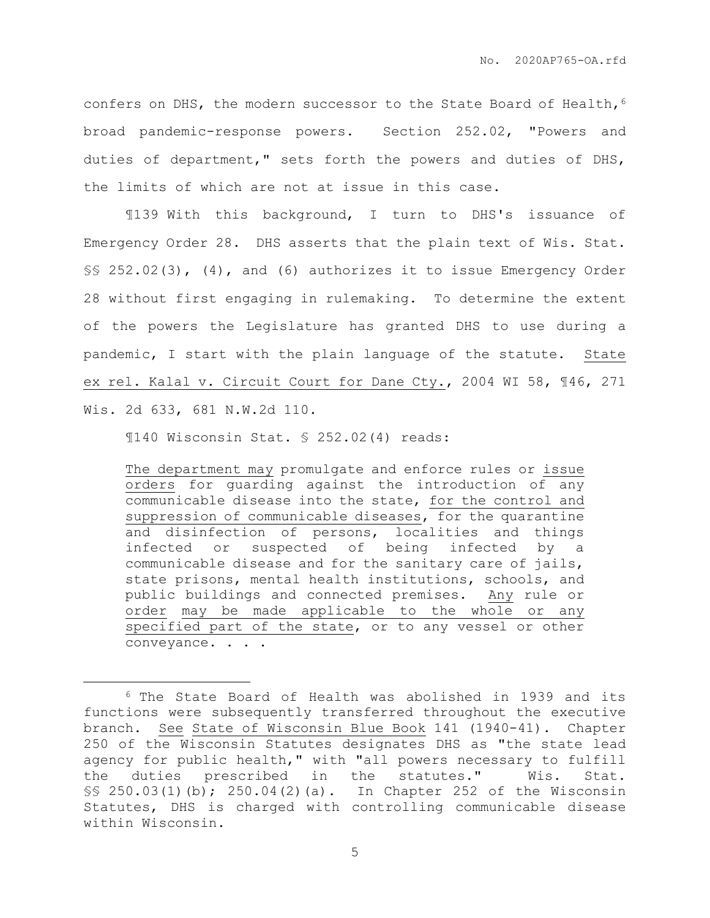confers on DHS, the modern successor to the State Board of Health,[6] broad pandemic-response powers. Section 252.02, "Powers and duties of department," sets forth the powers and duties of DHS, the limits of which are not at issue in this case.

¶139 With this background, I turn to DHS's issuance of Emergency Order 28. DHS asserts that the plain text of Wis. Stat. §§ 252.02(3), (4), and (6) authorizes it to issue Emergency Order 28 without first engaging in rulemaking. To determine the extent of the powers the Legislature has granted DHS to use during a pandemic, I start with the plain language of the statute. State ex rel. Kalal v. Circuit Court for Dane Cty., 2004 WI 58, ¶46, 271 Wis. 2d 633, 681 N.W.2d 110.

¶140 Wisconsin Stat. § 252.02(4) reads:

> The department may promulgate and enforce rules or issue orders for guarding against the introduction of any communicable disease into the state, for the control and suppression of communicable diseases, for the quarantine and disinfection of persons, localities and things infected or suspected of being infected by a communicable disease and for the sanitary care of jails, state prisons, mental health institutions, schools, and public buildings and connected premises. Any rule or order may be made applicable to the whole or any specified part of the state, or to any vessel or other conveyance. . . .

[6] The State Board of Health was abolished in 1939 and its functions were subsequently transferred throughout the executive branch. See State of Wisconsin Blue Book 141 (1940-41). Chapter 250 of the Wisconsin Statutes designates DHS as "the state lead agency for public health," with "all powers necessary to fulfill the duties prescribed in the statutes." Wis. Stat. §§ 250.03(1)(b); 250.04(2)(a). In Chapter 252 of the Wisconsin Statutes, DHS is charged with controlling communicable disease within Wisconsin.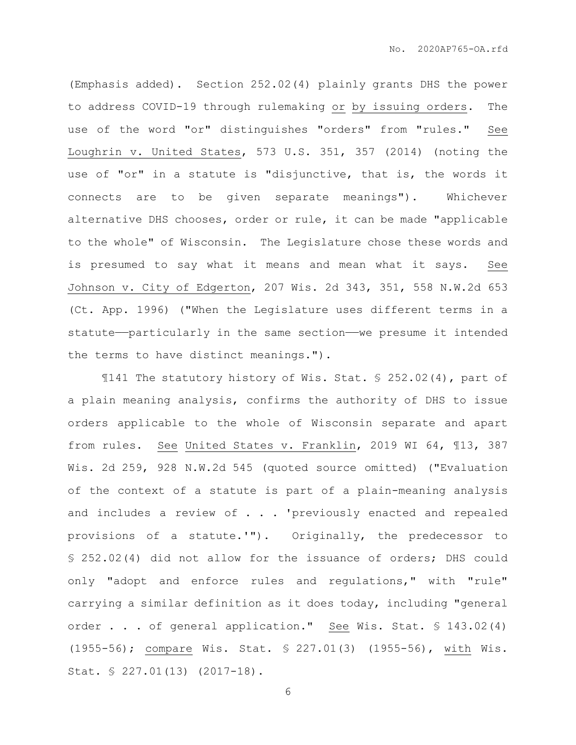(Emphasis added). Section 252.02(4) plainly grants DHS the power to address COVID-19 through rulemaking or by issuing orders. The use of the word "or" distinguishes "orders" from "rules." See Loughrin v. United States, 573 U.S. 351, 357 (2014) (noting the use of "or" in a statute is "disjunctive, that is, the words it connects are to be given separate meanings"). Whichever alternative DHS chooses, order or rule, it can be made "applicable to the whole" of Wisconsin. The Legislature chose these words and is presumed to say what it means and mean what it says. See Johnson v. City of Edgerton, 207 Wis. 2d 343, 351, 558 N.W.2d 653 (Ct. App. 1996) ("When the Legislature uses different terms in a statute——particularly in the same section——we presume it intended the terms to have distinct meanings.").

¶141 The statutory history of Wis. Stat. § 252.02(4), part of a plain meaning analysis, confirms the authority of DHS to issue orders applicable to the whole of Wisconsin separate and apart from rules. See United States v. Franklin, 2019 WI 64, ¶13, 387 Wis. 2d 259, 928 N.W.2d 545 (quoted source omitted) ("Evaluation of the context of a statute is part of a plain-meaning analysis and includes a review of . . . 'previously enacted and repealed provisions of a statute.'"). Originally, the predecessor to § 252.02(4) did not allow for the issuance of orders; DHS could only "adopt and enforce rules and regulations," with "rule" carrying a similar definition as it does today, including "general order . . . of general application." See Wis. Stat. § 143.02(4) (1955-56); compare Wis. Stat. § 227.01(3) (1955-56), with Wis. Stat. § 227.01(13) (2017-18).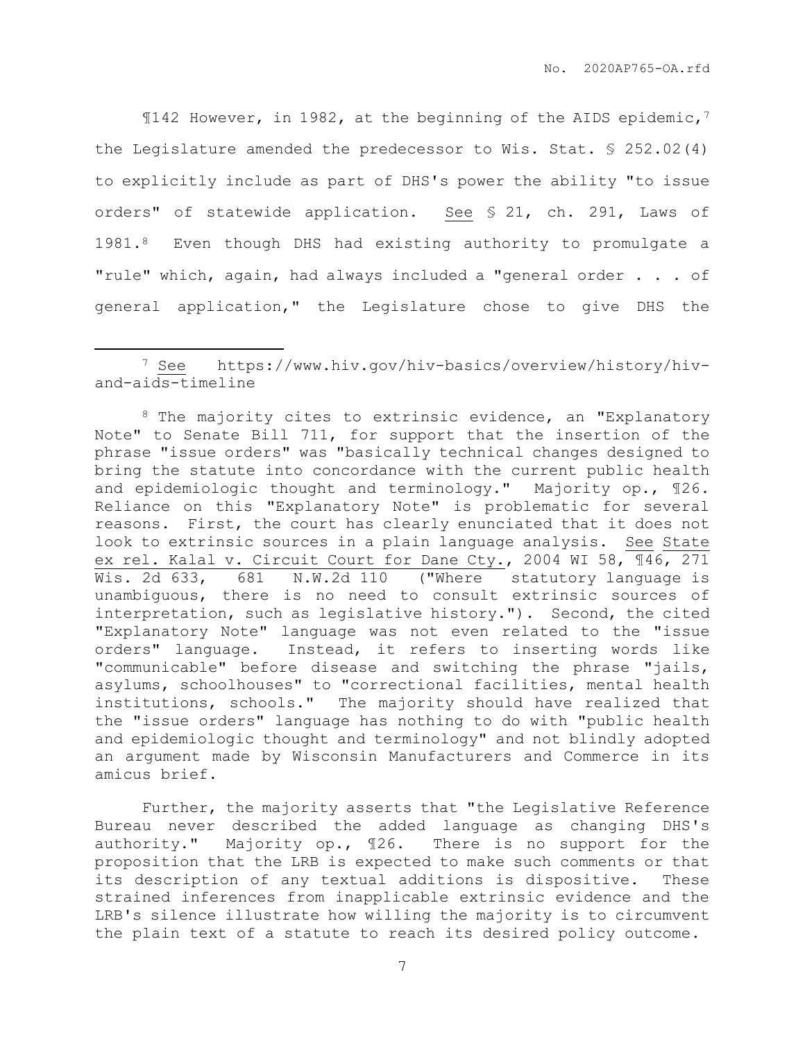¶142 However, in 1982, at the beginning of the AIDS epidemic,[7] the Legislature amended the predecessor to Wis. Stat. § 252.02(4) to explicitly include as part of DHS's power the ability "to issue orders" of statewide application. See § 21, ch. 291, Laws of 1981.[8] Even though DHS had existing authority to promulgate a "rule" which, again, had always included a "general order . . . of general application," the Legislature chose to give DHS the

---

[7] See https://www.hiv.gov/hiv-basics/overview/history/hiv-and-aids-timeline

[8] The majority cites to extrinsic evidence, an "Explanatory Note" to Senate Bill 711, for support that the insertion of the phrase "issue orders" was "basically technical changes designed to bring the statute into concordance with the current public health and epidemiologic thought and terminology." Majority op., ¶26. Reliance on this "Explanatory Note" is problematic for several reasons. First, the court has clearly enunciated that it does not look to extrinsic sources in a plain language analysis. See State ex rel. Kalal v. Circuit Court for Dane Cty., 2004 WI 58, ¶46, 271 Wis. 2d 633, 681 N.W.2d 110 ("Where statutory language is unambiguous, there is no need to consult extrinsic sources of interpretation, such as legislative history."). Second, the cited "Explanatory Note" language was not even related to the "issue orders" language. Instead, it refers to inserting words like "communicable" before disease and switching the phrase "jails, asylums, schoolhouses" to "correctional facilities, mental health institutions, schools." The majority should have realized that the "issue orders" language has nothing to do with "public health and epidemiologic thought and terminology" and not blindly adopted an argument made by Wisconsin Manufacturers and Commerce in its amicus brief.

Further, the majority asserts that "the Legislative Reference Bureau never described the added language as changing DHS's authority." Majority op., ¶26. There is no support for the proposition that the LRB is expected to make such comments or that its description of any textual additions is dispositive. These strained inferences from inapplicable extrinsic evidence and the LRB's silence illustrate how willing the majority is to circumvent the plain text of a statute to reach its desired policy outcome.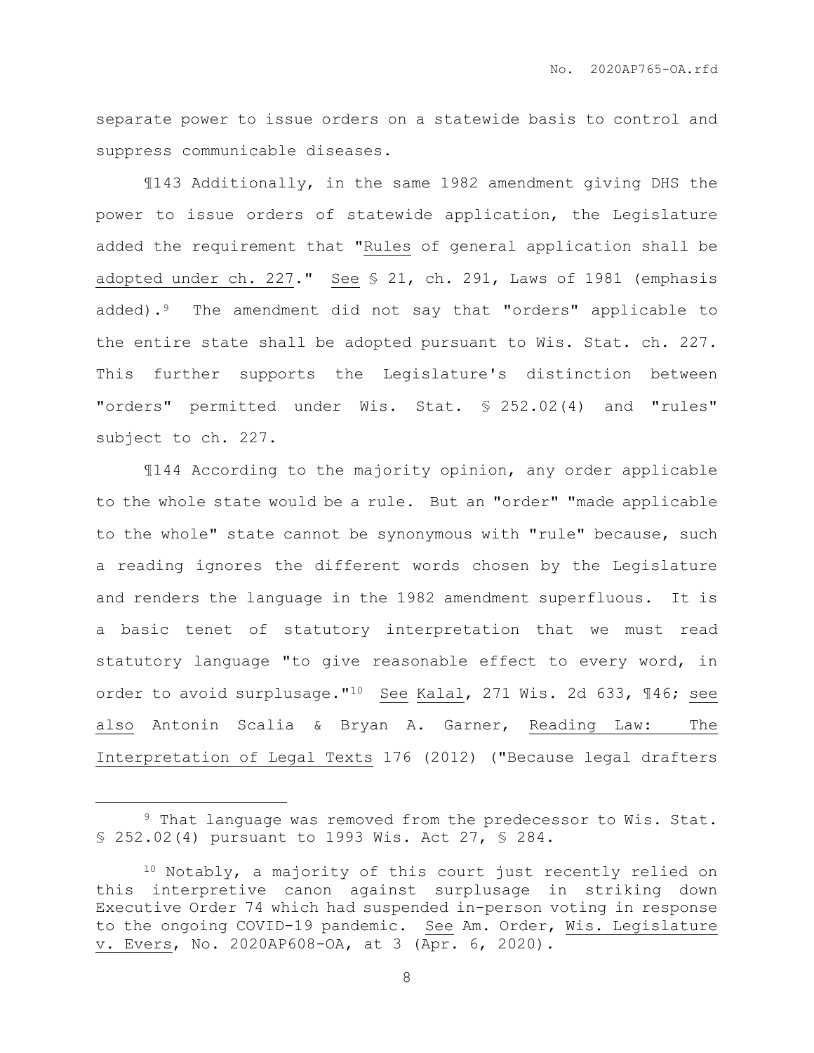separate power to issue orders on a statewide basis to control and suppress communicable diseases.

¶143 Additionally, in the same 1982 amendment giving DHS the power to issue orders of statewide application, the Legislature added the requirement that "Rules of general application shall be adopted under ch. 227." See § 21, ch. 291, Laws of 1981 (emphasis added).[9] The amendment did not say that "orders" applicable to the entire state shall be adopted pursuant to Wis. Stat. ch. 227. This further supports the Legislature's distinction between "orders" permitted under Wis. Stat. § 252.02(4) and "rules" subject to ch. 227.

¶144 According to the majority opinion, any order applicable to the whole state would be a rule. But an "order" "made applicable to the whole" state cannot be synonymous with "rule" because, such a reading ignores the different words chosen by the Legislature and renders the language in the 1982 amendment superfluous. It is a basic tenet of statutory interpretation that we must read statutory language "to give reasonable effect to every word, in order to avoid surplusage."[10] See Kalal, 271 Wis. 2d 633, ¶46; see also Antonin Scalia & Bryan A. Garner, Reading Law: The Interpretation of Legal Texts 176 (2012) ("Because legal drafters

---

[9] That language was removed from the predecessor to Wis. Stat. § 252.02(4) pursuant to 1993 Wis. Act 27, § 284.

[10] Notably, a majority of this court just recently relied on this interpretive canon against surplusage in striking down Executive Order 74 which had suspended in-person voting in response to the ongoing COVID-19 pandemic. See Am. Order, Wis. Legislature v. Evers, No. 2020AP608-OA, at 3 (Apr. 6, 2020).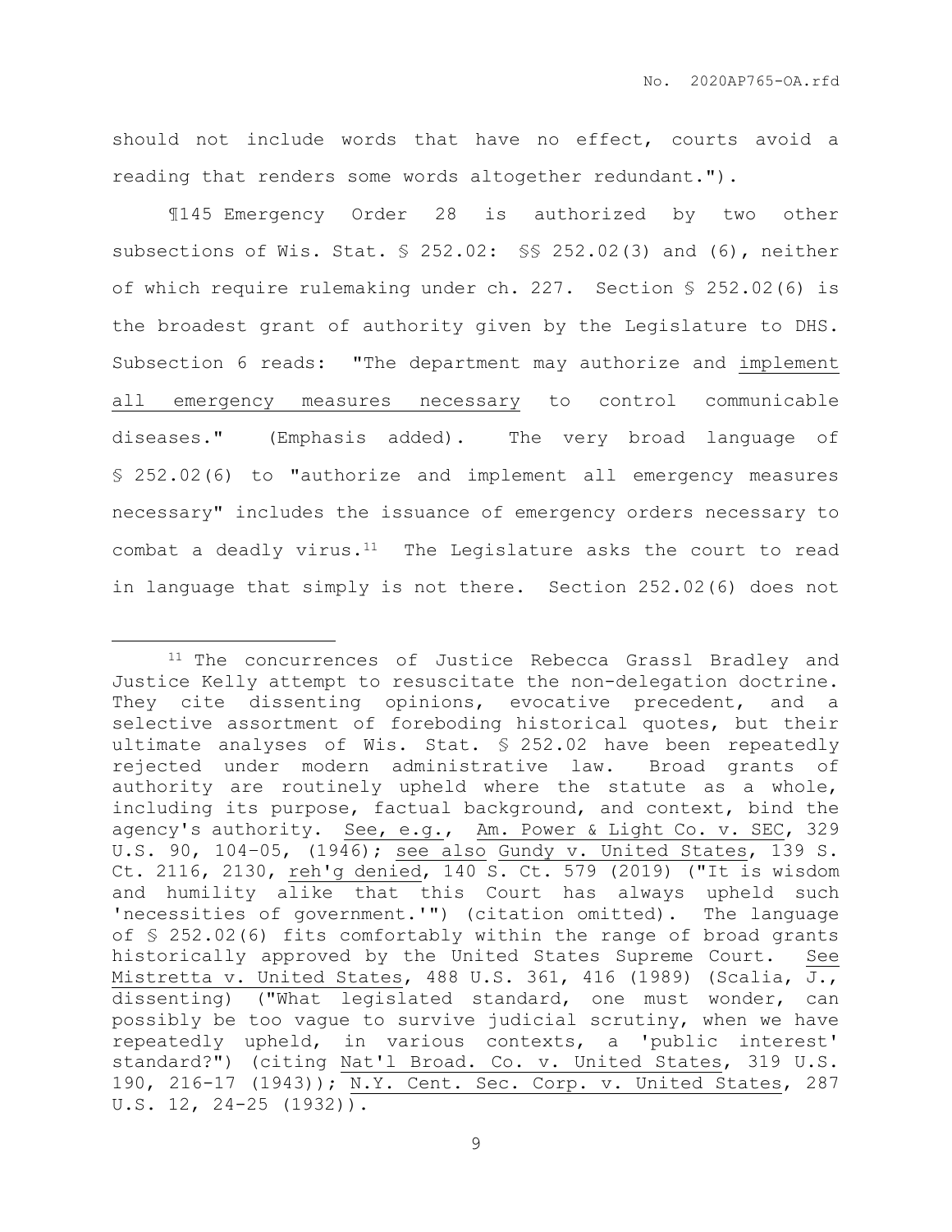should not include words that have no effect, courts avoid a reading that renders some words altogether redundant.").

¶145 Emergency Order 28 is authorized by two other subsections of Wis. Stat. § 252.02: §§ 252.02(3) and (6), neither of which require rulemaking under ch. 227. Section § 252.02(6) is the broadest grant of authority given by the Legislature to DHS. Subsection 6 reads: "The department may authorize and <u>implement all emergency measures necessary</u> to control communicable diseases." (Emphasis added). The very broad language of § 252.02(6) to "authorize and implement all emergency measures necessary" includes the issuance of emergency orders necessary to combat a deadly virus.[11] The Legislature asks the court to read in language that simply is not there. Section 252.02(6) does not

---

[11] The concurrences of Justice Rebecca Grassl Bradley and Justice Kelly attempt to resuscitate the non-delegation doctrine. They cite dissenting opinions, evocative precedent, and a selective assortment of foreboding historical quotes, but their ultimate analyses of Wis. Stat. § 252.02 have been repeatedly rejected under modern administrative law. Broad grants of authority are routinely upheld where the statute as a whole, including its purpose, factual background, and context, bind the agency's authority. <u>See, e.g.</u>, <u>Am. Power & Light Co. v. SEC</u>, 329 U.S. 90, 104-05, (1946); <u>see also</u> <u>Gundy v. United States</u>, 139 S. Ct. 2116, 2130, <u>reh'g denied</u>, 140 S. Ct. 579 (2019) ("It is wisdom and humility alike that this Court has always upheld such 'necessities of government.'") (citation omitted). The language of § 252.02(6) fits comfortably within the range of broad grants historically approved by the United States Supreme Court. <u>See</u> <u>Mistretta v. United States</u>, 488 U.S. 361, 416 (1989) (Scalia, J., dissenting) ("What legislated standard, one must wonder, can possibly be too vague to survive judicial scrutiny, when we have repeatedly upheld, in various contexts, a 'public interest' standard?") (citing <u>Nat'l Broad. Co. v. United States</u>, 319 U.S. 190, 216-17 (1943)); <u>N.Y. Cent. Sec. Corp. v. United States</u>, 287 U.S. 12, 24-25 (1932)).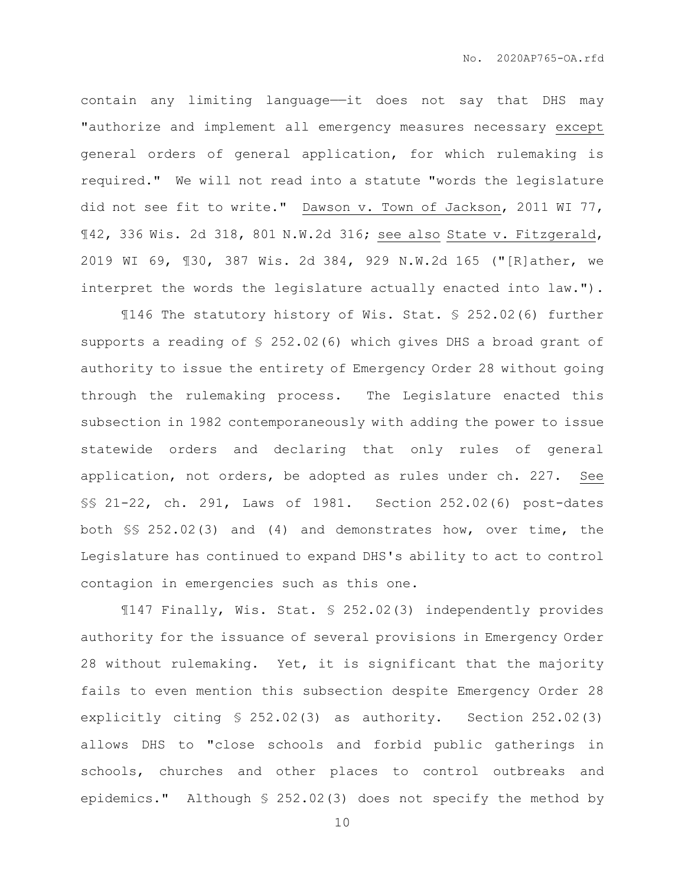contain any limiting language——it does not say that DHS may "authorize and implement all emergency measures necessary <u>except</u> general orders of general application, for which rulemaking is required." We will not read into a statute "words the legislature did not see fit to write." <u>Dawson v. Town of Jackson</u>, 2011 WI 77, ¶42, 336 Wis. 2d 318, 801 N.W.2d 316; <u>see also</u> <u>State v. Fitzgerald</u>, 2019 WI 69, ¶30, 387 Wis. 2d 384, 929 N.W.2d 165 ("[R]ather, we interpret the words the legislature actually enacted into law.").

¶146 The statutory history of Wis. Stat. § 252.02(6) further supports a reading of § 252.02(6) which gives DHS a broad grant of authority to issue the entirety of Emergency Order 28 without going through the rulemaking process. The Legislature enacted this subsection in 1982 contemporaneously with adding the power to issue statewide orders and declaring that only rules of general application, not orders, be adopted as rules under ch. 227. <u>See</u> §§ 21-22, ch. 291, Laws of 1981. Section 252.02(6) post-dates both §§ 252.02(3) and (4) and demonstrates how, over time, the Legislature has continued to expand DHS's ability to act to control contagion in emergencies such as this one.

¶147 Finally, Wis. Stat. § 252.02(3) independently provides authority for the issuance of several provisions in Emergency Order 28 without rulemaking. Yet, it is significant that the majority fails to even mention this subsection despite Emergency Order 28 explicitly citing § 252.02(3) as authority. Section 252.02(3) allows DHS to "close schools and forbid public gatherings in schools, churches and other places to control outbreaks and epidemics." Although § 252.02(3) does not specify the method by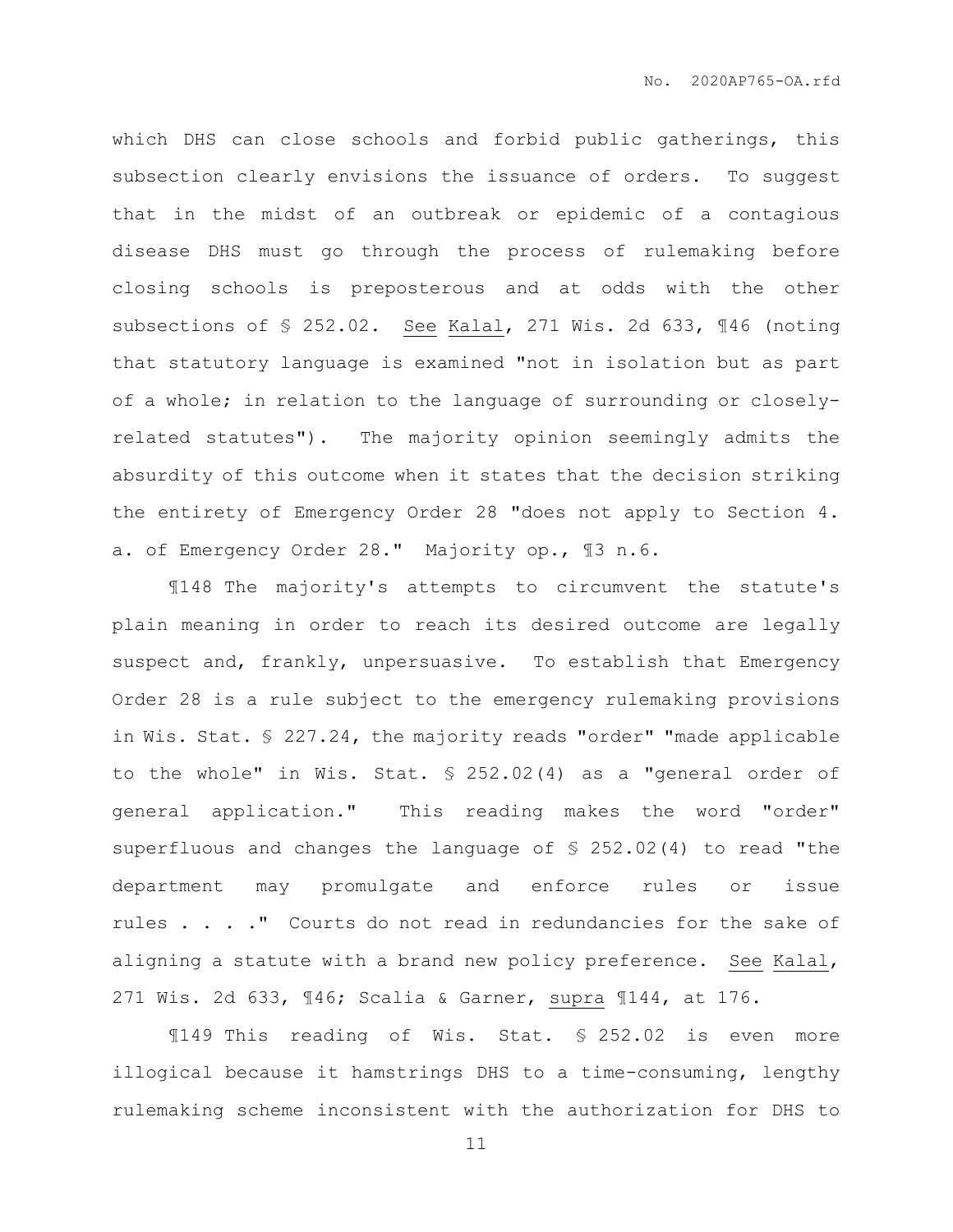which DHS can close schools and forbid public gatherings, this subsection clearly envisions the issuance of orders. To suggest that in the midst of an outbreak or epidemic of a contagious disease DHS must go through the process of rulemaking before closing schools is preposterous and at odds with the other subsections of § 252.02. See Kalal, 271 Wis. 2d 633, ¶46 (noting that statutory language is examined "not in isolation but as part of a whole; in relation to the language of surrounding or closely-related statutes"). The majority opinion seemingly admits the absurdity of this outcome when it states that the decision striking the entirety of Emergency Order 28 "does not apply to Section 4. a. of Emergency Order 28." Majority op., ¶3 n.6.

¶148 The majority's attempts to circumvent the statute's plain meaning in order to reach its desired outcome are legally suspect and, frankly, unpersuasive. To establish that Emergency Order 28 is a rule subject to the emergency rulemaking provisions in Wis. Stat. § 227.24, the majority reads "order" "made applicable to the whole" in Wis. Stat. § 252.02(4) as a "general order of general application." This reading makes the word "order" superfluous and changes the language of § 252.02(4) to read "the department may promulgate and enforce rules or issue rules . . . ." Courts do not read in redundancies for the sake of aligning a statute with a brand new policy preference. See Kalal, 271 Wis. 2d 633, ¶46; Scalia & Garner, supra ¶144, at 176.

¶149 This reading of Wis. Stat. § 252.02 is even more illogical because it hamstrings DHS to a time-consuming, lengthy rulemaking scheme inconsistent with the authorization for DHS to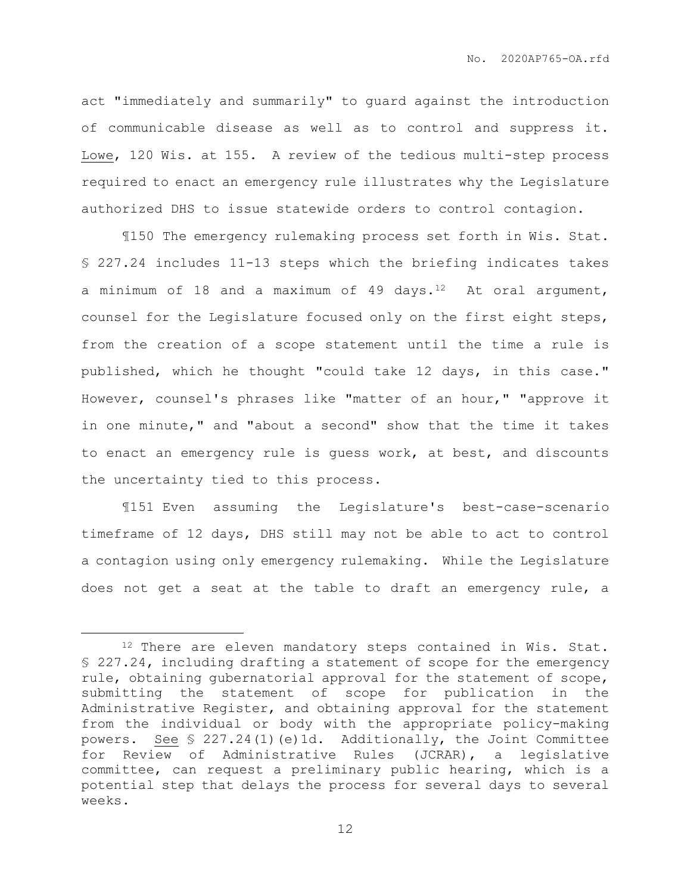act "immediately and summarily" to guard against the introduction of communicable disease as well as to control and suppress it. Lowe, 120 Wis. at 155. A review of the tedious multi-step process required to enact an emergency rule illustrates why the Legislature authorized DHS to issue statewide orders to control contagion.

¶150 The emergency rulemaking process set forth in Wis. Stat. § 227.24 includes 11-13 steps which the briefing indicates takes a minimum of 18 and a maximum of 49 days.[12] At oral argument, counsel for the Legislature focused only on the first eight steps, from the creation of a scope statement until the time a rule is published, which he thought "could take 12 days, in this case." However, counsel's phrases like "matter of an hour," "approve it in one minute," and "about a second" show that the time it takes to enact an emergency rule is guess work, at best, and discounts the uncertainty tied to this process.

¶151 Even assuming the Legislature's best-case-scenario timeframe of 12 days, DHS still may not be able to act to control a contagion using only emergency rulemaking. While the Legislature does not get a seat at the table to draft an emergency rule, a

---

[12] There are eleven mandatory steps contained in Wis. Stat. § 227.24, including drafting a statement of scope for the emergency rule, obtaining gubernatorial approval for the statement of scope, submitting the statement of scope for publication in the Administrative Register, and obtaining approval for the statement from the individual or body with the appropriate policy-making powers. See § 227.24(1)(e)1d. Additionally, the Joint Committee for Review of Administrative Rules (JCRAR), a legislative committee, can request a preliminary public hearing, which is a potential step that delays the process for several days to several weeks.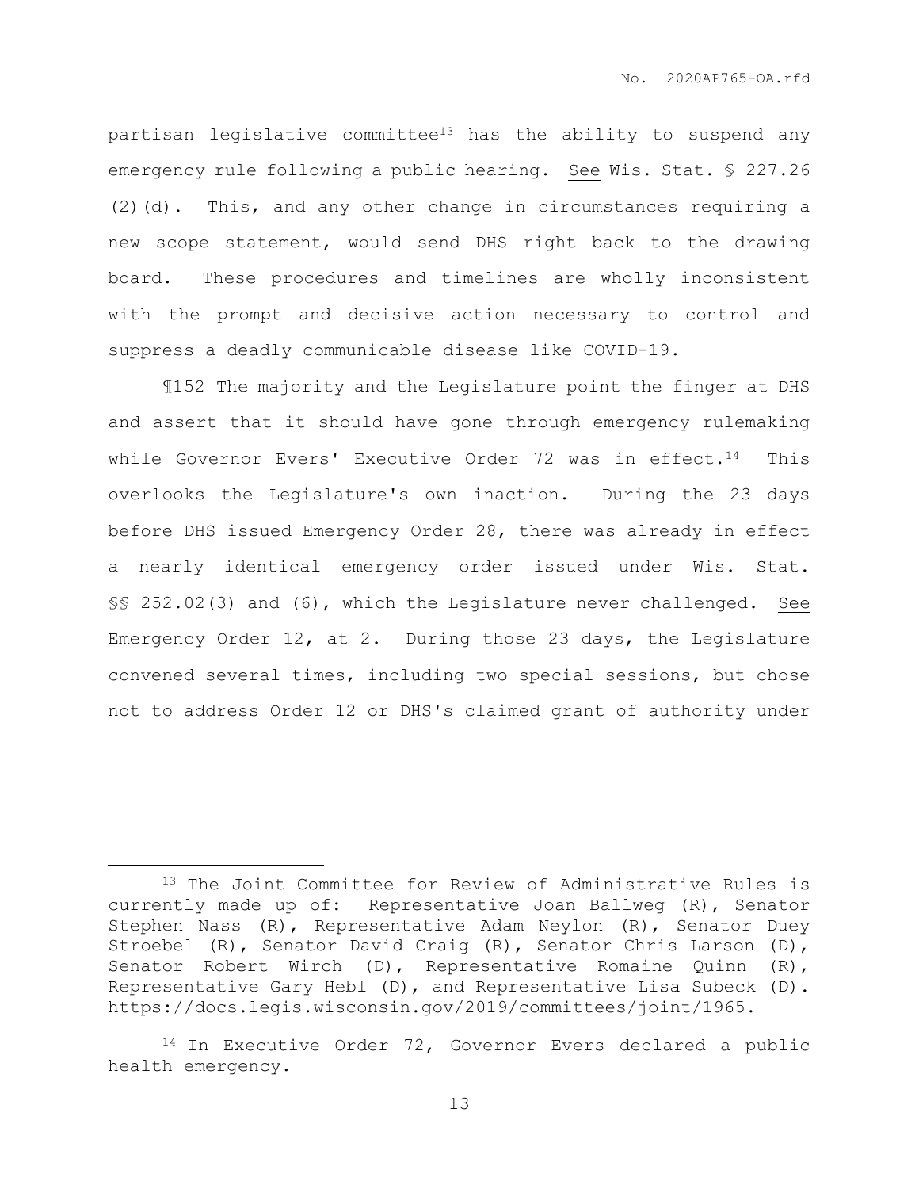partisan legislative committee[13] has the ability to suspend any emergency rule following a public hearing. See Wis. Stat. § 227.26 (2)(d). This, and any other change in circumstances requiring a new scope statement, would send DHS right back to the drawing board. These procedures and timelines are wholly inconsistent with the prompt and decisive action necessary to control and suppress a deadly communicable disease like COVID-19.

¶152 The majority and the Legislature point the finger at DHS and assert that it should have gone through emergency rulemaking while Governor Evers' Executive Order 72 was in effect.[14] This overlooks the Legislature's own inaction. During the 23 days before DHS issued Emergency Order 28, there was already in effect a nearly identical emergency order issued under Wis. Stat. §§ 252.02(3) and (6), which the Legislature never challenged. See Emergency Order 12, at 2. During those 23 days, the Legislature convened several times, including two special sessions, but chose not to address Order 12 or DHS's claimed grant of authority under

---

[13] The Joint Committee for Review of Administrative Rules is currently made up of: Representative Joan Ballweg (R), Senator Stephen Nass (R), Representative Adam Neylon (R), Senator Duey Stroebel (R), Senator David Craig (R), Senator Chris Larson (D), Senator Robert Wirch (D), Representative Romaine Quinn (R), Representative Gary Hebl (D), and Representative Lisa Subeck (D). https://docs.legis.wisconsin.gov/2019/committees/joint/1965.

[14] In Executive Order 72, Governor Evers declared a public health emergency.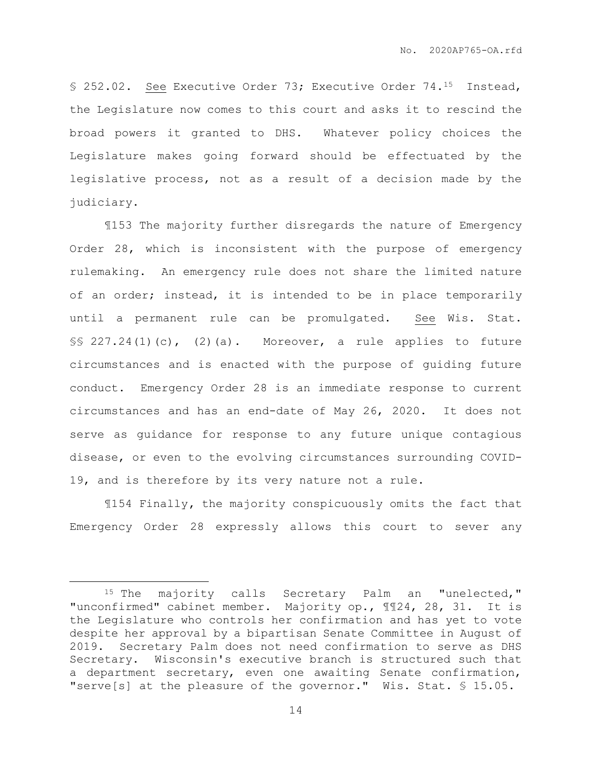§ 252.02. See Executive Order 73; Executive Order 74.[15] Instead, the Legislature now comes to this court and asks it to rescind the broad powers it granted to DHS. Whatever policy choices the Legislature makes going forward should be effectuated by the legislative process, not as a result of a decision made by the judiciary.

¶153 The majority further disregards the nature of Emergency Order 28, which is inconsistent with the purpose of emergency rulemaking. An emergency rule does not share the limited nature of an order; instead, it is intended to be in place temporarily until a permanent rule can be promulgated. See Wis. Stat. §§ 227.24(1)(c), (2)(a). Moreover, a rule applies to future circumstances and is enacted with the purpose of guiding future conduct. Emergency Order 28 is an immediate response to current circumstances and has an end-date of May 26, 2020. It does not serve as guidance for response to any future unique contagious disease, or even to the evolving circumstances surrounding COVID-19, and is therefore by its very nature not a rule.

¶154 Finally, the majority conspicuously omits the fact that Emergency Order 28 expressly allows this court to sever any

---

[15] The majority calls Secretary Palm an "unelected," "unconfirmed" cabinet member. Majority op., ¶¶24, 28, 31. It is the Legislature who controls her confirmation and has yet to vote despite her approval by a bipartisan Senate Committee in August of 2019. Secretary Palm does not need confirmation to serve as DHS Secretary. Wisconsin's executive branch is structured such that a department secretary, even one awaiting Senate confirmation, "serve[s] at the pleasure of the governor." Wis. Stat. § 15.05.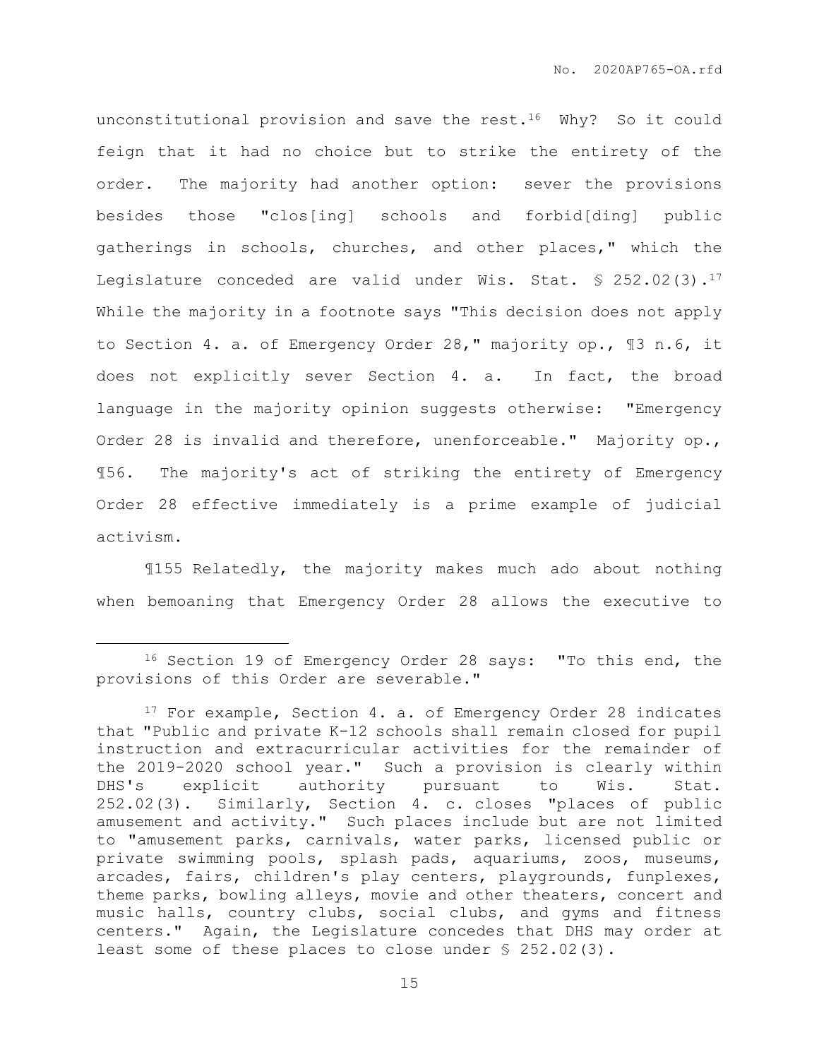unconstitutional provision and save the rest.[16] Why? So it could feign that it had no choice but to strike the entirety of the order. The majority had another option: sever the provisions besides those "clos[ing] schools and forbid[ding] public gatherings in schools, churches, and other places," which the Legislature conceded are valid under Wis. Stat. § 252.02(3).[17] While the majority in a footnote says "This decision does not apply to Section 4. a. of Emergency Order 28," majority op., ¶3 n.6, it does not explicitly sever Section 4. a. In fact, the broad language in the majority opinion suggests otherwise: "Emergency Order 28 is invalid and therefore, unenforceable." Majority op., ¶56. The majority's act of striking the entirety of Emergency Order 28 effective immediately is a prime example of judicial activism.

¶155 Relatedly, the majority makes much ado about nothing when bemoaning that Emergency Order 28 allows the executive to

---

[16] Section 19 of Emergency Order 28 says: "To this end, the provisions of this Order are severable."

[17] For example, Section 4. a. of Emergency Order 28 indicates that "Public and private K-12 schools shall remain closed for pupil instruction and extracurricular activities for the remainder of the 2019-2020 school year." Such a provision is clearly within DHS's explicit authority pursuant to Wis. Stat. 252.02(3). Similarly, Section 4. c. closes "places of public amusement and activity." Such places include but are not limited to "amusement parks, carnivals, water parks, licensed public or private swimming pools, splash pads, aquariums, zoos, museums, arcades, fairs, children's play centers, playgrounds, funplexes, theme parks, bowling alleys, movie and other theaters, concert and music halls, country clubs, social clubs, and gyms and fitness centers." Again, the Legislature concedes that DHS may order at least some of these places to close under § 252.02(3).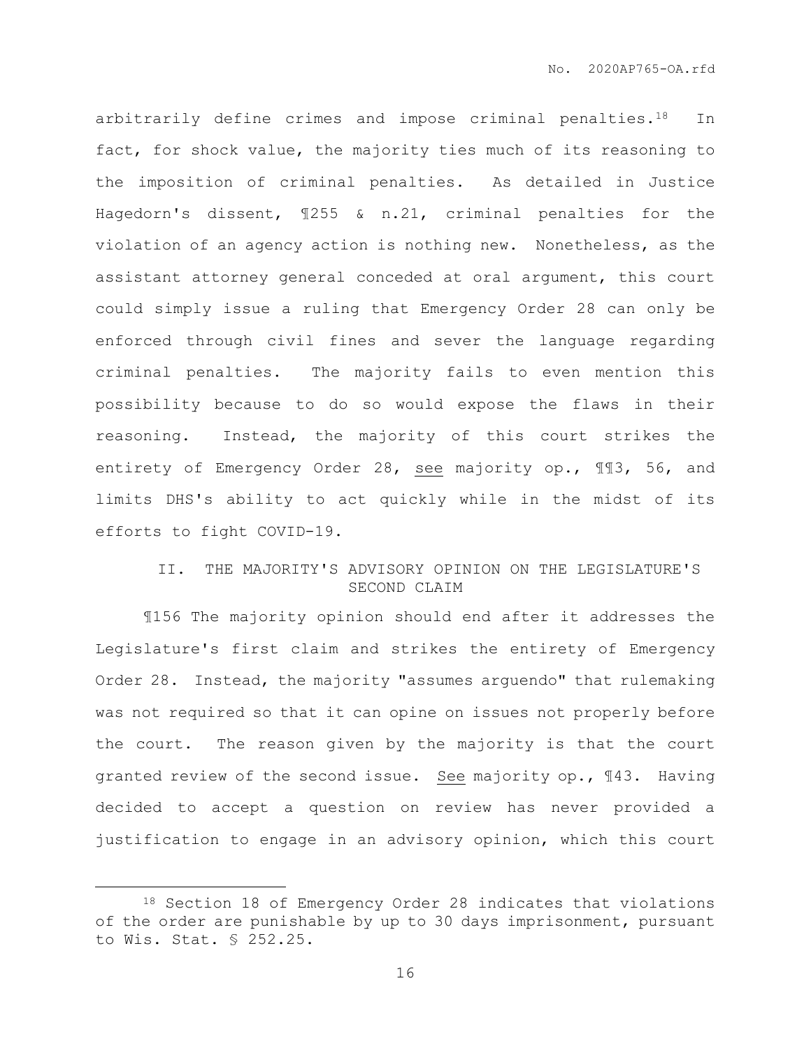arbitrarily define crimes and impose criminal penalties.[18] In fact, for shock value, the majority ties much of its reasoning to the imposition of criminal penalties. As detailed in Justice Hagedorn's dissent, ¶255 & n.21, criminal penalties for the violation of an agency action is nothing new. Nonetheless, as the assistant attorney general conceded at oral argument, this court could simply issue a ruling that Emergency Order 28 can only be enforced through civil fines and sever the language regarding criminal penalties. The majority fails to even mention this possibility because to do so would expose the flaws in their reasoning. Instead, the majority of this court strikes the entirety of Emergency Order 28, see majority op., ¶¶3, 56, and limits DHS's ability to act quickly while in the midst of its efforts to fight COVID-19.

## II. THE MAJORITY'S ADVISORY OPINION ON THE LEGISLATURE'S SECOND CLAIM

¶156 The majority opinion should end after it addresses the Legislature's first claim and strikes the entirety of Emergency Order 28. Instead, the majority "assumes arguendo" that rulemaking was not required so that it can opine on issues not properly before the court. The reason given by the majority is that the court granted review of the second issue. See majority op., ¶43. Having decided to accept a question on review has never provided a justification to engage in an advisory opinion, which this court

[18] Section 18 of Emergency Order 28 indicates that violations of the order are punishable by up to 30 days imprisonment, pursuant to Wis. Stat. § 252.25.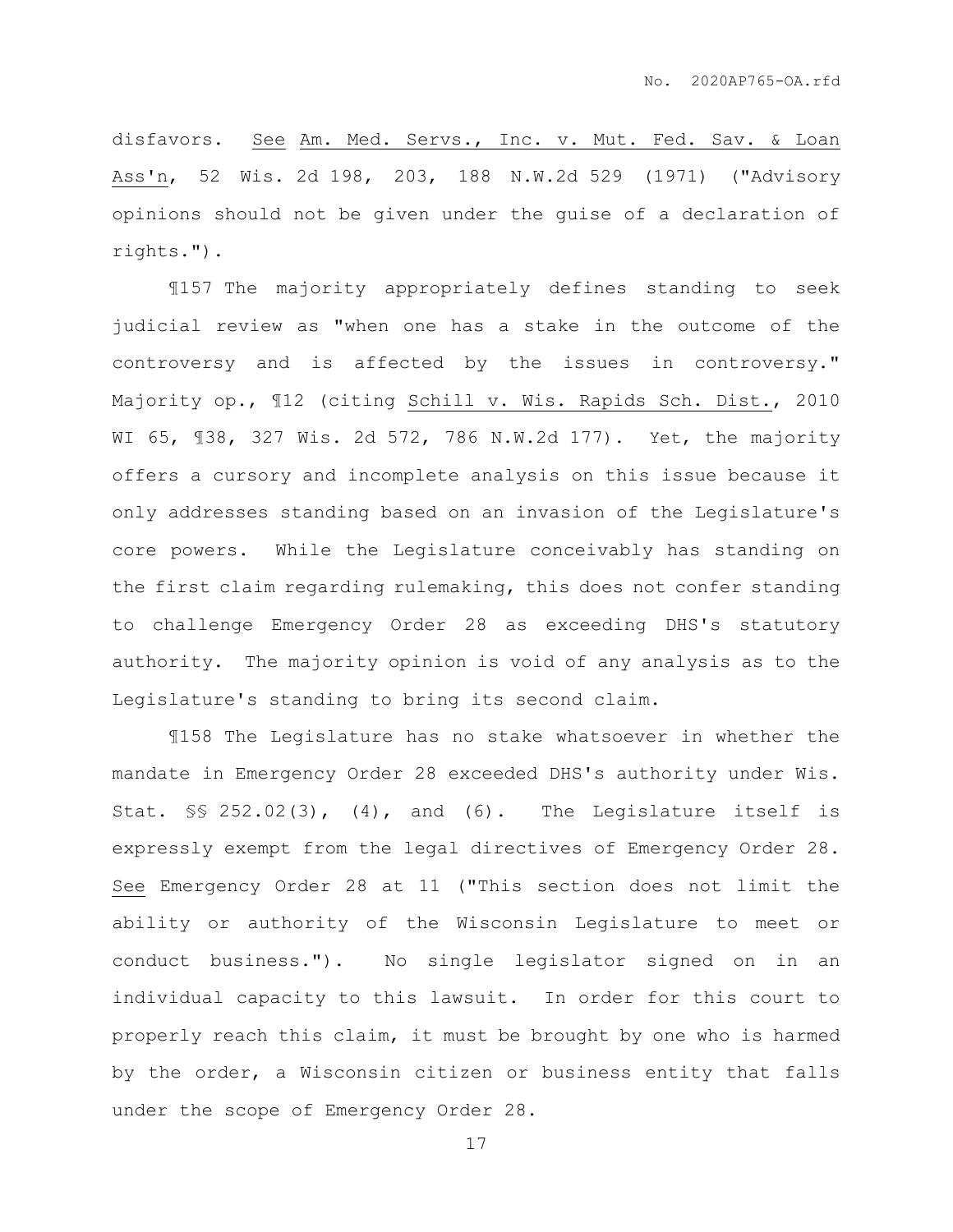disfavors. See Am. Med. Servs., Inc. v. Mut. Fed. Sav. & Loan Ass'n, 52 Wis. 2d 198, 203, 188 N.W.2d 529 (1971) ("Advisory opinions should not be given under the guise of a declaration of rights.").

¶157 The majority appropriately defines standing to seek judicial review as "when one has a stake in the outcome of the controversy and is affected by the issues in controversy." Majority op., ¶12 (citing Schill v. Wis. Rapids Sch. Dist., 2010 WI 65, ¶38, 327 Wis. 2d 572, 786 N.W.2d 177). Yet, the majority offers a cursory and incomplete analysis on this issue because it only addresses standing based on an invasion of the Legislature's core powers. While the Legislature conceivably has standing on the first claim regarding rulemaking, this does not confer standing to challenge Emergency Order 28 as exceeding DHS's statutory authority. The majority opinion is void of any analysis as to the Legislature's standing to bring its second claim.

¶158 The Legislature has no stake whatsoever in whether the mandate in Emergency Order 28 exceeded DHS's authority under Wis. Stat. §§ 252.02(3), (4), and (6). The Legislature itself is expressly exempt from the legal directives of Emergency Order 28. See Emergency Order 28 at 11 ("This section does not limit the ability or authority of the Wisconsin Legislature to meet or conduct business."). No single legislator signed on in an individual capacity to this lawsuit. In order for this court to properly reach this claim, it must be brought by one who is harmed by the order, a Wisconsin citizen or business entity that falls under the scope of Emergency Order 28.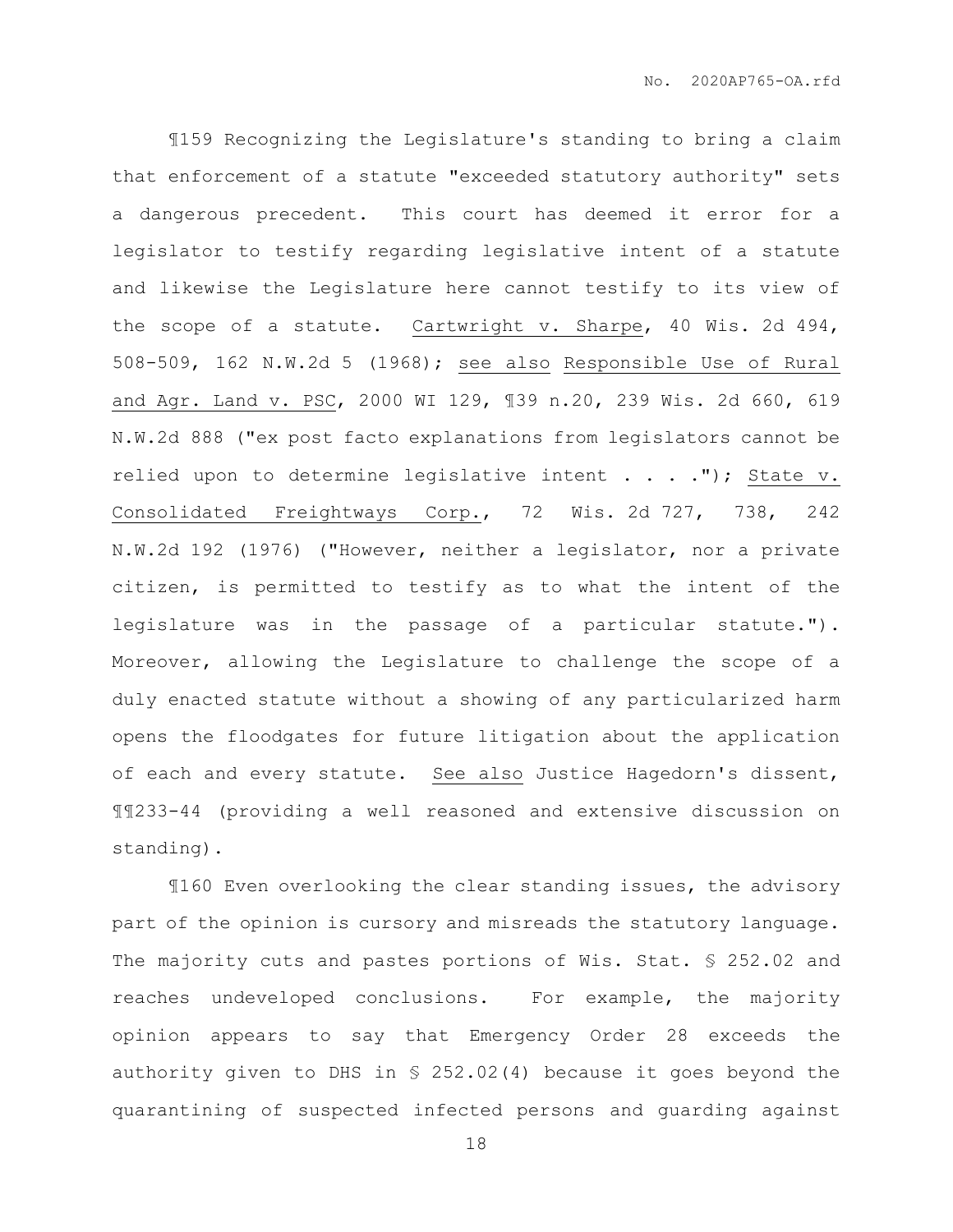¶159 Recognizing the Legislature's standing to bring a claim that enforcement of a statute "exceeded statutory authority" sets a dangerous precedent. This court has deemed it error for a legislator to testify regarding legislative intent of a statute and likewise the Legislature here cannot testify to its view of the scope of a statute. Cartwright v. Sharpe, 40 Wis. 2d 494, 508-509, 162 N.W.2d 5 (1968); see also Responsible Use of Rural and Agr. Land v. PSC, 2000 WI 129, ¶39 n.20, 239 Wis. 2d 660, 619 N.W.2d 888 ("ex post facto explanations from legislators cannot be relied upon to determine legislative intent . . . ."); State v. Consolidated Freightways Corp., 72 Wis. 2d 727, 738, 242 N.W.2d 192 (1976) ("However, neither a legislator, nor a private citizen, is permitted to testify as to what the intent of the legislature was in the passage of a particular statute."). Moreover, allowing the Legislature to challenge the scope of a duly enacted statute without a showing of any particularized harm opens the floodgates for future litigation about the application of each and every statute. See also Justice Hagedorn's dissent, ¶¶233-44 (providing a well reasoned and extensive discussion on standing).

¶160 Even overlooking the clear standing issues, the advisory part of the opinion is cursory and misreads the statutory language. The majority cuts and pastes portions of Wis. Stat. § 252.02 and reaches undeveloped conclusions. For example, the majority opinion appears to say that Emergency Order 28 exceeds the authority given to DHS in § 252.02(4) because it goes beyond the quarantining of suspected infected persons and guarding against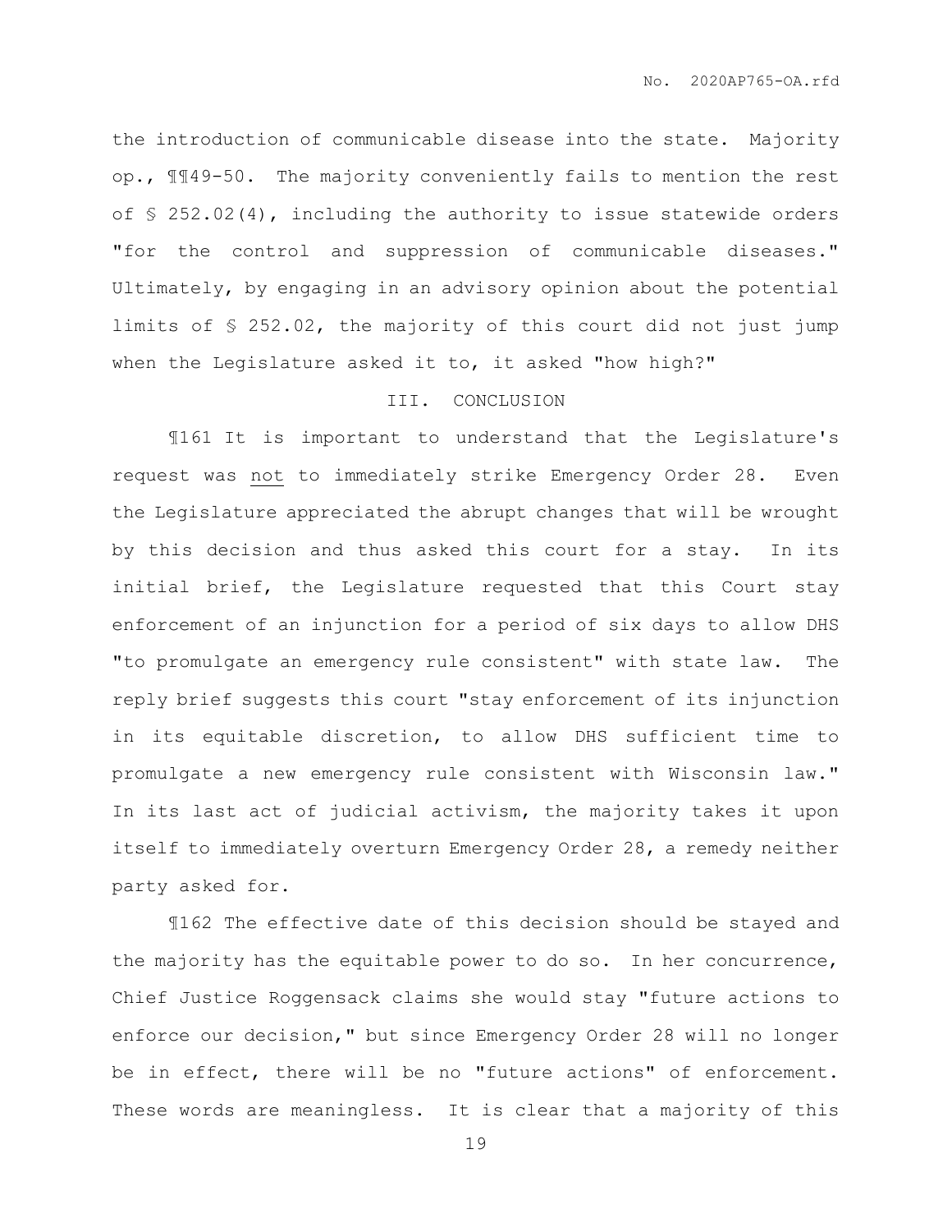the introduction of communicable disease into the state. Majority op., ¶¶49-50. The majority conveniently fails to mention the rest of § 252.02(4), including the authority to issue statewide orders "for the control and suppression of communicable diseases." Ultimately, by engaging in an advisory opinion about the potential limits of § 252.02, the majority of this court did not just jump when the Legislature asked it to, it asked "how high?"

## III. CONCLUSION

¶161 It is important to understand that the Legislature's request was not to immediately strike Emergency Order 28. Even the Legislature appreciated the abrupt changes that will be wrought by this decision and thus asked this court for a stay. In its initial brief, the Legislature requested that this Court stay enforcement of an injunction for a period of six days to allow DHS "to promulgate an emergency rule consistent" with state law. The reply brief suggests this court "stay enforcement of its injunction in its equitable discretion, to allow DHS sufficient time to promulgate a new emergency rule consistent with Wisconsin law." In its last act of judicial activism, the majority takes it upon itself to immediately overturn Emergency Order 28, a remedy neither party asked for.

¶162 The effective date of this decision should be stayed and the majority has the equitable power to do so. In her concurrence, Chief Justice Roggensack claims she would stay "future actions to enforce our decision," but since Emergency Order 28 will no longer be in effect, there will be no "future actions" of enforcement. These words are meaningless. It is clear that a majority of this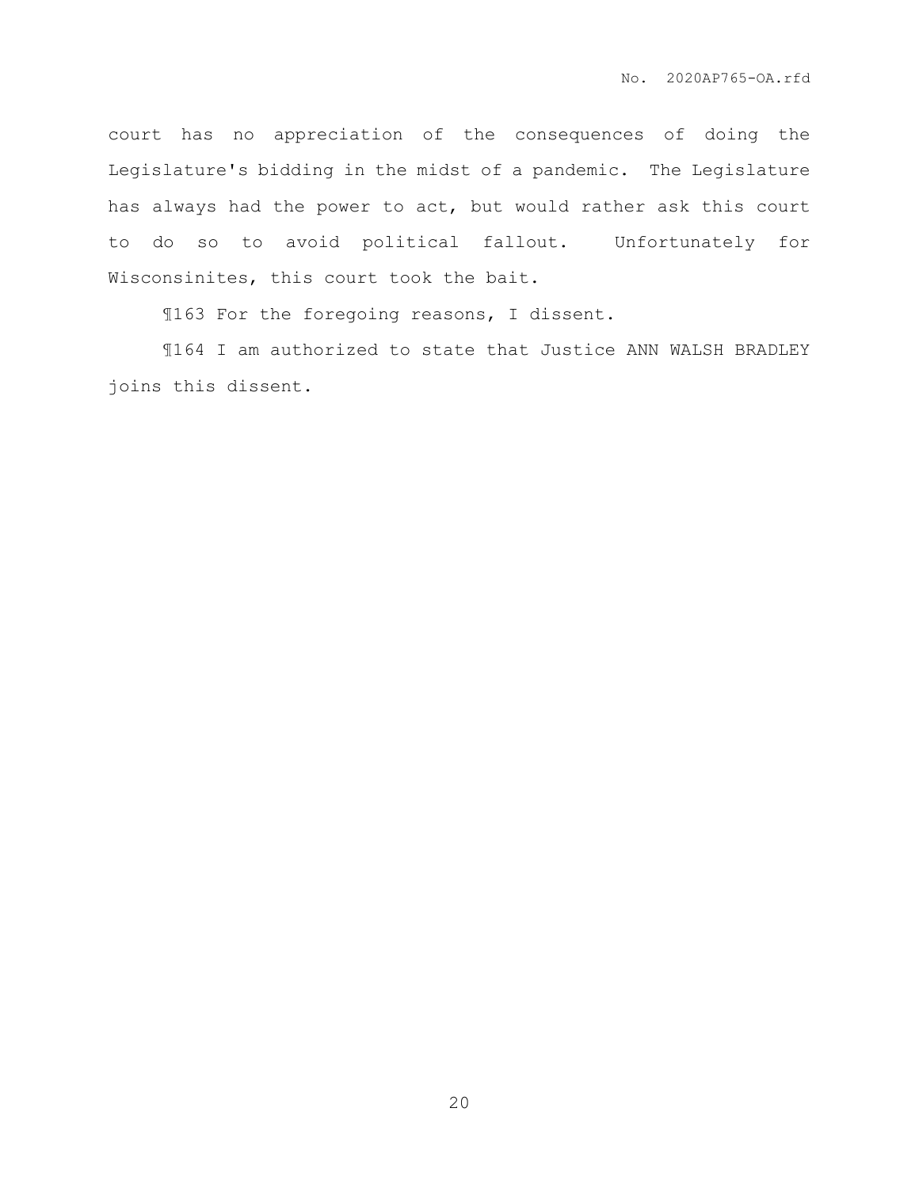court has no appreciation of the consequences of doing the Legislature's bidding in the midst of a pandemic. The Legislature has always had the power to act, but would rather ask this court to do so to avoid political fallout. Unfortunately for Wisconsinites, this court took the bait.

¶163 For the foregoing reasons, I dissent.

¶164 I am authorized to state that Justice ANN WALSH BRADLEY joins this dissent.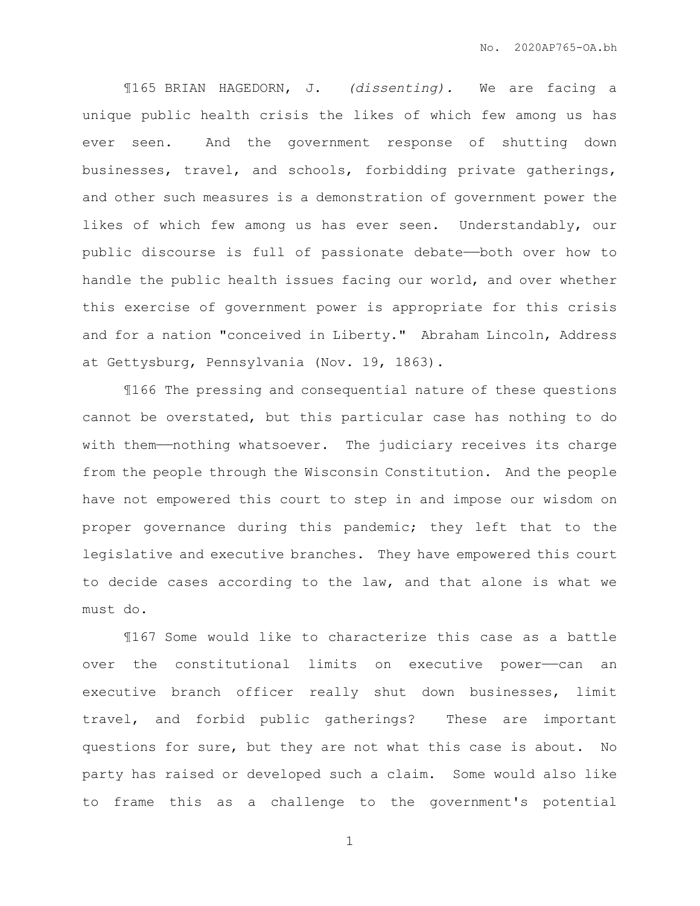¶165 BRIAN HAGEDORN, J. *(dissenting).* We are facing a unique public health crisis the likes of which few among us has ever seen. And the government response of shutting down businesses, travel, and schools, forbidding private gatherings, and other such measures is a demonstration of government power the likes of which few among us has ever seen. Understandably, our public discourse is full of passionate debate——both over how to handle the public health issues facing our world, and over whether this exercise of government power is appropriate for this crisis and for a nation "conceived in Liberty." Abraham Lincoln, Address at Gettysburg, Pennsylvania (Nov. 19, 1863).

¶166 The pressing and consequential nature of these questions cannot be overstated, but this particular case has nothing to do with them——nothing whatsoever. The judiciary receives its charge from the people through the Wisconsin Constitution. And the people have not empowered this court to step in and impose our wisdom on proper governance during this pandemic; they left that to the legislative and executive branches. They have empowered this court to decide cases according to the law, and that alone is what we must do.

¶167 Some would like to characterize this case as a battle over the constitutional limits on executive power——can an executive branch officer really shut down businesses, limit travel, and forbid public gatherings? These are important questions for sure, but they are not what this case is about. No party has raised or developed such a claim. Some would also like to frame this as a challenge to the government's potential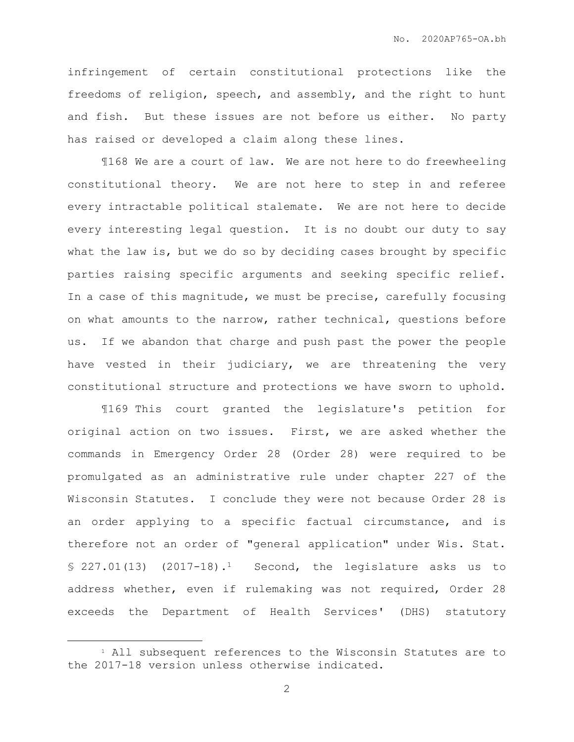infringement of certain constitutional protections like the freedoms of religion, speech, and assembly, and the right to hunt and fish. But these issues are not before us either. No party has raised or developed a claim along these lines.

¶168 We are a court of law. We are not here to do freewheeling constitutional theory. We are not here to step in and referee every intractable political stalemate. We are not here to decide every interesting legal question. It is no doubt our duty to say what the law is, but we do so by deciding cases brought by specific parties raising specific arguments and seeking specific relief. In a case of this magnitude, we must be precise, carefully focusing on what amounts to the narrow, rather technical, questions before us. If we abandon that charge and push past the power the people have vested in their judiciary, we are threatening the very constitutional structure and protections we have sworn to uphold.

¶169 This court granted the legislature's petition for original action on two issues. First, we are asked whether the commands in Emergency Order 28 (Order 28) were required to be promulgated as an administrative rule under chapter 227 of the Wisconsin Statutes. I conclude they were not because Order 28 is an order applying to a specific factual circumstance, and is therefore not an order of "general application" under Wis. Stat. § 227.01(13) (2017-18).[1] Second, the legislature asks us to address whether, even if rulemaking was not required, Order 28 exceeds the Department of Health Services' (DHS) statutory

[1] All subsequent references to the Wisconsin Statutes are to the 2017-18 version unless otherwise indicated.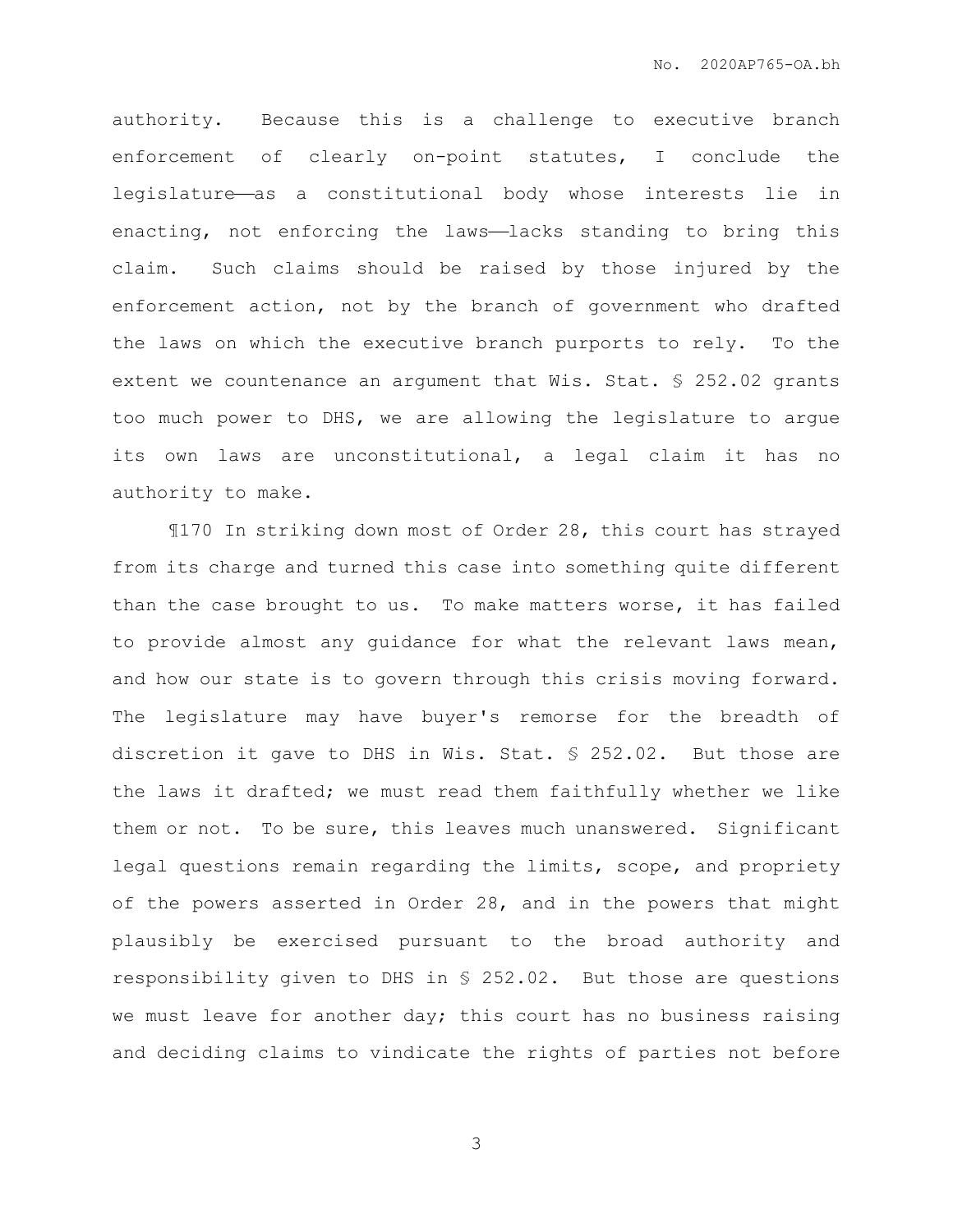authority. Because this is a challenge to executive branch enforcement of clearly on-point statutes, I conclude the legislature——as a constitutional body whose interests lie in enacting, not enforcing the laws——lacks standing to bring this claim. Such claims should be raised by those injured by the enforcement action, not by the branch of government who drafted the laws on which the executive branch purports to rely. To the extent we countenance an argument that Wis. Stat. § 252.02 grants too much power to DHS, we are allowing the legislature to argue its own laws are unconstitutional, a legal claim it has no authority to make.

¶170 In striking down most of Order 28, this court has strayed from its charge and turned this case into something quite different than the case brought to us. To make matters worse, it has failed to provide almost any guidance for what the relevant laws mean, and how our state is to govern through this crisis moving forward. The legislature may have buyer's remorse for the breadth of discretion it gave to DHS in Wis. Stat. § 252.02. But those are the laws it drafted; we must read them faithfully whether we like them or not. To be sure, this leaves much unanswered. Significant legal questions remain regarding the limits, scope, and propriety of the powers asserted in Order 28, and in the powers that might plausibly be exercised pursuant to the broad authority and responsibility given to DHS in § 252.02. But those are questions we must leave for another day; this court has no business raising and deciding claims to vindicate the rights of parties not before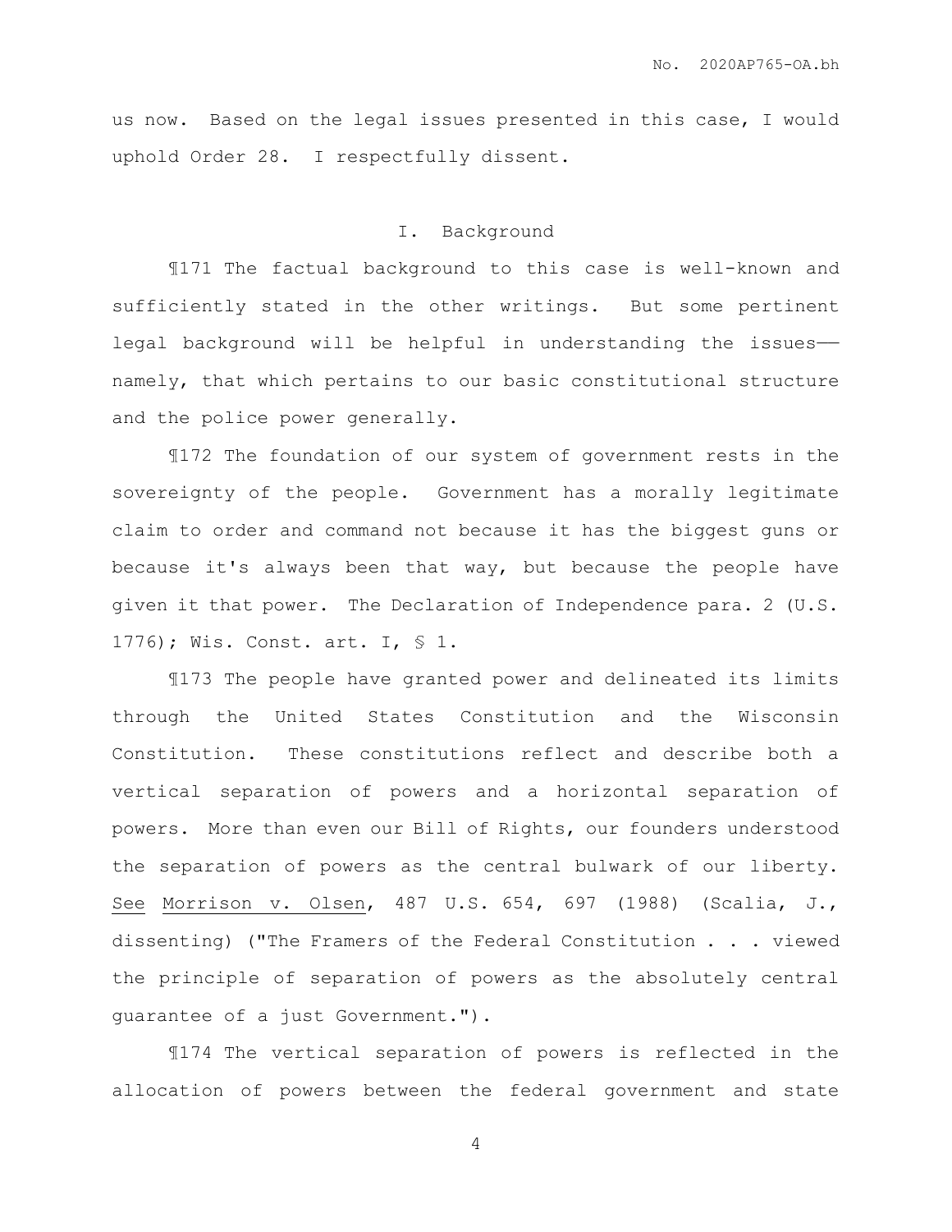us now. Based on the legal issues presented in this case, I would uphold Order 28. I respectfully dissent.

## I. Background

¶171 The factual background to this case is well-known and sufficiently stated in the other writings. But some pertinent legal background will be helpful in understanding the issues—namely, that which pertains to our basic constitutional structure and the police power generally.

¶172 The foundation of our system of government rests in the sovereignty of the people. Government has a morally legitimate claim to order and command not because it has the biggest guns or because it's always been that way, but because the people have given it that power. The Declaration of Independence para. 2 (U.S. 1776); Wis. Const. art. I, § 1.

¶173 The people have granted power and delineated its limits through the United States Constitution and the Wisconsin Constitution. These constitutions reflect and describe both a vertical separation of powers and a horizontal separation of powers. More than even our Bill of Rights, our founders understood the separation of powers as the central bulwark of our liberty. See Morrison v. Olsen, 487 U.S. 654, 697 (1988) (Scalia, J., dissenting) ("The Framers of the Federal Constitution . . . viewed the principle of separation of powers as the absolutely central guarantee of a just Government.").

¶174 The vertical separation of powers is reflected in the allocation of powers between the federal government and state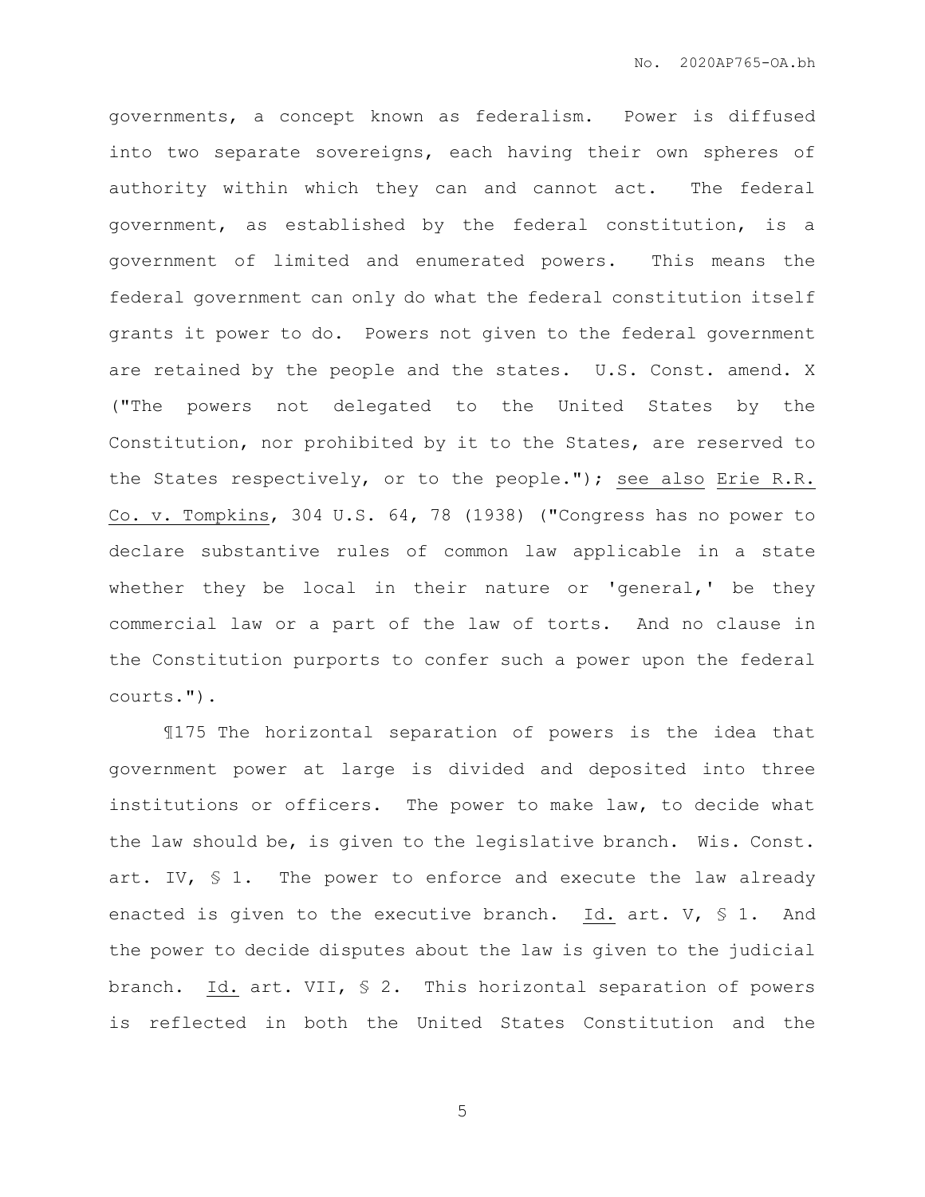governments, a concept known as federalism. Power is diffused into two separate sovereigns, each having their own spheres of authority within which they can and cannot act. The federal government, as established by the federal constitution, is a government of limited and enumerated powers. This means the federal government can only do what the federal constitution itself grants it power to do. Powers not given to the federal government are retained by the people and the states. U.S. Const. amend. X ("The powers not delegated to the United States by the Constitution, nor prohibited by it to the States, are reserved to the States respectively, or to the people."); see also Erie R.R. Co. v. Tompkins, 304 U.S. 64, 78 (1938) ("Congress has no power to declare substantive rules of common law applicable in a state whether they be local in their nature or 'general,' be they commercial law or a part of the law of torts. And no clause in the Constitution purports to confer such a power upon the federal courts.").

¶175 The horizontal separation of powers is the idea that government power at large is divided and deposited into three institutions or officers. The power to make law, to decide what the law should be, is given to the legislative branch. Wis. Const. art. IV, § 1. The power to enforce and execute the law already enacted is given to the executive branch. Id. art. V, § 1. And the power to decide disputes about the law is given to the judicial branch. Id. art. VII, § 2. This horizontal separation of powers is reflected in both the United States Constitution and the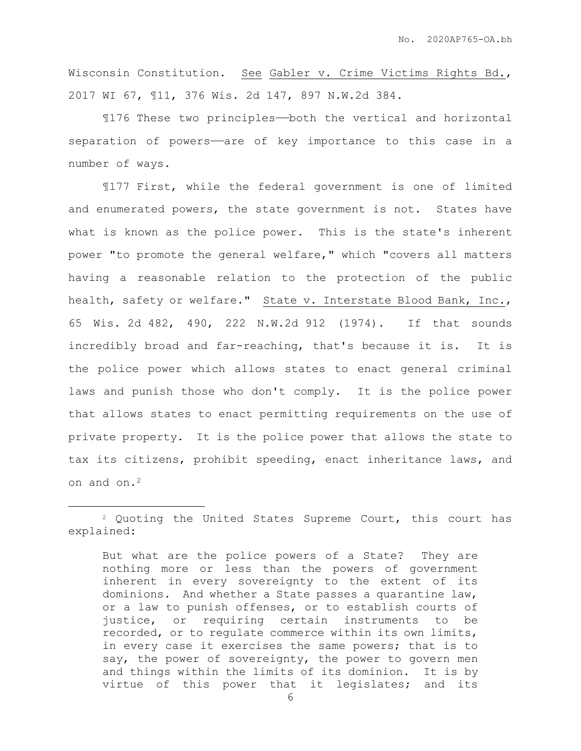Wisconsin Constitution. See Gabler v. Crime Victims Rights Bd., 2017 WI 67, ¶11, 376 Wis. 2d 147, 897 N.W.2d 384.

¶176 These two principles——both the vertical and horizontal separation of powers——are of key importance to this case in a number of ways.

¶177 First, while the federal government is one of limited and enumerated powers, the state government is not. States have what is known as the police power. This is the state's inherent power "to promote the general welfare," which "covers all matters having a reasonable relation to the protection of the public health, safety or welfare." State v. Interstate Blood Bank, Inc., 65 Wis. 2d 482, 490, 222 N.W.2d 912 (1974). If that sounds incredibly broad and far-reaching, that's because it is. It is the police power which allows states to enact general criminal laws and punish those who don't comply. It is the police power that allows states to enact permitting requirements on the use of private property. It is the police power that allows the state to tax its citizens, prohibit speeding, enact inheritance laws, and on and on.[2]

---

[2] Quoting the United States Supreme Court, this court has explained:

> But what are the police powers of a State? They are nothing more or less than the powers of government inherent in every sovereignty to the extent of its dominions. And whether a State passes a quarantine law, or a law to punish offenses, or to establish courts of justice, or requiring certain instruments to be recorded, or to regulate commerce within its own limits, in every case it exercises the same powers; that is to say, the power of sovereignty, the power to govern men and things within the limits of its dominion. It is by virtue of this power that it legislates; and its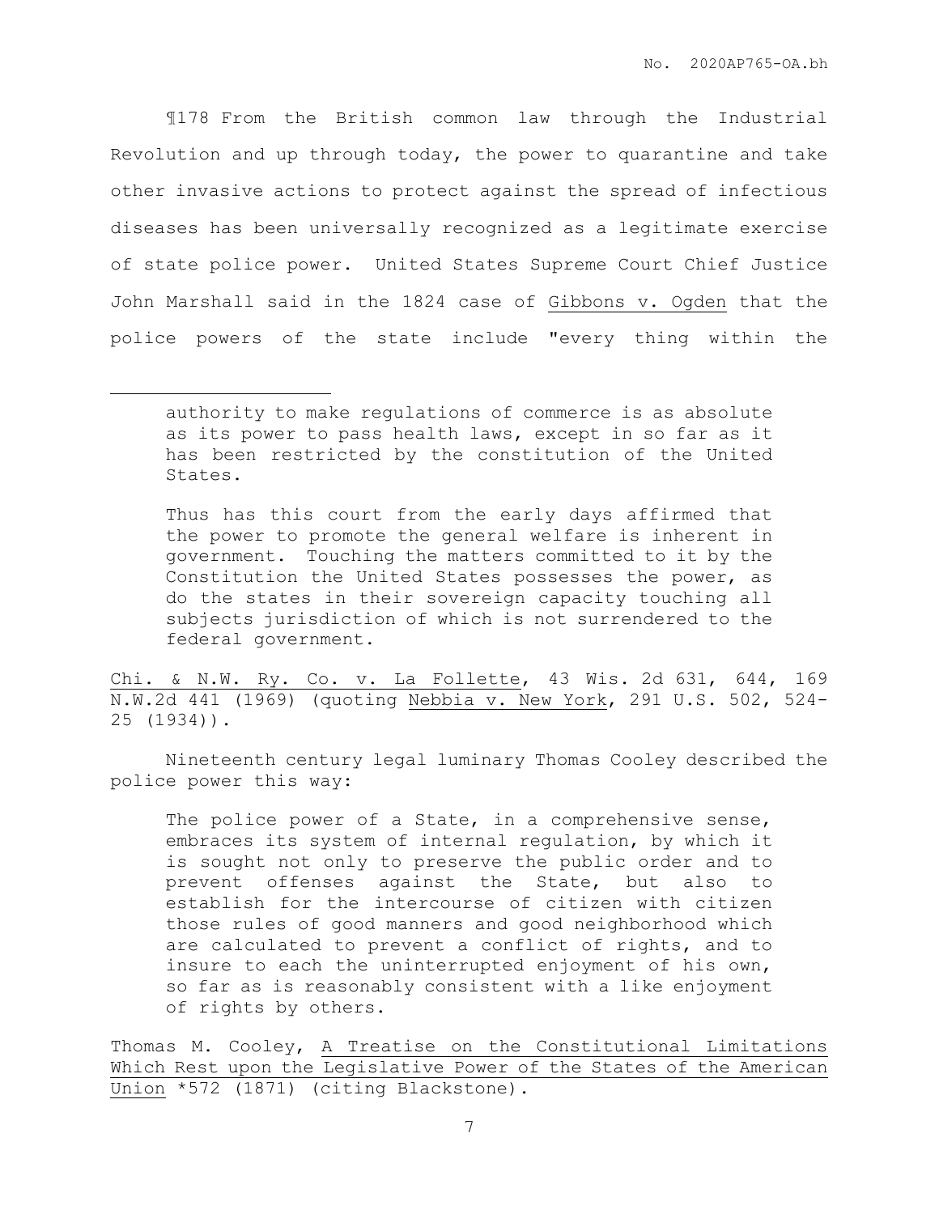¶178 From the British common law through the Industrial Revolution and up through today, the power to quarantine and take other invasive actions to protect against the spread of infectious diseases has been universally recognized as a legitimate exercise of state police power. United States Supreme Court Chief Justice John Marshall said in the 1824 case of Gibbons v. Ogden that the police powers of the state include "every thing within the

---

> authority to make regulations of commerce is as absolute as its power to pass health laws, except in so far as it has been restricted by the constitution of the United States.
>
> Thus has this court from the early days affirmed that the power to promote the general welfare is inherent in government. Touching the matters committed to it by the Constitution the United States possesses the power, as do the states in their sovereign capacity touching all subjects jurisdiction of which is not surrendered to the federal government.

Chi. & N.W. Ry. Co. v. La Follette, 43 Wis. 2d 631, 644, 169 N.W.2d 441 (1969) (quoting Nebbia v. New York, 291 U.S. 502, 524-25 (1934)).

Nineteenth century legal luminary Thomas Cooley described the police power this way:

> The police power of a State, in a comprehensive sense, embraces its system of internal regulation, by which it is sought not only to preserve the public order and to prevent offenses against the State, but also to establish for the intercourse of citizen with citizen those rules of good manners and good neighborhood which are calculated to prevent a conflict of rights, and to insure to each the uninterrupted enjoyment of his own, so far as is reasonably consistent with a like enjoyment of rights by others.

Thomas M. Cooley, A Treatise on the Constitutional Limitations Which Rest upon the Legislative Power of the States of the American Union *572 (1871) (citing Blackstone).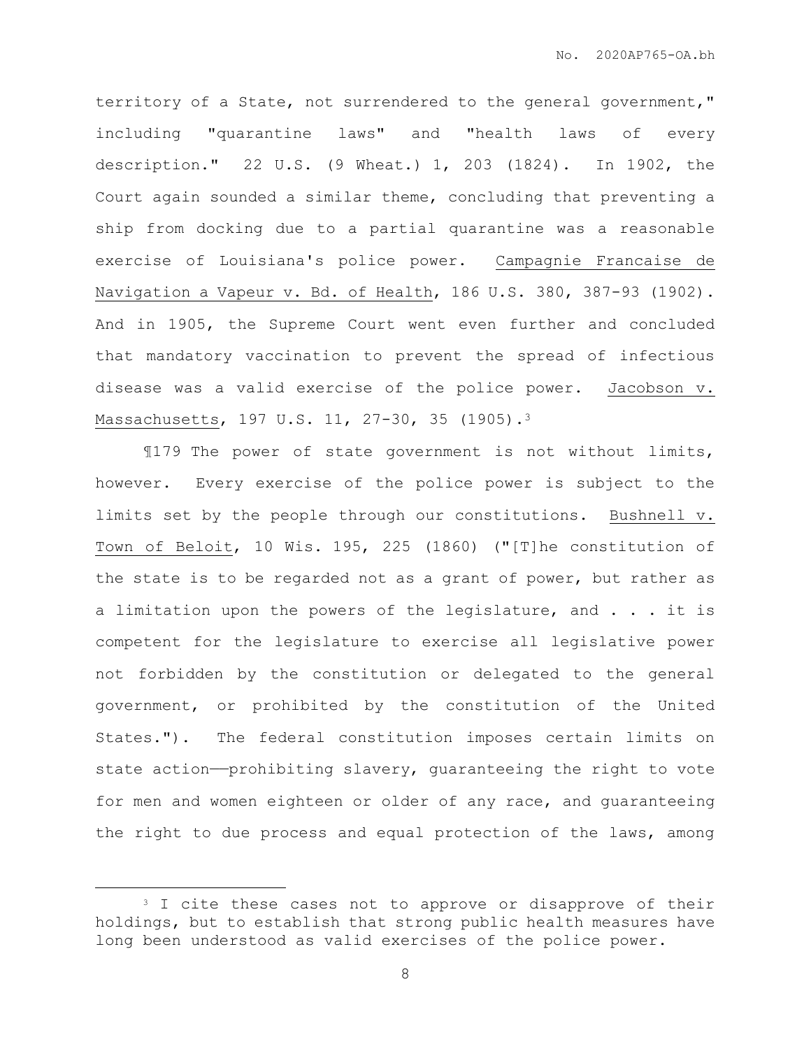territory of a State, not surrendered to the general government," including "quarantine laws" and "health laws of every description." 22 U.S. (9 Wheat.) 1, 203 (1824). In 1902, the Court again sounded a similar theme, concluding that preventing a ship from docking due to a partial quarantine was a reasonable exercise of Louisiana's police power. Campagnie Francaise de Navigation a Vapeur v. Bd. of Health, 186 U.S. 380, 387-93 (1902). And in 1905, the Supreme Court went even further and concluded that mandatory vaccination to prevent the spread of infectious disease was a valid exercise of the police power. Jacobson v. Massachusetts, 197 U.S. 11, 27-30, 35 (1905).[3]

¶179 The power of state government is not without limits, however. Every exercise of the police power is subject to the limits set by the people through our constitutions. Bushnell v. Town of Beloit, 10 Wis. 195, 225 (1860) ("[T]he constitution of the state is to be regarded not as a grant of power, but rather as a limitation upon the powers of the legislature, and . . . it is competent for the legislature to exercise all legislative power not forbidden by the constitution or delegated to the general government, or prohibited by the constitution of the United States."). The federal constitution imposes certain limits on state action——prohibiting slavery, guaranteeing the right to vote for men and women eighteen or older of any race, and guaranteeing the right to due process and equal protection of the laws, among

---

[3] I cite these cases not to approve or disapprove of their holdings, but to establish that strong public health measures have long been understood as valid exercises of the police power.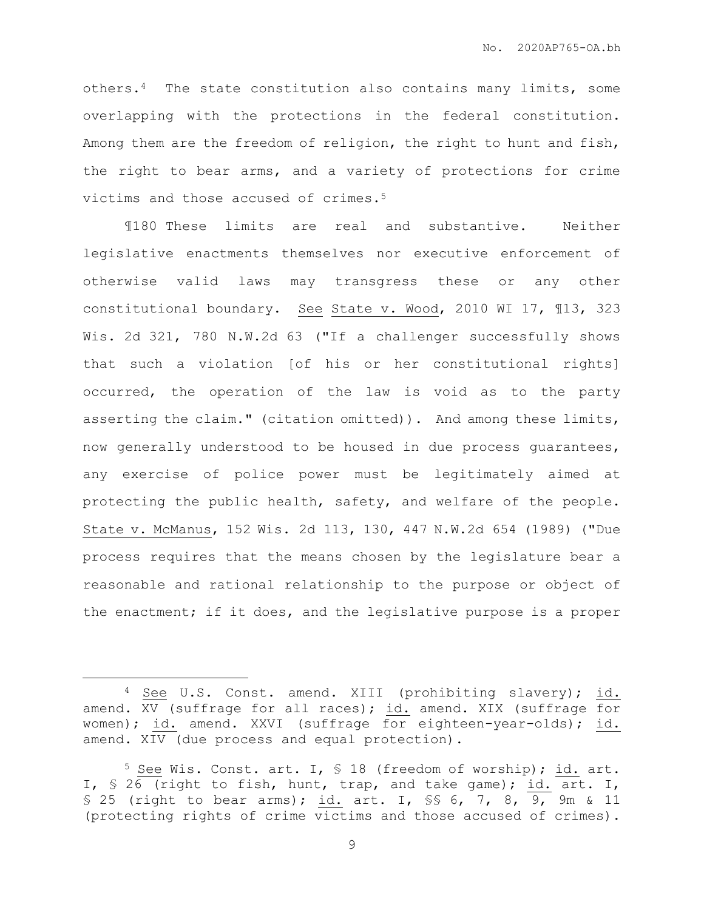others.[4] The state constitution also contains many limits, some overlapping with the protections in the federal constitution. Among them are the freedom of religion, the right to hunt and fish, the right to bear arms, and a variety of protections for crime victims and those accused of crimes.[5]

¶180 These limits are real and substantive. Neither legislative enactments themselves nor executive enforcement of otherwise valid laws may transgress these or any other constitutional boundary. See State v. Wood, 2010 WI 17, ¶13, 323 Wis. 2d 321, 780 N.W.2d 63 ("If a challenger successfully shows that such a violation [of his or her constitutional rights] occurred, the operation of the law is void as to the party asserting the claim." (citation omitted)). And among these limits, now generally understood to be housed in due process guarantees, any exercise of police power must be legitimately aimed at protecting the public health, safety, and welfare of the people. State v. McManus, 152 Wis. 2d 113, 130, 447 N.W.2d 654 (1989) ("Due process requires that the means chosen by the legislature bear a reasonable and rational relationship to the purpose or object of the enactment; if it does, and the legislative purpose is a proper

---

[4] See U.S. Const. amend. XIII (prohibiting slavery); id. amend. XV (suffrage for all races); id. amend. XIX (suffrage for women); id. amend. XXVI (suffrage for eighteen-year-olds); id. amend. XIV (due process and equal protection).

[5] See Wis. Const. art. I, § 18 (freedom of worship); id. art. I, § 26 (right to fish, hunt, trap, and take game); id. art. I, § 25 (right to bear arms); id. art. I, §§ 6, 7, 8, 9, 9m & 11 (protecting rights of crime victims and those accused of crimes).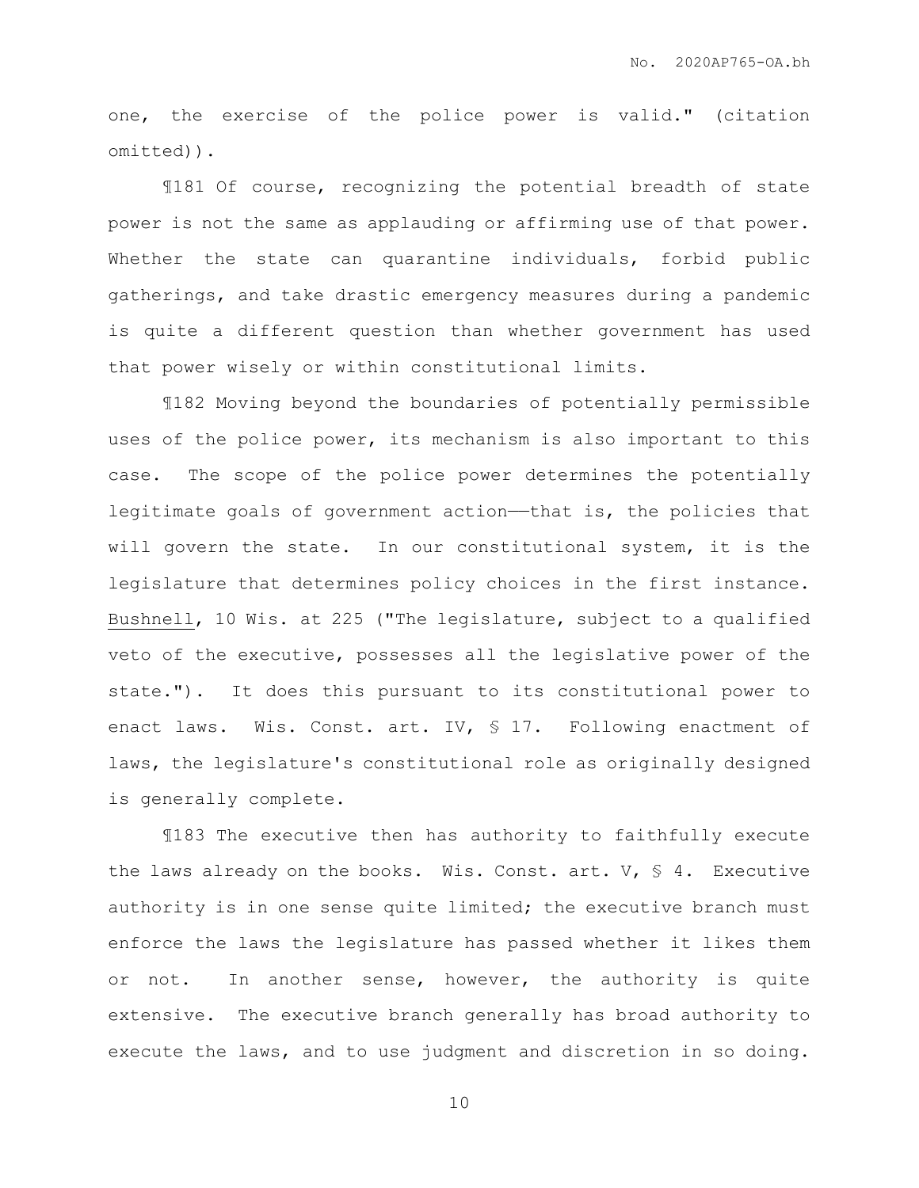one, the exercise of the police power is valid." (citation omitted)).

¶181 Of course, recognizing the potential breadth of state power is not the same as applauding or affirming use of that power. Whether the state can quarantine individuals, forbid public gatherings, and take drastic emergency measures during a pandemic is quite a different question than whether government has used that power wisely or within constitutional limits.

¶182 Moving beyond the boundaries of potentially permissible uses of the police power, its mechanism is also important to this case. The scope of the police power determines the potentially legitimate goals of government action——that is, the policies that will govern the state. In our constitutional system, it is the legislature that determines policy choices in the first instance. Bushnell, 10 Wis. at 225 ("The legislature, subject to a qualified veto of the executive, possesses all the legislative power of the state."). It does this pursuant to its constitutional power to enact laws. Wis. Const. art. IV, § 17. Following enactment of laws, the legislature's constitutional role as originally designed is generally complete.

¶183 The executive then has authority to faithfully execute the laws already on the books. Wis. Const. art. V, § 4. Executive authority is in one sense quite limited; the executive branch must enforce the laws the legislature has passed whether it likes them or not. In another sense, however, the authority is quite extensive. The executive branch generally has broad authority to execute the laws, and to use judgment and discretion in so doing.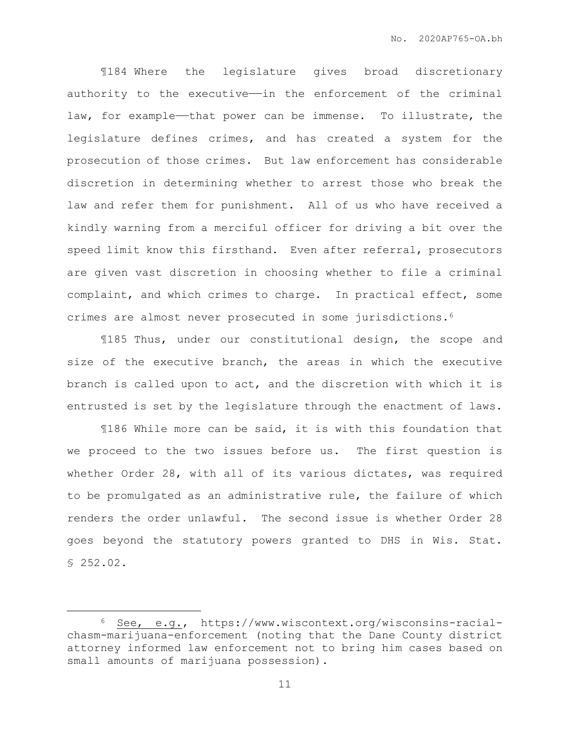¶184 Where the legislature gives broad discretionary authority to the executive——in the enforcement of the criminal law, for example——that power can be immense. To illustrate, the legislature defines crimes, and has created a system for the prosecution of those crimes. But law enforcement has considerable discretion in determining whether to arrest those who break the law and refer them for punishment. All of us who have received a kindly warning from a merciful officer for driving a bit over the speed limit know this firsthand. Even after referral, prosecutors are given vast discretion in choosing whether to file a criminal complaint, and which crimes to charge. In practical effect, some crimes are almost never prosecuted in some jurisdictions.[6]

¶185 Thus, under our constitutional design, the scope and size of the executive branch, the areas in which the executive branch is called upon to act, and the discretion with which it is entrusted is set by the legislature through the enactment of laws.

¶186 While more can be said, it is with this foundation that we proceed to the two issues before us. The first question is whether Order 28, with all of its various dictates, was required to be promulgated as an administrative rule, the failure of which renders the order unlawful. The second issue is whether Order 28 goes beyond the statutory powers granted to DHS in Wis. Stat. § 252.02.

---

[6] See, e.g., https://www.wiscontext.org/wisconsins-racial-chasm-marijuana-enforcement (noting that the Dane County district attorney informed law enforcement not to bring him cases based on small amounts of marijuana possession).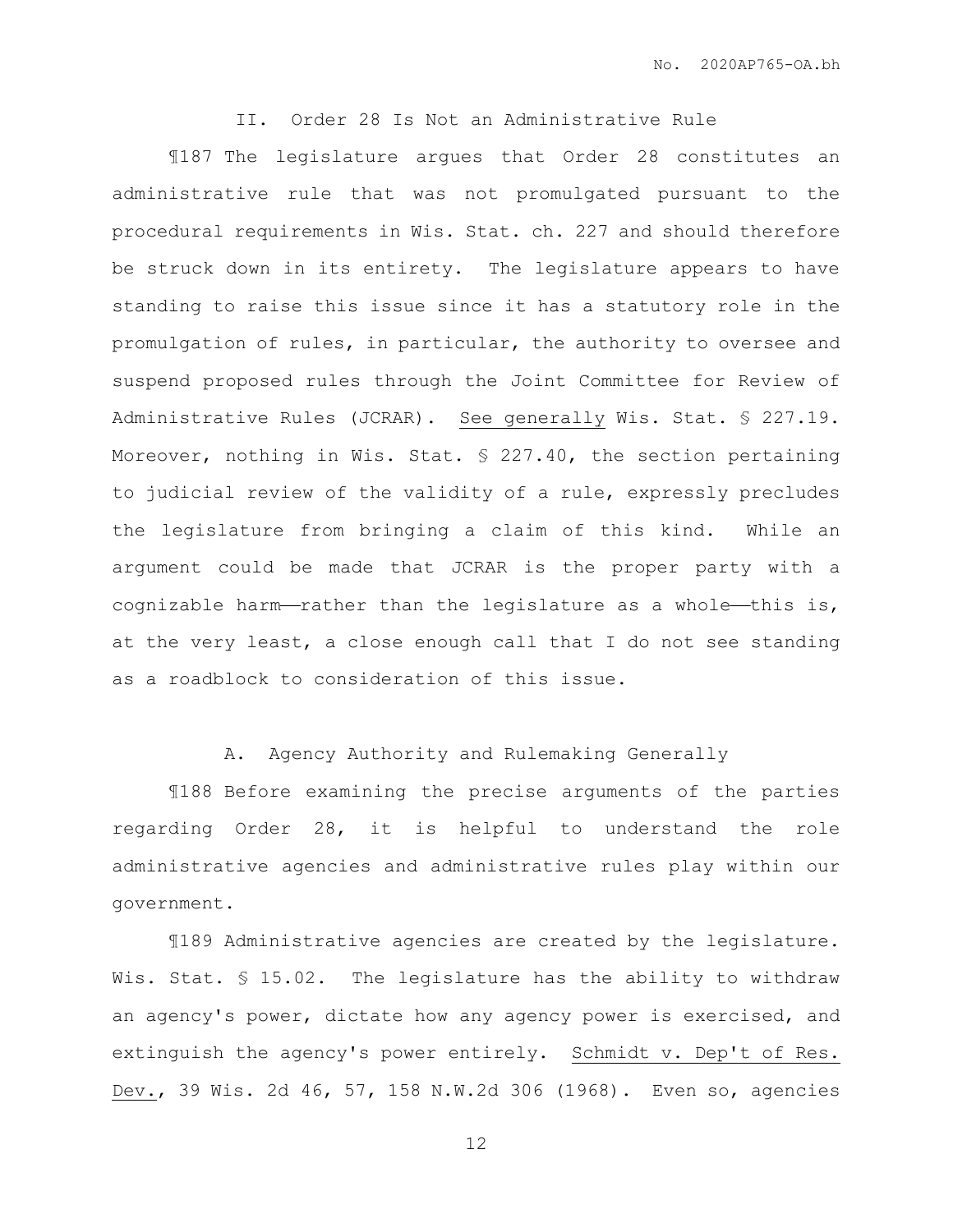## II. Order 28 Is Not an Administrative Rule

¶187 The legislature argues that Order 28 constitutes an administrative rule that was not promulgated pursuant to the procedural requirements in Wis. Stat. ch. 227 and should therefore be struck down in its entirety. The legislature appears to have standing to raise this issue since it has a statutory role in the promulgation of rules, in particular, the authority to oversee and suspend proposed rules through the Joint Committee for Review of Administrative Rules (JCRAR). See generally Wis. Stat. § 227.19. Moreover, nothing in Wis. Stat. § 227.40, the section pertaining to judicial review of the validity of a rule, expressly precludes the legislature from bringing a claim of this kind. While an argument could be made that JCRAR is the proper party with a cognizable harm——rather than the legislature as a whole——this is, at the very least, a close enough call that I do not see standing as a roadblock to consideration of this issue.

### A. Agency Authority and Rulemaking Generally

¶188 Before examining the precise arguments of the parties regarding Order 28, it is helpful to understand the role administrative agencies and administrative rules play within our government.

¶189 Administrative agencies are created by the legislature. Wis. Stat. § 15.02. The legislature has the ability to withdraw an agency's power, dictate how any agency power is exercised, and extinguish the agency's power entirely. Schmidt v. Dep't of Res. Dev., 39 Wis. 2d 46, 57, 158 N.W.2d 306 (1968). Even so, agencies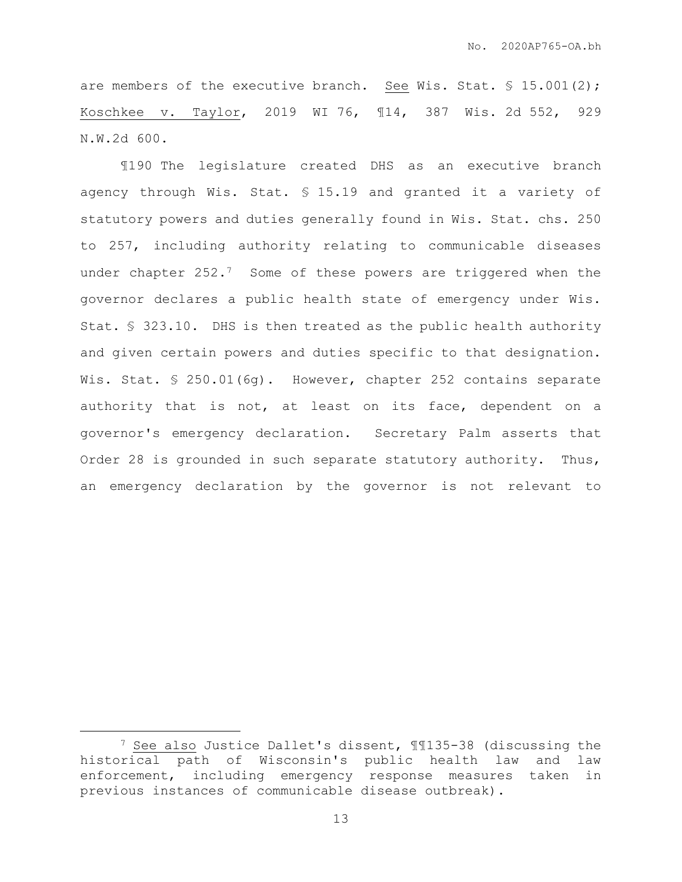are members of the executive branch. See Wis. Stat. § 15.001(2); Koschkee v. Taylor, 2019 WI 76, ¶14, 387 Wis. 2d 552, 929 N.W.2d 600.

¶190 The legislature created DHS as an executive branch agency through Wis. Stat. § 15.19 and granted it a variety of statutory powers and duties generally found in Wis. Stat. chs. 250 to 257, including authority relating to communicable diseases under chapter 252.[7] Some of these powers are triggered when the governor declares a public health state of emergency under Wis. Stat. § 323.10. DHS is then treated as the public health authority and given certain powers and duties specific to that designation. Wis. Stat. § 250.01(6g). However, chapter 252 contains separate authority that is not, at least on its face, dependent on a governor's emergency declaration. Secretary Palm asserts that Order 28 is grounded in such separate statutory authority. Thus, an emergency declaration by the governor is not relevant to

---

[7] See also Justice Dallet's dissent, ¶¶135-38 (discussing the historical path of Wisconsin's public health law and law enforcement, including emergency response measures taken in previous instances of communicable disease outbreak).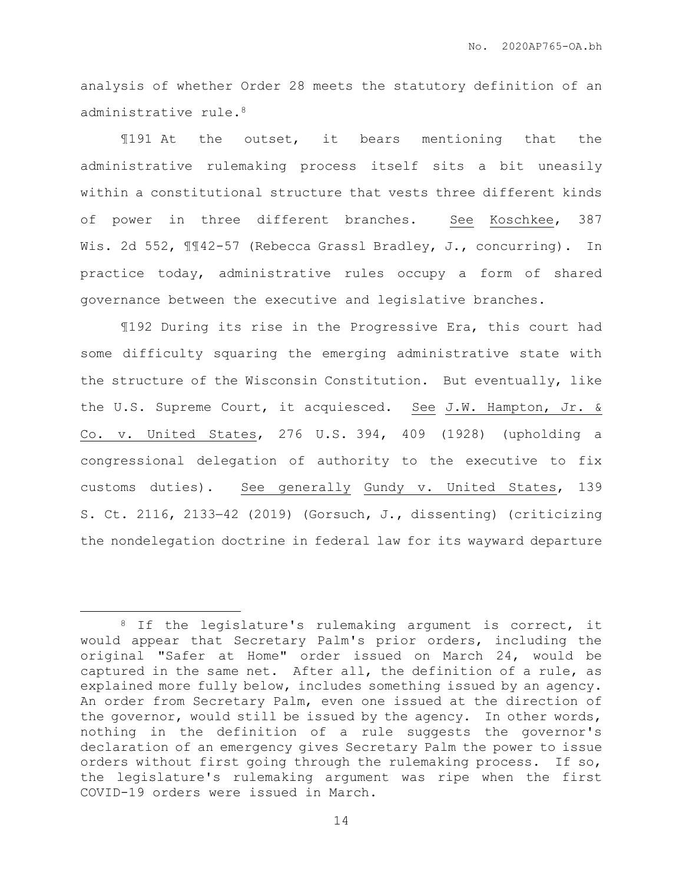analysis of whether Order 28 meets the statutory definition of an administrative rule.[8]

¶191 At the outset, it bears mentioning that the administrative rulemaking process itself sits a bit uneasily within a constitutional structure that vests three different kinds of power in three different branches. See Koschkee, 387 Wis. 2d 552, ¶¶42-57 (Rebecca Grassl Bradley, J., concurring). In practice today, administrative rules occupy a form of shared governance between the executive and legislative branches.

¶192 During its rise in the Progressive Era, this court had some difficulty squaring the emerging administrative state with the structure of the Wisconsin Constitution. But eventually, like the U.S. Supreme Court, it acquiesced. See J.W. Hampton, Jr. & Co. v. United States, 276 U.S. 394, 409 (1928) (upholding a congressional delegation of authority to the executive to fix customs duties). See generally Gundy v. United States, 139 S. Ct. 2116, 2133–42 (2019) (Gorsuch, J., dissenting) (criticizing the nondelegation doctrine in federal law for its wayward departure

---

[8] If the legislature's rulemaking argument is correct, it would appear that Secretary Palm's prior orders, including the original "Safer at Home" order issued on March 24, would be captured in the same net. After all, the definition of a rule, as explained more fully below, includes something issued by an agency. An order from Secretary Palm, even one issued at the direction of the governor, would still be issued by the agency. In other words, nothing in the definition of a rule suggests the governor's declaration of an emergency gives Secretary Palm the power to issue orders without first going through the rulemaking process. If so, the legislature's rulemaking argument was ripe when the first COVID-19 orders were issued in March.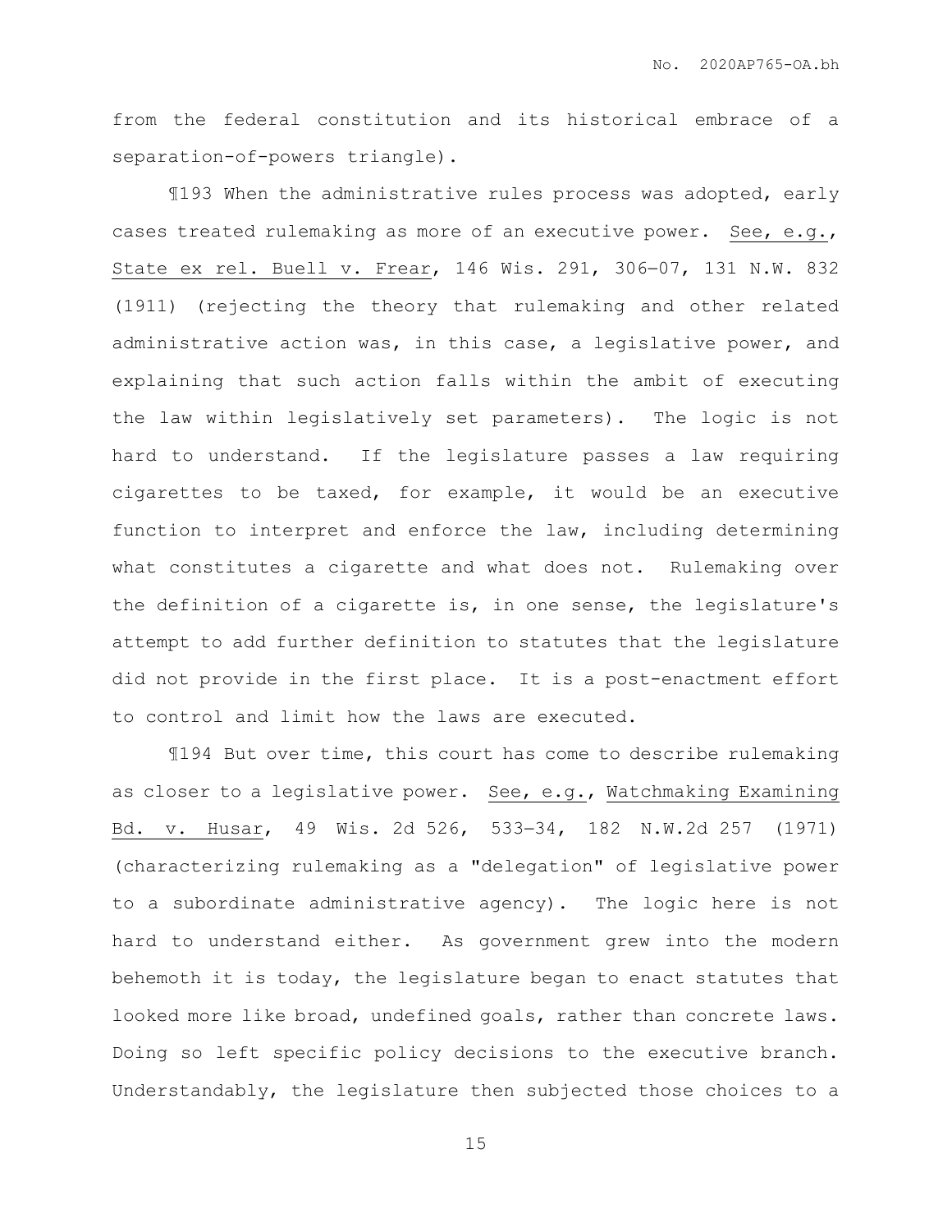from the federal constitution and its historical embrace of a separation-of-powers triangle).

¶193 When the administrative rules process was adopted, early cases treated rulemaking as more of an executive power. See, e.g., State ex rel. Buell v. Frear, 146 Wis. 291, 306–07, 131 N.W. 832 (1911) (rejecting the theory that rulemaking and other related administrative action was, in this case, a legislative power, and explaining that such action falls within the ambit of executing the law within legislatively set parameters). The logic is not hard to understand. If the legislature passes a law requiring cigarettes to be taxed, for example, it would be an executive function to interpret and enforce the law, including determining what constitutes a cigarette and what does not. Rulemaking over the definition of a cigarette is, in one sense, the legislature's attempt to add further definition to statutes that the legislature did not provide in the first place. It is a post-enactment effort to control and limit how the laws are executed.

¶194 But over time, this court has come to describe rulemaking as closer to a legislative power. See, e.g., Watchmaking Examining Bd. v. Husar, 49 Wis. 2d 526, 533–34, 182 N.W.2d 257 (1971) (characterizing rulemaking as a "delegation" of legislative power to a subordinate administrative agency). The logic here is not hard to understand either. As government grew into the modern behemoth it is today, the legislature began to enact statutes that looked more like broad, undefined goals, rather than concrete laws. Doing so left specific policy decisions to the executive branch. Understandably, the legislature then subjected those choices to a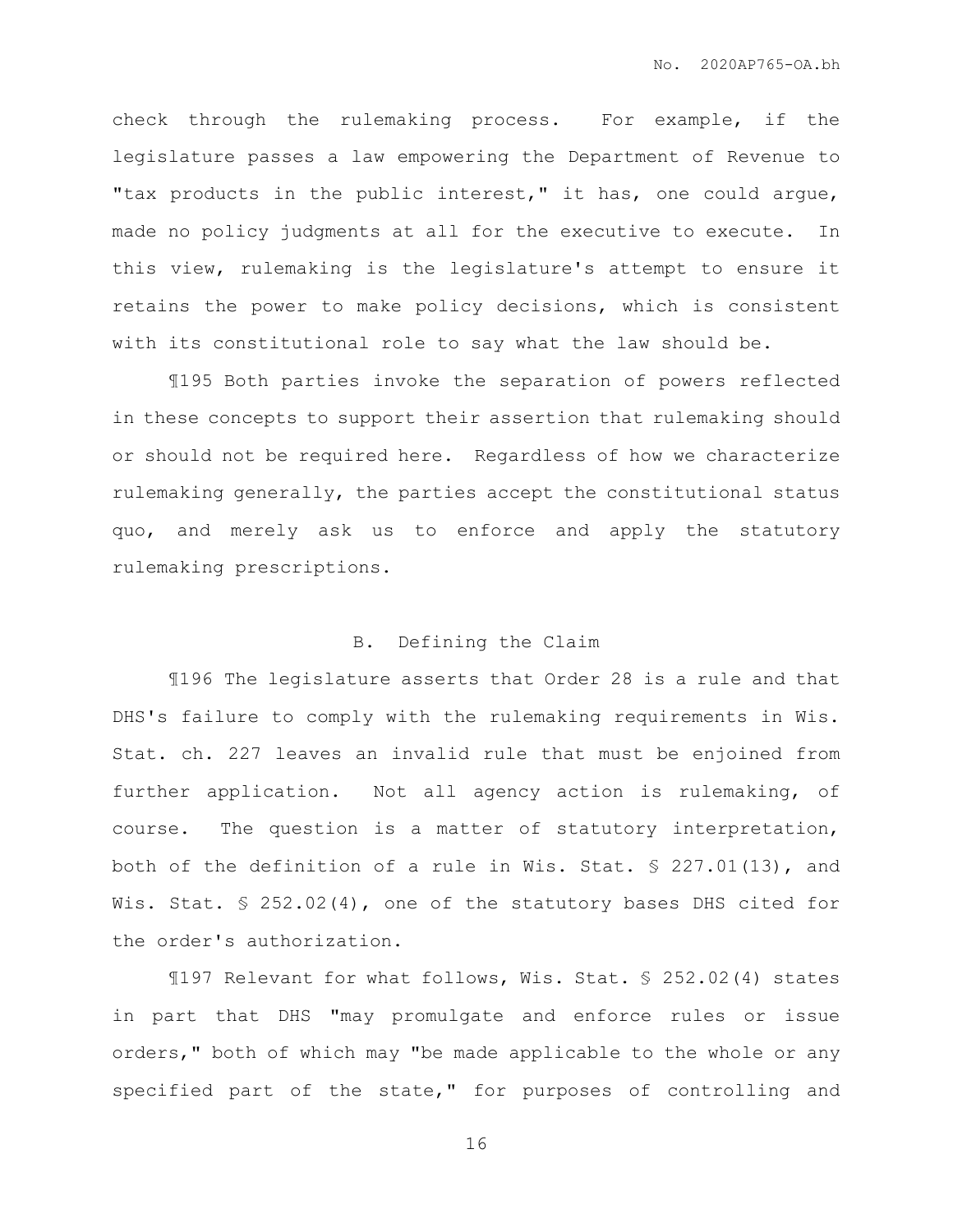check through the rulemaking process. For example, if the legislature passes a law empowering the Department of Revenue to "tax products in the public interest," it has, one could argue, made no policy judgments at all for the executive to execute. In this view, rulemaking is the legislature's attempt to ensure it retains the power to make policy decisions, which is consistent with its constitutional role to say what the law should be.

¶195 Both parties invoke the separation of powers reflected in these concepts to support their assertion that rulemaking should or should not be required here. Regardless of how we characterize rulemaking generally, the parties accept the constitutional status quo, and merely ask us to enforce and apply the statutory rulemaking prescriptions.

### B. Defining the Claim

¶196 The legislature asserts that Order 28 is a rule and that DHS's failure to comply with the rulemaking requirements in Wis. Stat. ch. 227 leaves an invalid rule that must be enjoined from further application. Not all agency action is rulemaking, of course. The question is a matter of statutory interpretation, both of the definition of a rule in Wis. Stat. § 227.01(13), and Wis. Stat. § 252.02(4), one of the statutory bases DHS cited for the order's authorization.

¶197 Relevant for what follows, Wis. Stat. § 252.02(4) states in part that DHS "may promulgate and enforce rules or issue orders," both of which may "be made applicable to the whole or any specified part of the state," for purposes of controlling and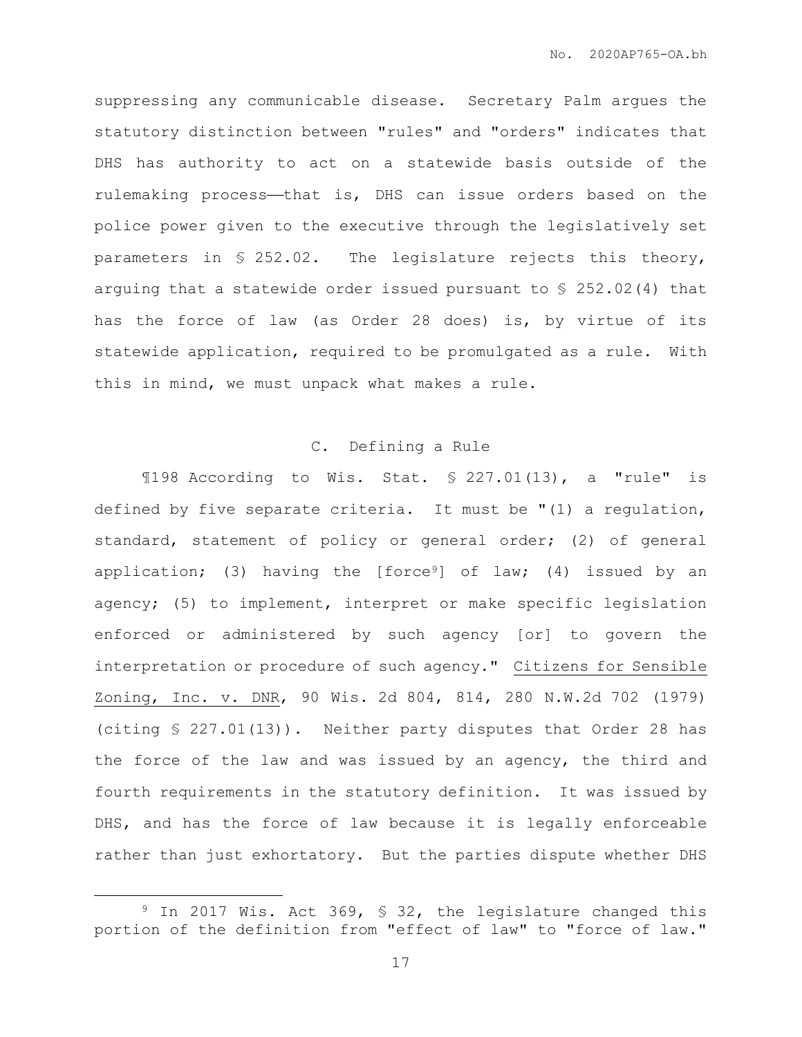suppressing any communicable disease. Secretary Palm argues the statutory distinction between "rules" and "orders" indicates that DHS has authority to act on a statewide basis outside of the rulemaking process——that is, DHS can issue orders based on the police power given to the executive through the legislatively set parameters in § 252.02. The legislature rejects this theory, arguing that a statewide order issued pursuant to § 252.02(4) that has the force of law (as Order 28 does) is, by virtue of its statewide application, required to be promulgated as a rule. With this in mind, we must unpack what makes a rule.

### C. Defining a Rule

¶198 According to Wis. Stat. § 227.01(13), a "rule" is defined by five separate criteria. It must be "(1) a regulation, standard, statement of policy or general order; (2) of general application; (3) having the [force[9]] of law; (4) issued by an agency; (5) to implement, interpret or make specific legislation enforced or administered by such agency [or] to govern the interpretation or procedure of such agency." Citizens for Sensible Zoning, Inc. v. DNR, 90 Wis. 2d 804, 814, 280 N.W.2d 702 (1979) (citing § 227.01(13)). Neither party disputes that Order 28 has the force of the law and was issued by an agency, the third and fourth requirements in the statutory definition. It was issued by DHS, and has the force of law because it is legally enforceable rather than just exhortatory. But the parties dispute whether DHS

[9] In 2017 Wis. Act 369, § 32, the legislature changed this portion of the definition from "effect of law" to "force of law."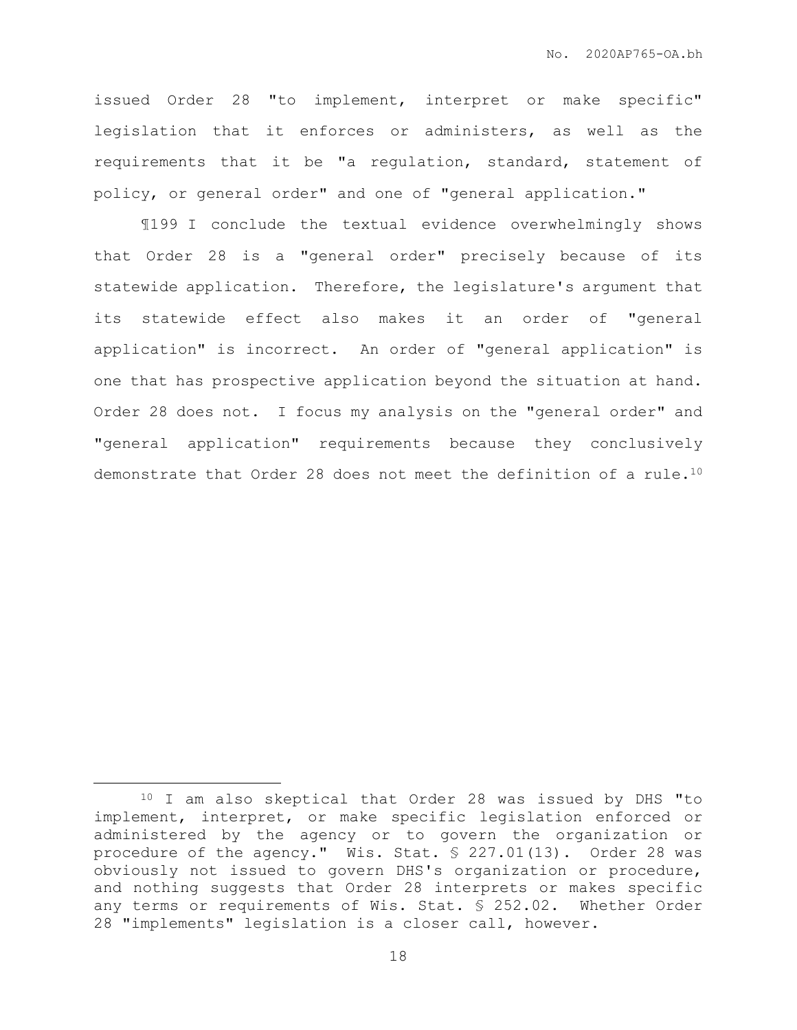issued Order 28 "to implement, interpret or make specific" legislation that it enforces or administers, as well as the requirements that it be "a regulation, standard, statement of policy, or general order" and one of "general application."

¶199 I conclude the textual evidence overwhelmingly shows that Order 28 is a "general order" precisely because of its statewide application. Therefore, the legislature's argument that its statewide effect also makes it an order of "general application" is incorrect. An order of "general application" is one that has prospective application beyond the situation at hand. Order 28 does not. I focus my analysis on the "general order" and "general application" requirements because they conclusively demonstrate that Order 28 does not meet the definition of a rule.[10]

[10] I am also skeptical that Order 28 was issued by DHS "to implement, interpret, or make specific legislation enforced or administered by the agency or to govern the organization or procedure of the agency." Wis. Stat. § 227.01(13). Order 28 was obviously not issued to govern DHS's organization or procedure, and nothing suggests that Order 28 interprets or makes specific any terms or requirements of Wis. Stat. § 252.02. Whether Order 28 "implements" legislation is a closer call, however.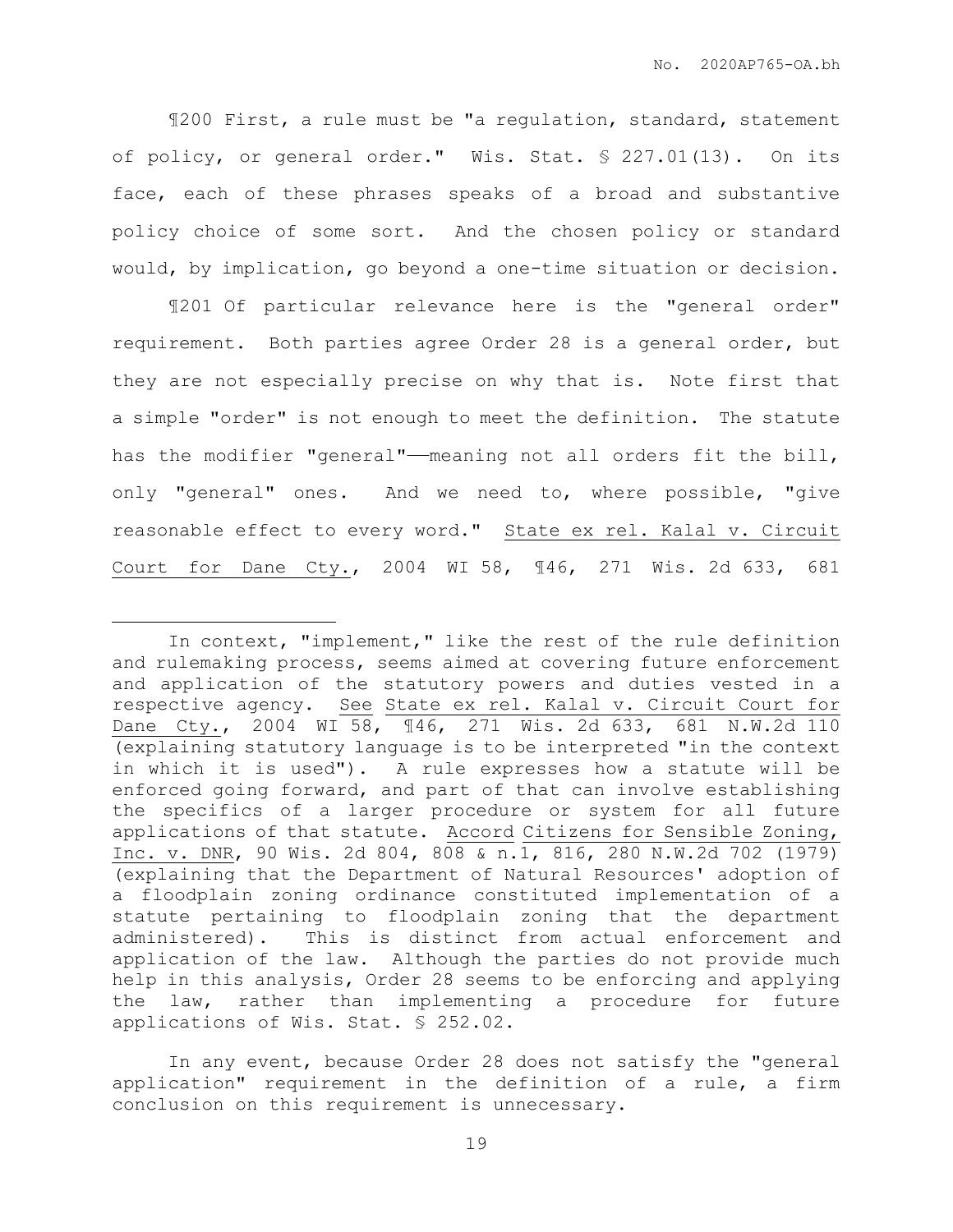¶200 First, a rule must be "a regulation, standard, statement of policy, or general order." Wis. Stat. § 227.01(13). On its face, each of these phrases speaks of a broad and substantive policy choice of some sort. And the chosen policy or standard would, by implication, go beyond a one-time situation or decision.

¶201 Of particular relevance here is the "general order" requirement. Both parties agree Order 28 is a general order, but they are not especially precise on why that is. Note first that a simple "order" is not enough to meet the definition. The statute has the modifier "general"——meaning not all orders fit the bill, only "general" ones. And we need to, where possible, "give reasonable effect to every word." State ex rel. Kalal v. Circuit Court for Dane Cty., 2004 WI 58, ¶46, 271 Wis. 2d 633, 681

---

In context, "implement," like the rest of the rule definition and rulemaking process, seems aimed at covering future enforcement and application of the statutory powers and duties vested in a respective agency. See State ex rel. Kalal v. Circuit Court for Dane Cty., 2004 WI 58, ¶46, 271 Wis. 2d 633, 681 N.W.2d 110 (explaining statutory language is to be interpreted "in the context in which it is used"). A rule expresses how a statute will be enforced going forward, and part of that can involve establishing the specifics of a larger procedure or system for all future applications of that statute. Accord Citizens for Sensible Zoning, Inc. v. DNR, 90 Wis. 2d 804, 808 & n.1, 816, 280 N.W.2d 702 (1979) (explaining that the Department of Natural Resources' adoption of a floodplain zoning ordinance constituted implementation of a statute pertaining to floodplain zoning that the department administered). This is distinct from actual enforcement and application of the law. Although the parties do not provide much help in this analysis, Order 28 seems to be enforcing and applying the law, rather than implementing a procedure for future applications of Wis. Stat. § 252.02.

In any event, because Order 28 does not satisfy the "general application" requirement in the definition of a rule, a firm conclusion on this requirement is unnecessary.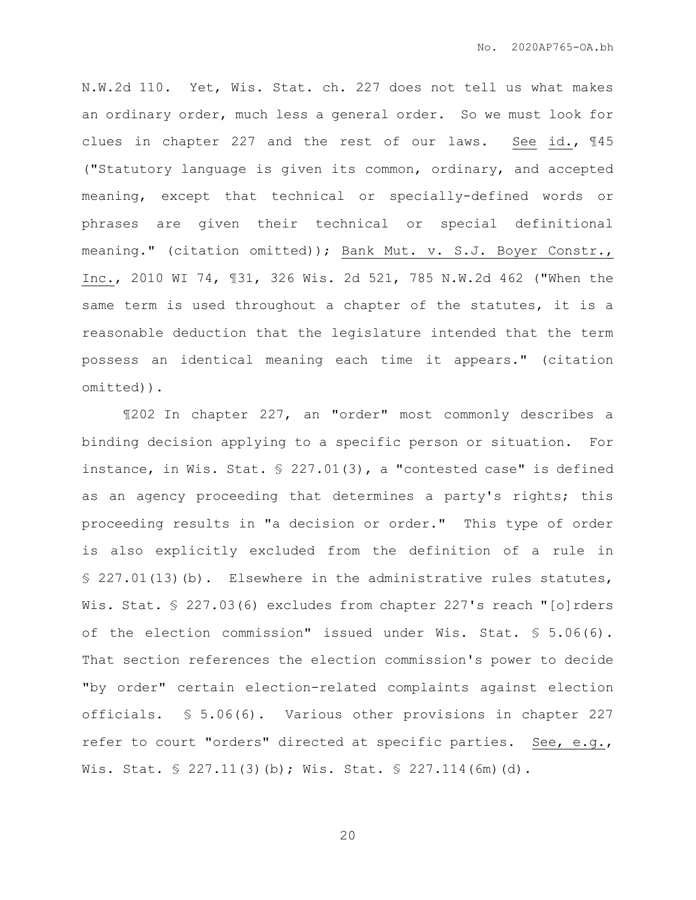N.W.2d 110. Yet, Wis. Stat. ch. 227 does not tell us what makes an ordinary order, much less a general order. So we must look for clues in chapter 227 and the rest of our laws. See id., ¶45 ("Statutory language is given its common, ordinary, and accepted meaning, except that technical or specially-defined words or phrases are given their technical or special definitional meaning." (citation omitted)); Bank Mut. v. S.J. Boyer Constr., Inc., 2010 WI 74, ¶31, 326 Wis. 2d 521, 785 N.W.2d 462 ("When the same term is used throughout a chapter of the statutes, it is a reasonable deduction that the legislature intended that the term possess an identical meaning each time it appears." (citation omitted)).

¶202 In chapter 227, an "order" most commonly describes a binding decision applying to a specific person or situation. For instance, in Wis. Stat. § 227.01(3), a "contested case" is defined as an agency proceeding that determines a party's rights; this proceeding results in "a decision or order." This type of order is also explicitly excluded from the definition of a rule in § 227.01(13)(b). Elsewhere in the administrative rules statutes, Wis. Stat. § 227.03(6) excludes from chapter 227's reach "[o]rders of the election commission" issued under Wis. Stat. § 5.06(6). That section references the election commission's power to decide "by order" certain election-related complaints against election officials. § 5.06(6). Various other provisions in chapter 227 refer to court "orders" directed at specific parties. See, e.g., Wis. Stat. § 227.11(3)(b); Wis. Stat. § 227.114(6m)(d).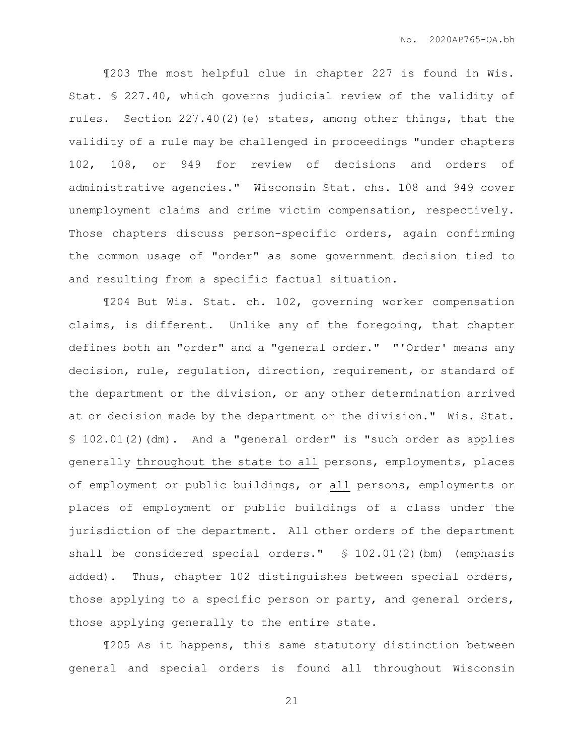¶203 The most helpful clue in chapter 227 is found in Wis. Stat. § 227.40, which governs judicial review of the validity of rules. Section 227.40(2)(e) states, among other things, that the validity of a rule may be challenged in proceedings "under chapters 102, 108, or 949 for review of decisions and orders of administrative agencies." Wisconsin Stat. chs. 108 and 949 cover unemployment claims and crime victim compensation, respectively. Those chapters discuss person-specific orders, again confirming the common usage of "order" as some government decision tied to and resulting from a specific factual situation.

¶204 But Wis. Stat. ch. 102, governing worker compensation claims, is different. Unlike any of the foregoing, that chapter defines both an "order" and a "general order." "'Order' means any decision, rule, regulation, direction, requirement, or standard of the department or the division, or any other determination arrived at or decision made by the department or the division." Wis. Stat. § 102.01(2)(dm). And a "general order" is "such order as applies generally <u>throughout the state to all</u> persons, employments, places of employment or public buildings, or <u>all</u> persons, employments or places of employment or public buildings of a class under the jurisdiction of the department. All other orders of the department shall be considered special orders." § 102.01(2)(bm) (emphasis added). Thus, chapter 102 distinguishes between special orders, those applying to a specific person or party, and general orders, those applying generally to the entire state.

¶205 As it happens, this same statutory distinction between general and special orders is found all throughout Wisconsin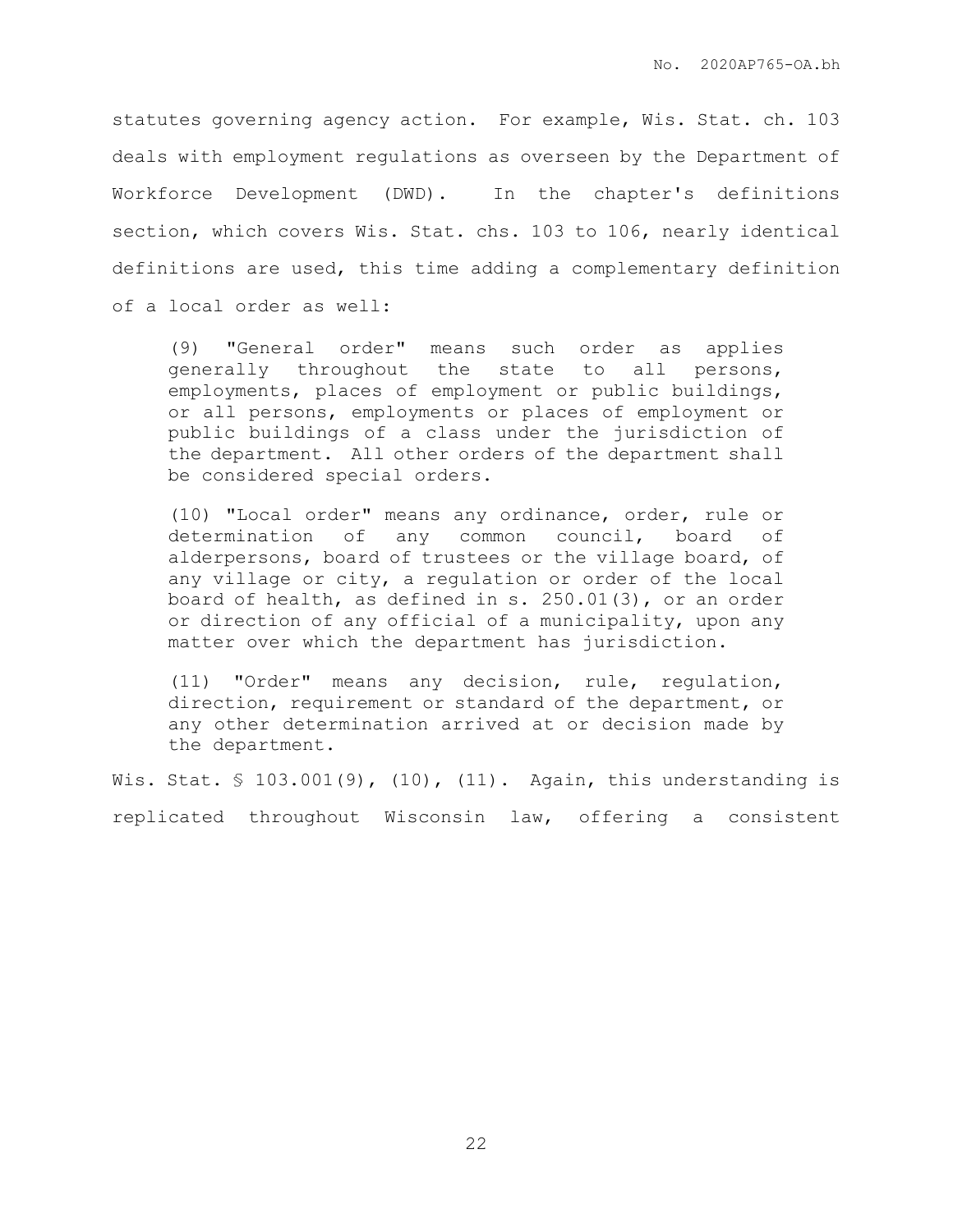statutes governing agency action. For example, Wis. Stat. ch. 103 deals with employment regulations as overseen by the Department of Workforce Development (DWD). In the chapter's definitions section, which covers Wis. Stat. chs. 103 to 106, nearly identical definitions are used, this time adding a complementary definition of a local order as well:

> (9) "General order" means such order as applies generally throughout the state to all persons, employments, places of employment or public buildings, or all persons, employments or places of employment or public buildings of a class under the jurisdiction of the department. All other orders of the department shall be considered special orders.
>
> (10) "Local order" means any ordinance, order, rule or determination of any common council, board of alderpersons, board of trustees or the village board, of any village or city, a regulation or order of the local board of health, as defined in s. 250.01(3), or an order or direction of any official of a municipality, upon any matter over which the department has jurisdiction.
>
> (11) "Order" means any decision, rule, regulation, direction, requirement or standard of the department, or any other determination arrived at or decision made by the department.

Wis. Stat. § 103.001(9), (10), (11). Again, this understanding is replicated throughout Wisconsin law, offering a consistent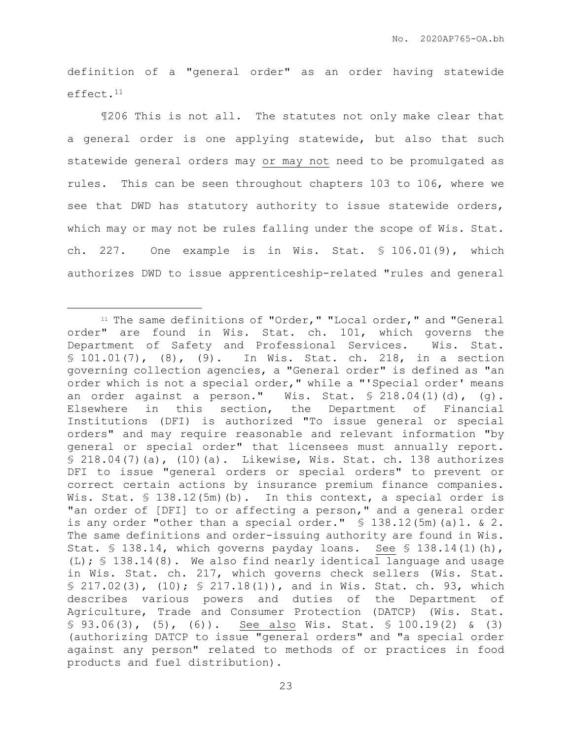definition of a "general order" as an order having statewide effect.[11]

¶206 This is not all. The statutes not only make clear that a general order is one applying statewide, but also that such statewide general orders may <u>or may not</u> need to be promulgated as rules. This can be seen throughout chapters 103 to 106, where we see that DWD has statutory authority to issue statewide orders, which may or may not be rules falling under the scope of Wis. Stat. ch. 227. One example is in Wis. Stat. § 106.01(9), which authorizes DWD to issue apprenticeship-related "rules and general

---

[11] The same definitions of "Order," "Local order," and "General order" are found in Wis. Stat. ch. 101, which governs the Department of Safety and Professional Services. Wis. Stat. § 101.01(7), (8), (9). In Wis. Stat. ch. 218, in a section governing collection agencies, a "General order" is defined as "an order which is not a special order," while a "'Special order' means an order against a person." Wis. Stat. § 218.04(1)(d), (g). Elsewhere in this section, the Department of Financial Institutions (DFI) is authorized "To issue general or special orders" and may require reasonable and relevant information "by general or special order" that licensees must annually report. § 218.04(7)(a), (10)(a). Likewise, Wis. Stat. ch. 138 authorizes DFI to issue "general orders or special orders" to prevent or correct certain actions by insurance premium finance companies. Wis. Stat. § 138.12(5m)(b). In this context, a special order is "an order of [DFI] to or affecting a person," and a general order is any order "other than a special order." § 138.12(5m)(a)1. & 2. The same definitions and order-issuing authority are found in Wis. Stat. § 138.14, which governs payday loans. <u>See</u> § 138.14(1)(h), (L); § 138.14(8). We also find nearly identical language and usage in Wis. Stat. ch. 217, which governs check sellers (Wis. Stat. § 217.02(3), (10); § 217.18(1)), and in Wis. Stat. ch. 93, which describes various powers and duties of the Department of Agriculture, Trade and Consumer Protection (DATCP) (Wis. Stat. § 93.06(3), (5), (6)). <u>See also</u> Wis. Stat. § 100.19(2) & (3) (authorizing DATCP to issue "general orders" and "a special order against any person" related to methods of or practices in food products and fuel distribution).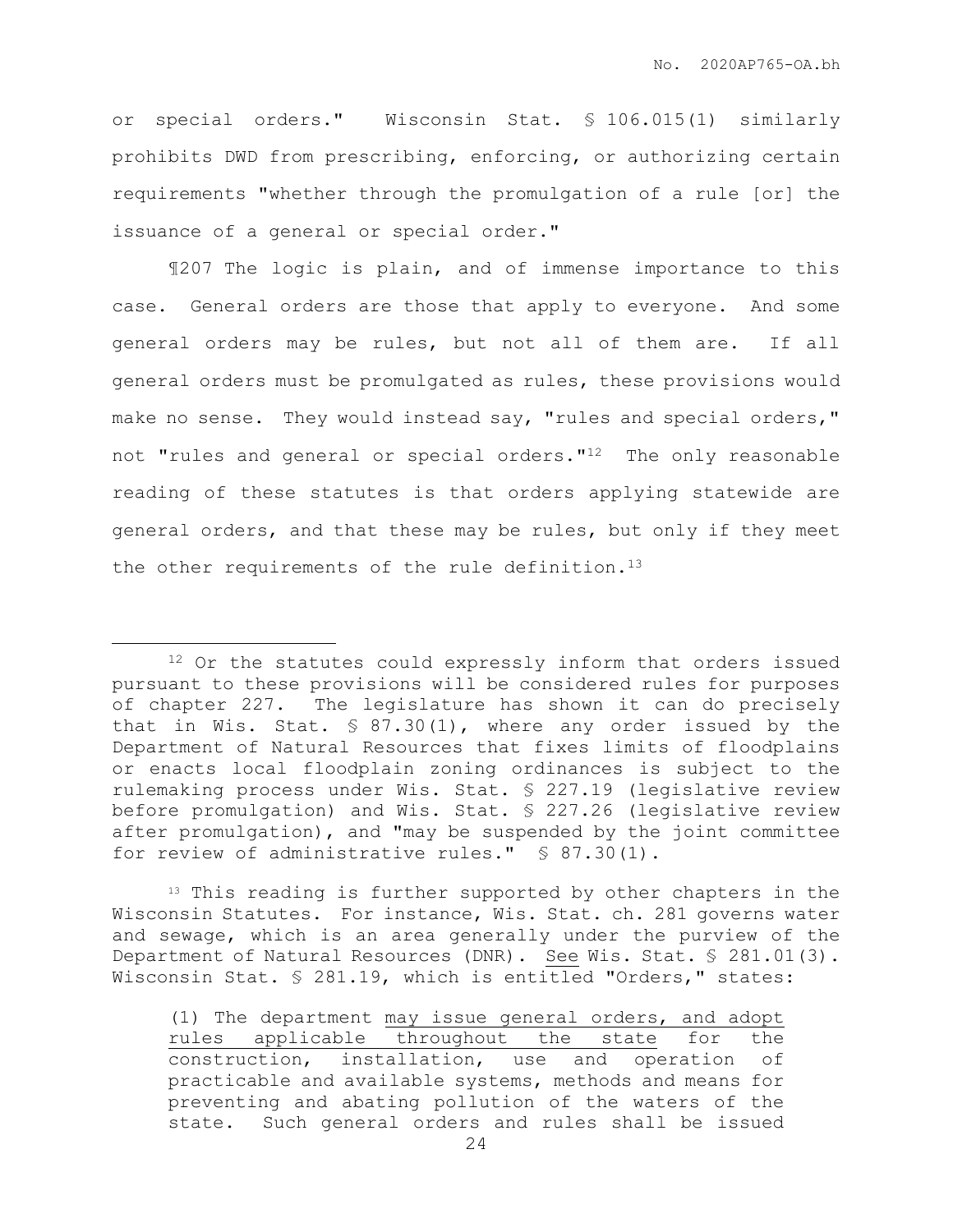or special orders." Wisconsin Stat. § 106.015(1) similarly prohibits DWD from prescribing, enforcing, or authorizing certain requirements "whether through the promulgation of a rule [or] the issuance of a general or special order."

¶207 The logic is plain, and of immense importance to this case. General orders are those that apply to everyone. And some general orders may be rules, but not all of them are. If all general orders must be promulgated as rules, these provisions would make no sense. They would instead say, "rules and special orders," not "rules and general or special orders."[12] The only reasonable reading of these statutes is that orders applying statewide are general orders, and that these may be rules, but only if they meet the other requirements of the rule definition.[13]

---

[12] Or the statutes could expressly inform that orders issued pursuant to these provisions will be considered rules for purposes of chapter 227. The legislature has shown it can do precisely that in Wis. Stat. § 87.30(1), where any order issued by the Department of Natural Resources that fixes limits of floodplains or enacts local floodplain zoning ordinances is subject to the rulemaking process under Wis. Stat. § 227.19 (legislative review before promulgation) and Wis. Stat. § 227.26 (legislative review after promulgation), and "may be suspended by the joint committee for review of administrative rules." § 87.30(1).

[13] This reading is further supported by other chapters in the Wisconsin Statutes. For instance, Wis. Stat. ch. 281 governs water and sewage, which is an area generally under the purview of the Department of Natural Resources (DNR). See Wis. Stat. § 281.01(3). Wisconsin Stat. § 281.19, which is entitled "Orders," states:

> (1) The department <u>may issue general orders, and adopt rules applicable throughout the state</u> for the construction, installation, use and operation of practicable and available systems, methods and means for preventing and abating pollution of the waters of the state. Such general orders and rules shall be issued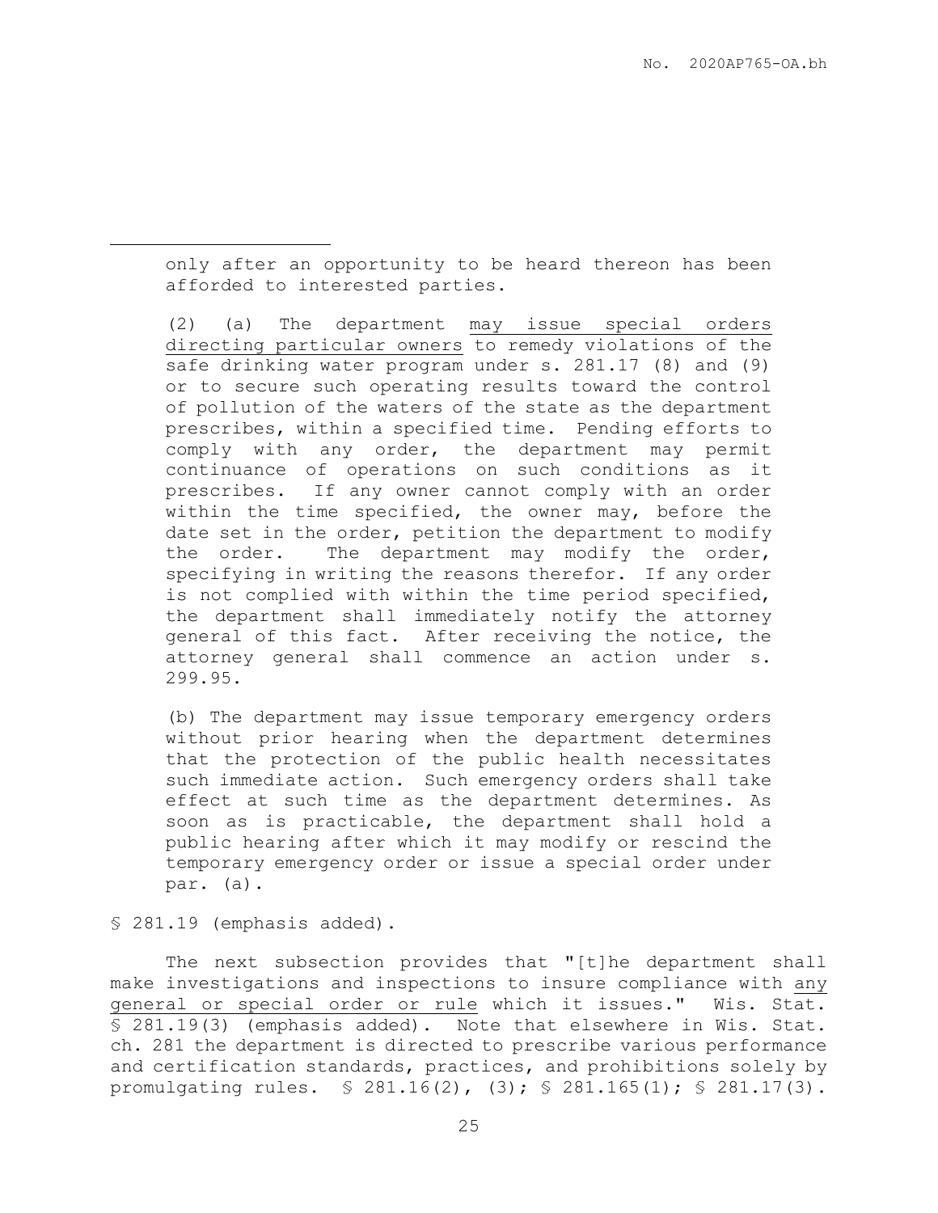only after an opportunity to be heard thereon has been afforded to interested parties.

(2) (a) The department <u>may issue special orders directing particular owners</u> to remedy violations of the safe drinking water program under s. 281.17 (8) and (9) or to secure such operating results toward the control of pollution of the waters of the state as the department prescribes, within a specified time. Pending efforts to comply with any order, the department may permit continuance of operations on such conditions as it prescribes. If any owner cannot comply with an order within the time specified, the owner may, before the date set in the order, petition the department to modify the order. The department may modify the order, specifying in writing the reasons therefor. If any order is not complied with within the time period specified, the department shall immediately notify the attorney general of this fact. After receiving the notice, the attorney general shall commence an action under s. 299.95.

(b) The department may issue temporary emergency orders without prior hearing when the department determines that the protection of the public health necessitates such immediate action. Such emergency orders shall take effect at such time as the department determines. As soon as is practicable, the department shall hold a public hearing after which it may modify or rescind the temporary emergency order or issue a special order under par. (a).

§ 281.19 (emphasis added).

The next subsection provides that "[t]he department shall make investigations and inspections to insure compliance with <u>any general or special order or rule</u> which it issues." Wis. Stat. § 281.19(3) (emphasis added). Note that elsewhere in Wis. Stat. ch. 281 the department is directed to prescribe various performance and certification standards, practices, and prohibitions solely by promulgating rules. § 281.16(2), (3); § 281.165(1); § 281.17(3).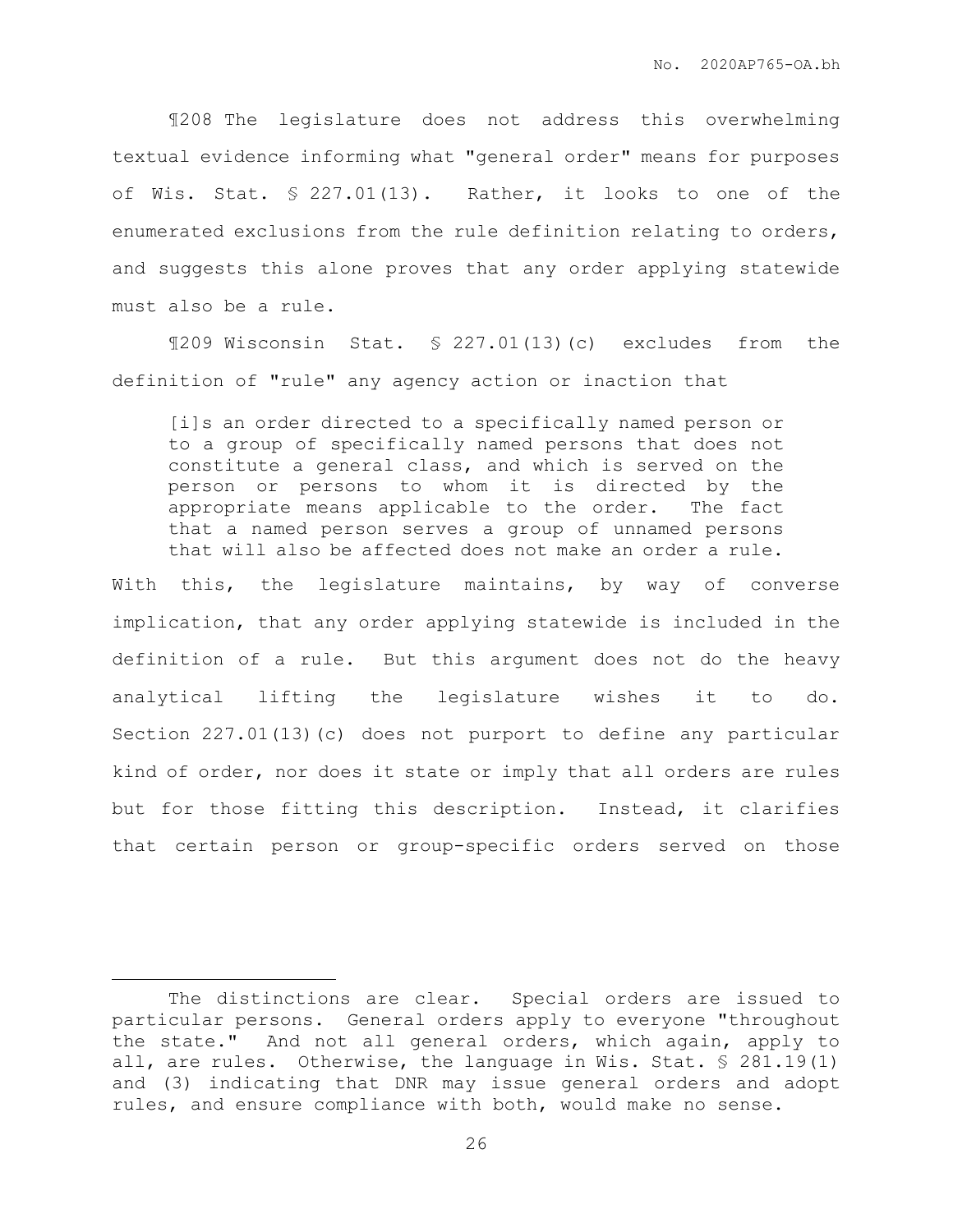¶208 The legislature does not address this overwhelming textual evidence informing what "general order" means for purposes of Wis. Stat. § 227.01(13). Rather, it looks to one of the enumerated exclusions from the rule definition relating to orders, and suggests this alone proves that any order applying statewide must also be a rule.

¶209 Wisconsin Stat. § 227.01(13)(c) excludes from the definition of "rule" any agency action or inaction that

> [i]s an order directed to a specifically named person or to a group of specifically named persons that does not constitute a general class, and which is served on the person or persons to whom it is directed by the appropriate means applicable to the order. The fact that a named person serves a group of unnamed persons that will also be affected does not make an order a rule.

With this, the legislature maintains, by way of converse implication, that any order applying statewide is included in the definition of a rule. But this argument does not do the heavy analytical lifting the legislature wishes it to do. Section 227.01(13)(c) does not purport to define any particular kind of order, nor does it state or imply that all orders are rules but for those fitting this description. Instead, it clarifies that certain person or group-specific orders served on those

---

The distinctions are clear. Special orders are issued to particular persons. General orders apply to everyone "throughout the state." And not all general orders, which again, apply to all, are rules. Otherwise, the language in Wis. Stat. § 281.19(1) and (3) indicating that DNR may issue general orders and adopt rules, and ensure compliance with both, would make no sense.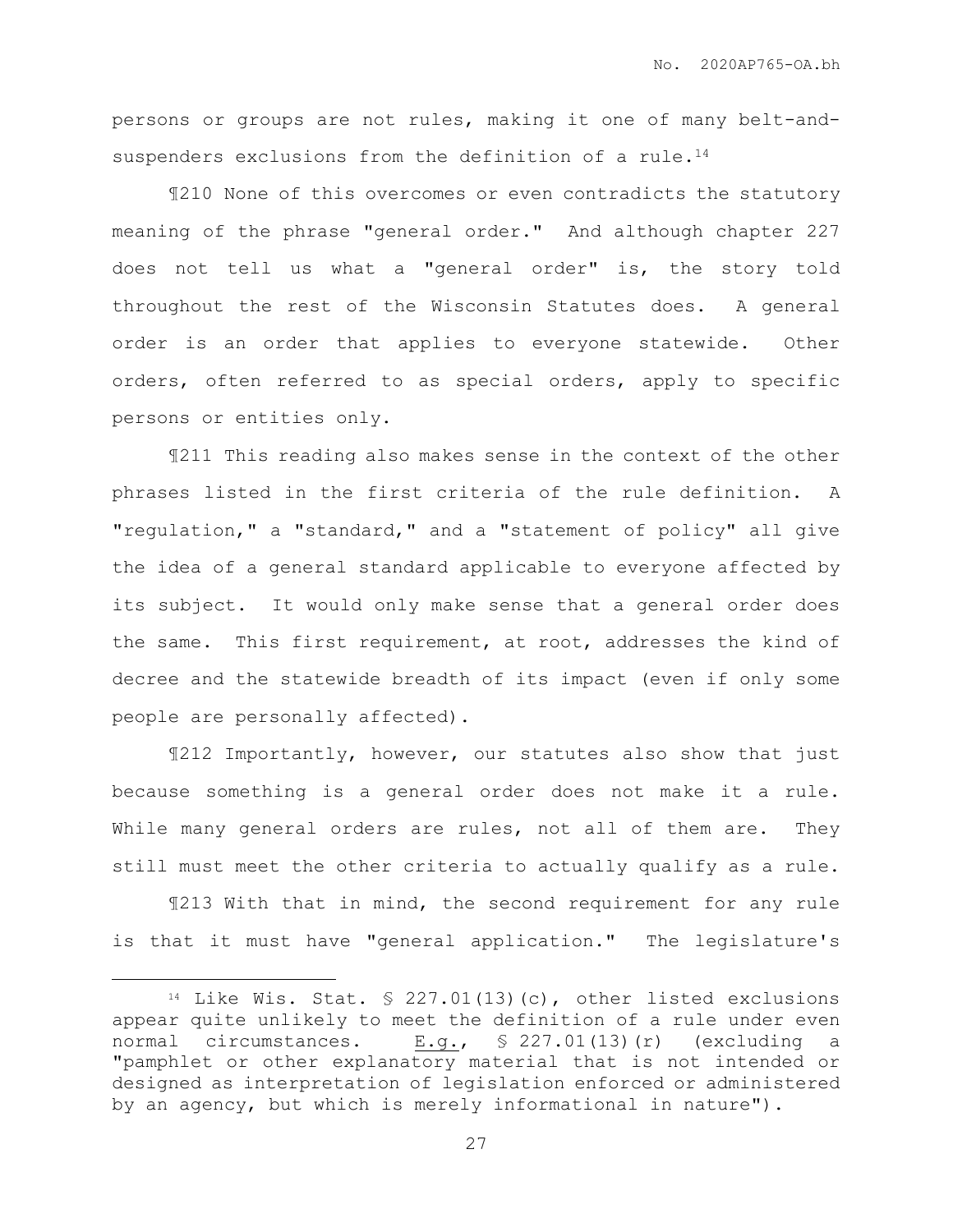persons or groups are not rules, making it one of many belt-and-suspenders exclusions from the definition of a rule.[14]

¶210 None of this overcomes or even contradicts the statutory meaning of the phrase "general order." And although chapter 227 does not tell us what a "general order" is, the story told throughout the rest of the Wisconsin Statutes does. A general order is an order that applies to everyone statewide. Other orders, often referred to as special orders, apply to specific persons or entities only.

¶211 This reading also makes sense in the context of the other phrases listed in the first criteria of the rule definition. A "regulation," a "standard," and a "statement of policy" all give the idea of a general standard applicable to everyone affected by its subject. It would only make sense that a general order does the same. This first requirement, at root, addresses the kind of decree and the statewide breadth of its impact (even if only some people are personally affected).

¶212 Importantly, however, our statutes also show that just because something is a general order does not make it a rule. While many general orders are rules, not all of them are. They still must meet the other criteria to actually qualify as a rule.

¶213 With that in mind, the second requirement for any rule is that it must have "general application." The legislature's

---

[14] Like Wis. Stat. § 227.01(13)(c), other listed exclusions appear quite unlikely to meet the definition of a rule under even normal circumstances. E.g., § 227.01(13)(r) (excluding a "pamphlet or other explanatory material that is not intended or designed as interpretation of legislation enforced or administered by an agency, but which is merely informational in nature").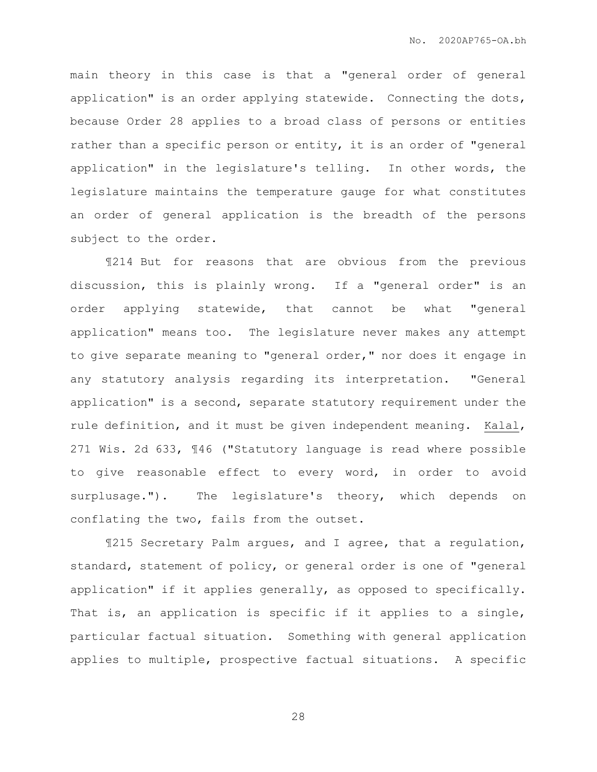main theory in this case is that a "general order of general application" is an order applying statewide. Connecting the dots, because Order 28 applies to a broad class of persons or entities rather than a specific person or entity, it is an order of "general application" in the legislature's telling. In other words, the legislature maintains the temperature gauge for what constitutes an order of general application is the breadth of the persons subject to the order.

¶214 But for reasons that are obvious from the previous discussion, this is plainly wrong. If a "general order" is an order applying statewide, that cannot be what "general application" means too. The legislature never makes any attempt to give separate meaning to "general order," nor does it engage in any statutory analysis regarding its interpretation. "General application" is a second, separate statutory requirement under the rule definition, and it must be given independent meaning. Kalal, 271 Wis. 2d 633, ¶46 ("Statutory language is read where possible to give reasonable effect to every word, in order to avoid surplusage."). The legislature's theory, which depends on conflating the two, fails from the outset.

¶215 Secretary Palm argues, and I agree, that a regulation, standard, statement of policy, or general order is one of "general application" if it applies generally, as opposed to specifically. That is, an application is specific if it applies to a single, particular factual situation. Something with general application applies to multiple, prospective factual situations. A specific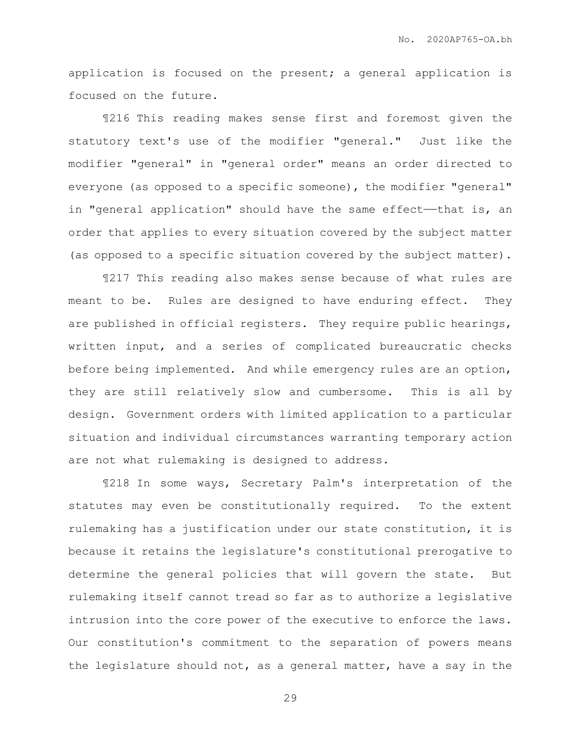application is focused on the present; a general application is focused on the future.

¶216 This reading makes sense first and foremost given the statutory text's use of the modifier "general." Just like the modifier "general" in "general order" means an order directed to everyone (as opposed to a specific someone), the modifier "general" in "general application" should have the same effect——that is, an order that applies to every situation covered by the subject matter (as opposed to a specific situation covered by the subject matter).

¶217 This reading also makes sense because of what rules are meant to be. Rules are designed to have enduring effect. They are published in official registers. They require public hearings, written input, and a series of complicated bureaucratic checks before being implemented. And while emergency rules are an option, they are still relatively slow and cumbersome. This is all by design. Government orders with limited application to a particular situation and individual circumstances warranting temporary action are not what rulemaking is designed to address.

¶218 In some ways, Secretary Palm's interpretation of the statutes may even be constitutionally required. To the extent rulemaking has a justification under our state constitution, it is because it retains the legislature's constitutional prerogative to determine the general policies that will govern the state. But rulemaking itself cannot tread so far as to authorize a legislative intrusion into the core power of the executive to enforce the laws. Our constitution's commitment to the separation of powers means the legislature should not, as a general matter, have a say in the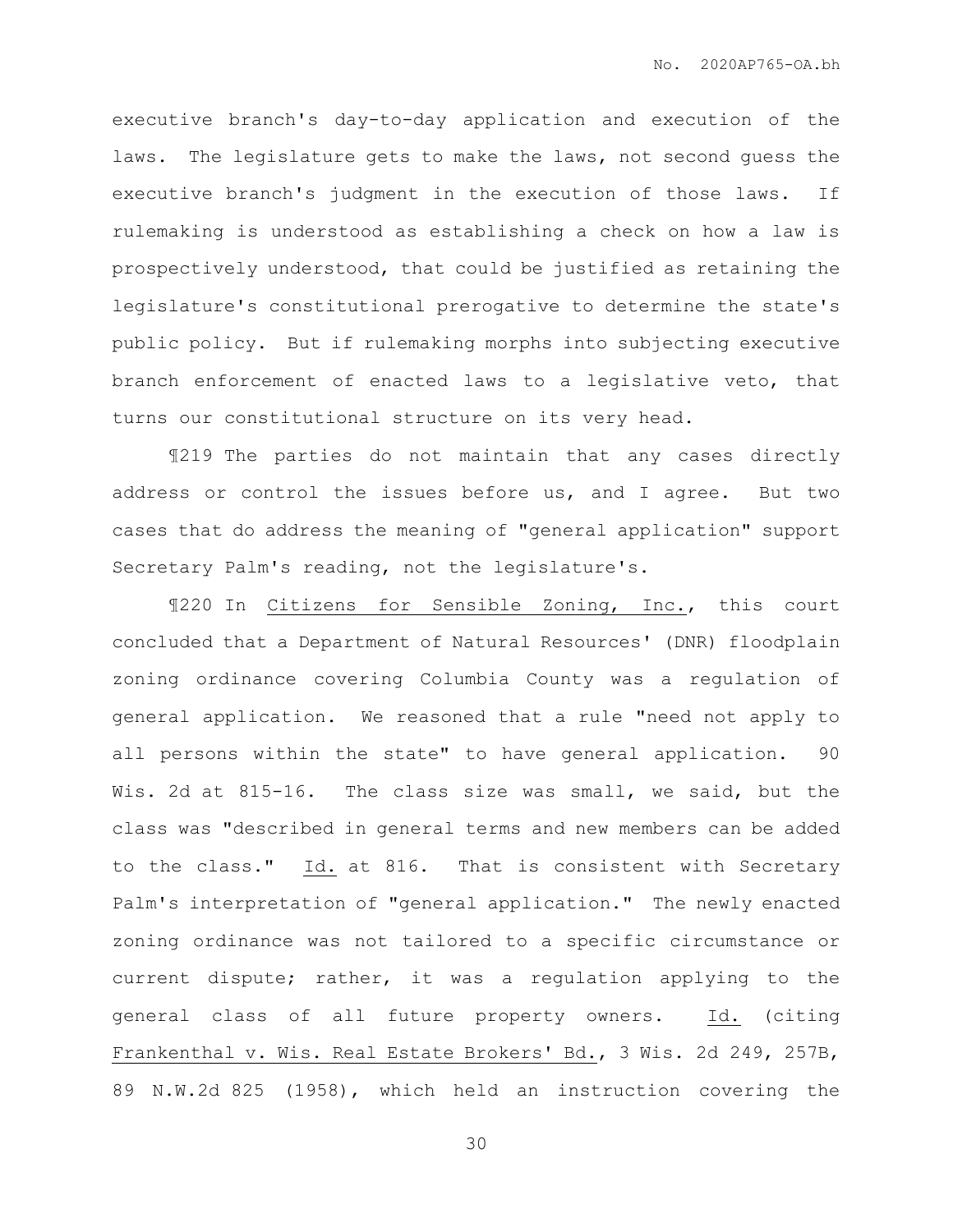executive branch's day-to-day application and execution of the laws. The legislature gets to make the laws, not second guess the executive branch's judgment in the execution of those laws. If rulemaking is understood as establishing a check on how a law is prospectively understood, that could be justified as retaining the legislature's constitutional prerogative to determine the state's public policy. But if rulemaking morphs into subjecting executive branch enforcement of enacted laws to a legislative veto, that turns our constitutional structure on its very head.

¶219 The parties do not maintain that any cases directly address or control the issues before us, and I agree. But two cases that do address the meaning of "general application" support Secretary Palm's reading, not the legislature's.

¶220 In Citizens for Sensible Zoning, Inc., this court concluded that a Department of Natural Resources' (DNR) floodplain zoning ordinance covering Columbia County was a regulation of general application. We reasoned that a rule "need not apply to all persons within the state" to have general application. 90 Wis. 2d at 815-16. The class size was small, we said, but the class was "described in general terms and new members can be added to the class." Id. at 816. That is consistent with Secretary Palm's interpretation of "general application." The newly enacted zoning ordinance was not tailored to a specific circumstance or current dispute; rather, it was a regulation applying to the general class of all future property owners. Id. (citing Frankenthal v. Wis. Real Estate Brokers' Bd., 3 Wis. 2d 249, 257B, 89 N.W.2d 825 (1958), which held an instruction covering the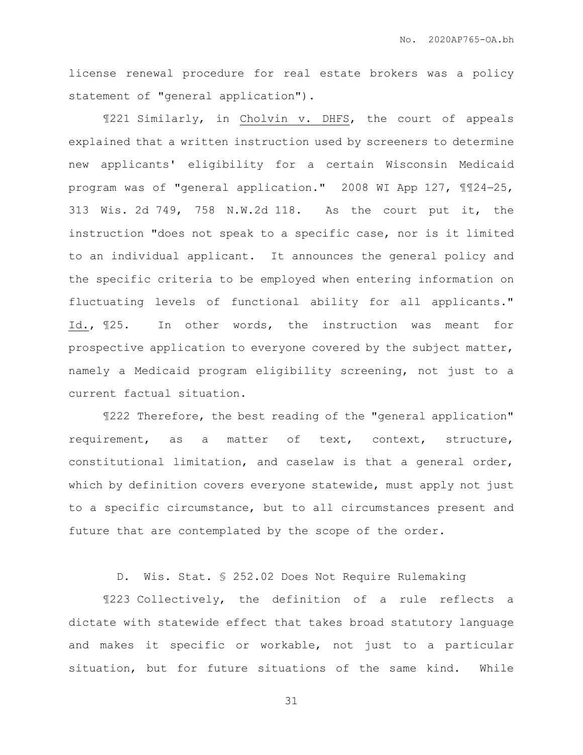license renewal procedure for real estate brokers was a policy statement of "general application").

¶221 Similarly, in Cholvin v. DHFS, the court of appeals explained that a written instruction used by screeners to determine new applicants' eligibility for a certain Wisconsin Medicaid program was of "general application." 2008 WI App 127, ¶¶24–25, 313 Wis. 2d 749, 758 N.W.2d 118. As the court put it, the instruction "does not speak to a specific case, nor is it limited to an individual applicant. It announces the general policy and the specific criteria to be employed when entering information on fluctuating levels of functional ability for all applicants." Id., ¶25. In other words, the instruction was meant for prospective application to everyone covered by the subject matter, namely a Medicaid program eligibility screening, not just to a current factual situation.

¶222 Therefore, the best reading of the "general application" requirement, as a matter of text, context, structure, constitutional limitation, and caselaw is that a general order, which by definition covers everyone statewide, must apply not just to a specific circumstance, but to all circumstances present and future that are contemplated by the scope of the order.

### D. Wis. Stat. § 252.02 Does Not Require Rulemaking

¶223 Collectively, the definition of a rule reflects a dictate with statewide effect that takes broad statutory language and makes it specific or workable, not just to a particular situation, but for future situations of the same kind. While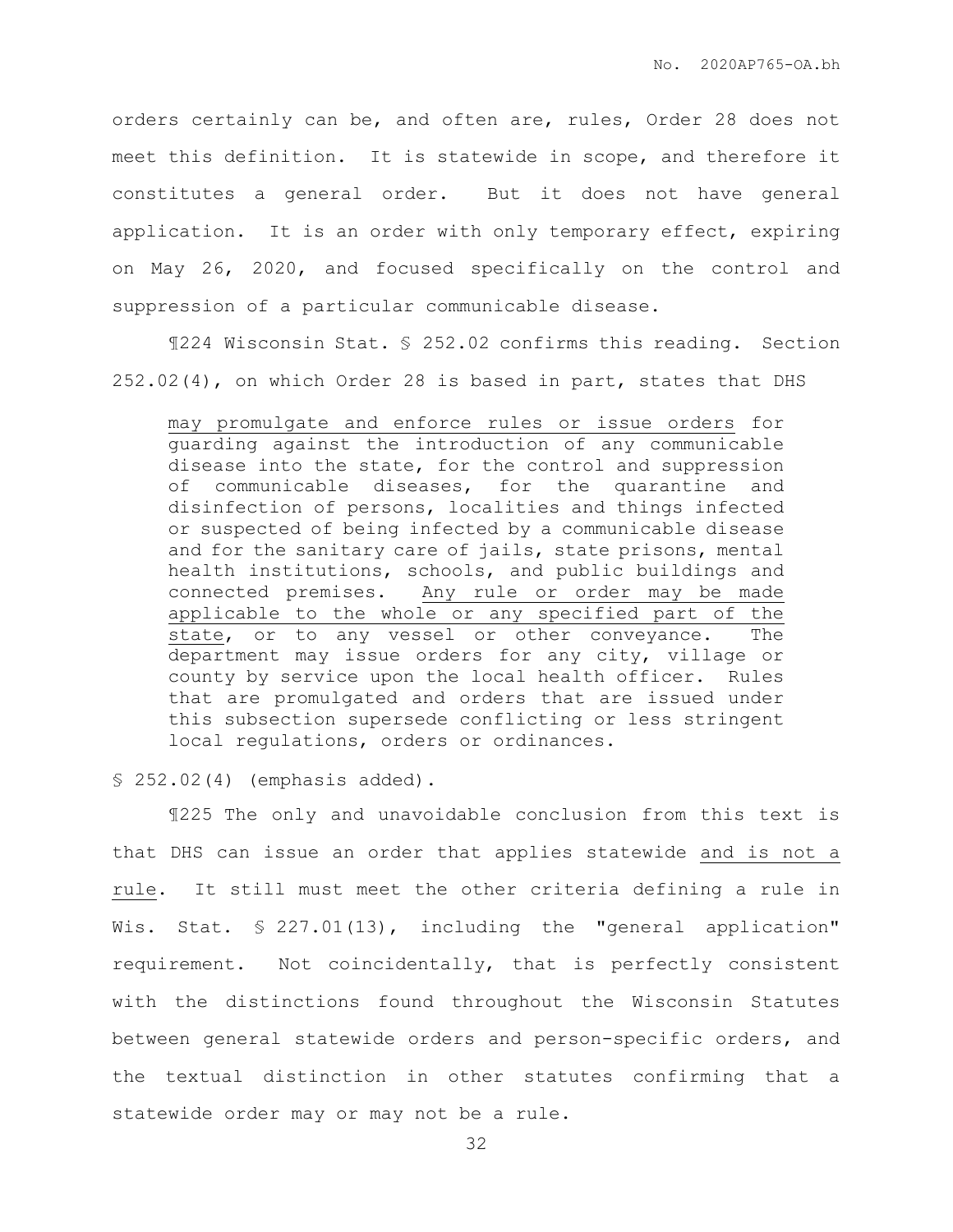orders certainly can be, and often are, rules, Order 28 does not meet this definition. It is statewide in scope, and therefore it constitutes a general order. But it does not have general application. It is an order with only temporary effect, expiring on May 26, 2020, and focused specifically on the control and suppression of a particular communicable disease.

¶224 Wisconsin Stat. § 252.02 confirms this reading. Section 252.02(4), on which Order 28 is based in part, states that DHS

> may promulgate and enforce rules or issue orders for guarding against the introduction of any communicable disease into the state, for the control and suppression of communicable diseases, for the quarantine and disinfection of persons, localities and things infected or suspected of being infected by a communicable disease and for the sanitary care of jails, state prisons, mental health institutions, schools, and public buildings and connected premises. Any rule or order may be made applicable to the whole or any specified part of the state, or to any vessel or other conveyance. The department may issue orders for any city, village or county by service upon the local health officer. Rules that are promulgated and orders that are issued under this subsection supersede conflicting or less stringent local regulations, orders or ordinances.

§ 252.02(4) (emphasis added).

¶225 The only and unavoidable conclusion from this text is that DHS can issue an order that applies statewide and is not a rule. It still must meet the other criteria defining a rule in Wis. Stat. § 227.01(13), including the "general application" requirement. Not coincidentally, that is perfectly consistent with the distinctions found throughout the Wisconsin Statutes between general statewide orders and person-specific orders, and the textual distinction in other statutes confirming that a statewide order may or may not be a rule.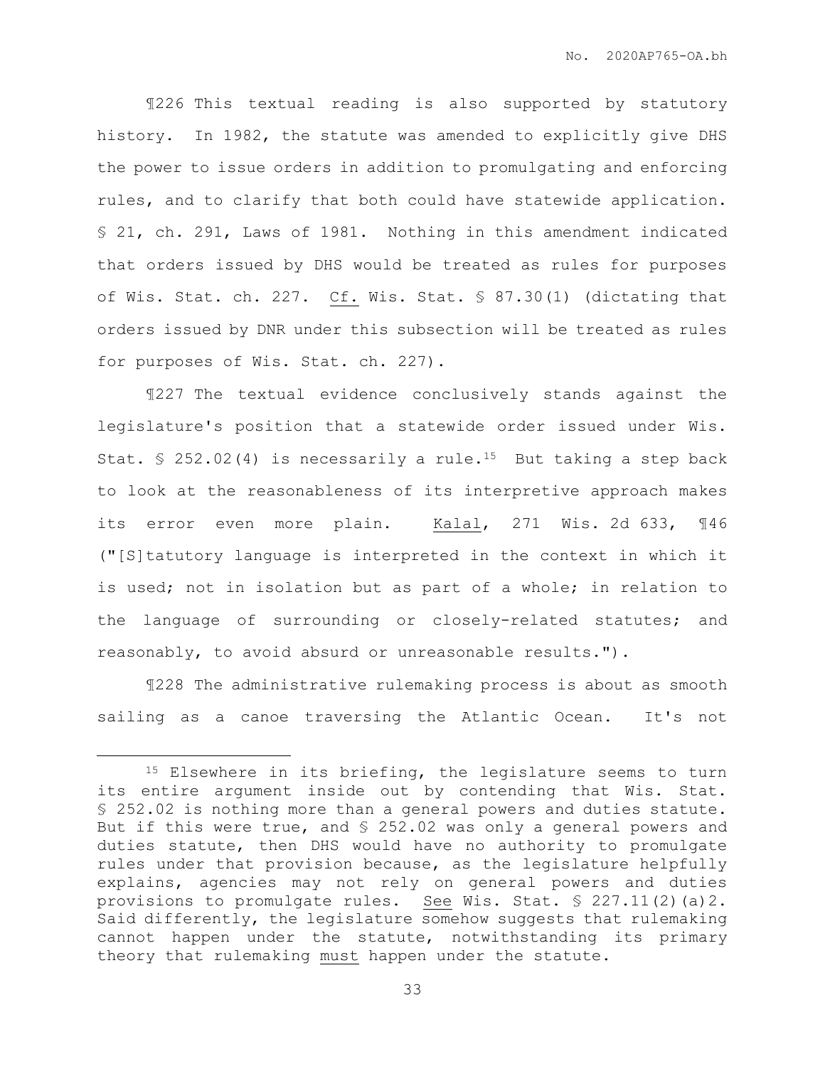¶226 This textual reading is also supported by statutory history. In 1982, the statute was amended to explicitly give DHS the power to issue orders in addition to promulgating and enforcing rules, and to clarify that both could have statewide application. § 21, ch. 291, Laws of 1981. Nothing in this amendment indicated that orders issued by DHS would be treated as rules for purposes of Wis. Stat. ch. 227. Cf. Wis. Stat. § 87.30(1) (dictating that orders issued by DNR under this subsection will be treated as rules for purposes of Wis. Stat. ch. 227).

¶227 The textual evidence conclusively stands against the legislature's position that a statewide order issued under Wis. Stat. § 252.02(4) is necessarily a rule.[15] But taking a step back to look at the reasonableness of its interpretive approach makes its error even more plain. Kalal, 271 Wis. 2d 633, ¶46 ("[S]tatutory language is interpreted in the context in which it is used; not in isolation but as part of a whole; in relation to the language of surrounding or closely-related statutes; and reasonably, to avoid absurd or unreasonable results.").

¶228 The administrative rulemaking process is about as smooth sailing as a canoe traversing the Atlantic Ocean. It's not

---

[15] Elsewhere in its briefing, the legislature seems to turn its entire argument inside out by contending that Wis. Stat. § 252.02 is nothing more than a general powers and duties statute. But if this were true, and § 252.02 was only a general powers and duties statute, then DHS would have no authority to promulgate rules under that provision because, as the legislature helpfully explains, agencies may not rely on general powers and duties provisions to promulgate rules. See Wis. Stat. § 227.11(2)(a)2. Said differently, the legislature somehow suggests that rulemaking cannot happen under the statute, notwithstanding its primary theory that rulemaking must happen under the statute.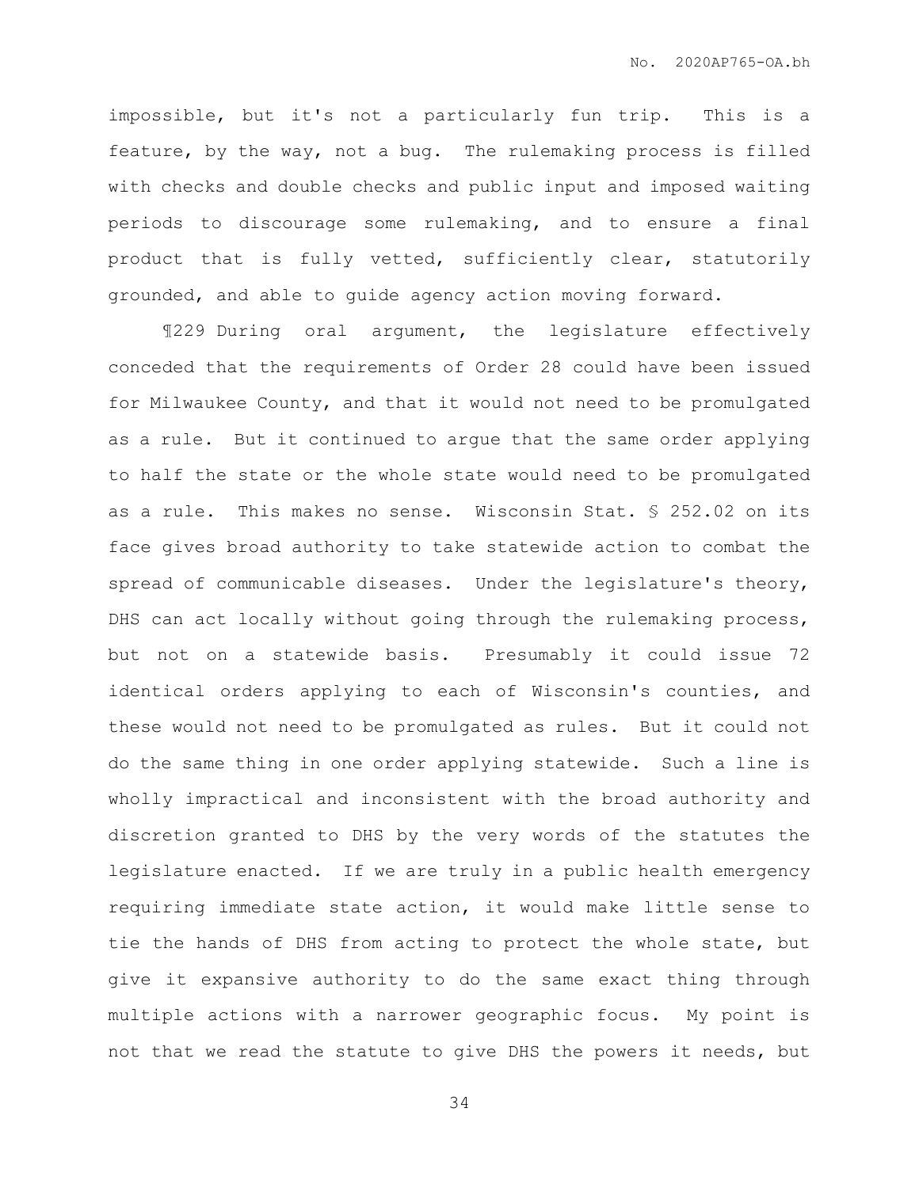impossible, but it's not a particularly fun trip. This is a feature, by the way, not a bug. The rulemaking process is filled with checks and double checks and public input and imposed waiting periods to discourage some rulemaking, and to ensure a final product that is fully vetted, sufficiently clear, statutorily grounded, and able to guide agency action moving forward.

¶229 During oral argument, the legislature effectively conceded that the requirements of Order 28 could have been issued for Milwaukee County, and that it would not need to be promulgated as a rule. But it continued to argue that the same order applying to half the state or the whole state would need to be promulgated as a rule. This makes no sense. Wisconsin Stat. § 252.02 on its face gives broad authority to take statewide action to combat the spread of communicable diseases. Under the legislature's theory, DHS can act locally without going through the rulemaking process, but not on a statewide basis. Presumably it could issue 72 identical orders applying to each of Wisconsin's counties, and these would not need to be promulgated as rules. But it could not do the same thing in one order applying statewide. Such a line is wholly impractical and inconsistent with the broad authority and discretion granted to DHS by the very words of the statutes the legislature enacted. If we are truly in a public health emergency requiring immediate state action, it would make little sense to tie the hands of DHS from acting to protect the whole state, but give it expansive authority to do the same exact thing through multiple actions with a narrower geographic focus. My point is not that we read the statute to give DHS the powers it needs, but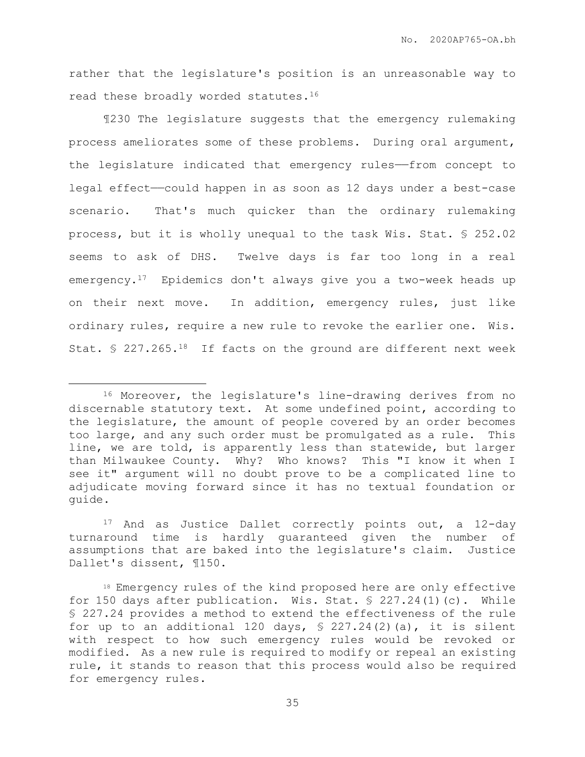rather that the legislature's position is an unreasonable way to read these broadly worded statutes.[16]

¶230 The legislature suggests that the emergency rulemaking process ameliorates some of these problems. During oral argument, the legislature indicated that emergency rules——from concept to legal effect——could happen in as soon as 12 days under a best-case scenario. That's much quicker than the ordinary rulemaking process, but it is wholly unequal to the task Wis. Stat. § 252.02 seems to ask of DHS. Twelve days is far too long in a real emergency.[17] Epidemics don't always give you a two-week heads up on their next move. In addition, emergency rules, just like ordinary rules, require a new rule to revoke the earlier one. Wis. Stat. § 227.265.[18] If facts on the ground are different next week

---

[16] Moreover, the legislature's line-drawing derives from no discernable statutory text. At some undefined point, according to the legislature, the amount of people covered by an order becomes too large, and any such order must be promulgated as a rule. This line, we are told, is apparently less than statewide, but larger than Milwaukee County. Why? Who knows? This "I know it when I see it" argument will no doubt prove to be a complicated line to adjudicate moving forward since it has no textual foundation or guide.

[17] And as Justice Dallet correctly points out, a 12-day turnaround time is hardly guaranteed given the number of assumptions that are baked into the legislature's claim. Justice Dallet's dissent, ¶150.

[18] Emergency rules of the kind proposed here are only effective for 150 days after publication. Wis. Stat. § 227.24(1)(c). While § 227.24 provides a method to extend the effectiveness of the rule for up to an additional 120 days, § 227.24(2)(a), it is silent with respect to how such emergency rules would be revoked or modified. As a new rule is required to modify or repeal an existing rule, it stands to reason that this process would also be required for emergency rules.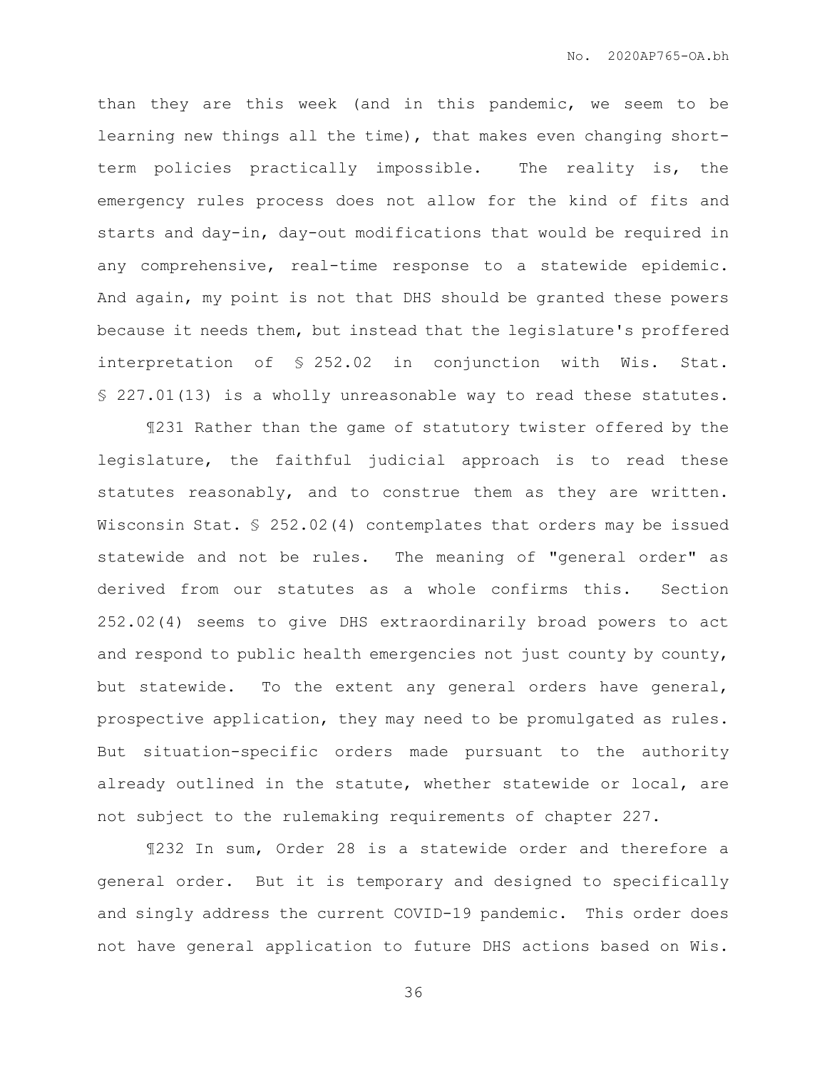than they are this week (and in this pandemic, we seem to be learning new things all the time), that makes even changing short-term policies practically impossible. The reality is, the emergency rules process does not allow for the kind of fits and starts and day-in, day-out modifications that would be required in any comprehensive, real-time response to a statewide epidemic. And again, my point is not that DHS should be granted these powers because it needs them, but instead that the legislature's proffered interpretation of § 252.02 in conjunction with Wis. Stat. § 227.01(13) is a wholly unreasonable way to read these statutes.

¶231 Rather than the game of statutory twister offered by the legislature, the faithful judicial approach is to read these statutes reasonably, and to construe them as they are written. Wisconsin Stat. § 252.02(4) contemplates that orders may be issued statewide and not be rules. The meaning of "general order" as derived from our statutes as a whole confirms this. Section 252.02(4) seems to give DHS extraordinarily broad powers to act and respond to public health emergencies not just county by county, but statewide. To the extent any general orders have general, prospective application, they may need to be promulgated as rules. But situation-specific orders made pursuant to the authority already outlined in the statute, whether statewide or local, are not subject to the rulemaking requirements of chapter 227.

¶232 In sum, Order 28 is a statewide order and therefore a general order. But it is temporary and designed to specifically and singly address the current COVID-19 pandemic. This order does not have general application to future DHS actions based on Wis.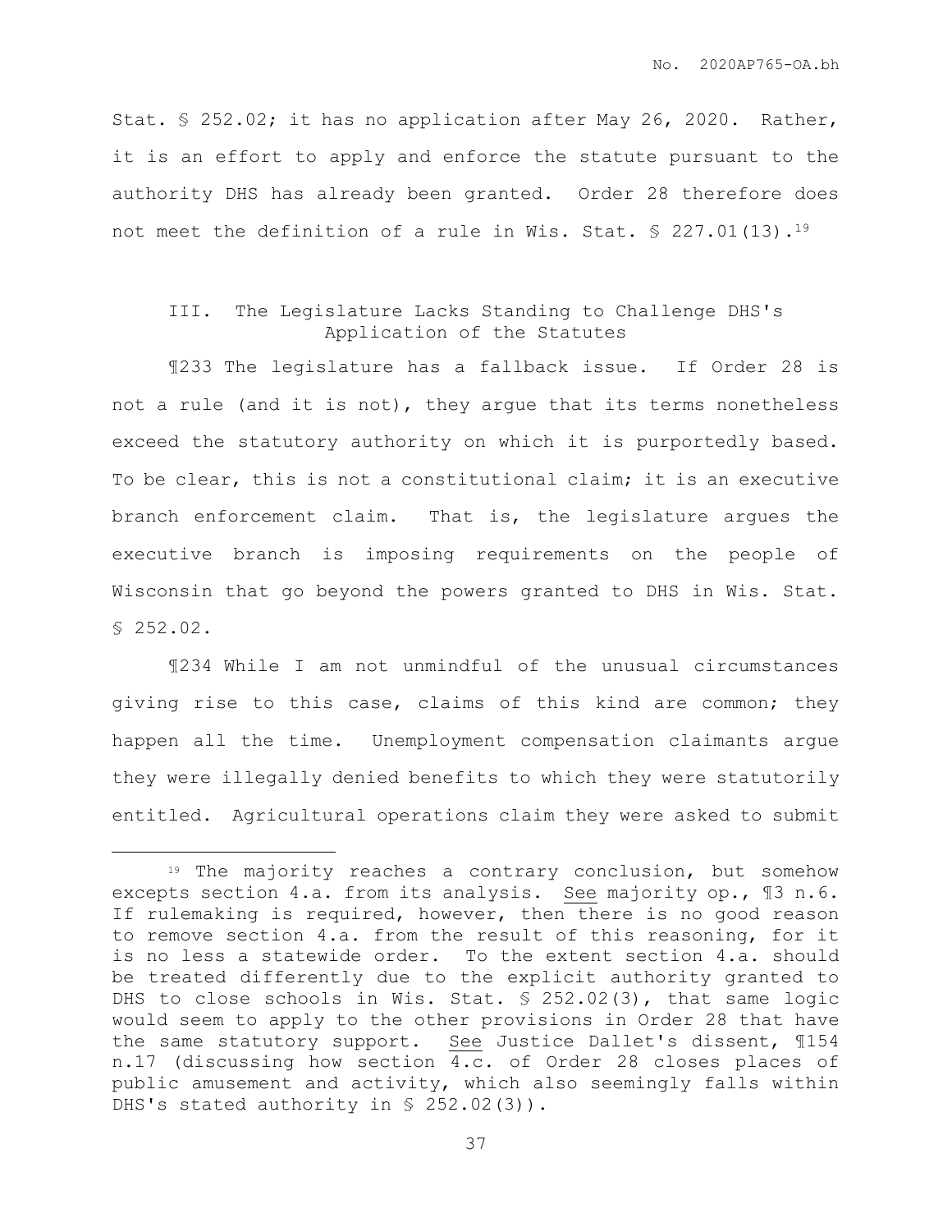Stat. § 252.02; it has no application after May 26, 2020. Rather, it is an effort to apply and enforce the statute pursuant to the authority DHS has already been granted. Order 28 therefore does not meet the definition of a rule in Wis. Stat. § 227.01(13).[19]

### III. The Legislature Lacks Standing to Challenge DHS's Application of the Statutes

¶233 The legislature has a fallback issue. If Order 28 is not a rule (and it is not), they argue that its terms nonetheless exceed the statutory authority on which it is purportedly based. To be clear, this is not a constitutional claim; it is an executive branch enforcement claim. That is, the legislature argues the executive branch is imposing requirements on the people of Wisconsin that go beyond the powers granted to DHS in Wis. Stat. § 252.02.

¶234 While I am not unmindful of the unusual circumstances giving rise to this case, claims of this kind are common; they happen all the time. Unemployment compensation claimants argue they were illegally denied benefits to which they were statutorily entitled. Agricultural operations claim they were asked to submit

---

[19] The majority reaches a contrary conclusion, but somehow excepts section 4.a. from its analysis. See majority op., ¶3 n.6. If rulemaking is required, however, then there is no good reason to remove section 4.a. from the result of this reasoning, for it is no less a statewide order. To the extent section 4.a. should be treated differently due to the explicit authority granted to DHS to close schools in Wis. Stat. § 252.02(3), that same logic would seem to apply to the other provisions in Order 28 that have the same statutory support. See Justice Dallet's dissent, ¶154 n.17 (discussing how section 4.c. of Order 28 closes places of public amusement and activity, which also seemingly falls within DHS's stated authority in § 252.02(3)).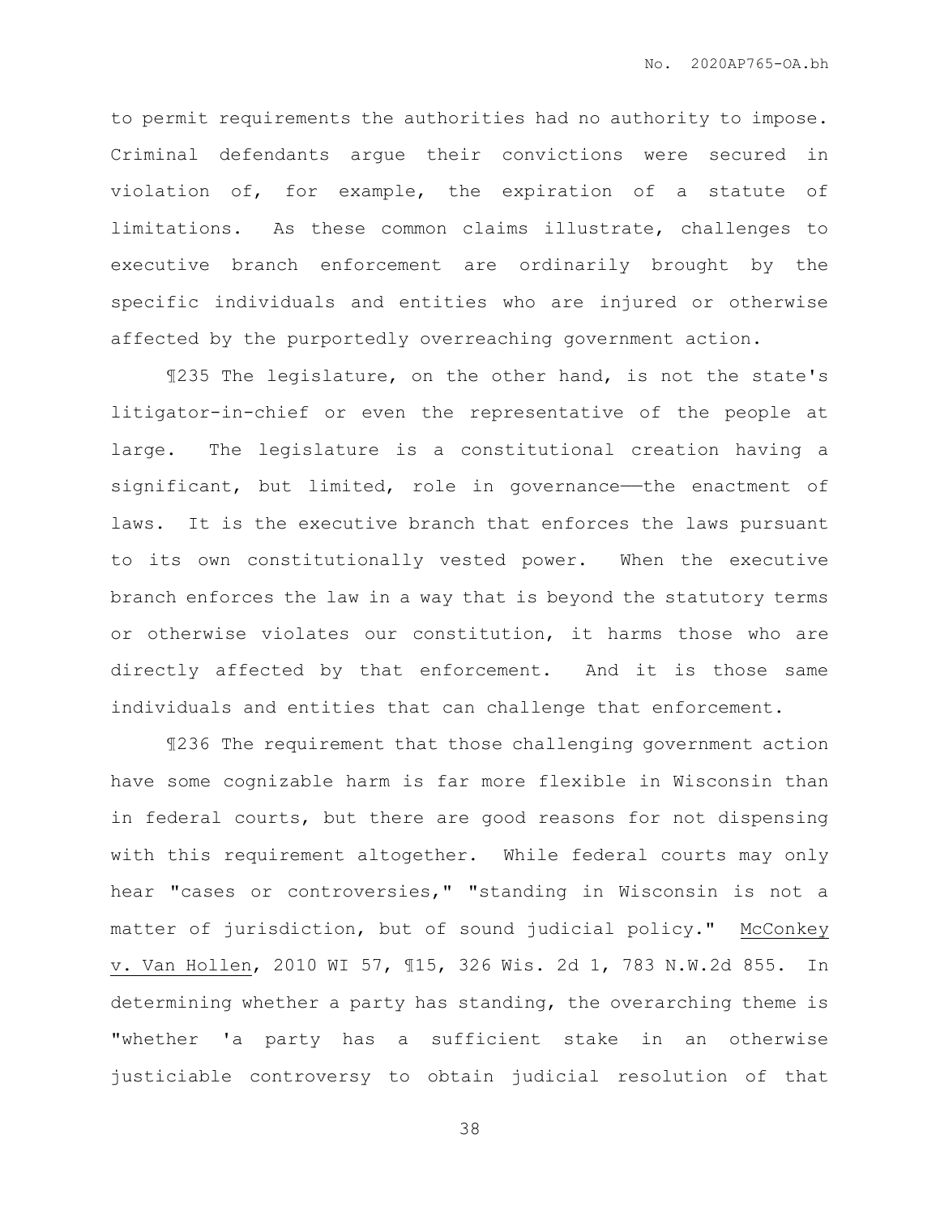to permit requirements the authorities had no authority to impose. Criminal defendants argue their convictions were secured in violation of, for example, the expiration of a statute of limitations. As these common claims illustrate, challenges to executive branch enforcement are ordinarily brought by the specific individuals and entities who are injured or otherwise affected by the purportedly overreaching government action.

¶235 The legislature, on the other hand, is not the state's litigator-in-chief or even the representative of the people at large. The legislature is a constitutional creation having a significant, but limited, role in governance——the enactment of laws. It is the executive branch that enforces the laws pursuant to its own constitutionally vested power. When the executive branch enforces the law in a way that is beyond the statutory terms or otherwise violates our constitution, it harms those who are directly affected by that enforcement. And it is those same individuals and entities that can challenge that enforcement.

¶236 The requirement that those challenging government action have some cognizable harm is far more flexible in Wisconsin than in federal courts, but there are good reasons for not dispensing with this requirement altogether. While federal courts may only hear "cases or controversies," "standing in Wisconsin is not a matter of jurisdiction, but of sound judicial policy." McConkey v. Van Hollen, 2010 WI 57, ¶15, 326 Wis. 2d 1, 783 N.W.2d 855. In determining whether a party has standing, the overarching theme is "whether 'a party has a sufficient stake in an otherwise justiciable controversy to obtain judicial resolution of that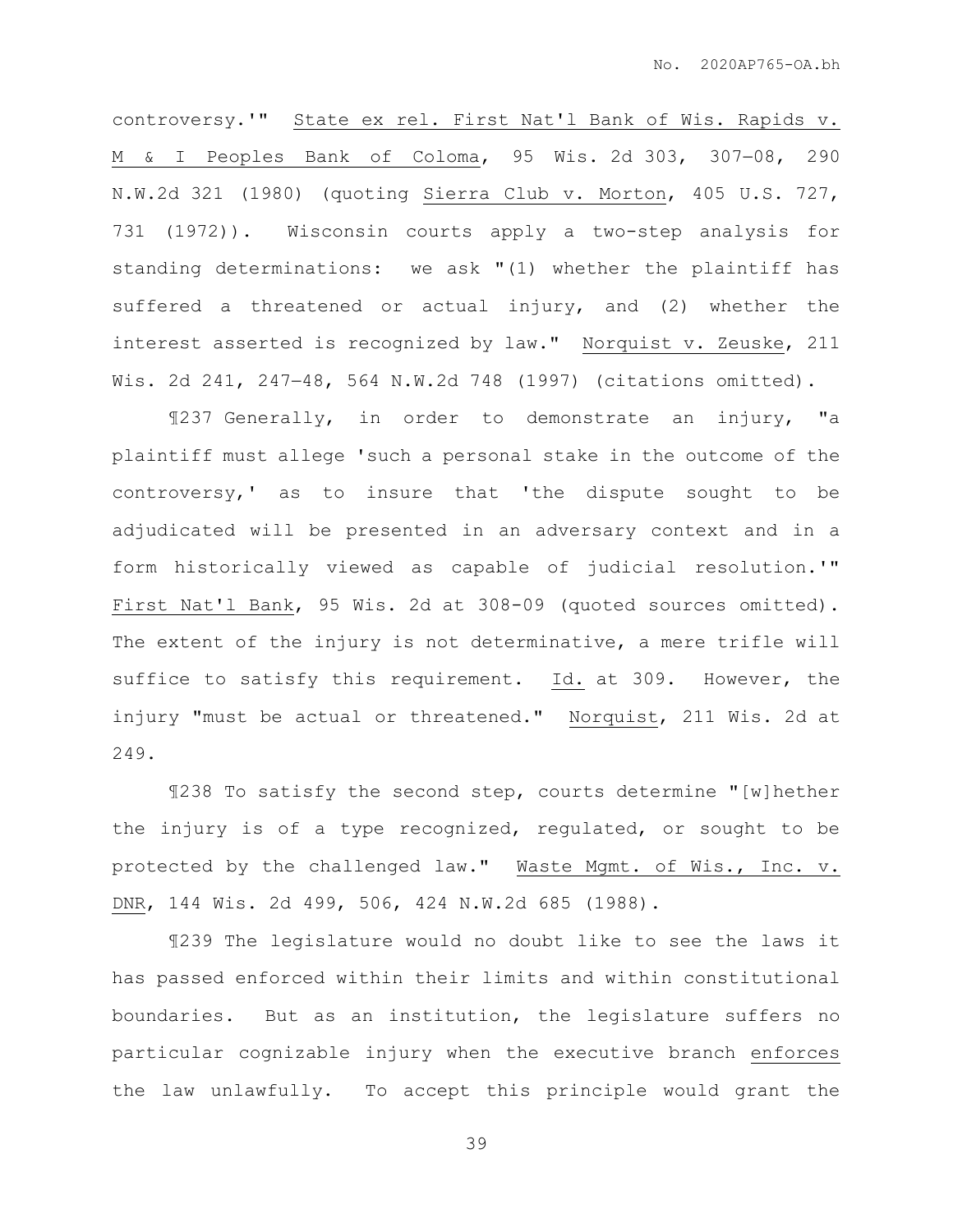controversy.'" State ex rel. First Nat'l Bank of Wis. Rapids v. M & I Peoples Bank of Coloma, 95 Wis. 2d 303, 307–08, 290 N.W.2d 321 (1980) (quoting Sierra Club v. Morton, 405 U.S. 727, 731 (1972)). Wisconsin courts apply a two-step analysis for standing determinations: we ask "(1) whether the plaintiff has suffered a threatened or actual injury, and (2) whether the interest asserted is recognized by law." Norquist v. Zeuske, 211 Wis. 2d 241, 247–48, 564 N.W.2d 748 (1997) (citations omitted).

¶237 Generally, in order to demonstrate an injury, "a plaintiff must allege 'such a personal stake in the outcome of the controversy,' as to insure that 'the dispute sought to be adjudicated will be presented in an adversary context and in a form historically viewed as capable of judicial resolution.'" First Nat'l Bank, 95 Wis. 2d at 308-09 (quoted sources omitted). The extent of the injury is not determinative, a mere trifle will suffice to satisfy this requirement. Id. at 309. However, the injury "must be actual or threatened." Norquist, 211 Wis. 2d at 249.

¶238 To satisfy the second step, courts determine "[w]hether the injury is of a type recognized, regulated, or sought to be protected by the challenged law." Waste Mgmt. of Wis., Inc. v. DNR, 144 Wis. 2d 499, 506, 424 N.W.2d 685 (1988).

¶239 The legislature would no doubt like to see the laws it has passed enforced within their limits and within constitutional boundaries. But as an institution, the legislature suffers no particular cognizable injury when the executive branch enforces the law unlawfully. To accept this principle would grant the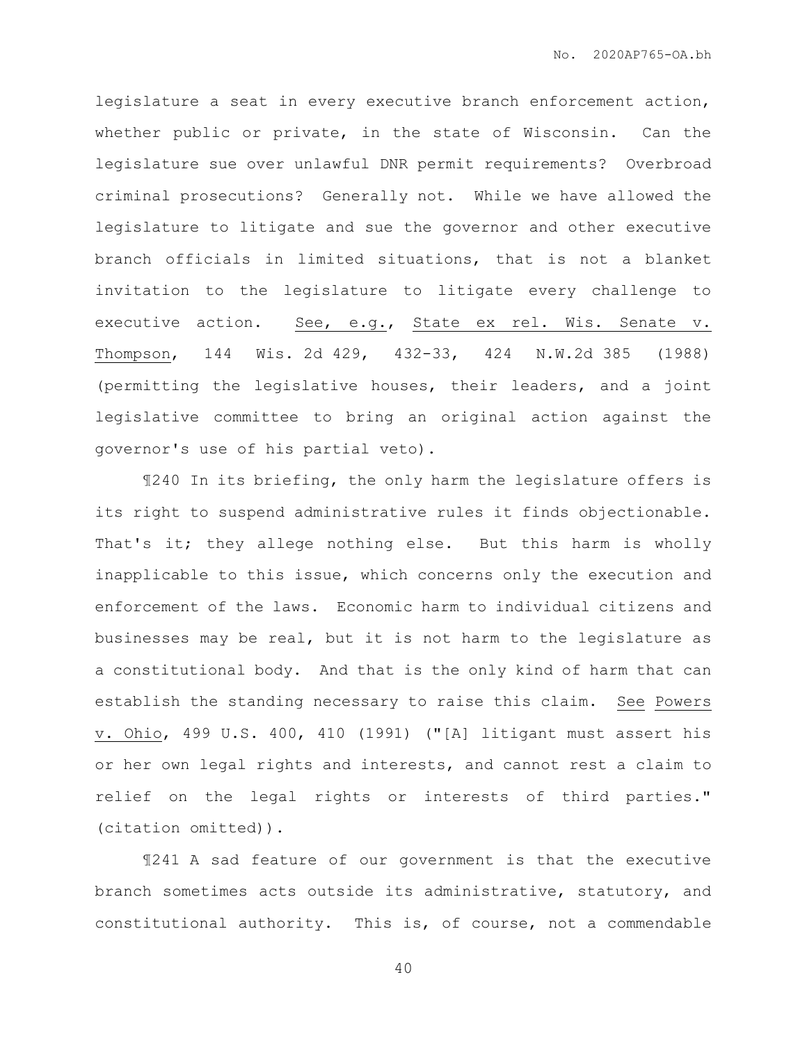legislature a seat in every executive branch enforcement action, whether public or private, in the state of Wisconsin. Can the legislature sue over unlawful DNR permit requirements? Overbroad criminal prosecutions? Generally not. While we have allowed the legislature to litigate and sue the governor and other executive branch officials in limited situations, that is not a blanket invitation to the legislature to litigate every challenge to executive action. See, e.g., State ex rel. Wis. Senate v. Thompson, 144 Wis. 2d 429, 432-33, 424 N.W.2d 385 (1988) (permitting the legislative houses, their leaders, and a joint legislative committee to bring an original action against the governor's use of his partial veto).

¶240 In its briefing, the only harm the legislature offers is its right to suspend administrative rules it finds objectionable. That's it; they allege nothing else. But this harm is wholly inapplicable to this issue, which concerns only the execution and enforcement of the laws. Economic harm to individual citizens and businesses may be real, but it is not harm to the legislature as a constitutional body. And that is the only kind of harm that can establish the standing necessary to raise this claim. See Powers v. Ohio, 499 U.S. 400, 410 (1991) ("[A] litigant must assert his or her own legal rights and interests, and cannot rest a claim to relief on the legal rights or interests of third parties." (citation omitted)).

¶241 A sad feature of our government is that the executive branch sometimes acts outside its administrative, statutory, and constitutional authority. This is, of course, not a commendable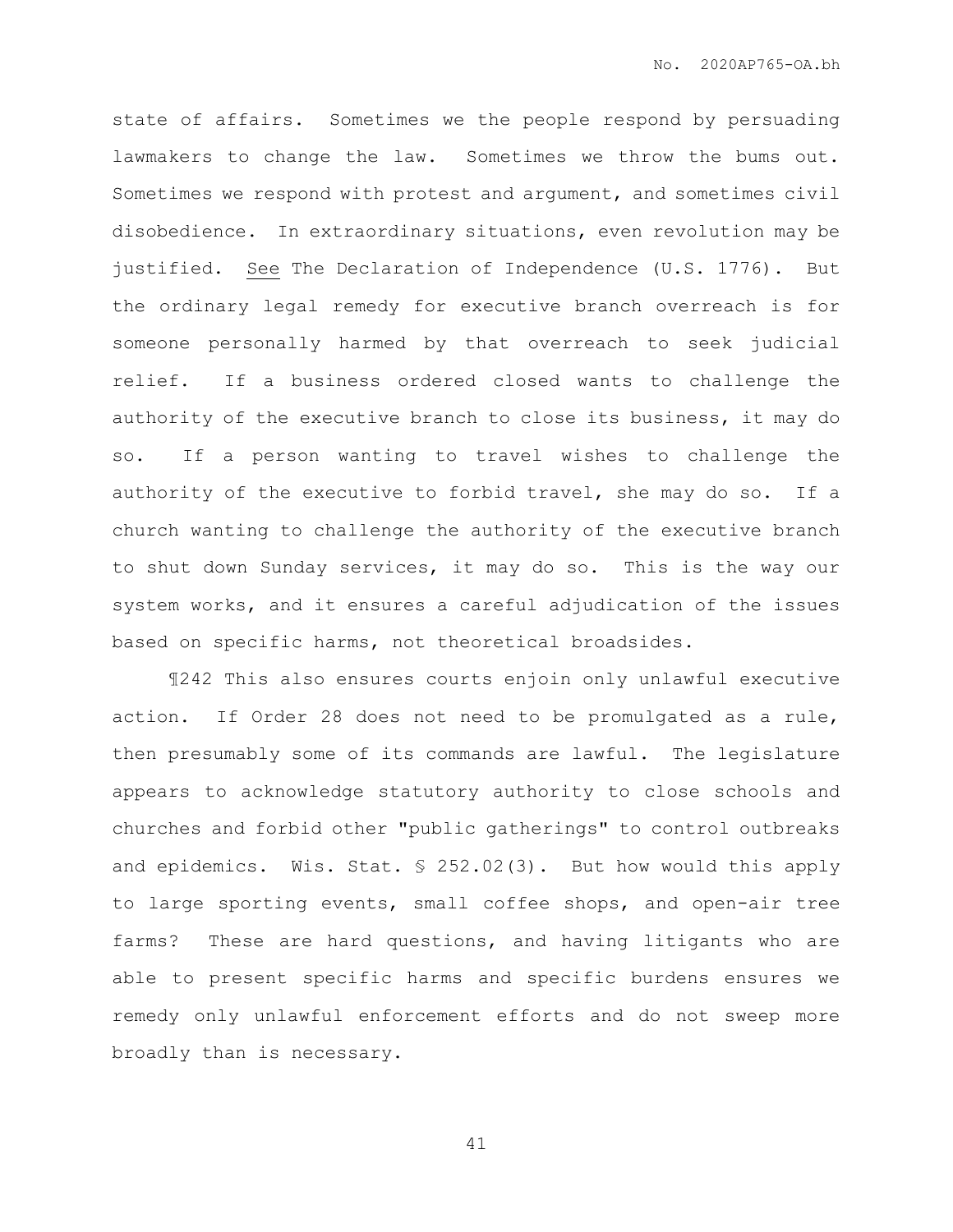state of affairs. Sometimes we the people respond by persuading lawmakers to change the law. Sometimes we throw the bums out. Sometimes we respond with protest and argument, and sometimes civil disobedience. In extraordinary situations, even revolution may be justified. See The Declaration of Independence (U.S. 1776). But the ordinary legal remedy for executive branch overreach is for someone personally harmed by that overreach to seek judicial relief. If a business ordered closed wants to challenge the authority of the executive branch to close its business, it may do so. If a person wanting to travel wishes to challenge the authority of the executive to forbid travel, she may do so. If a church wanting to challenge the authority of the executive branch to shut down Sunday services, it may do so. This is the way our system works, and it ensures a careful adjudication of the issues based on specific harms, not theoretical broadsides.

¶242 This also ensures courts enjoin only unlawful executive action. If Order 28 does not need to be promulgated as a rule, then presumably some of its commands are lawful. The legislature appears to acknowledge statutory authority to close schools and churches and forbid other "public gatherings" to control outbreaks and epidemics. Wis. Stat. § 252.02(3). But how would this apply to large sporting events, small coffee shops, and open-air tree farms? These are hard questions, and having litigants who are able to present specific harms and specific burdens ensures we remedy only unlawful enforcement efforts and do not sweep more broadly than is necessary.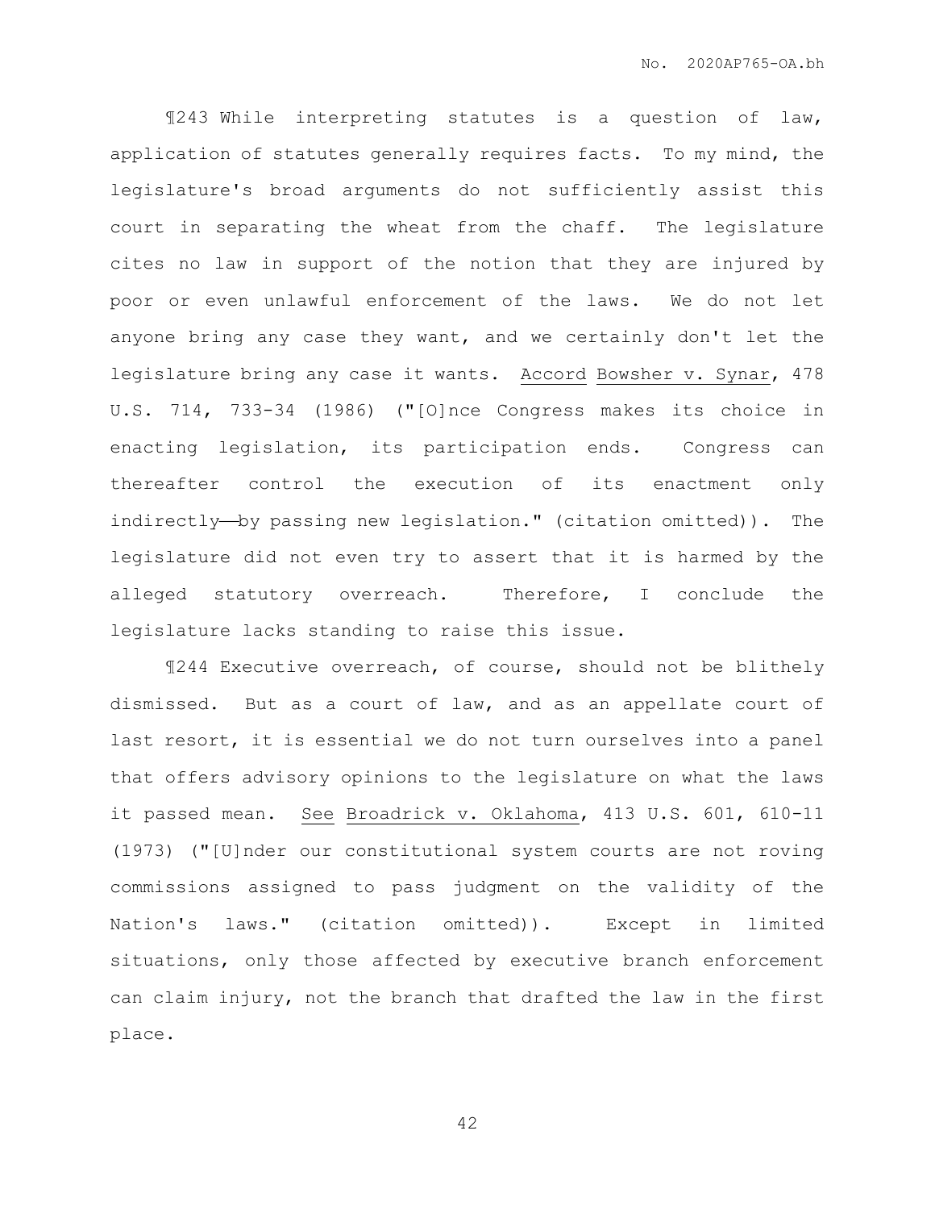¶243 While interpreting statutes is a question of law, application of statutes generally requires facts. To my mind, the legislature's broad arguments do not sufficiently assist this court in separating the wheat from the chaff. The legislature cites no law in support of the notion that they are injured by poor or even unlawful enforcement of the laws. We do not let anyone bring any case they want, and we certainly don't let the legislature bring any case it wants. Accord Bowsher v. Synar, 478 U.S. 714, 733-34 (1986) ("[O]nce Congress makes its choice in enacting legislation, its participation ends. Congress can thereafter control the execution of its enactment only indirectly——by passing new legislation." (citation omitted)). The legislature did not even try to assert that it is harmed by the alleged statutory overreach. Therefore, I conclude the legislature lacks standing to raise this issue.

¶244 Executive overreach, of course, should not be blithely dismissed. But as a court of law, and as an appellate court of last resort, it is essential we do not turn ourselves into a panel that offers advisory opinions to the legislature on what the laws it passed mean. See Broadrick v. Oklahoma, 413 U.S. 601, 610-11 (1973) ("[U]nder our constitutional system courts are not roving commissions assigned to pass judgment on the validity of the Nation's laws." (citation omitted)). Except in limited situations, only those affected by executive branch enforcement can claim injury, not the branch that drafted the law in the first place.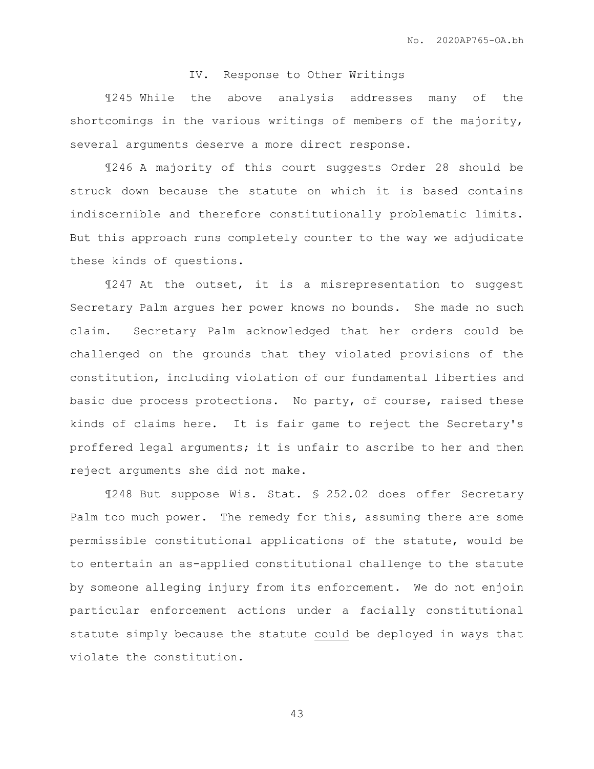## IV. Response to Other Writings

¶245 While the above analysis addresses many of the shortcomings in the various writings of members of the majority, several arguments deserve a more direct response.

¶246 A majority of this court suggests Order 28 should be struck down because the statute on which it is based contains indiscernible and therefore constitutionally problematic limits. But this approach runs completely counter to the way we adjudicate these kinds of questions.

¶247 At the outset, it is a misrepresentation to suggest Secretary Palm argues her power knows no bounds. She made no such claim. Secretary Palm acknowledged that her orders could be challenged on the grounds that they violated provisions of the constitution, including violation of our fundamental liberties and basic due process protections. No party, of course, raised these kinds of claims here. It is fair game to reject the Secretary's proffered legal arguments; it is unfair to ascribe to her and then reject arguments she did not make.

¶248 But suppose Wis. Stat. § 252.02 does offer Secretary Palm too much power. The remedy for this, assuming there are some permissible constitutional applications of the statute, would be to entertain an as-applied constitutional challenge to the statute by someone alleging injury from its enforcement. We do not enjoin particular enforcement actions under a facially constitutional statute simply because the statute <u>could</u> be deployed in ways that violate the constitution.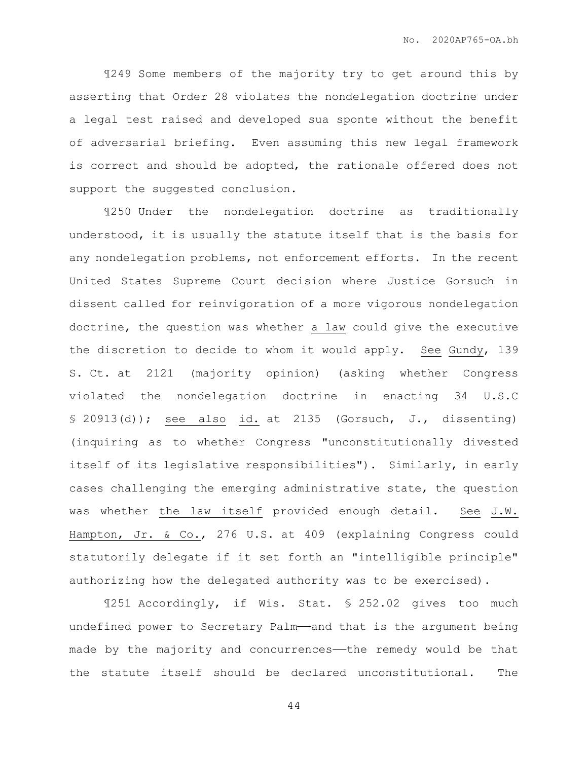¶249 Some members of the majority try to get around this by asserting that Order 28 violates the nondelegation doctrine under a legal test raised and developed sua sponte without the benefit of adversarial briefing. Even assuming this new legal framework is correct and should be adopted, the rationale offered does not support the suggested conclusion.

¶250 Under the nondelegation doctrine as traditionally understood, it is usually the statute itself that is the basis for any nondelegation problems, not enforcement efforts. In the recent United States Supreme Court decision where Justice Gorsuch in dissent called for reinvigoration of a more vigorous nondelegation doctrine, the question was whether <u>a law</u> could give the executive the discretion to decide to whom it would apply. <u>See</u> <u>Gundy</u>, 139 S. Ct. at 2121 (majority opinion) (asking whether Congress violated the nondelegation doctrine in enacting 34 U.S.C § 20913(d)); <u>see also</u> <u>id.</u> at 2135 (Gorsuch, J., dissenting) (inquiring as to whether Congress "unconstitutionally divested itself of its legislative responsibilities"). Similarly, in early cases challenging the emerging administrative state, the question was whether <u>the law itself</u> provided enough detail. <u>See</u> <u>J.W. Hampton, Jr. & Co.</u>, 276 U.S. at 409 (explaining Congress could statutorily delegate if it set forth an "intelligible principle" authorizing how the delegated authority was to be exercised).

¶251 Accordingly, if Wis. Stat. § 252.02 gives too much undefined power to Secretary Palm——and that is the argument being made by the majority and concurrences——the remedy would be that the statute itself should be declared unconstitutional. The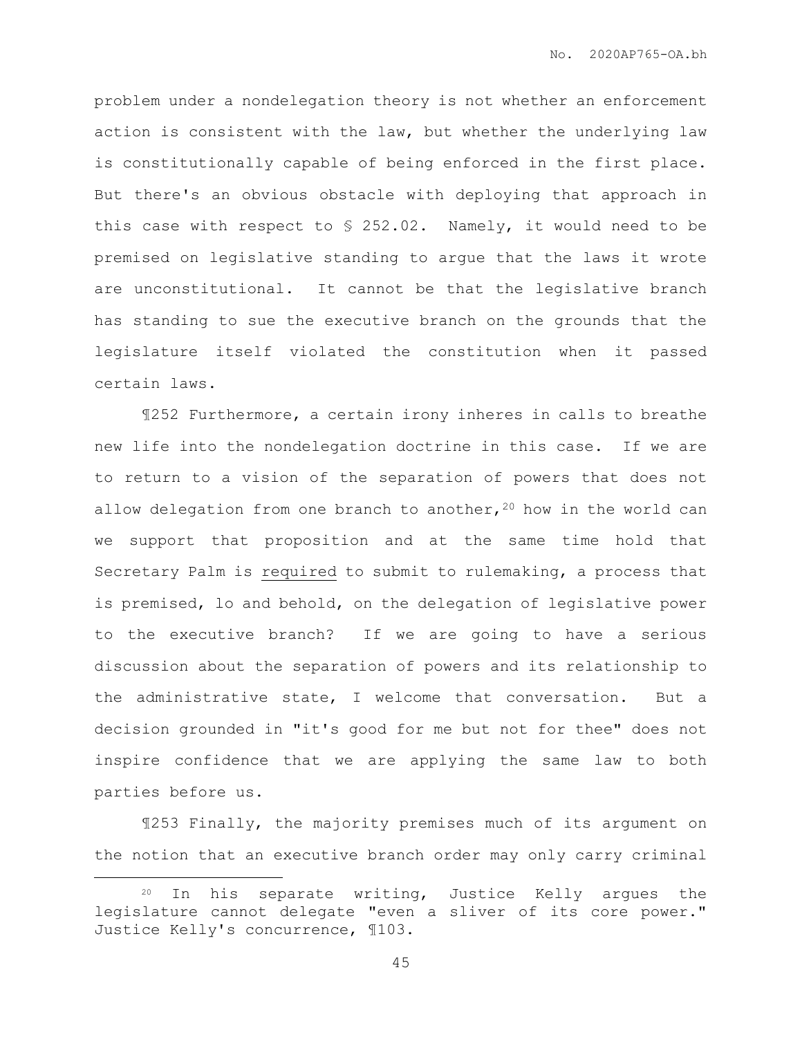problem under a nondelegation theory is not whether an enforcement action is consistent with the law, but whether the underlying law is constitutionally capable of being enforced in the first place. But there's an obvious obstacle with deploying that approach in this case with respect to § 252.02. Namely, it would need to be premised on legislative standing to argue that the laws it wrote are unconstitutional. It cannot be that the legislative branch has standing to sue the executive branch on the grounds that the legislature itself violated the constitution when it passed certain laws.

¶252 Furthermore, a certain irony inheres in calls to breathe new life into the nondelegation doctrine in this case. If we are to return to a vision of the separation of powers that does not allow delegation from one branch to another,[20] how in the world can we support that proposition and at the same time hold that Secretary Palm is <u>required</u> to submit to rulemaking, a process that is premised, lo and behold, on the delegation of legislative power to the executive branch? If we are going to have a serious discussion about the separation of powers and its relationship to the administrative state, I welcome that conversation. But a decision grounded in "it's good for me but not for thee" does not inspire confidence that we are applying the same law to both parties before us.

¶253 Finally, the majority premises much of its argument on the notion that an executive branch order may only carry criminal

---

[20] In his separate writing, Justice Kelly argues the legislature cannot delegate "even a sliver of its core power." Justice Kelly's concurrence, ¶103.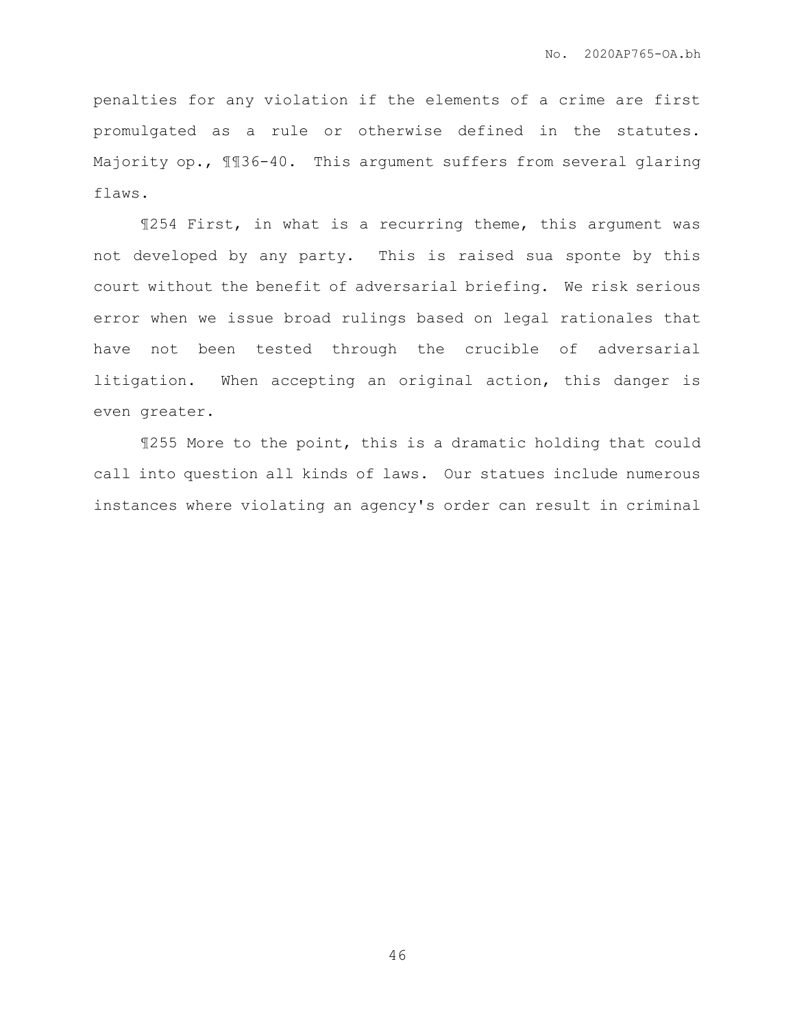penalties for any violation if the elements of a crime are first promulgated as a rule or otherwise defined in the statutes. Majority op., ¶¶36-40. This argument suffers from several glaring flaws.

¶254 First, in what is a recurring theme, this argument was not developed by any party. This is raised sua sponte by this court without the benefit of adversarial briefing. We risk serious error when we issue broad rulings based on legal rationales that have not been tested through the crucible of adversarial litigation. When accepting an original action, this danger is even greater.

¶255 More to the point, this is a dramatic holding that could call into question all kinds of laws. Our statues include numerous instances where violating an agency's order can result in criminal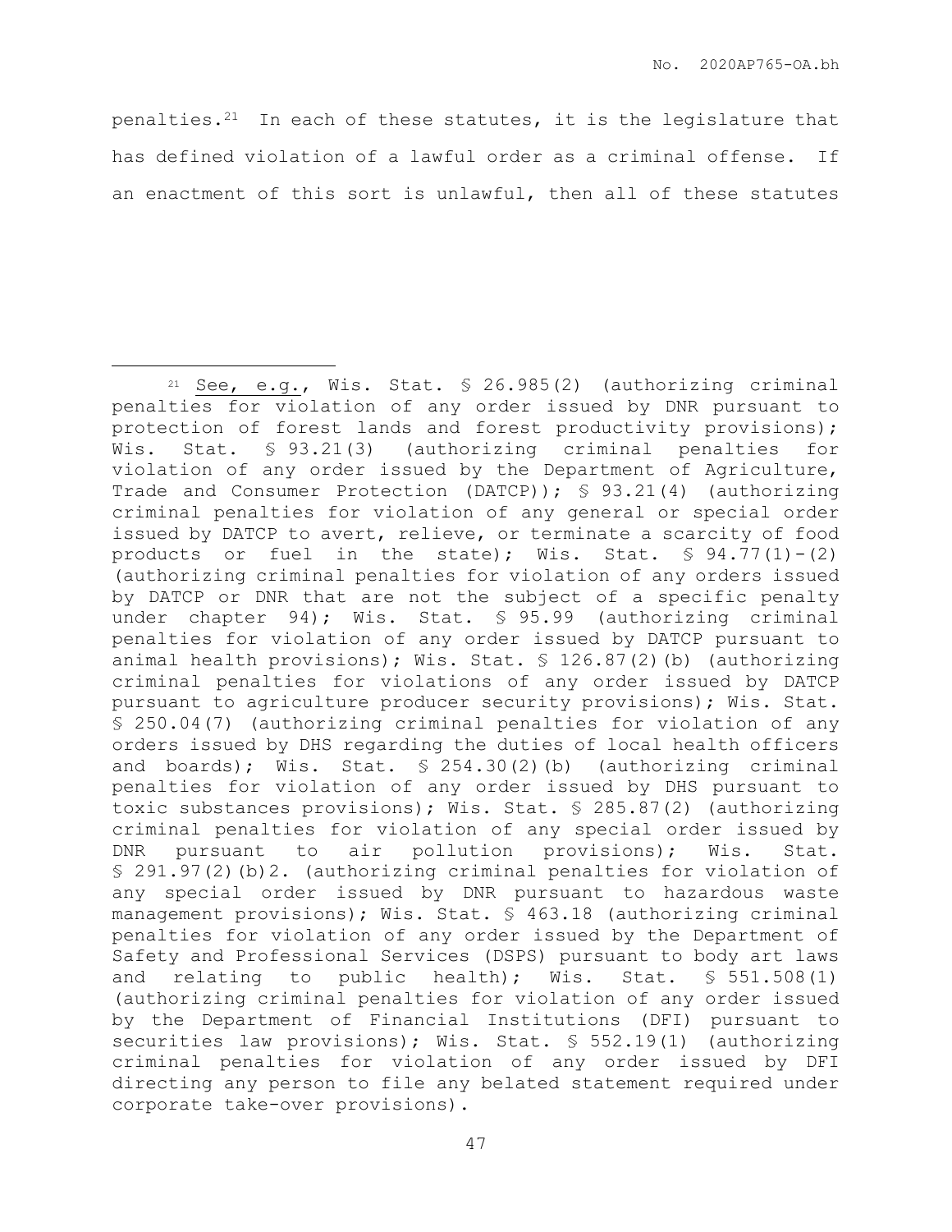penalties.[21] In each of these statutes, it is the legislature that has defined violation of a lawful order as a criminal offense. If an enactment of this sort is unlawful, then all of these statutes

---

[21] See, e.g., Wis. Stat. § 26.985(2) (authorizing criminal penalties for violation of any order issued by DNR pursuant to protection of forest lands and forest productivity provisions); Wis. Stat. § 93.21(3) (authorizing criminal penalties for violation of any order issued by the Department of Agriculture, Trade and Consumer Protection (DATCP)); § 93.21(4) (authorizing criminal penalties for violation of any general or special order issued by DATCP to avert, relieve, or terminate a scarcity of food products or fuel in the state); Wis. Stat. § 94.77(1)-(2) (authorizing criminal penalties for violation of any orders issued by DATCP or DNR that are not the subject of a specific penalty under chapter 94); Wis. Stat. § 95.99 (authorizing criminal penalties for violation of any order issued by DATCP pursuant to animal health provisions); Wis. Stat. § 126.87(2)(b) (authorizing criminal penalties for violations of any order issued by DATCP pursuant to agriculture producer security provisions); Wis. Stat. § 250.04(7) (authorizing criminal penalties for violation of any orders issued by DHS regarding the duties of local health officers and boards); Wis. Stat. § 254.30(2)(b) (authorizing criminal penalties for violation of any order issued by DHS pursuant to toxic substances provisions); Wis. Stat. § 285.87(2) (authorizing criminal penalties for violation of any special order issued by DNR pursuant to air pollution provisions); Wis. Stat. § 291.97(2)(b)2. (authorizing criminal penalties for violation of any special order issued by DNR pursuant to hazardous waste management provisions); Wis. Stat. § 463.18 (authorizing criminal penalties for violation of any order issued by the Department of Safety and Professional Services (DSPS) pursuant to body art laws and relating to public health); Wis. Stat. § 551.508(1) (authorizing criminal penalties for violation of any order issued by the Department of Financial Institutions (DFI) pursuant to securities law provisions); Wis. Stat. § 552.19(1) (authorizing criminal penalties for violation of any order issued by DFI directing any person to file any belated statement required under corporate take-over provisions).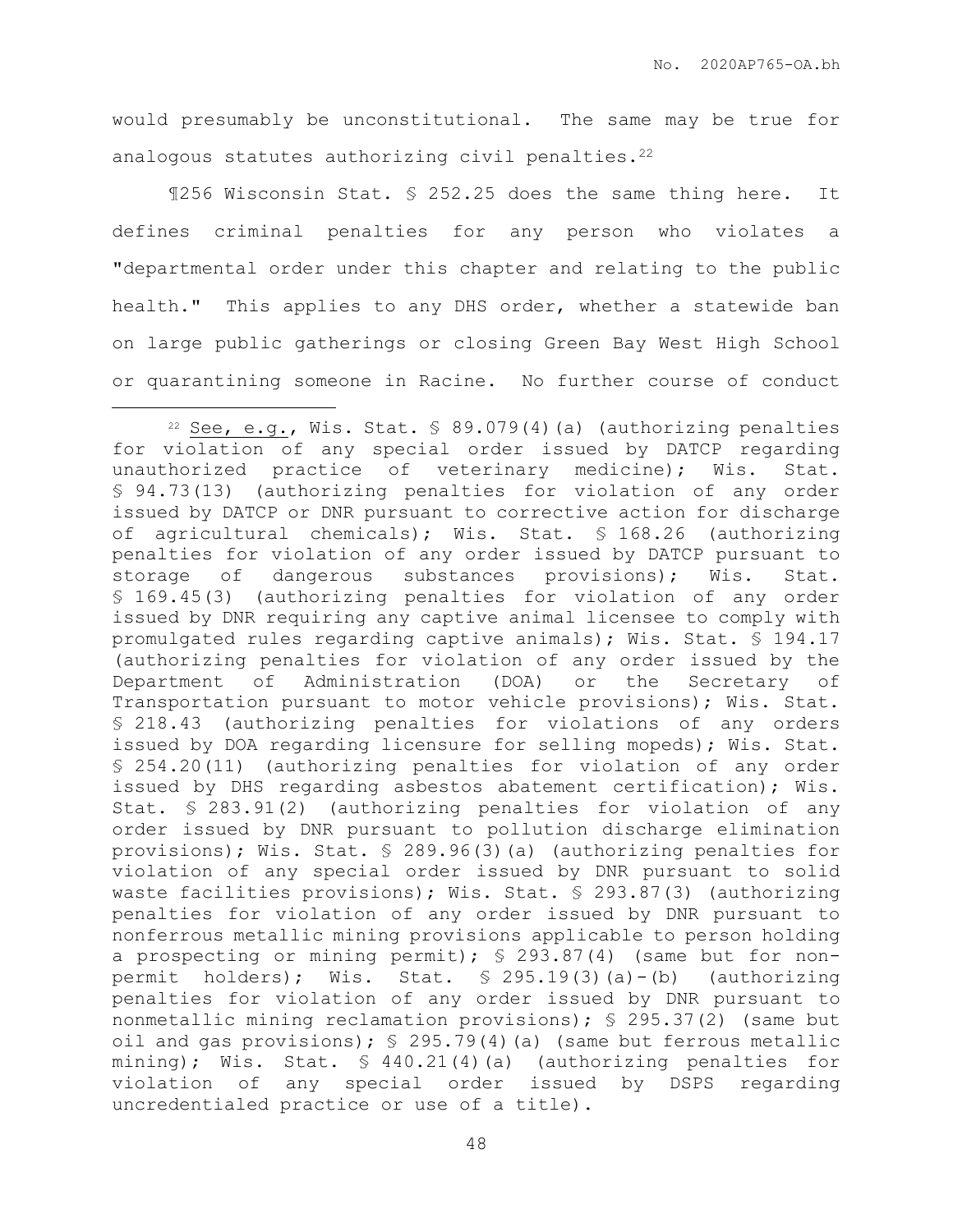would presumably be unconstitutional. The same may be true for analogous statutes authorizing civil penalties.[22]

¶256 Wisconsin Stat. § 252.25 does the same thing here. It defines criminal penalties for any person who violates a "departmental order under this chapter and relating to the public health." This applies to any DHS order, whether a statewide ban on large public gatherings or closing Green Bay West High School or quarantining someone in Racine. No further course of conduct

---

[22] See, e.g., Wis. Stat. § 89.079(4)(a) (authorizing penalties for violation of any special order issued by DATCP regarding unauthorized practice of veterinary medicine); Wis. Stat. § 94.73(13) (authorizing penalties for violation action of any order issued by DATCP or DNR pursuant to corrective action for discharge of agricultural chemicals); Wis. Stat. § 168.26 (authorizing penalties for violation of any order issued by DATCP pursuant to storage of dangerous substances provisions); Wis. Stat. § 169.45(3) (authorizing penalties for violation of any order issued by DNR requiring any captive animal licensee to comply with promulgated rules regarding captive animals); Wis. Stat. § 194.17 (authorizing penalties for violation of any order issued by the Department of Administration (DOA) or the Secretary of Transportation pursuant to motor vehicle provisions); Wis. Stat. § 218.43 (authorizing penalties for violations of any orders issued by DOA regarding licensure for selling mopeds); Wis. Stat. § 254.20(11) (authorizing penalties for violation of any order issued by DHS regarding asbestos abatement certification); Wis. Stat. § 283.91(2) (authorizing penalties for violation of any order issued by DNR pursuant to pollution discharge elimination provisions); Wis. Stat. § 289.96(3)(a) (authorizing penalties for violation of any special order issued by DNR pursuant to solid waste facilities provisions); Wis. Stat. § 293.87(3) (authorizing penalties for violation of any order issued by DNR pursuant to nonferrous metallic mining provisions applicable to person holding a prospecting or mining permit); § 293.87(4) (same but for non-permit holders); Wis. Stat. § 295.19(3)(a)-(b) (authorizing penalties for violation of any order issued by DNR pursuant to nonmetallic mining reclamation provisions); § 295.37(2) (same but oil and gas provisions); § 295.79(4)(a) (same but ferrous metallic mining); Wis. Stat. § 440.21(4)(a) (authorizing penalties for violation of any special order issued by DSPS regarding uncredentialed practice or use of a title).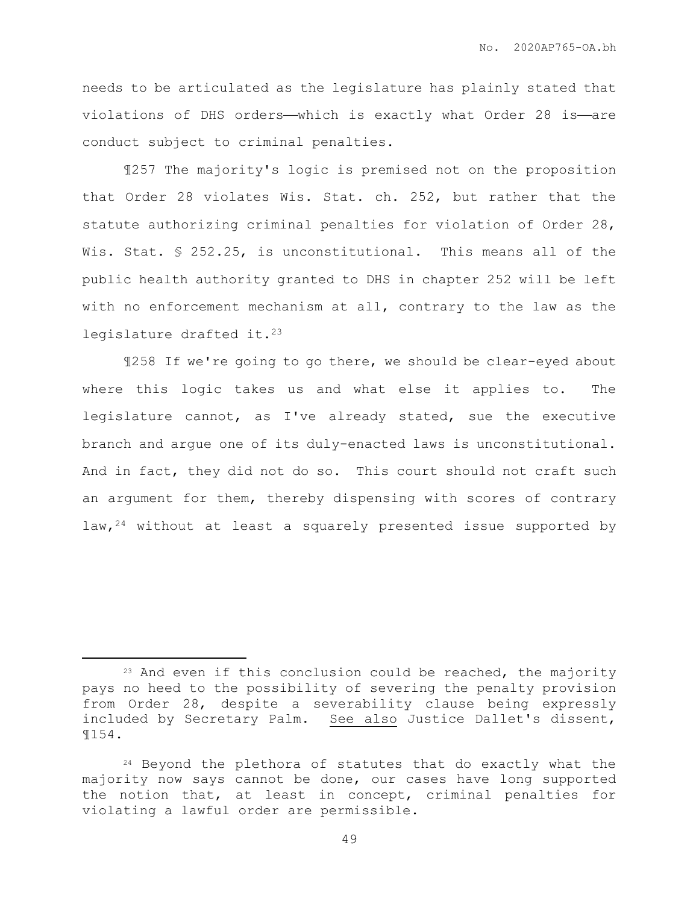needs to be articulated as the legislature has plainly stated that violations of DHS orders——which is exactly what Order 28 is——are conduct subject to criminal penalties.

¶257 The majority's logic is premised not on the proposition that Order 28 violates Wis. Stat. ch. 252, but rather that the statute authorizing criminal penalties for violation of Order 28, Wis. Stat. § 252.25, is unconstitutional. This means all of the public health authority granted to DHS in chapter 252 will be left with no enforcement mechanism at all, contrary to the law as the legislature drafted it.[23]

¶258 If we're going to go there, we should be clear-eyed about where this logic takes us and what else it applies to. The legislature cannot, as I've already stated, sue the executive branch and argue one of its duly-enacted laws is unconstitutional. And in fact, they did not do so. This court should not craft such an argument for them, thereby dispensing with scores of contrary law,[24] without at least a squarely presented issue supported by

---

[23] And even if this conclusion could be reached, the majority pays no heed to the possibility of severing the penalty provision from Order 28, despite a severability clause being expressly included by Secretary Palm. See also Justice Dallet's dissent, ¶154.

[24] Beyond the plethora of statutes that do exactly what the majority now says cannot be done, our cases have long supported the notion that, at least in concept, criminal penalties for violating a lawful order are permissible.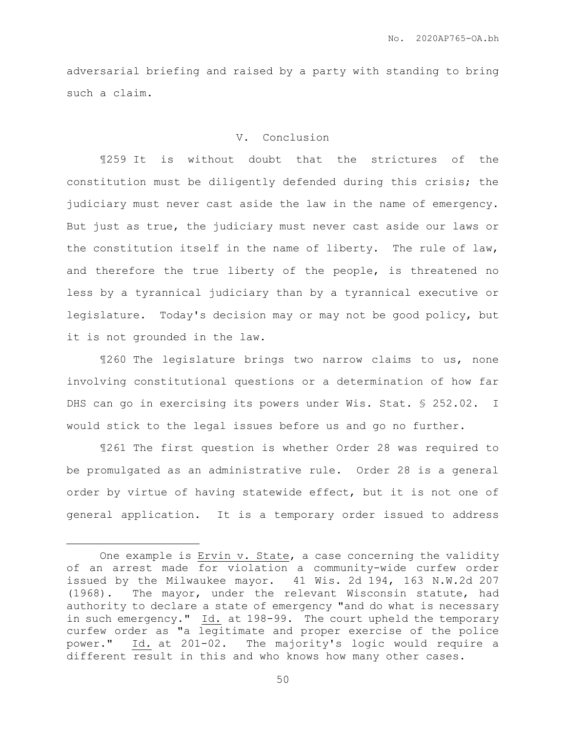adversarial briefing and raised by a party with standing to bring such a claim.

## V. Conclusion

¶259 It is without doubt that the strictures of the constitution must be diligently defended during this crisis; the judiciary must never cast aside the law in the name of emergency. But just as true, the judiciary must never cast aside our laws or the constitution itself in the name of liberty. The rule of law, and therefore the true liberty of the people, is threatened no less by a tyrannical judiciary than by a tyrannical executive or legislature. Today's decision may or may not be good policy, but it is not grounded in the law.

¶260 The legislature brings two narrow claims to us, none involving constitutional questions or a determination of how far DHS can go in exercising its powers under Wis. Stat. § 252.02. I would stick to the legal issues before us and go no further.

¶261 The first question is whether Order 28 was required to be promulgated as an administrative rule. Order 28 is a general order by virtue of having statewide effect, but it is not one of general application. It is a temporary order issued to address

---

One example is Ervin v. State, a case concerning the validity of an arrest made for violation a community-wide curfew order issued by the Milwaukee mayor. 41 Wis. 2d 194, 163 N.W.2d 207 (1968). The mayor, under the relevant Wisconsin statute, had authority to declare a state of emergency "and do what is necessary in such emergency." Id. at 198-99. The court upheld the temporary curfew order as "a legitimate and proper exercise of the police power." Id. at 201-02. The majority's logic would require a different result in this and who knows how many other cases.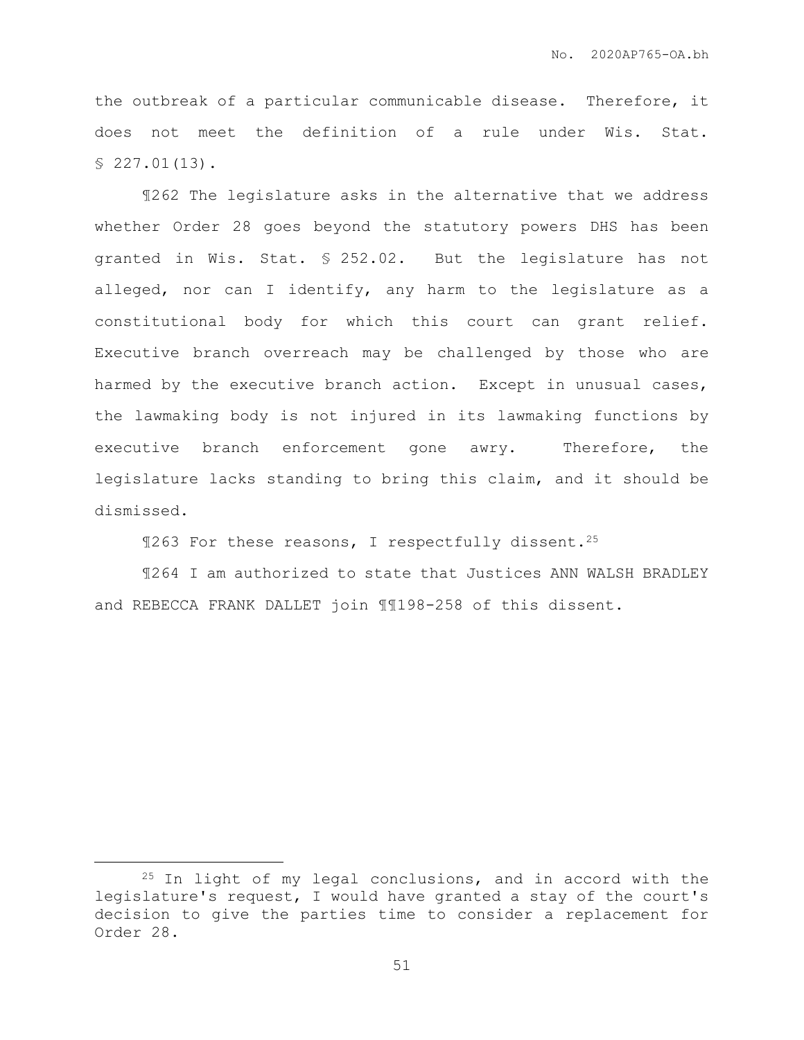the outbreak of a particular communicable disease. Therefore, it does not meet the definition of a rule under Wis. Stat. § 227.01(13).

¶262 The legislature asks in the alternative that we address whether Order 28 goes beyond the statutory powers DHS has been granted in Wis. Stat. § 252.02. But the legislature has not alleged, nor can I identify, any harm to the legislature as a constitutional body for which this court can grant relief. Executive branch overreach may be challenged by those who are harmed by the executive branch action. Except in unusual cases, the lawmaking body is not injured in its lawmaking functions by executive branch enforcement gone awry. Therefore, the legislature lacks standing to bring this claim, and it should be dismissed.

¶263 For these reasons, I respectfully dissent.[25]

¶264 I am authorized to state that Justices ANN WALSH BRADLEY and REBECCA FRANK DALLET join ¶¶198-258 of this dissent.

---

[25] In light of my legal conclusions, and in accord with the legislature's request, I would have granted a stay of the court's decision to give the parties time to consider a replacement for Order 28.